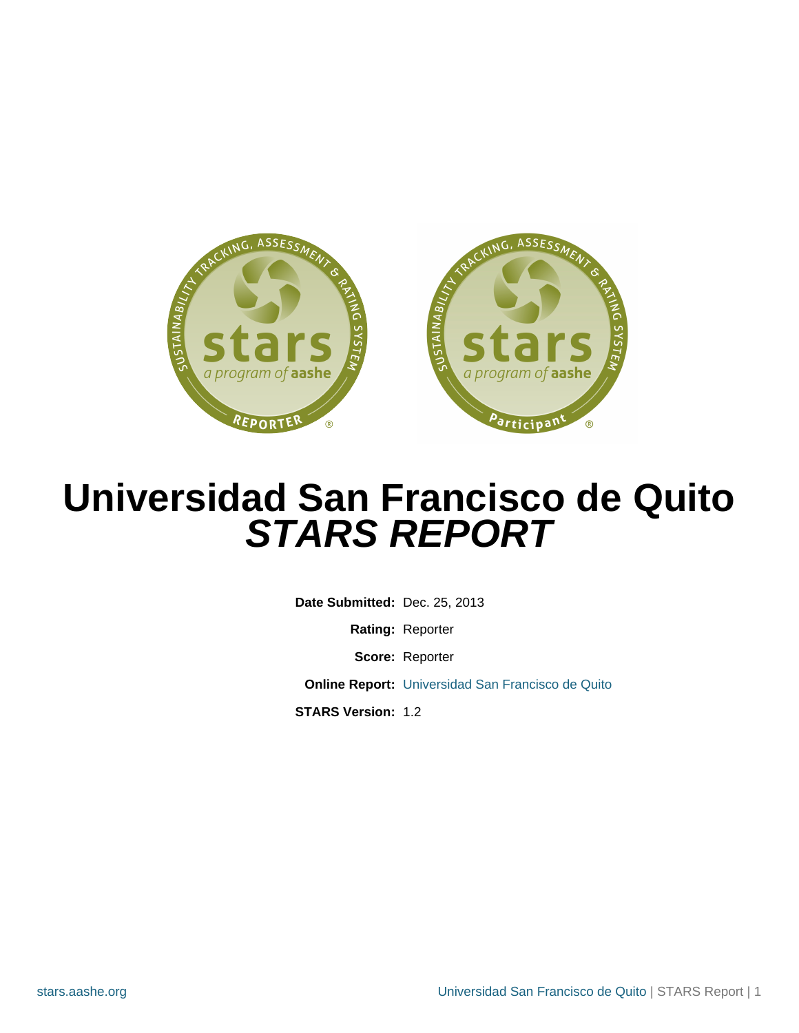# Universidad San Francisco de Quito
## *STARS REPORT*

**Date Submitted:** Dec. 25, 2013

**Rating:** Reporter

**Score:** Reporter

**Online Report:** Universidad San Francisco de Quito

**STARS Version:** 1.2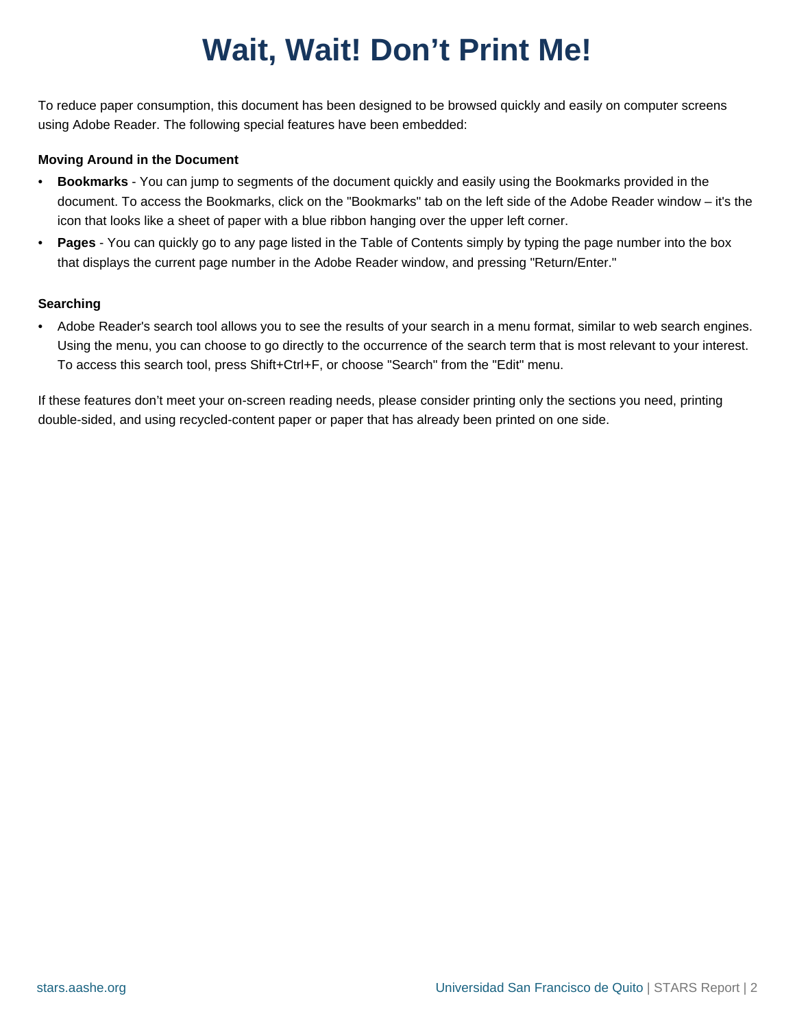# Wait, Wait! Don’t Print Me!

To reduce paper consumption, this document has been designed to be browsed quickly and easily on computer screens using Adobe Reader. The following special features have been embedded:

**Moving Around in the Document**

- **Bookmarks** - You can jump to segments of the document quickly and easily using the Bookmarks provided in the document. To access the Bookmarks, click on the "Bookmarks" tab on the left side of the Adobe Reader window – it's the icon that looks like a sheet of paper with a blue ribbon hanging over the upper left corner.
- **Pages** - You can quickly go to any page listed in the Table of Contents simply by typing the page number into the box that displays the current page number in the Adobe Reader window, and pressing "Return/Enter."

**Searching**

- Adobe Reader's search tool allows you to see the results of your search in a menu format, similar to web search engines. Using the menu, you can choose to go directly to the occurrence of the search term that is most relevant to your interest. To access this search tool, press Shift+Ctrl+F, or choose "Search" from the "Edit" menu.

If these features don’t meet your on-screen reading needs, please consider printing only the sections you need, printing double-sided, and using recycled-content paper or paper that has already been printed on one side.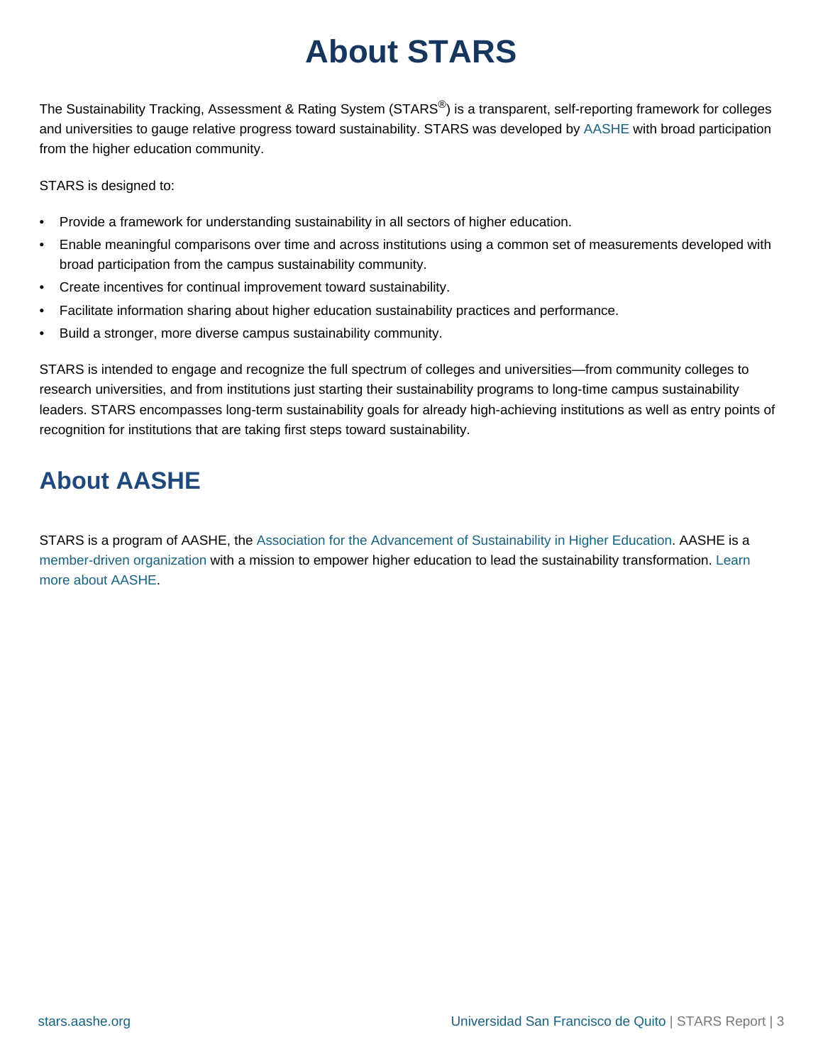# About STARS

The Sustainability Tracking, Assessment & Rating System (STARS®) is a transparent, self-reporting framework for colleges and universities to gauge relative progress toward sustainability. STARS was developed by AASHE with broad participation from the higher education community.

STARS is designed to:

- Provide a framework for understanding sustainability in all sectors of higher education.
- Enable meaningful comparisons over time and across institutions using a common set of measurements developed with broad participation from the campus sustainability community.
- Create incentives for continual improvement toward sustainability.
- Facilitate information sharing about higher education sustainability practices and performance.
- Build a stronger, more diverse campus sustainability community.

STARS is intended to engage and recognize the full spectrum of colleges and universities—from community colleges to research universities, and from institutions just starting their sustainability programs to long-time campus sustainability leaders. STARS encompasses long-term sustainability goals for already high-achieving institutions as well as entry points of recognition for institutions that are taking first steps toward sustainability.

## About AASHE

STARS is a program of AASHE, the Association for the Advancement of Sustainability in Higher Education. AASHE is a member-driven organization with a mission to empower higher education to lead the sustainability transformation. Learn more about AASHE.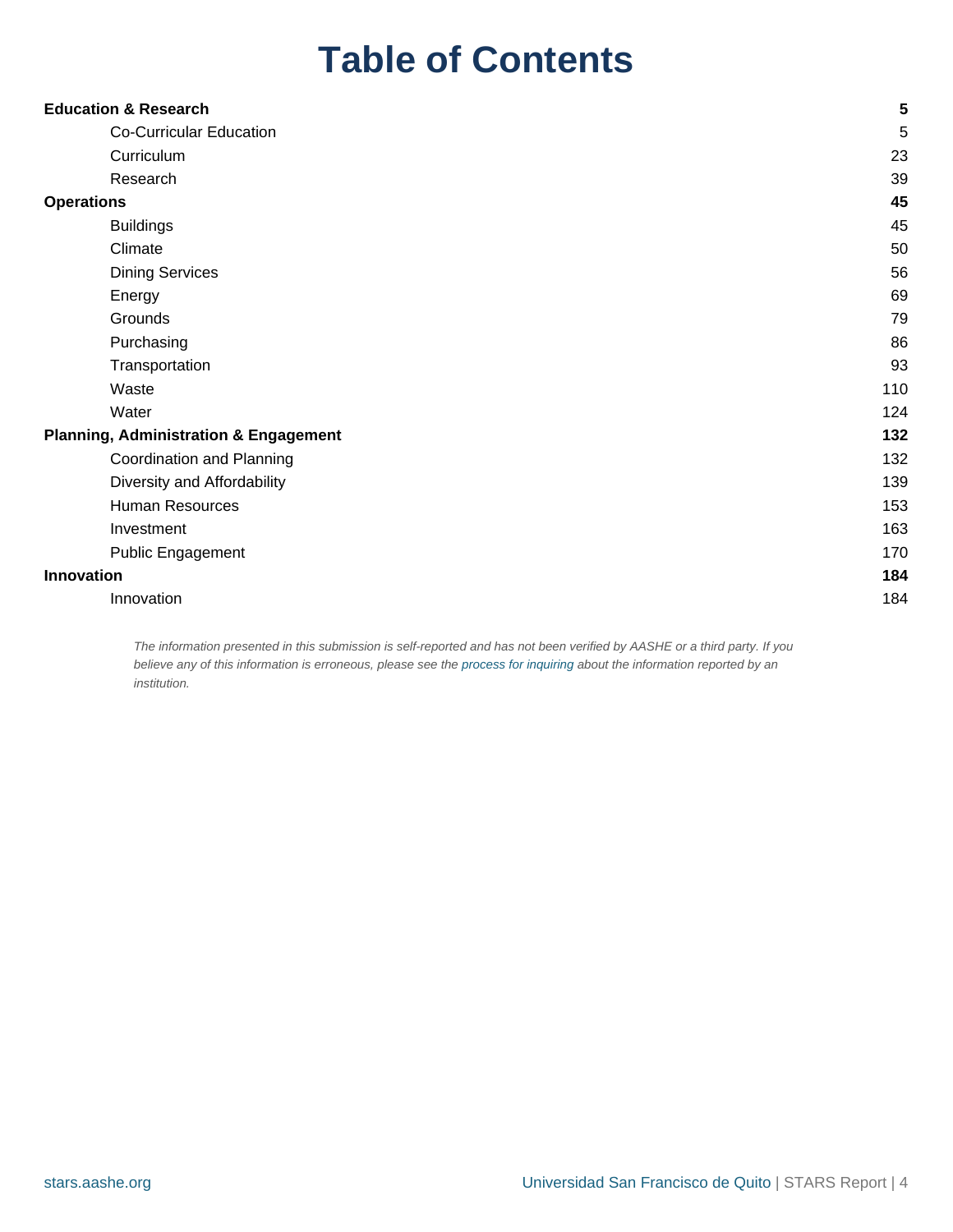# Table of Contents

| | |
|---|---|
| **Education & Research** | **5** |
| Co-Curricular Education | 5 |
| Curriculum | 23 |
| Research | 39 |
| **Operations** | **45** |
| Buildings | 45 |
| Climate | 50 |
| Dining Services | 56 |
| Energy | 69 |
| Grounds | 79 |
| Purchasing | 86 |
| Transportation | 93 |
| Waste | 110 |
| Water | 124 |
| **Planning, Administration & Engagement** | **132** |
| Coordination and Planning | 132 |
| Diversity and Affordability | 139 |
| Human Resources | 153 |
| Investment | 163 |
| Public Engagement | 170 |
| **Innovation** | **184** |
| Innovation | 184 |

*The information presented in this submission is self-reported and has not been verified by AASHE or a third party. If you believe any of this information is erroneous, please see the process for inquiring about the information reported by an institution.*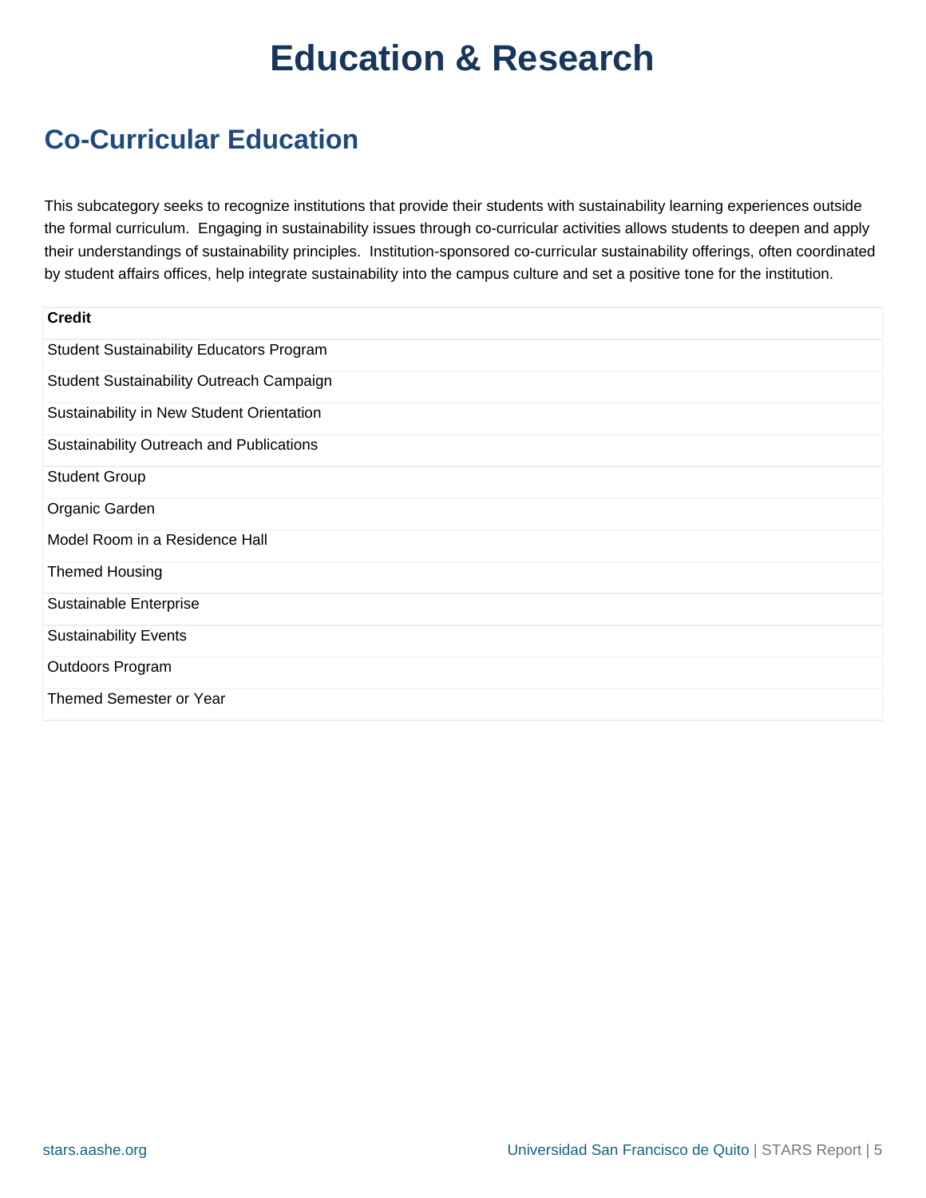# Education & Research

## Co-Curricular Education

This subcategory seeks to recognize institutions that provide their students with sustainability learning experiences outside the formal curriculum. Engaging in sustainability issues through co-curricular activities allows students to deepen and apply their understandings of sustainability principles. Institution-sponsored co-curricular sustainability offerings, often coordinated by student affairs offices, help integrate sustainability into the campus culture and set a positive tone for the institution.

| Credit |
| --- |
| Student Sustainability Educators Program |
| Student Sustainability Outreach Campaign |
| Sustainability in New Student Orientation |
| Sustainability Outreach and Publications |
| Student Group |
| Organic Garden |
| Model Room in a Residence Hall |
| Themed Housing |
| Sustainable Enterprise |
| Sustainability Events |
| Outdoors Program |
| Themed Semester or Year |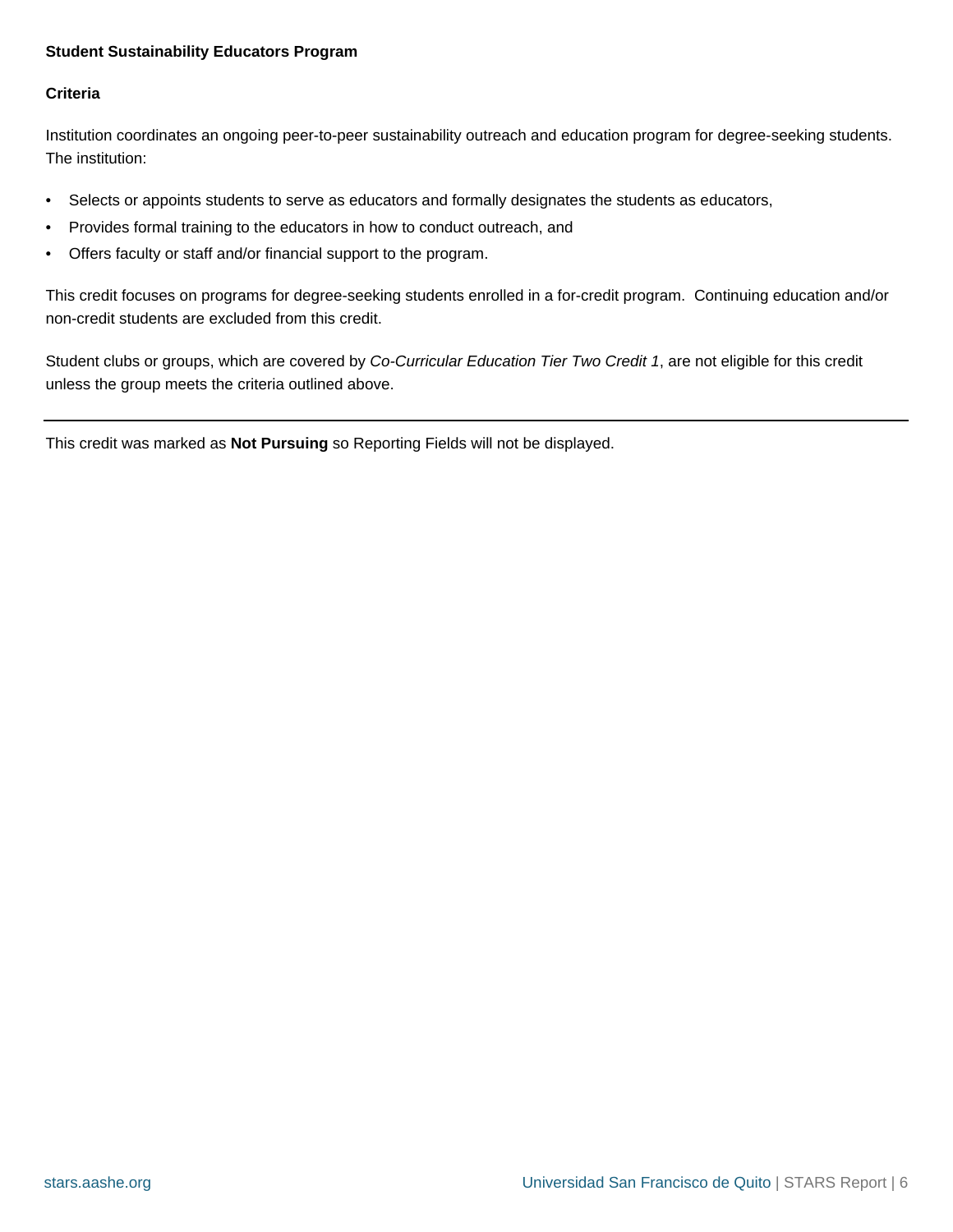**Student Sustainability Educators Program**

**Criteria**

Institution coordinates an ongoing peer-to-peer sustainability outreach and education program for degree-seeking students. The institution:

- Selects or appoints students to serve as educators and formally designates the students as educators,
- Provides formal training to the educators in how to conduct outreach, and
- Offers faculty or staff and/or financial support to the program.

This credit focuses on programs for degree-seeking students enrolled in a for-credit program.  Continuing education and/or non-credit students are excluded from this credit.

Student clubs or groups, which are covered by *Co-Curricular Education Tier Two Credit 1*, are not eligible for this credit unless the group meets the criteria outlined above.

---

This credit was marked as **Not Pursuing** so Reporting Fields will not be displayed.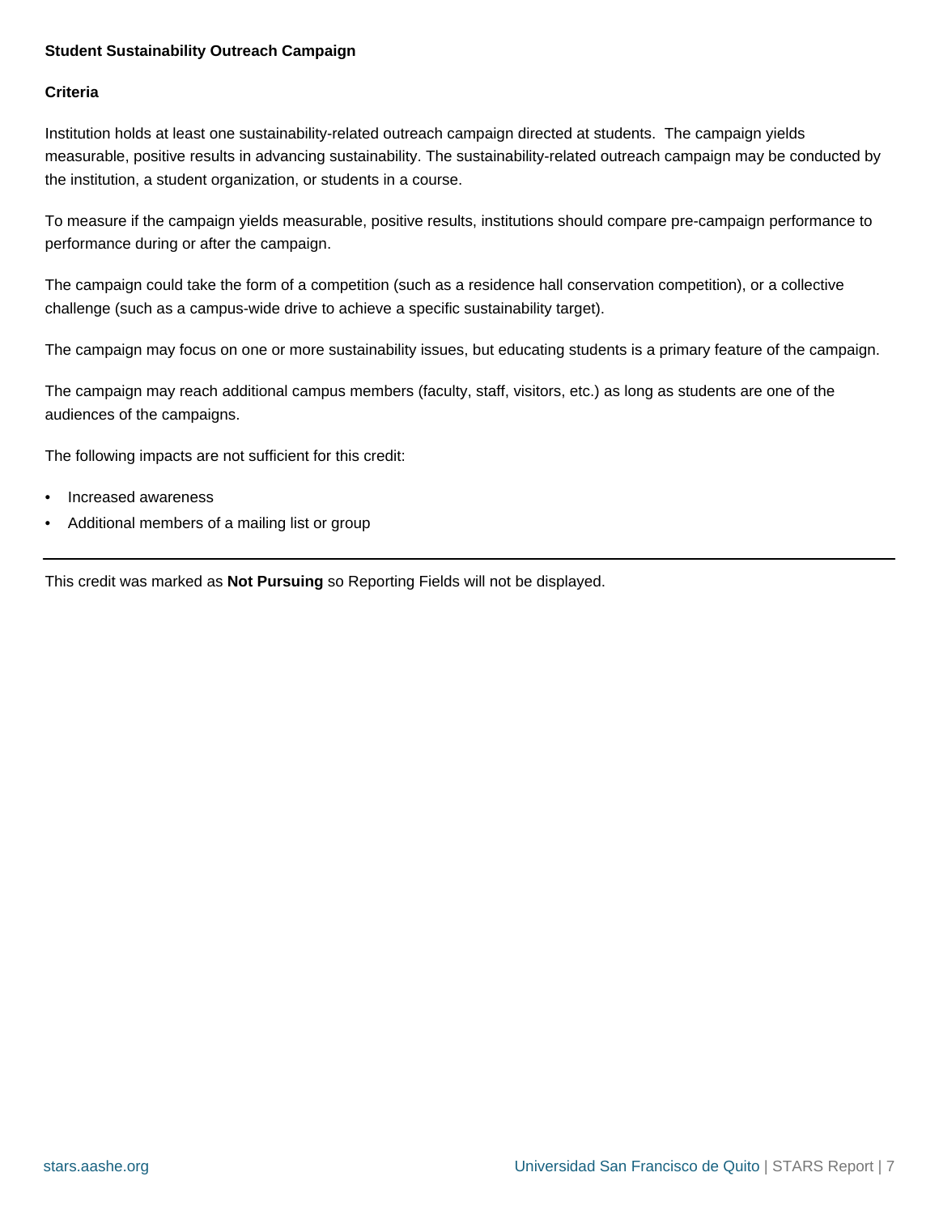### Student Sustainability Outreach Campaign

#### Criteria

Institution holds at least one sustainability-related outreach campaign directed at students. The campaign yields measurable, positive results in advancing sustainability. The sustainability-related outreach campaign may be conducted by the institution, a student organization, or students in a course.

To measure if the campaign yields measurable, positive results, institutions should compare pre-campaign performance to performance during or after the campaign.

The campaign could take the form of a competition (such as a residence hall conservation competition), or a collective challenge (such as a campus-wide drive to achieve a specific sustainability target).

The campaign may focus on one or more sustainability issues, but educating students is a primary feature of the campaign.

The campaign may reach additional campus members (faculty, staff, visitors, etc.) as long as students are one of the audiences of the campaigns.

The following impacts are not sufficient for this credit:

- Increased awareness
- Additional members of a mailing list or group

---

This credit was marked as **Not Pursuing** so Reporting Fields will not be displayed.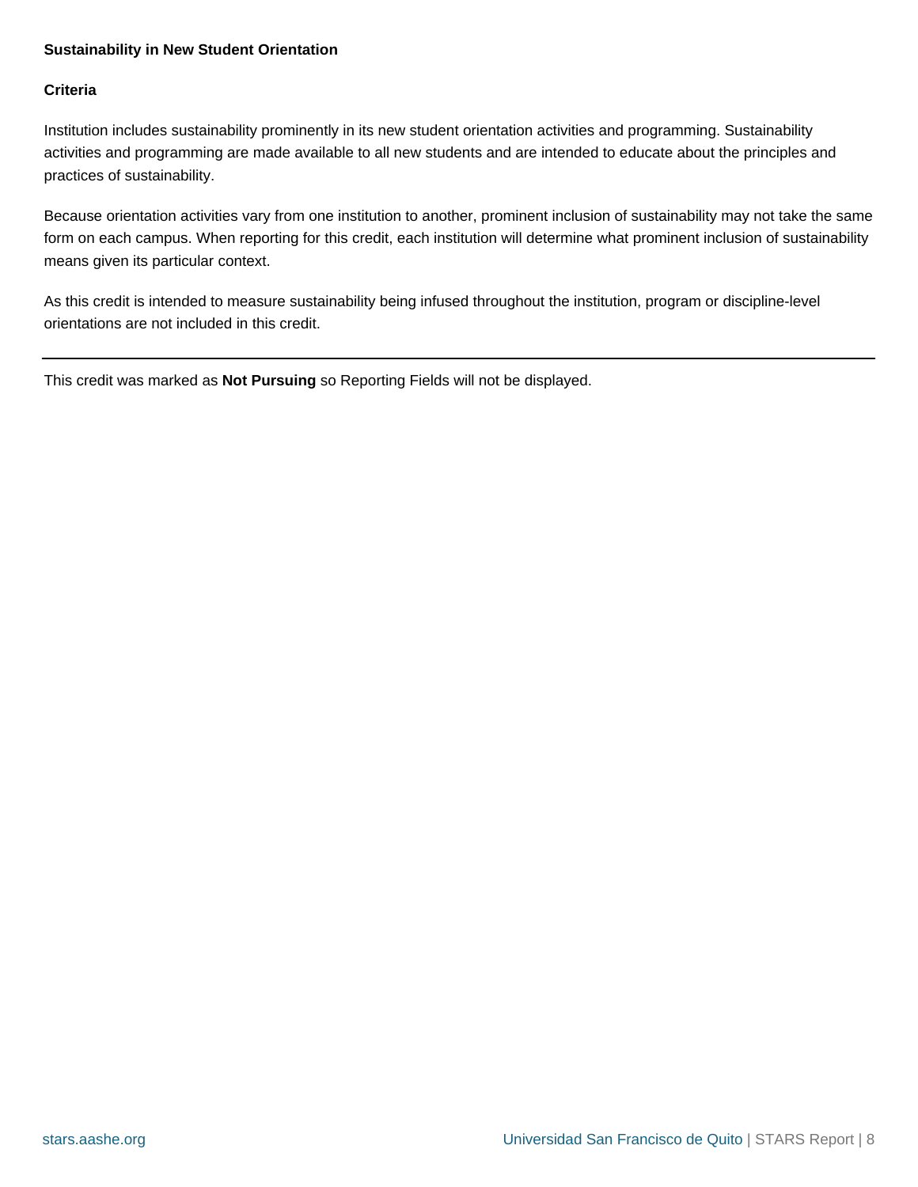## Sustainability in New Student Orientation

### Criteria

Institution includes sustainability prominently in its new student orientation activities and programming. Sustainability activities and programming are made available to all new students and are intended to educate about the principles and practices of sustainability.

Because orientation activities vary from one institution to another, prominent inclusion of sustainability may not take the same form on each campus. When reporting for this credit, each institution will determine what prominent inclusion of sustainability means given its particular context.

As this credit is intended to measure sustainability being infused throughout the institution, program or discipline-level orientations are not included in this credit.

---

This credit was marked as **Not Pursuing** so Reporting Fields will not be displayed.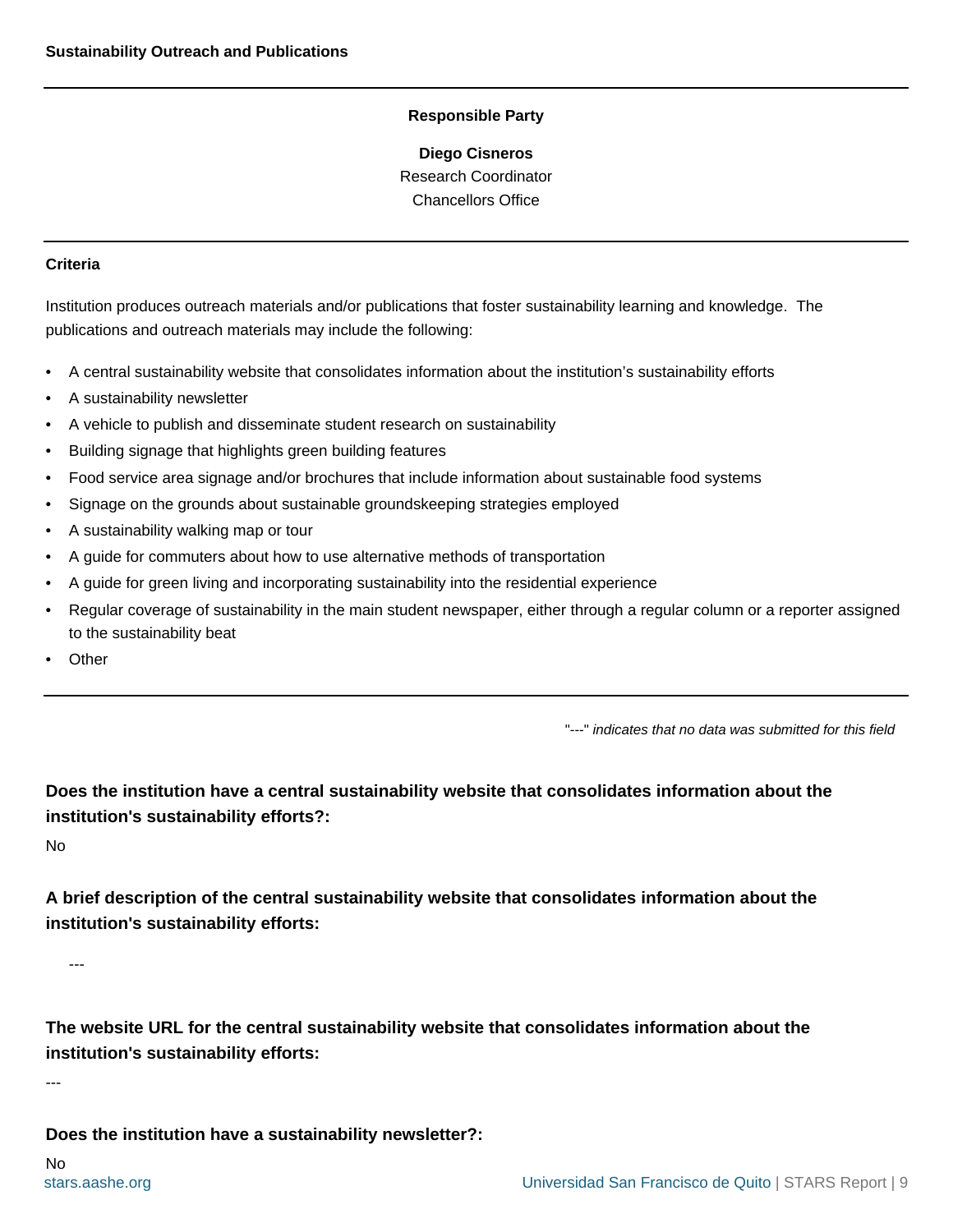## Sustainability Outreach and Publications

**Responsible Party**

**Diego Cisneros**
Research Coordinator
Chancellors Office

---

**Criteria**

Institution produces outreach materials and/or publications that foster sustainability learning and knowledge. The publications and outreach materials may include the following:

- A central sustainability website that consolidates information about the institution's sustainability efforts
- A sustainability newsletter
- A vehicle to publish and disseminate student research on sustainability
- Building signage that highlights green building features
- Food service area signage and/or brochures that include information about sustainable food systems
- Signage on the grounds about sustainable groundskeeping strategies employed
- A sustainability walking map or tour
- A guide for commuters about how to use alternative methods of transportation
- A guide for green living and incorporating sustainability into the residential experience
- Regular coverage of sustainability in the main student newspaper, either through a regular column or a reporter assigned to the sustainability beat
- Other

---

"---" *indicates that no data was submitted for this field*

**Does the institution have a central sustainability website that consolidates information about the institution's sustainability efforts?:**

No

**A brief description of the central sustainability website that consolidates information about the institution's sustainability efforts:**

---

**The website URL for the central sustainability website that consolidates information about the institution's sustainability efforts:**

---

**Does the institution have a sustainability newsletter?:**

No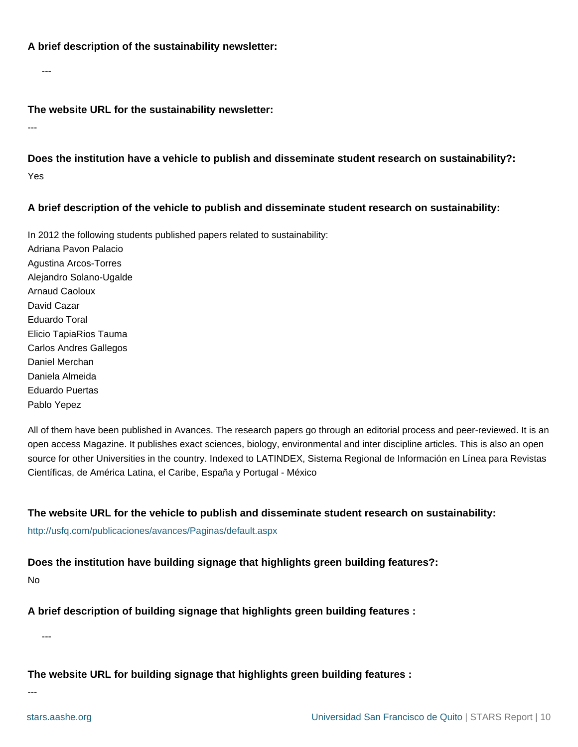**A brief description of the sustainability newsletter:**

---

**The website URL for the sustainability newsletter:**

---

**Does the institution have a vehicle to publish and disseminate student research on sustainability?:**

Yes

**A brief description of the vehicle to publish and disseminate student research on sustainability:**

In 2012 the following students published papers related to sustainability:
Adriana Pavon Palacio
Agustina Arcos-Torres
Alejandro Solano-Ugalde
Arnaud Caoloux
David Cazar
Eduardo Toral
Elicio TapiaRios Tauma
Carlos Andres Gallegos
Daniel Merchan
Daniela Almeida
Eduardo Puertas
Pablo Yepez

All of them have been published in Avances. The research papers go through an editorial process and peer-reviewed. It is an open access Magazine. It publishes exact sciences, biology, environmental and inter discipline articles. This is also an open source for other Universities in the country. Indexed to LATINDEX, Sistema Regional de Información en Línea para Revistas Científicas, de América Latina, el Caribe, España y Portugal - México

**The website URL for the vehicle to publish and disseminate student research on sustainability:**

http://usfq.com/publicaciones/avances/Paginas/default.aspx

**Does the institution have building signage that highlights green building features?:**

No

**A brief description of building signage that highlights green building features :**

---

**The website URL for building signage that highlights green building features :**

---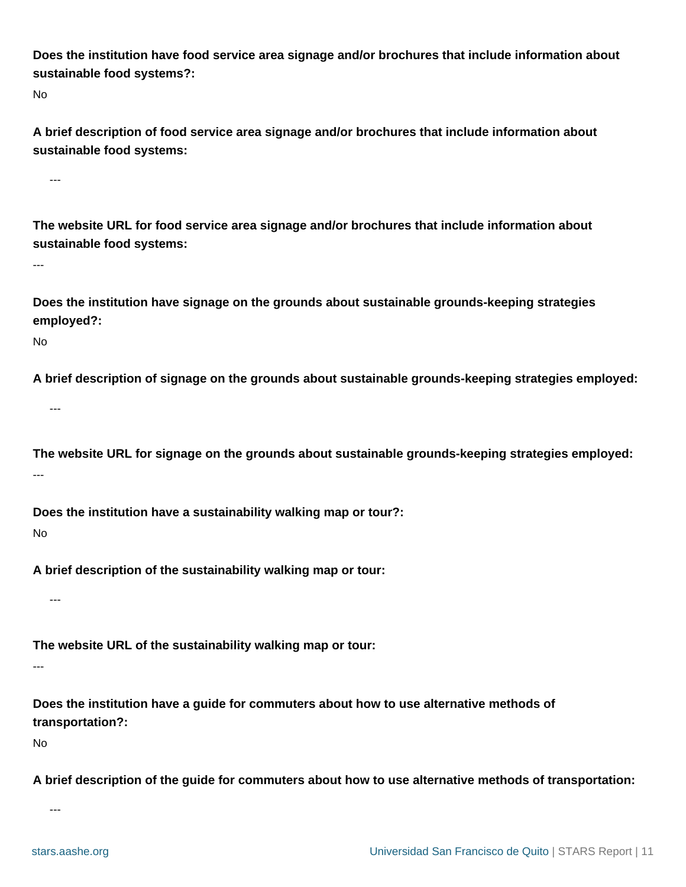**Does the institution have food service area signage and/or brochures that include information about sustainable food systems?:**

No

**A brief description of food service area signage and/or brochures that include information about sustainable food systems:**

---

**The website URL for food service area signage and/or brochures that include information about sustainable food systems:**

---

**Does the institution have signage on the grounds about sustainable grounds-keeping strategies employed?:**

No

**A brief description of signage on the grounds about sustainable grounds-keeping strategies employed:**

---

**The website URL for signage on the grounds about sustainable grounds-keeping strategies employed:**

---

**Does the institution have a sustainability walking map or tour?:**

No

**A brief description of the sustainability walking map or tour:**

---

**The website URL of the sustainability walking map or tour:**

---

**Does the institution have a guide for commuters about how to use alternative methods of transportation?:**

No

**A brief description of the guide for commuters about how to use alternative methods of transportation:**

---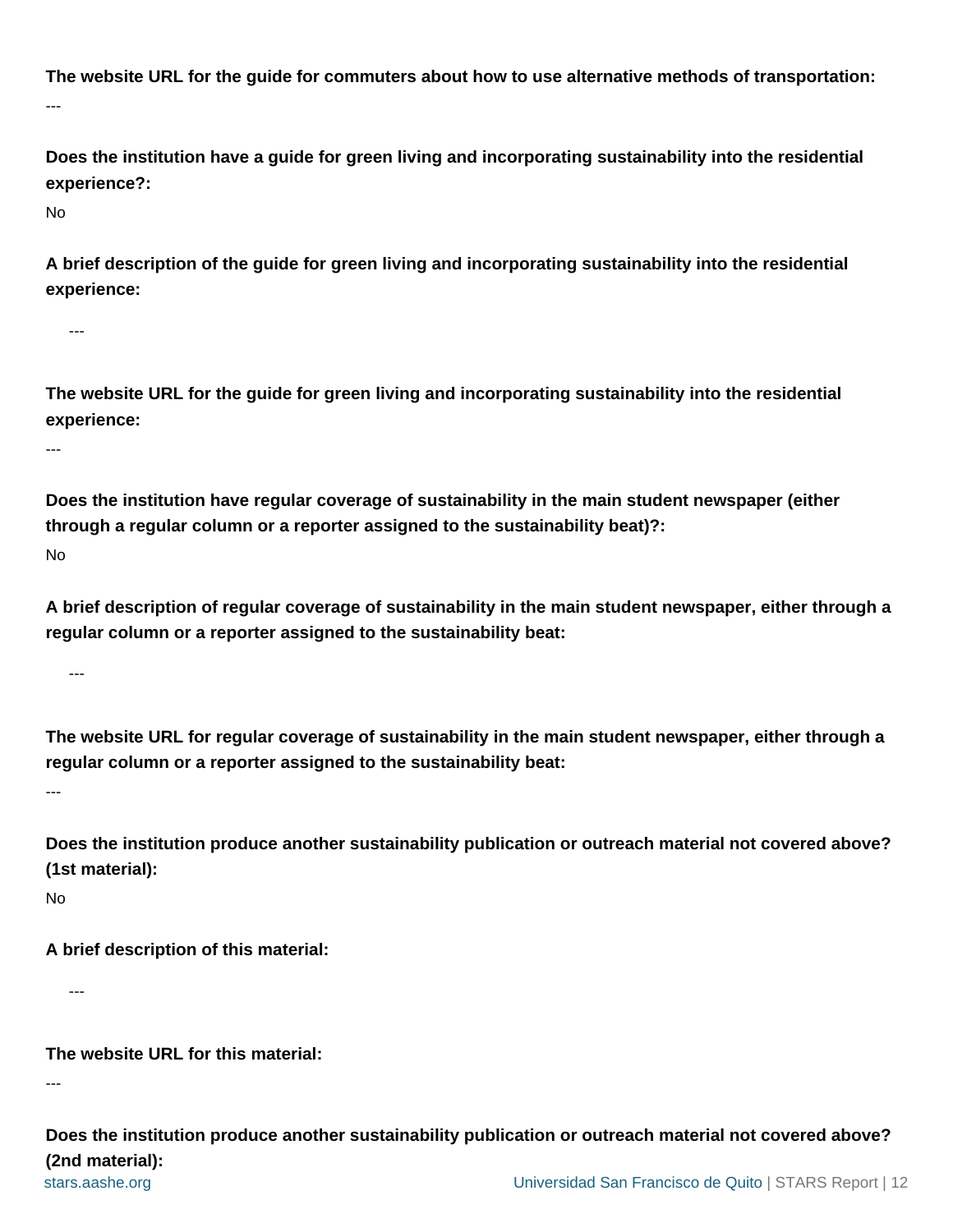**The website URL for the guide for commuters about how to use alternative methods of transportation:**

---

**Does the institution have a guide for green living and incorporating sustainability into the residential experience?:**

No

**A brief description of the guide for green living and incorporating sustainability into the residential experience:**

---

**The website URL for the guide for green living and incorporating sustainability into the residential experience:**

---

**Does the institution have regular coverage of sustainability in the main student newspaper (either through a regular column or a reporter assigned to the sustainability beat)?:**

No

**A brief description of regular coverage of sustainability in the main student newspaper, either through a regular column or a reporter assigned to the sustainability beat:**

---

**The website URL for regular coverage of sustainability in the main student newspaper, either through a regular column or a reporter assigned to the sustainability beat:**

---

**Does the institution produce another sustainability publication or outreach material not covered above? (1st material):**

No

**A brief description of this material:**

---

**The website URL for this material:**

---

**Does the institution produce another sustainability publication or outreach material not covered above? (2nd material):**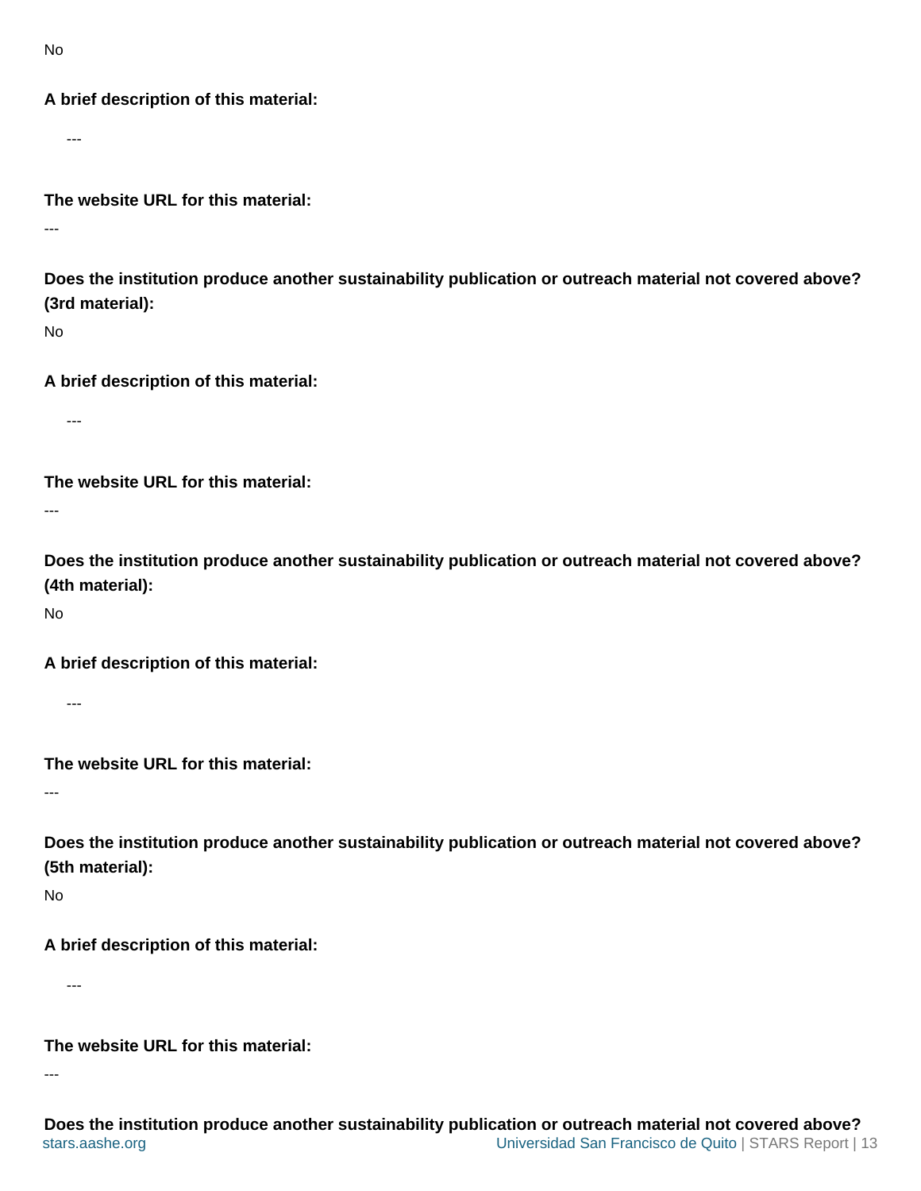No

**A brief description of this material:**

---

**The website URL for this material:**

---

**Does the institution produce another sustainability publication or outreach material not covered above? (3rd material):**

No

**A brief description of this material:**

---

**The website URL for this material:**

---

**Does the institution produce another sustainability publication or outreach material not covered above? (4th material):**

No

**A brief description of this material:**

---

**The website URL for this material:**

---

**Does the institution produce another sustainability publication or outreach material not covered above? (5th material):**

No

**A brief description of this material:**

---

**The website URL for this material:**

---

**Does the institution produce another sustainability publication or outreach material not covered above?**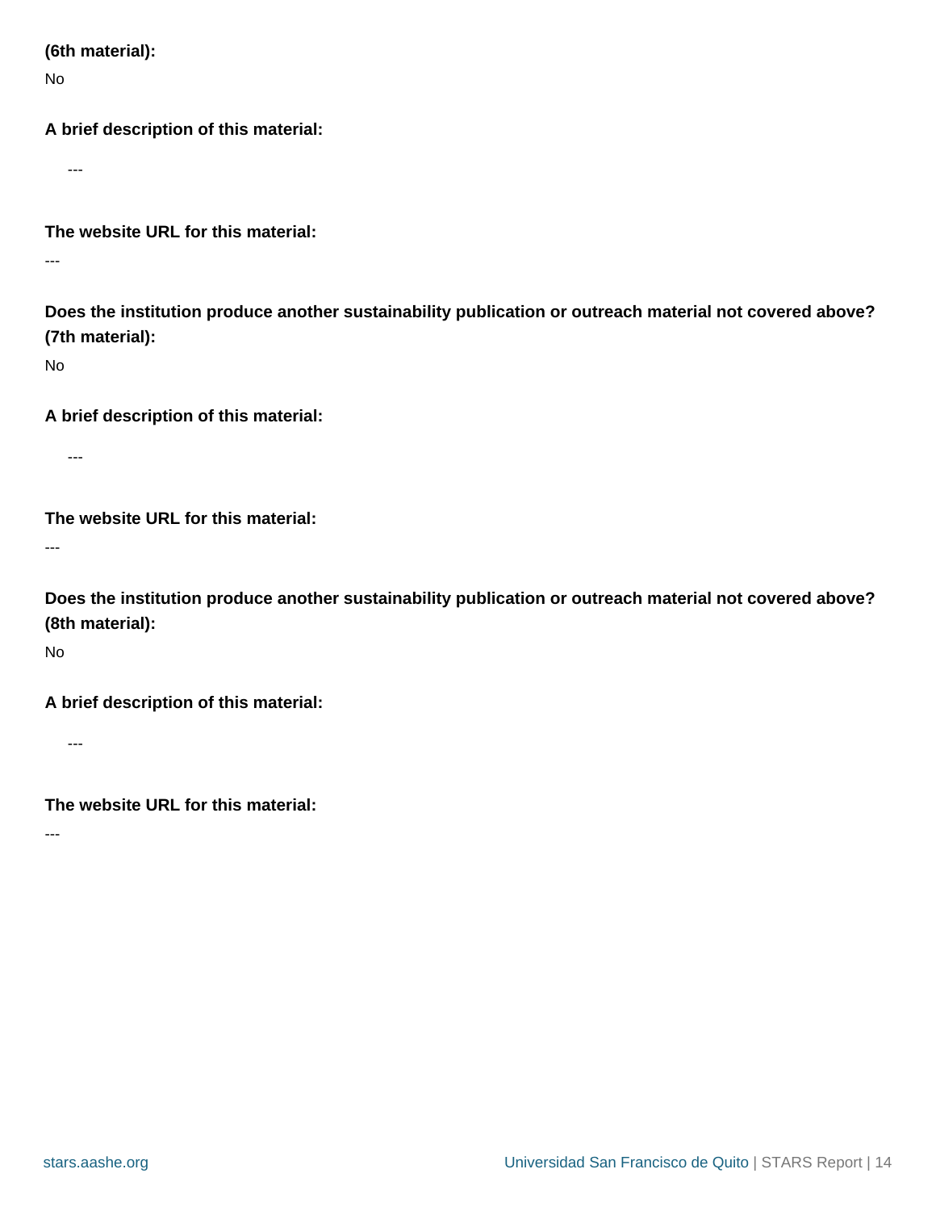**(6th material):**

No

**A brief description of this material:**

---

**The website URL for this material:**

---

**Does the institution produce another sustainability publication or outreach material not covered above? (7th material):**

No

**A brief description of this material:**

---

**The website URL for this material:**

---

**Does the institution produce another sustainability publication or outreach material not covered above? (8th material):**

No

**A brief description of this material:**

---

**The website URL for this material:**

---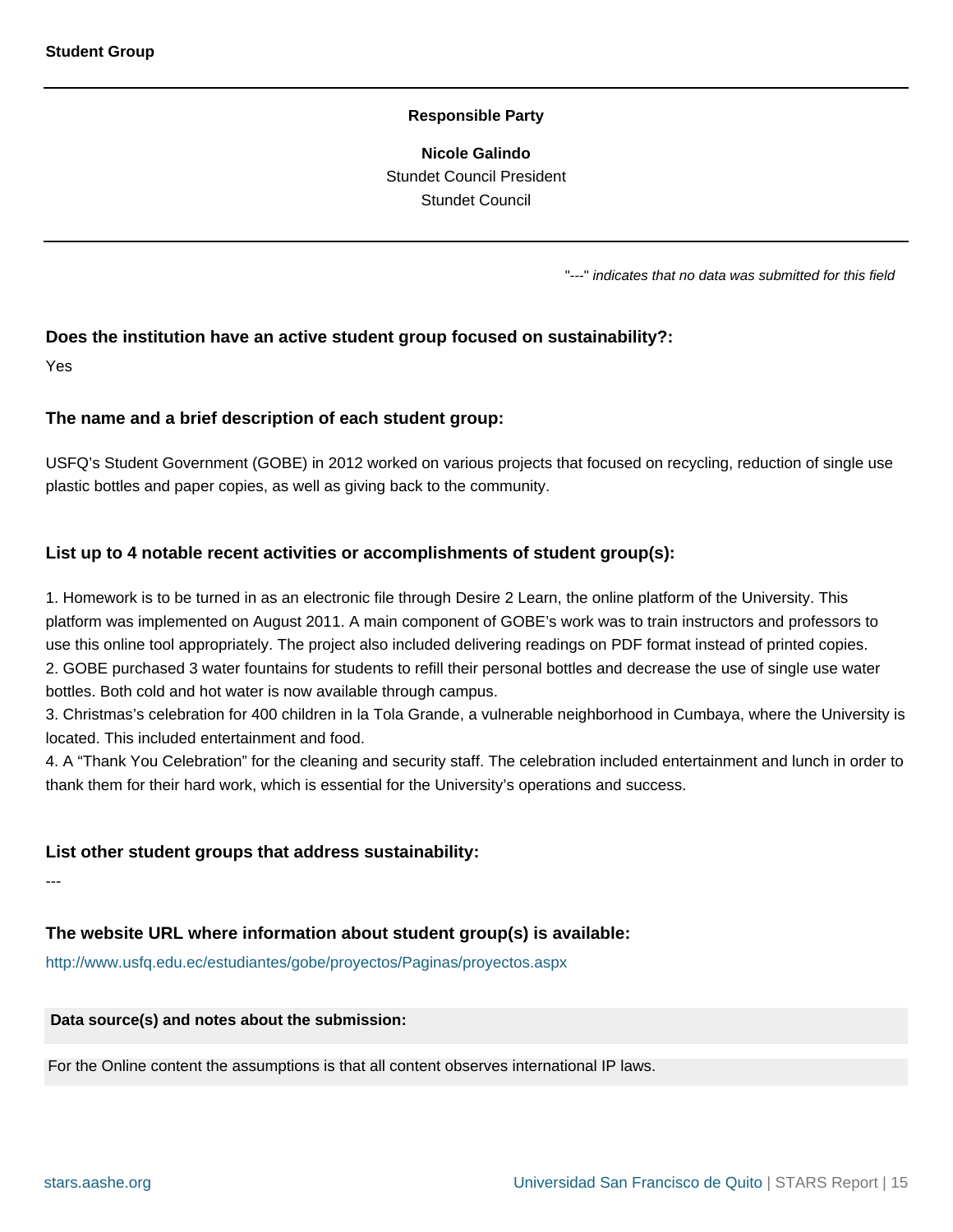**Student Group**

---

**Responsible Party**

**Nicole Galindo**
Stundet Council President
Stundet Council

---

"---" *indicates that no data was submitted for this field*

### Does the institution have an active student group focused on sustainability?:

Yes

### The name and a brief description of each student group:

USFQ's Student Government (GOBE) in 2012 worked on various projects that focused on recycling, reduction of single use plastic bottles and paper copies, as well as giving back to the community.

### List up to 4 notable recent activities or accomplishments of student group(s):

1. Homework is to be turned in as an electronic file through Desire 2 Learn, the online platform of the University. This platform was implemented on August 2011. A main component of GOBE's work was to train instructors and professors to use this online tool appropriately. The project also included delivering readings on PDF format instead of printed copies.
2. GOBE purchased 3 water fountains for students to refill their personal bottles and decrease the use of single use water bottles. Both cold and hot water is now available through campus.
3. Christmas's celebration for 400 children in la Tola Grande, a vulnerable neighborhood in Cumbaya, where the University is located. This included entertainment and food.
4. A "Thank You Celebration" for the cleaning and security staff. The celebration included entertainment and lunch in order to thank them for their hard work, which is essential for the University's operations and success.

### List other student groups that address sustainability:

---

### The website URL where information about student group(s) is available:

http://www.usfq.edu.ec/estudiantes/gobe/proyectos/Paginas/proyectos.aspx

**Data source(s) and notes about the submission:**

For the Online content the assumptions is that all content observes international IP laws.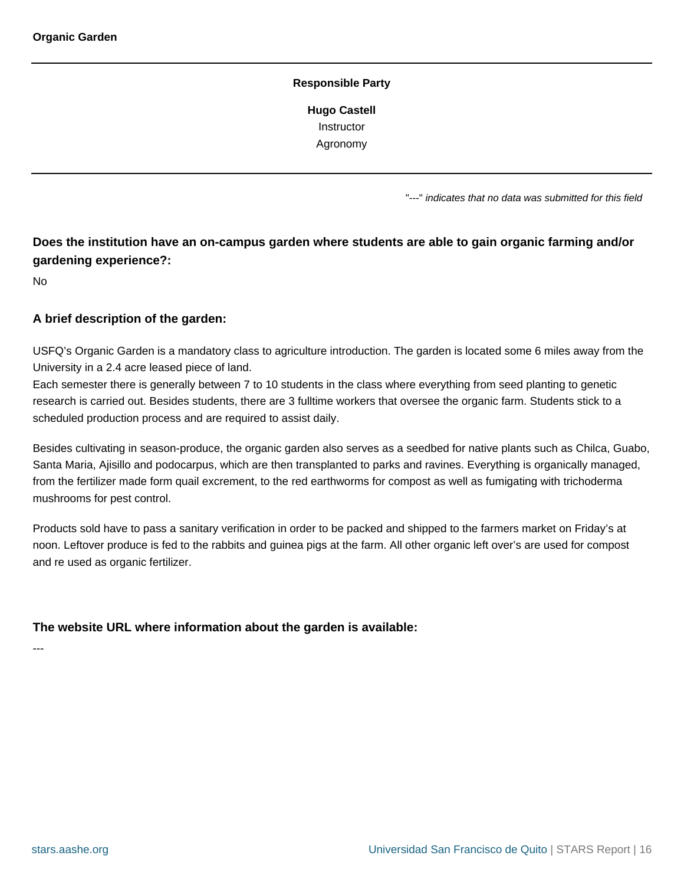**Organic Garden**

---

**Responsible Party**

**Hugo Castell**
Instructor
Agronomy

---

"---" *indicates that no data was submitted for this field*

**Does the institution have an on-campus garden where students are able to gain organic farming and/or gardening experience?:**

No

**A brief description of the garden:**

USFQ's Organic Garden is a mandatory class to agriculture introduction. The garden is located some 6 miles away from the University in a 2.4 acre leased piece of land.
Each semester there is generally between 7 to 10 students in the class where everything from seed planting to genetic research is carried out. Besides students, there are 3 fulltime workers that oversee the organic farm. Students stick to a scheduled production process and are required to assist daily.

Besides cultivating in season-produce, the organic garden also serves as a seedbed for native plants such as Chilca, Guabo, Santa Maria, Ajisillo and podocarpus, which are then transplanted to parks and ravines. Everything is organically managed, from the fertilizer made form quail excrement, to the red earthworms for compost as well as fumigating with trichoderma mushrooms for pest control.

Products sold have to pass a sanitary verification in order to be packed and shipped to the farmers market on Friday's at noon. Leftover produce is fed to the rabbits and guinea pigs at the farm. All other organic left over's are used for compost and re used as organic fertilizer.

**The website URL where information about the garden is available:**

---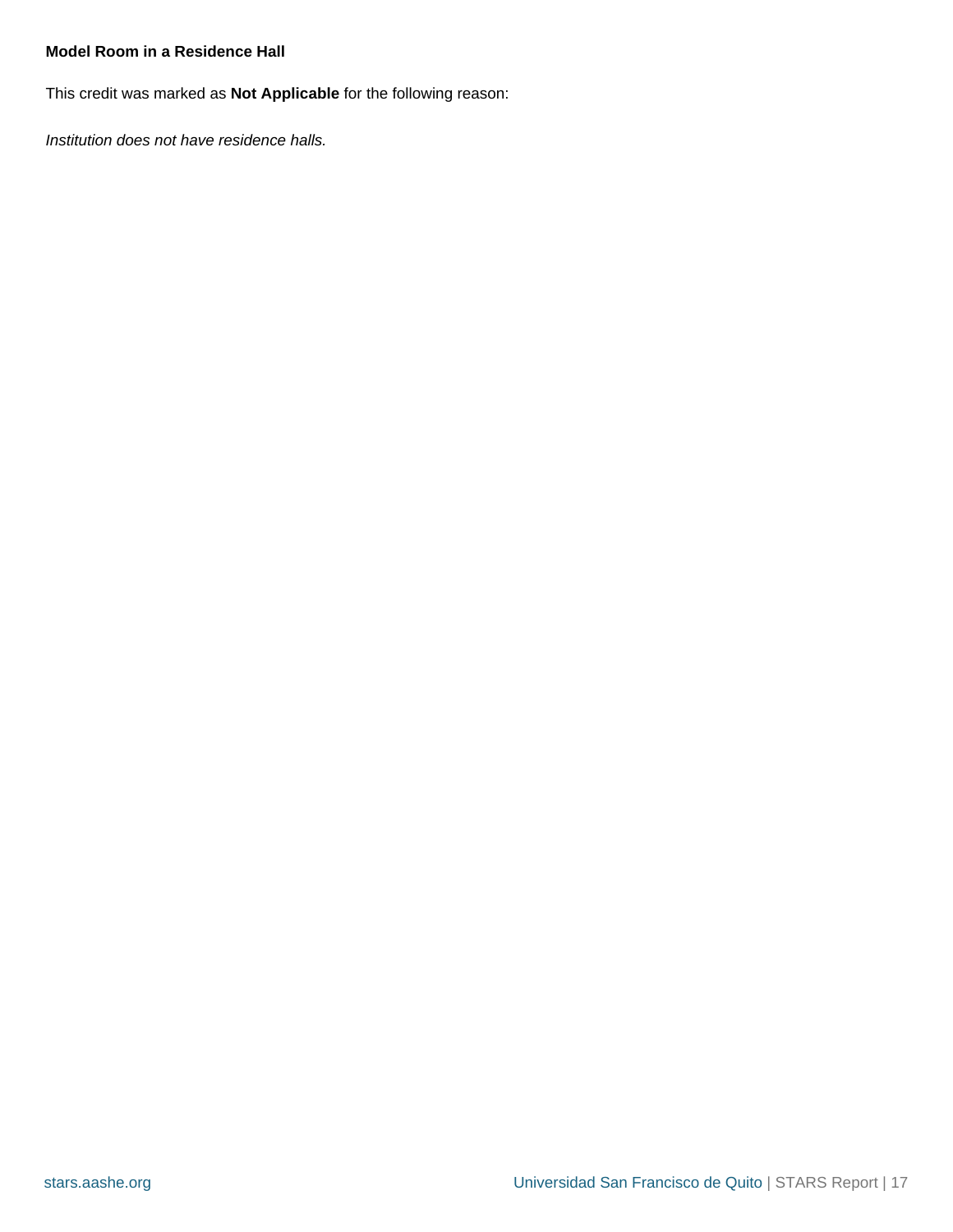**Model Room in a Residence Hall**

This credit was marked as **Not Applicable** for the following reason:

*Institution does not have residence halls.*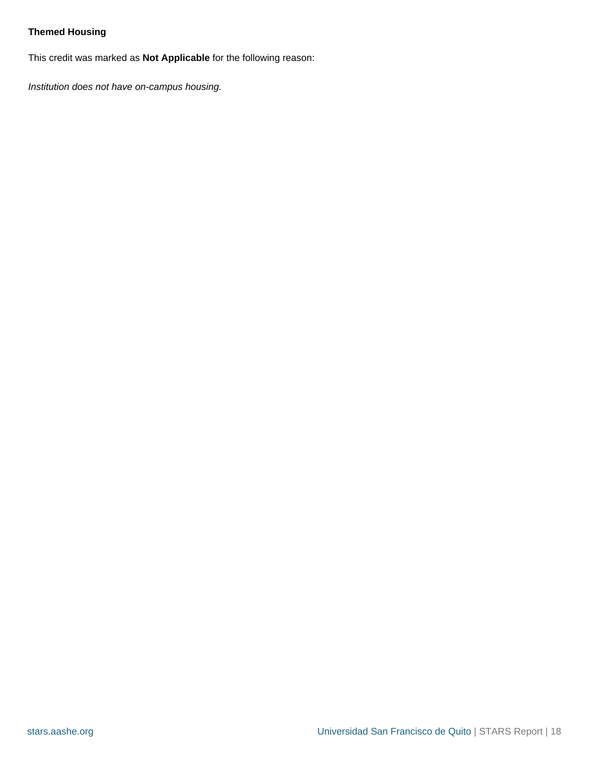**Themed Housing**

This credit was marked as **Not Applicable** for the following reason:

*Institution does not have on-campus housing.*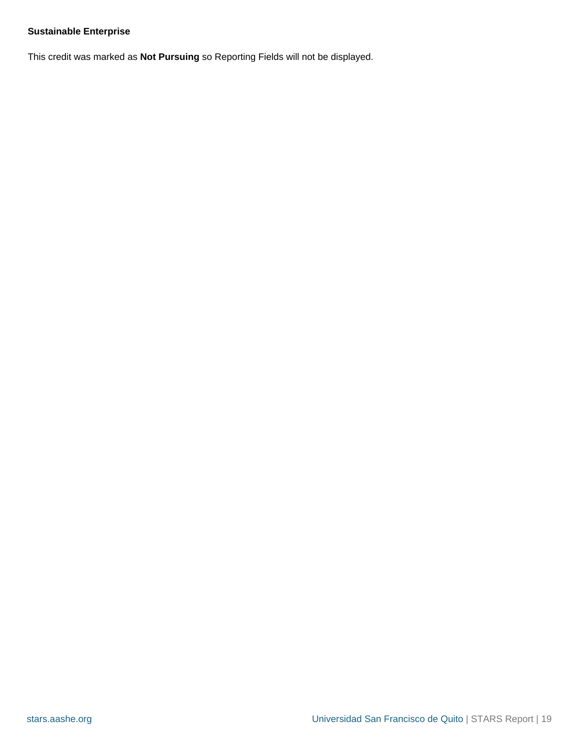**Sustainable Enterprise**

This credit was marked as **Not Pursuing** so Reporting Fields will not be displayed.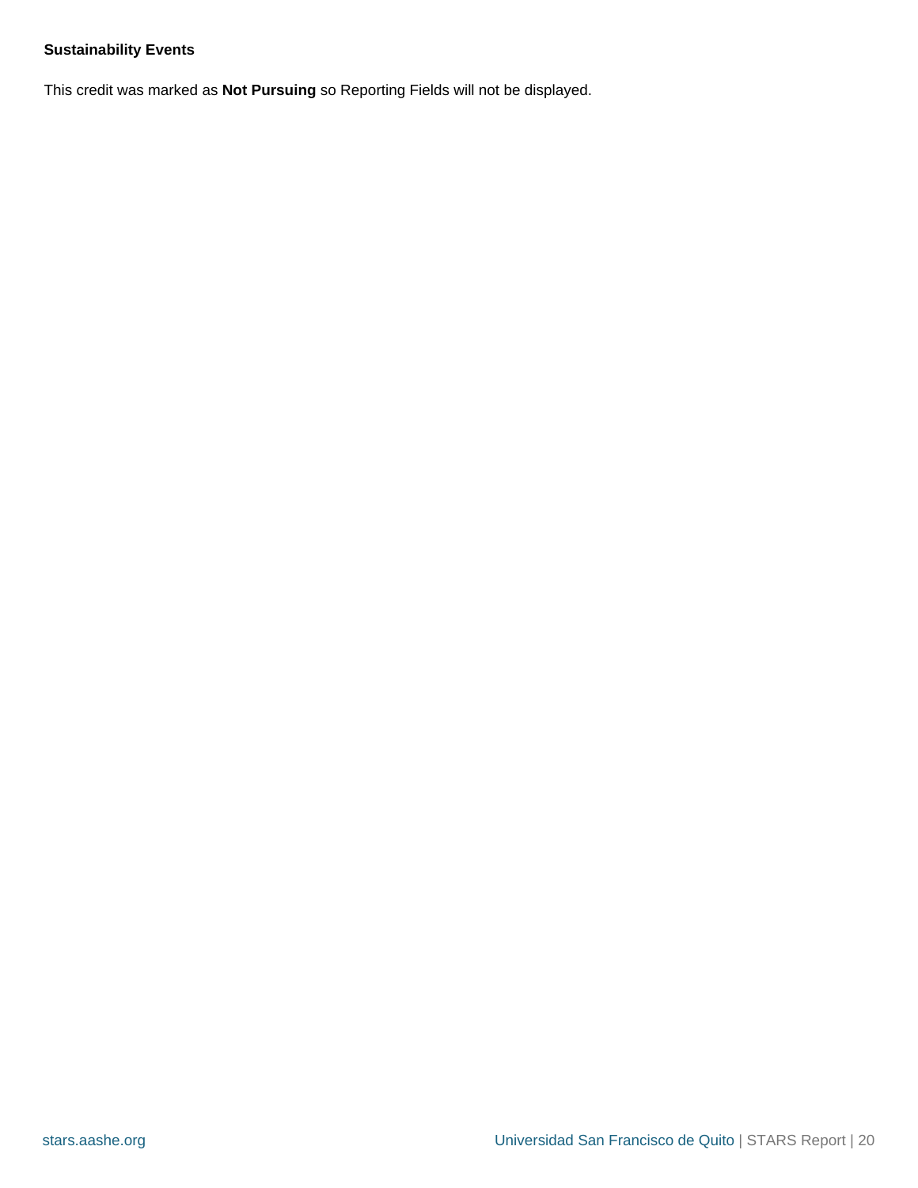**Sustainability Events**

This credit was marked as **Not Pursuing** so Reporting Fields will not be displayed.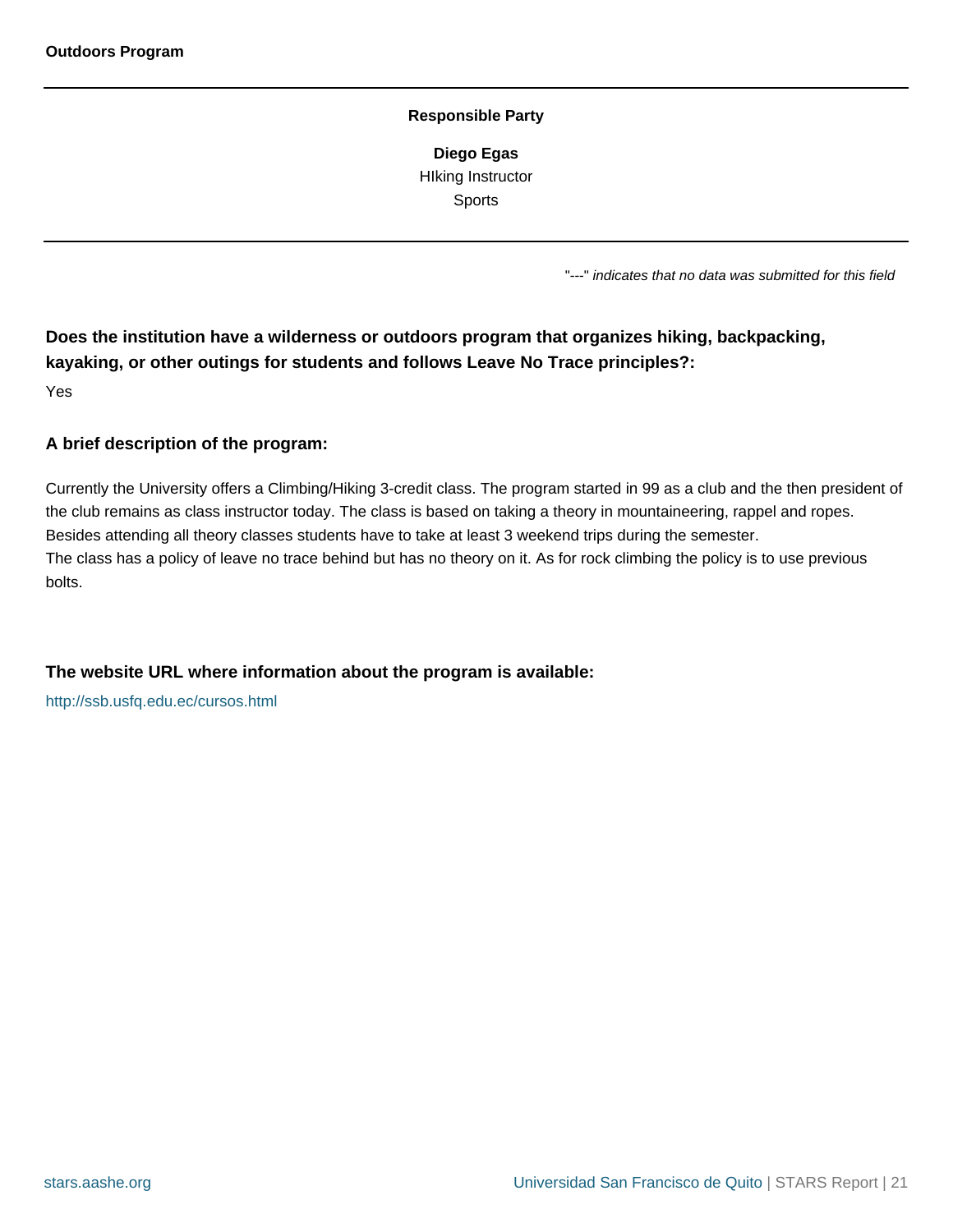**Outdoors Program**

---

**Responsible Party**

**Diego Egas**
HIking Instructor
Sports

---

"---" *indicates that no data was submitted for this field*

### Does the institution have a wilderness or outdoors program that organizes hiking, backpacking, kayaking, or other outings for students and follows Leave No Trace principles?:

Yes

### A brief description of the program:

Currently the University offers a Climbing/Hiking 3-credit class. The program started in 99 as a club and the then president of the club remains as class instructor today. The class is based on taking a theory in mountaineering, rappel and ropes. Besides attending all theory classes students have to take at least 3 weekend trips during the semester.
The class has a policy of leave no trace behind but has no theory on it. As for rock climbing the policy is to use previous bolts.

### The website URL where information about the program is available:

http://ssb.usfq.edu.ec/cursos.html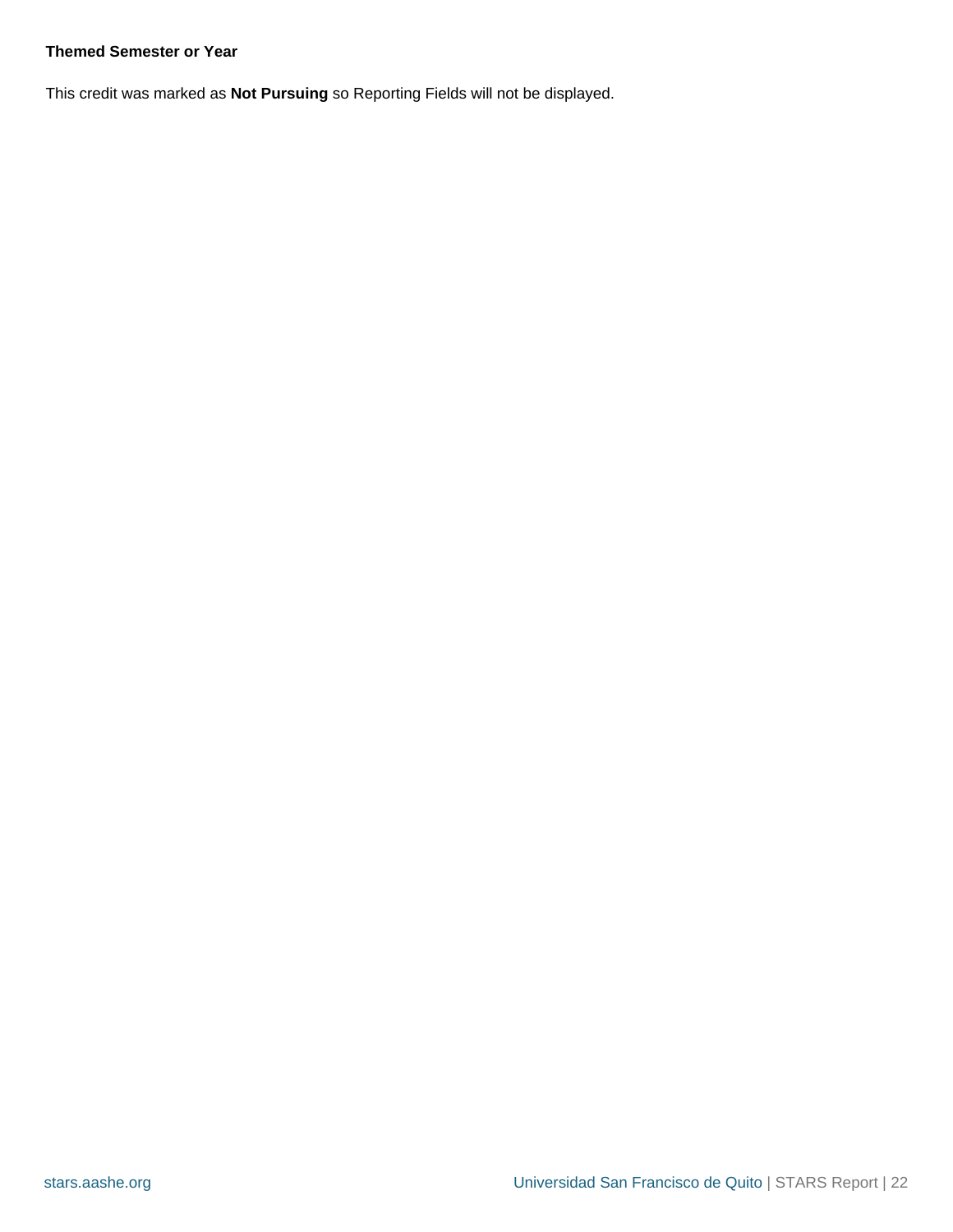**Themed Semester or Year**

This credit was marked as **Not Pursuing** so Reporting Fields will not be displayed.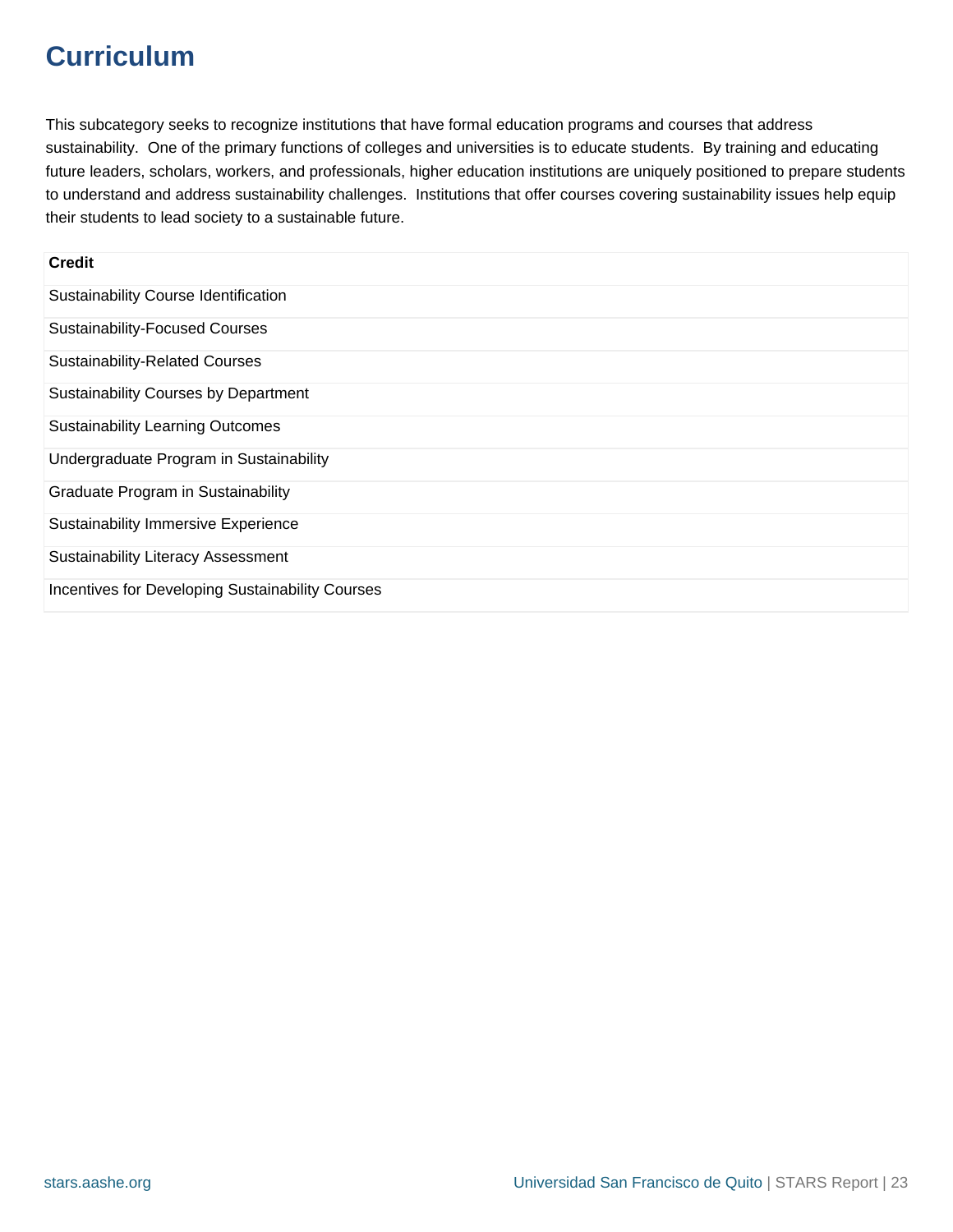# Curriculum

This subcategory seeks to recognize institutions that have formal education programs and courses that address sustainability. One of the primary functions of colleges and universities is to educate students. By training and educating future leaders, scholars, workers, and professionals, higher education institutions are uniquely positioned to prepare students to understand and address sustainability challenges. Institutions that offer courses covering sustainability issues help equip their students to lead society to a sustainable future.

| Credit |
|---|
| Sustainability Course Identification |
| Sustainability-Focused Courses |
| Sustainability-Related Courses |
| Sustainability Courses by Department |
| Sustainability Learning Outcomes |
| Undergraduate Program in Sustainability |
| Graduate Program in Sustainability |
| Sustainability Immersive Experience |
| Sustainability Literacy Assessment |
| Incentives for Developing Sustainability Courses |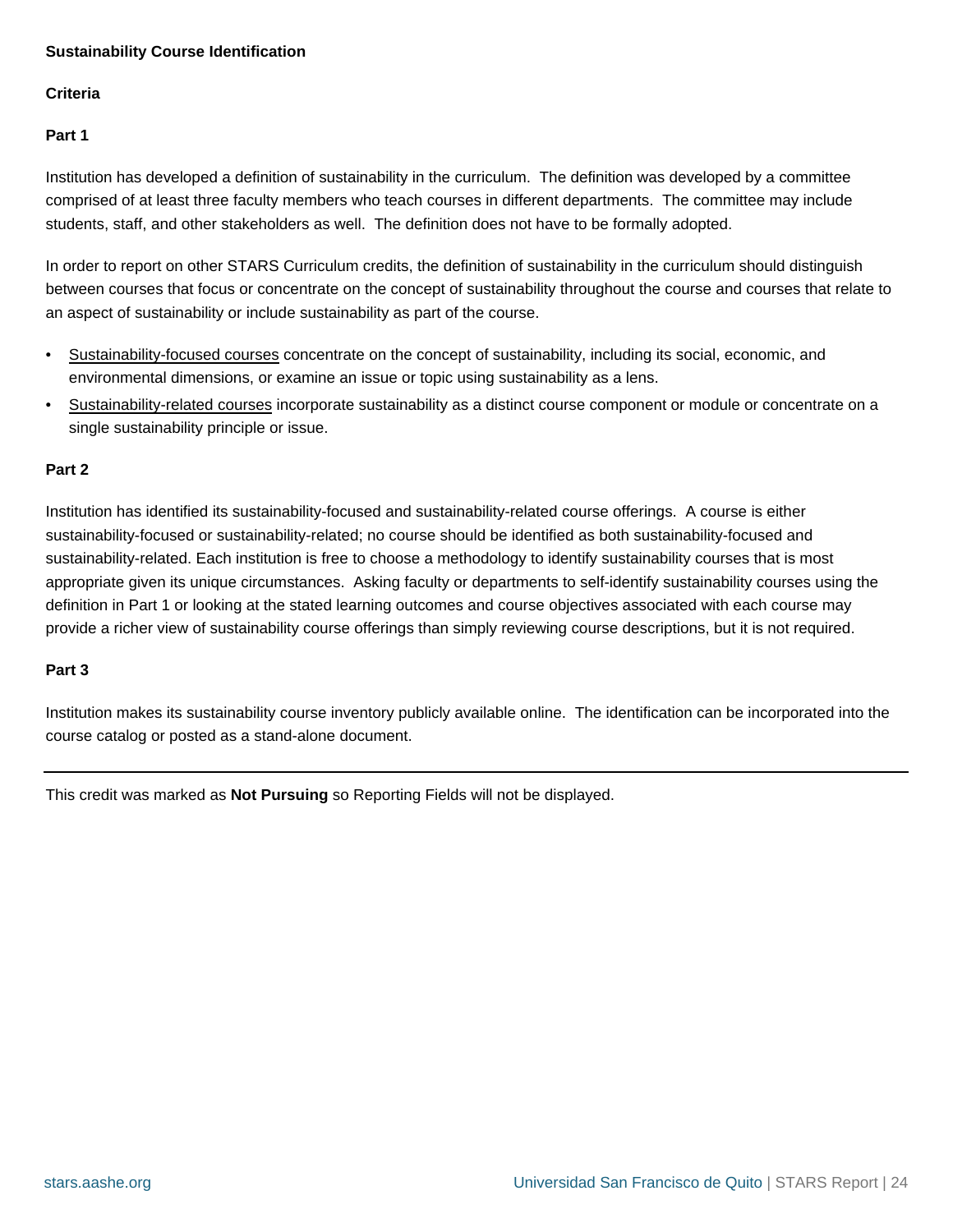**Sustainability Course Identification**

**Criteria**

**Part 1**

Institution has developed a definition of sustainability in the curriculum. The definition was developed by a committee comprised of at least three faculty members who teach courses in different departments. The committee may include students, staff, and other stakeholders as well. The definition does not have to be formally adopted.

In order to report on other STARS Curriculum credits, the definition of sustainability in the curriculum should distinguish between courses that focus or concentrate on the concept of sustainability throughout the course and courses that relate to an aspect of sustainability or include sustainability as part of the course.

- Sustainability-focused courses concentrate on the concept of sustainability, including its social, economic, and environmental dimensions, or examine an issue or topic using sustainability as a lens.
- Sustainability-related courses incorporate sustainability as a distinct course component or module or concentrate on a single sustainability principle or issue.

**Part 2**

Institution has identified its sustainability-focused and sustainability-related course offerings. A course is either sustainability-focused or sustainability-related; no course should be identified as both sustainability-focused and sustainability-related. Each institution is free to choose a methodology to identify sustainability courses that is most appropriate given its unique circumstances. Asking faculty or departments to self-identify sustainability courses using the definition in Part 1 or looking at the stated learning outcomes and course objectives associated with each course may provide a richer view of sustainability course offerings than simply reviewing course descriptions, but it is not required.

**Part 3**

Institution makes its sustainability course inventory publicly available online. The identification can be incorporated into the course catalog or posted as a stand-alone document.

---

This credit was marked as **Not Pursuing** so Reporting Fields will not be displayed.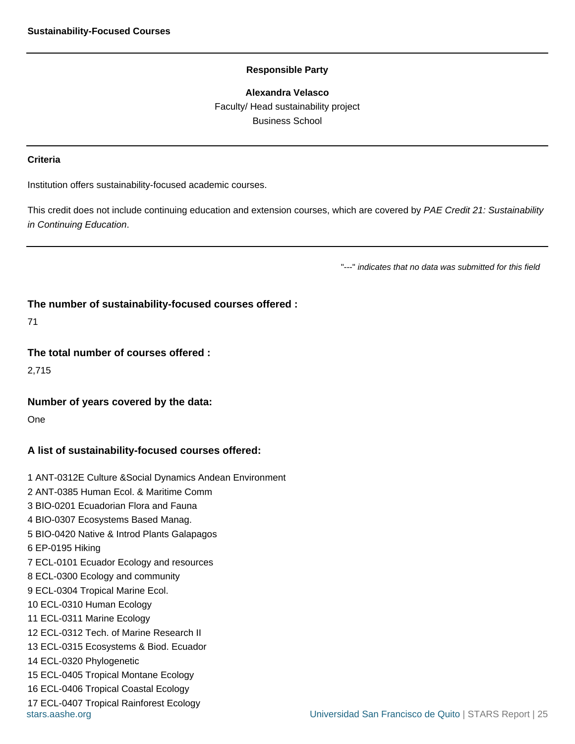**Sustainability-Focused Courses**

**Responsible Party**

**Alexandra Velasco**
Faculty/ Head sustainability project
Business School

**Criteria**

Institution offers sustainability-focused academic courses.

This credit does not include continuing education and extension courses, which are covered by *PAE Credit 21: Sustainability in Continuing Education*.

"---" *indicates that no data was submitted for this field*

### The number of sustainability-focused courses offered :

71

### The total number of courses offered :

2,715

### Number of years covered by the data:

One

### A list of sustainability-focused courses offered:

1 ANT-0312E Culture &Social Dynamics Andean Environment
2 ANT-0385 Human Ecol. & Maritime Comm
3 BIO-0201 Ecuadorian Flora and Fauna
4 BIO-0307 Ecosystems Based Manag.
5 BIO-0420 Native & Introd Plants Galapagos
6 EP-0195 Hiking
7 ECL-0101 Ecuador Ecology and resources
8 ECL-0300 Ecology and community
9 ECL-0304 Tropical Marine Ecol.
10 ECL-0310 Human Ecology
11 ECL-0311 Marine Ecology
12 ECL-0312 Tech. of Marine Research II
13 ECL-0315 Ecosystems & Biod. Ecuador
14 ECL-0320 Phylogenetic
15 ECL-0405 Tropical Montane Ecology
16 ECL-0406 Tropical Coastal Ecology
17 ECL-0407 Tropical Rainforest Ecology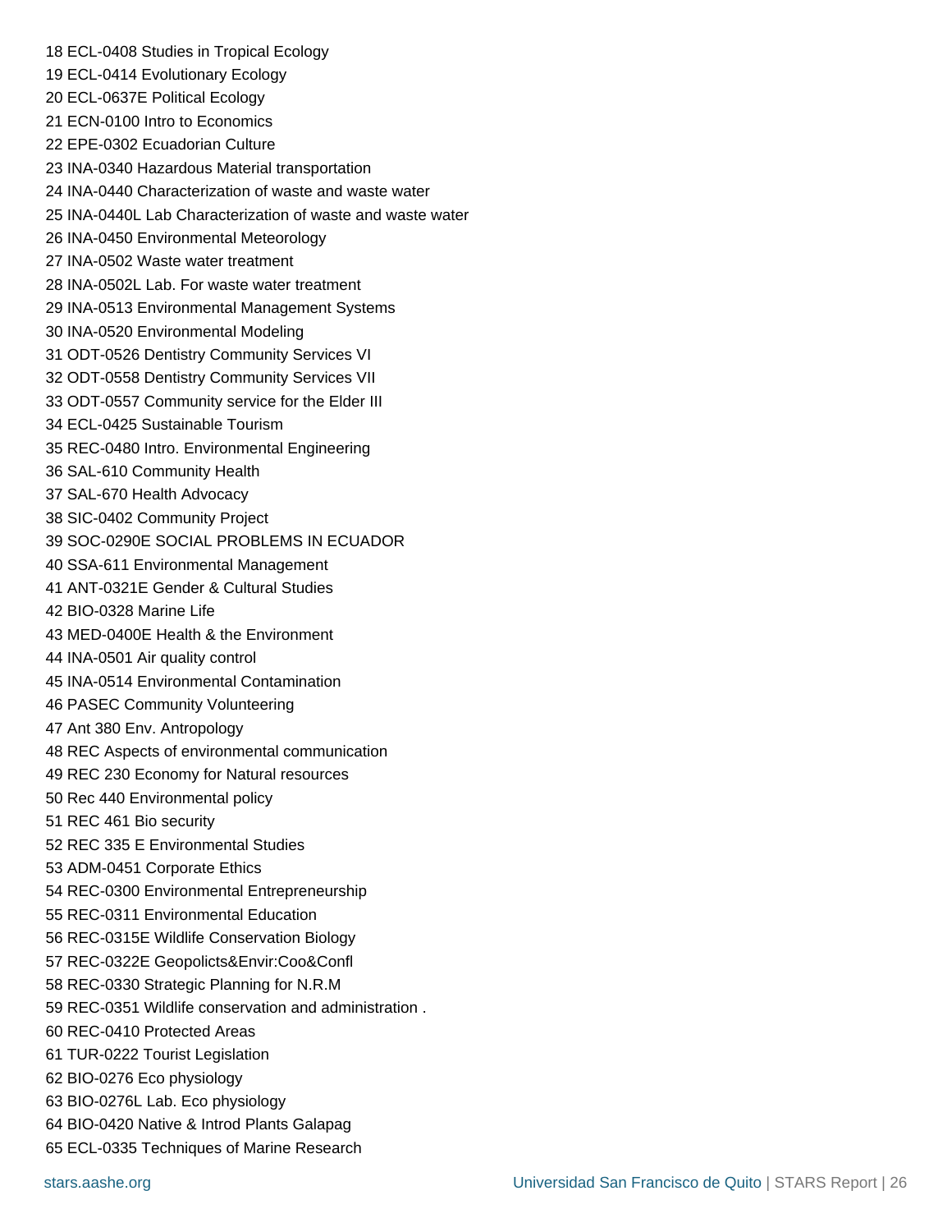18 ECL-0408 Studies in Tropical Ecology
19 ECL-0414 Evolutionary Ecology
20 ECL-0637E Political Ecology
21 ECN-0100 Intro to Economics
22 EPE-0302 Ecuadorian Culture
23 INA-0340 Hazardous Material transportation
24 INA-0440 Characterization of waste and waste water
25 INA-0440L Lab Characterization of waste and waste water
26 INA-0450 Environmental Meteorology
27 INA-0502 Waste water treatment
28 INA-0502L Lab. For waste water treatment
29 INA-0513 Environmental Management Systems
30 INA-0520 Environmental Modeling
31 ODT-0526 Dentistry Community Services VI
32 ODT-0558 Dentistry Community Services VII
33 ODT-0557 Community service for the Elder III
34 ECL-0425 Sustainable Tourism
35 REC-0480 Intro. Environmental Engineering
36 SAL-610 Community Health
37 SAL-670 Health Advocacy
38 SIC-0402 Community Project
39 SOC-0290E SOCIAL PROBLEMS IN ECUADOR
40 SSA-611 Environmental Management
41 ANT-0321E Gender & Cultural Studies
42 BIO-0328 Marine Life
43 MED-0400E Health & the Environment
44 INA-0501 Air quality control
45 INA-0514 Environmental Contamination
46 PASEC Community Volunteering
47 Ant 380 Env. Antropology
48 REC Aspects of environmental communication
49 REC 230 Economy for Natural resources
50 Rec 440 Environmental policy
51 REC 461 Bio security
52 REC 335 E Environmental Studies
53 ADM-0451 Corporate Ethics
54 REC-0300 Environmental Entrepreneurship
55 REC-0311 Environmental Education
56 REC-0315E Wildlife Conservation Biology
57 REC-0322E Geopolicts&Envir:Coo&Confl
58 REC-0330 Strategic Planning for N.R.M
59 REC-0351 Wildlife conservation and administration .
60 REC-0410 Protected Areas
61 TUR-0222 Tourist Legislation
62 BIO-0276 Eco physiology
63 BIO-0276L Lab. Eco physiology
64 BIO-0420 Native & Introd Plants Galapag
65 ECL-0335 Techniques of Marine Research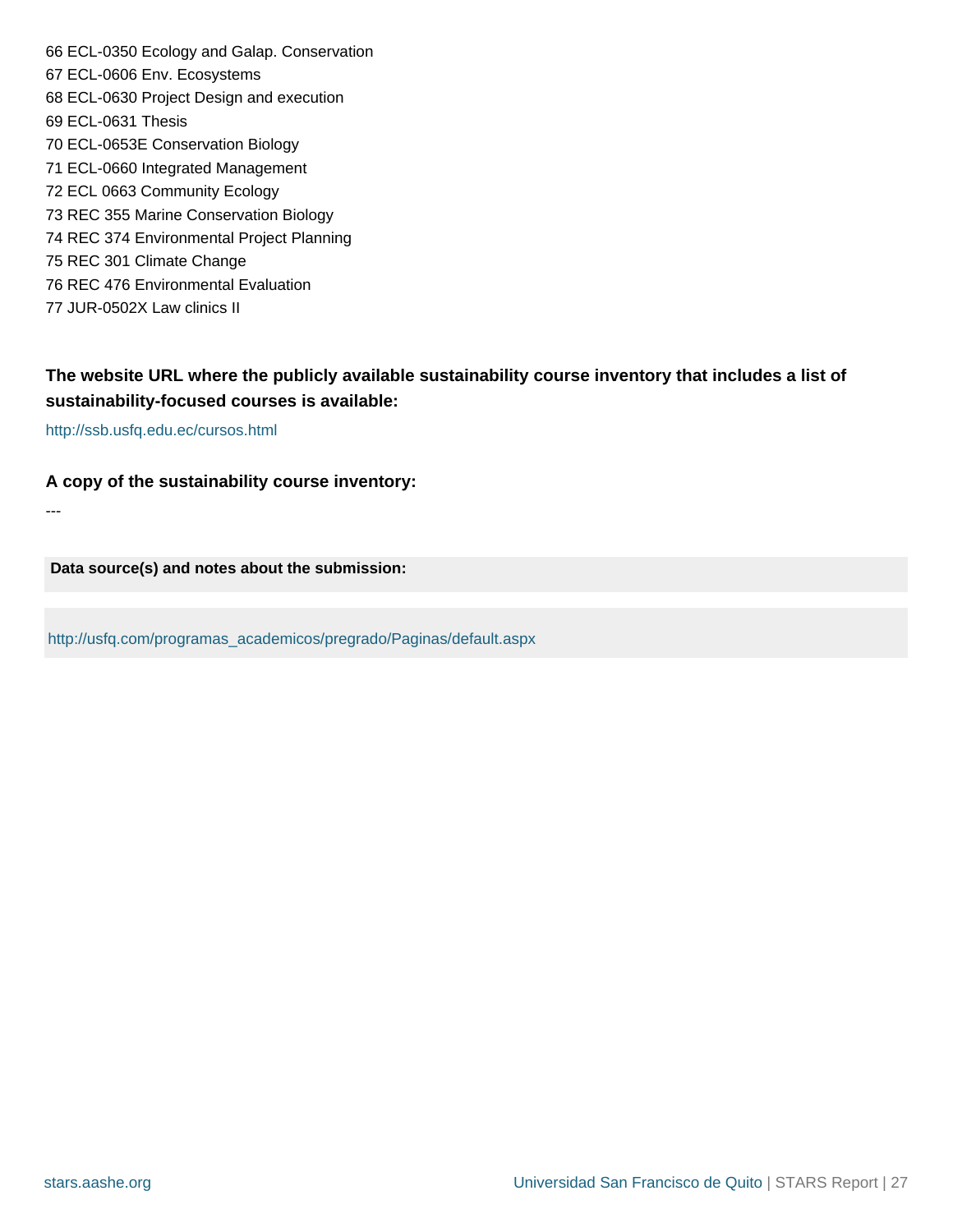66 ECL-0350 Ecology and Galap. Conservation
67 ECL-0606 Env. Ecosystems
68 ECL-0630 Project Design and execution
69 ECL-0631 Thesis
70 ECL-0653E Conservation Biology
71 ECL-0660 Integrated Management
72 ECL 0663 Community Ecology
73 REC 355 Marine Conservation Biology
74 REC 374 Environmental Project Planning
75 REC 301 Climate Change
76 REC 476 Environmental Evaluation
77 JUR-0502X Law clinics II

**The website URL where the publicly available sustainability course inventory that includes a list of sustainability-focused courses is available:**

http://ssb.usfq.edu.ec/cursos.html

**A copy of the sustainability course inventory:**

---

**Data source(s) and notes about the submission:**

http://usfq.com/programas_academicos/pregrado/Paginas/default.aspx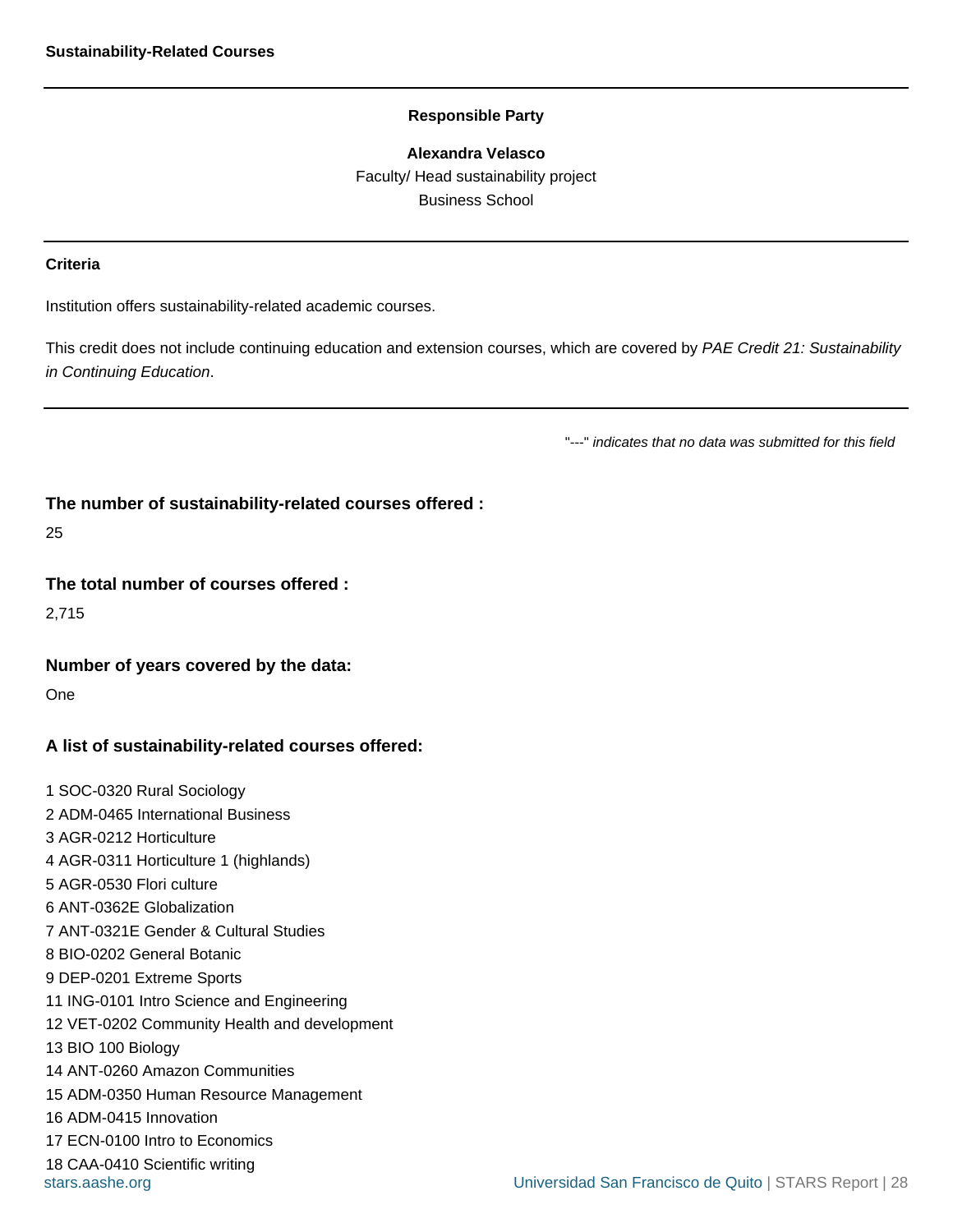**Sustainability-Related Courses**

---

**Responsible Party**

**Alexandra Velasco**
Faculty/ Head sustainability project
Business School

---

**Criteria**

Institution offers sustainability-related academic courses.

This credit does not include continuing education and extension courses, which are covered by *PAE Credit 21: Sustainability in Continuing Education*.

---

"---" *indicates that no data was submitted for this field*

### The number of sustainability-related courses offered :

25

### The total number of courses offered :

2,715

### Number of years covered by the data:

One

### A list of sustainability-related courses offered:

1 SOC-0320 Rural Sociology
2 ADM-0465 International Business
3 AGR-0212 Horticulture
4 AGR-0311 Horticulture 1 (highlands)
5 AGR-0530 Flori culture
6 ANT-0362E Globalization
7 ANT-0321E Gender & Cultural Studies
8 BIO-0202 General Botanic
9 DEP-0201 Extreme Sports
11 ING-0101 Intro Science and Engineering
12 VET-0202 Community Health and development
13 BIO 100 Biology
14 ANT-0260 Amazon Communities
15 ADM-0350 Human Resource Management
16 ADM-0415 Innovation
17 ECN-0100 Intro to Economics
18 CAA-0410 Scientific writing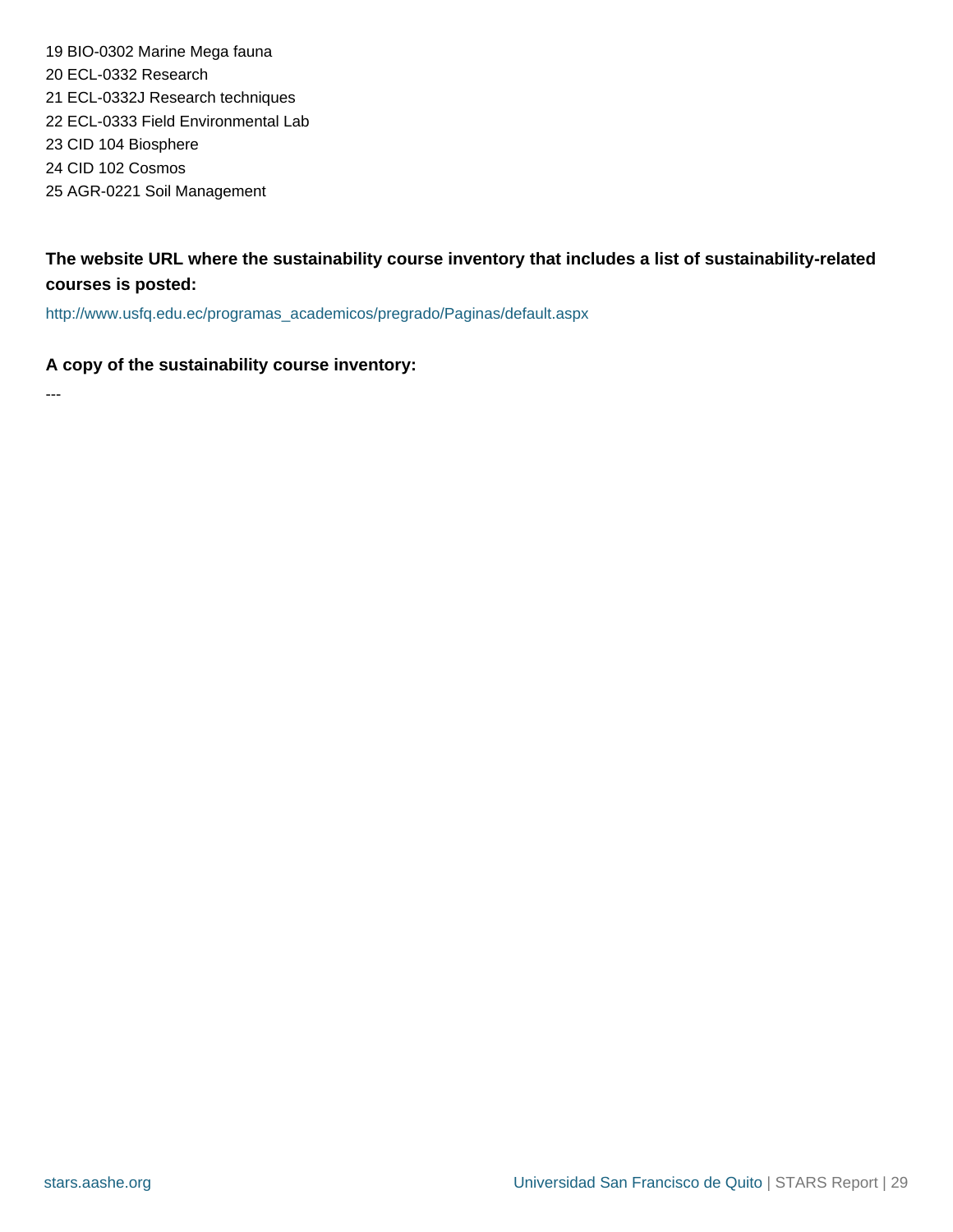19 BIO-0302 Marine Mega fauna
20 ECL-0332 Research
21 ECL-0332J Research techniques
22 ECL-0333 Field Environmental Lab
23 CID 104 Biosphere
24 CID 102 Cosmos
25 AGR-0221 Soil Management

**The website URL where the sustainability course inventory that includes a list of sustainability-related courses is posted:**

http://www.usfq.edu.ec/programas_academicos/pregrado/Paginas/default.aspx

**A copy of the sustainability course inventory:**

---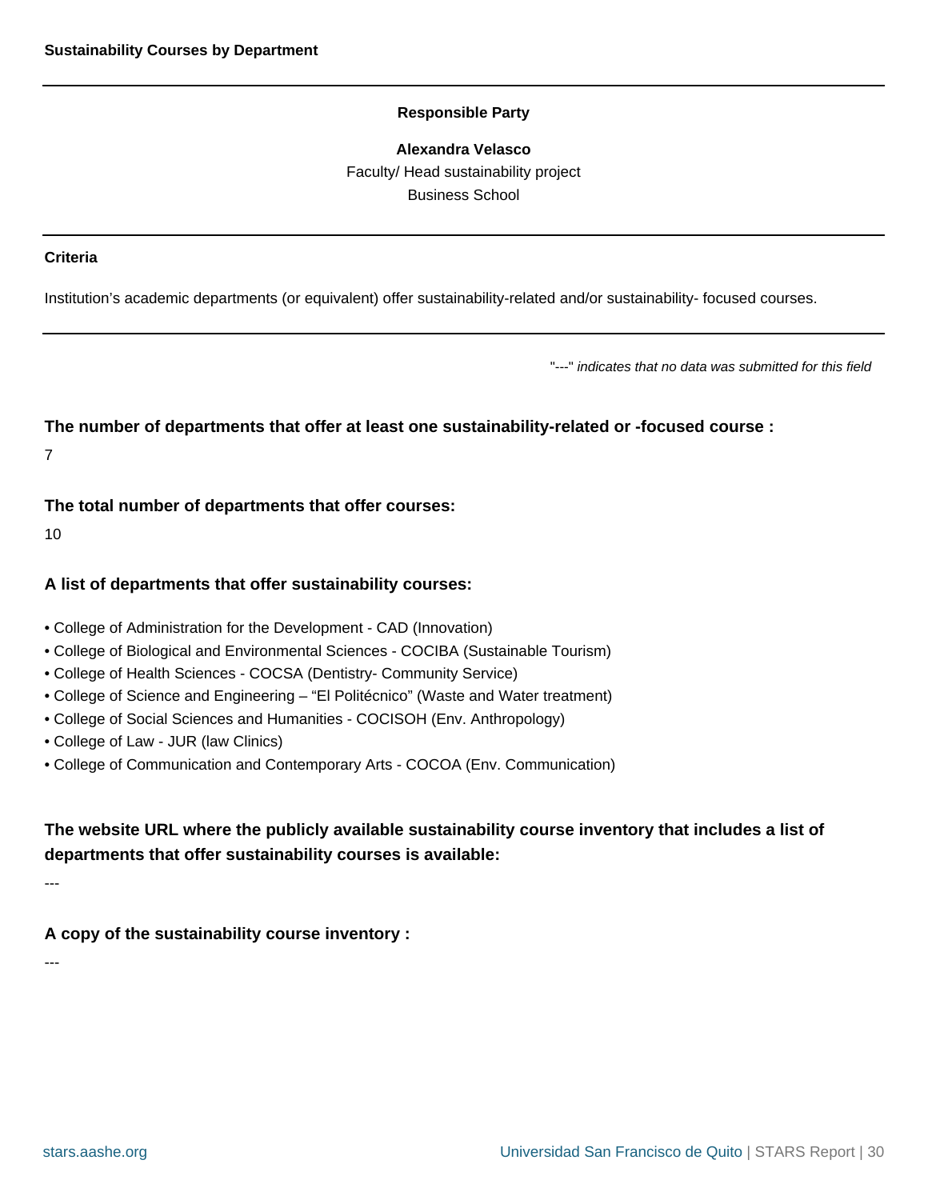## Sustainability Courses by Department

**Responsible Party**

**Alexandra Velasco**
Faculty/ Head sustainability project
Business School

**Criteria**

Institution's academic departments (or equivalent) offer sustainability-related and/or sustainability- focused courses.

"---" *indicates that no data was submitted for this field*

### The number of departments that offer at least one sustainability-related or -focused course :

7

### The total number of departments that offer courses:

10

### A list of departments that offer sustainability courses:

- College of Administration for the Development - CAD (Innovation)
- College of Biological and Environmental Sciences - COCIBA (Sustainable Tourism)
- College of Health Sciences - COCSA (Dentistry- Community Service)
- College of Science and Engineering – "El Politécnico" (Waste and Water treatment)
- College of Social Sciences and Humanities - COCISOH (Env. Anthropology)
- College of Law - JUR (law Clinics)
- College of Communication and Contemporary Arts - COCOA (Env. Communication)

### The website URL where the publicly available sustainability course inventory that includes a list of departments that offer sustainability courses is available:

---

### A copy of the sustainability course inventory :

---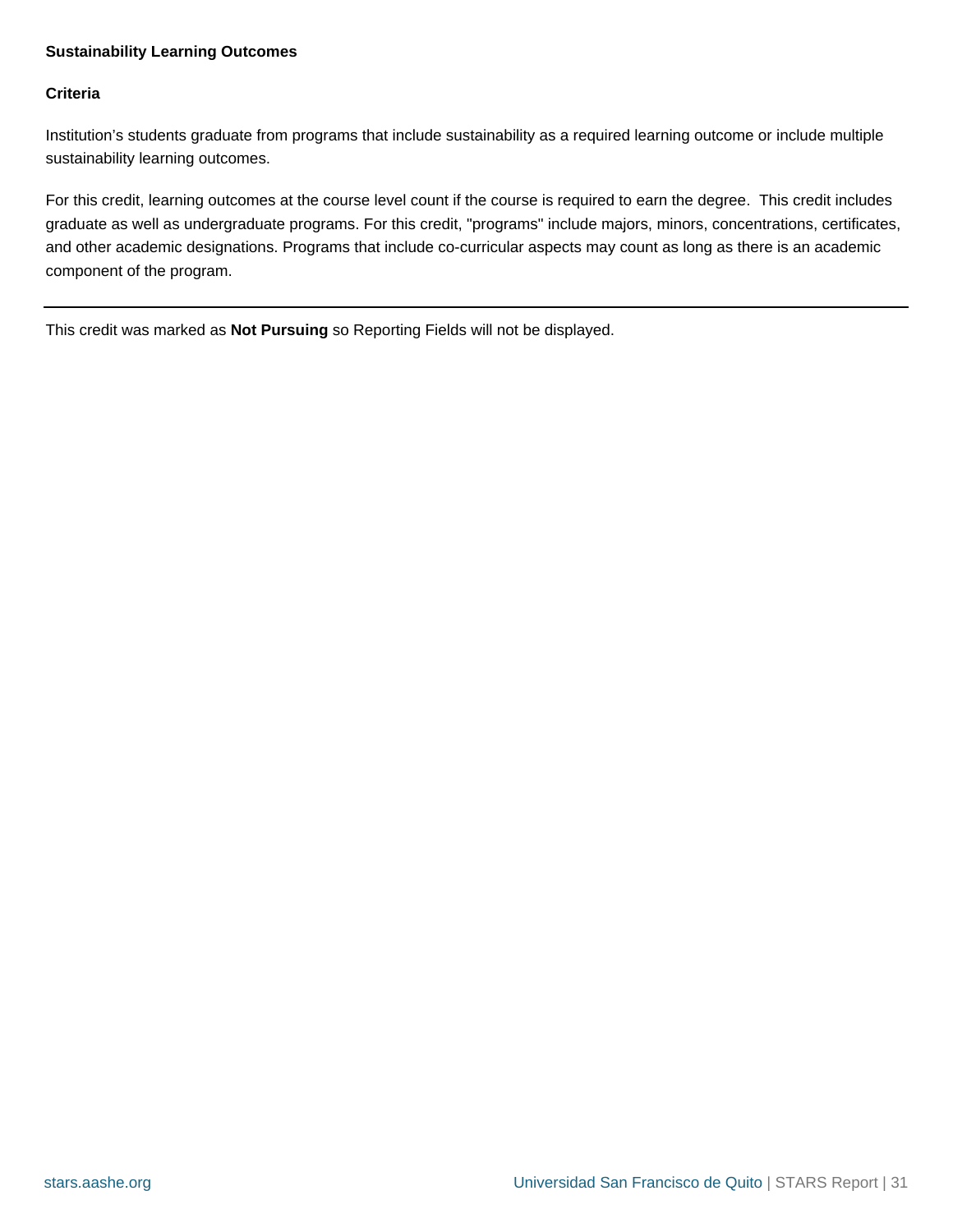**Sustainability Learning Outcomes**

**Criteria**

Institution's students graduate from programs that include sustainability as a required learning outcome or include multiple sustainability learning outcomes.

For this credit, learning outcomes at the course level count if the course is required to earn the degree. This credit includes graduate as well as undergraduate programs. For this credit, "programs" include majors, minors, concentrations, certificates, and other academic designations. Programs that include co-curricular aspects may count as long as there is an academic component of the program.

---

This credit was marked as **Not Pursuing** so Reporting Fields will not be displayed.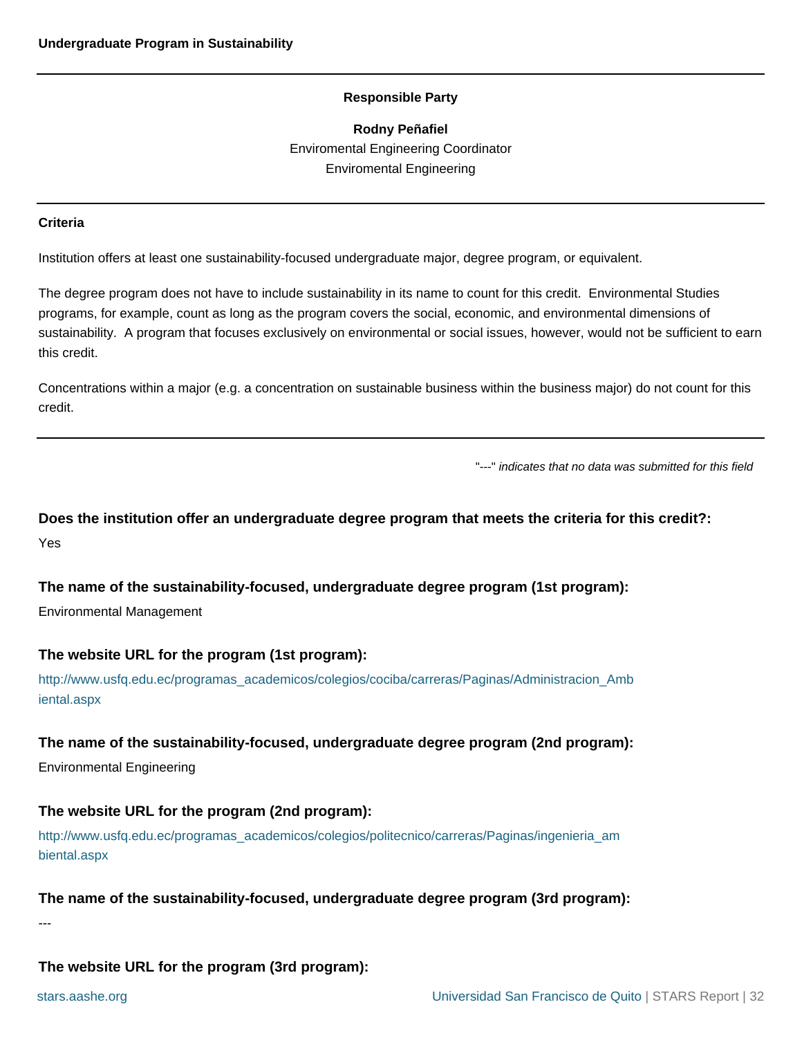**Undergraduate Program in Sustainability**

---

**Responsible Party**

**Rodny Peñafiel**
Enviromental Engineering Coordinator
Enviromental Engineering

---

**Criteria**

Institution offers at least one sustainability-focused undergraduate major, degree program, or equivalent.

The degree program does not have to include sustainability in its name to count for this credit. Environmental Studies programs, for example, count as long as the program covers the social, economic, and environmental dimensions of sustainability. A program that focuses exclusively on environmental or social issues, however, would not be sufficient to earn this credit.

Concentrations within a major (e.g. a concentration on sustainable business within the business major) do not count for this credit.

---

"---" *indicates that no data was submitted for this field*

**Does the institution offer an undergraduate degree program that meets the criteria for this credit?:**

Yes

**The name of the sustainability-focused, undergraduate degree program (1st program):**

Environmental Management

**The website URL for the program (1st program):**

http://www.usfq.edu.ec/programas_academicos/colegios/cociba/carreras/Paginas/Administracion_Ambiental.aspx

**The name of the sustainability-focused, undergraduate degree program (2nd program):**

Environmental Engineering

**The website URL for the program (2nd program):**

http://www.usfq.edu.ec/programas_academicos/colegios/politecnico/carreras/Paginas/ingenieria_ambiental.aspx

**The name of the sustainability-focused, undergraduate degree program (3rd program):**

---

**The website URL for the program (3rd program):**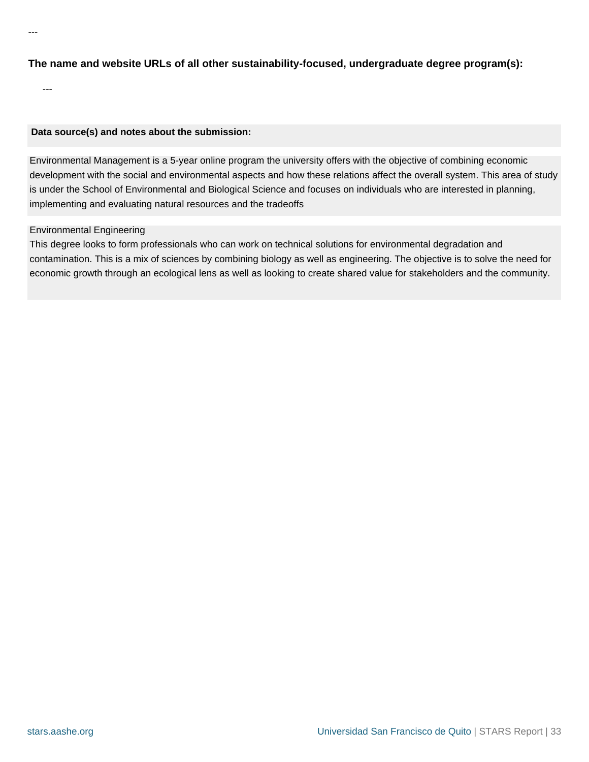---

**The name and website URLs of all other sustainability-focused, undergraduate degree program(s):**

---

**Data source(s) and notes about the submission:**

Environmental Management is a 5-year online program the university offers with the objective of combining economic development with the social and environmental aspects and how these relations affect the overall system. This area of study is under the School of Environmental and Biological Science and focuses on individuals who are interested in planning, implementing and evaluating natural resources and the tradeoffs

Environmental Engineering
This degree looks to form professionals who can work on technical solutions for environmental degradation and contamination. This is a mix of sciences by combining biology as well as engineering. The objective is to solve the need for economic growth through an ecological lens as well as looking to create shared value for stakeholders and the community.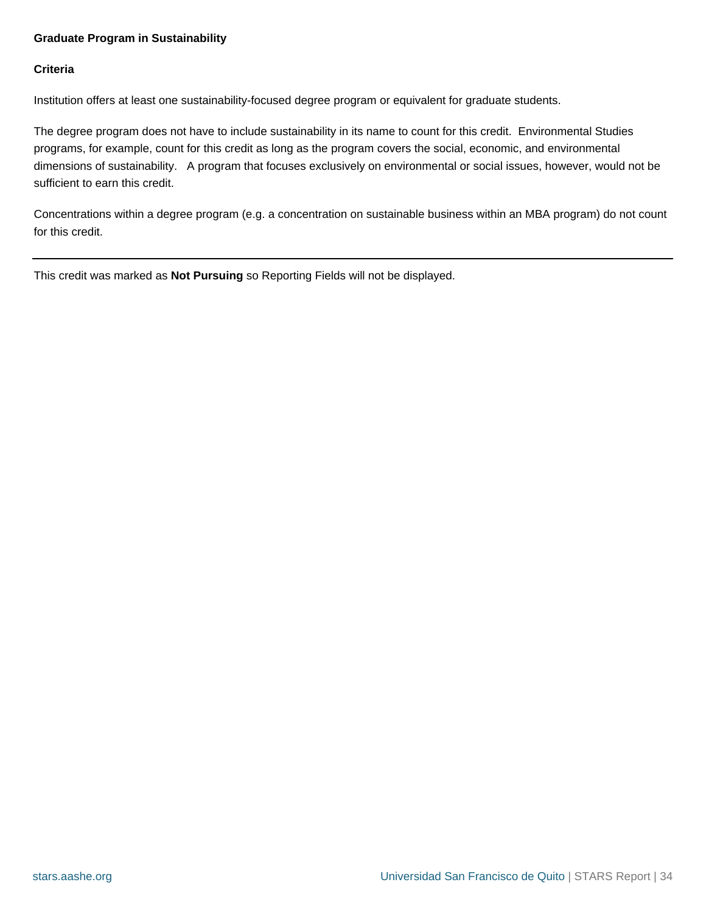### Graduate Program in Sustainability

#### Criteria

Institution offers at least one sustainability-focused degree program or equivalent for graduate students.

The degree program does not have to include sustainability in its name to count for this credit. Environmental Studies programs, for example, count for this credit as long as the program covers the social, economic, and environmental dimensions of sustainability. A program that focuses exclusively on environmental or social issues, however, would not be sufficient to earn this credit.

Concentrations within a degree program (e.g. a concentration on sustainable business within an MBA program) do not count for this credit.

---

This credit was marked as **Not Pursuing** so Reporting Fields will not be displayed.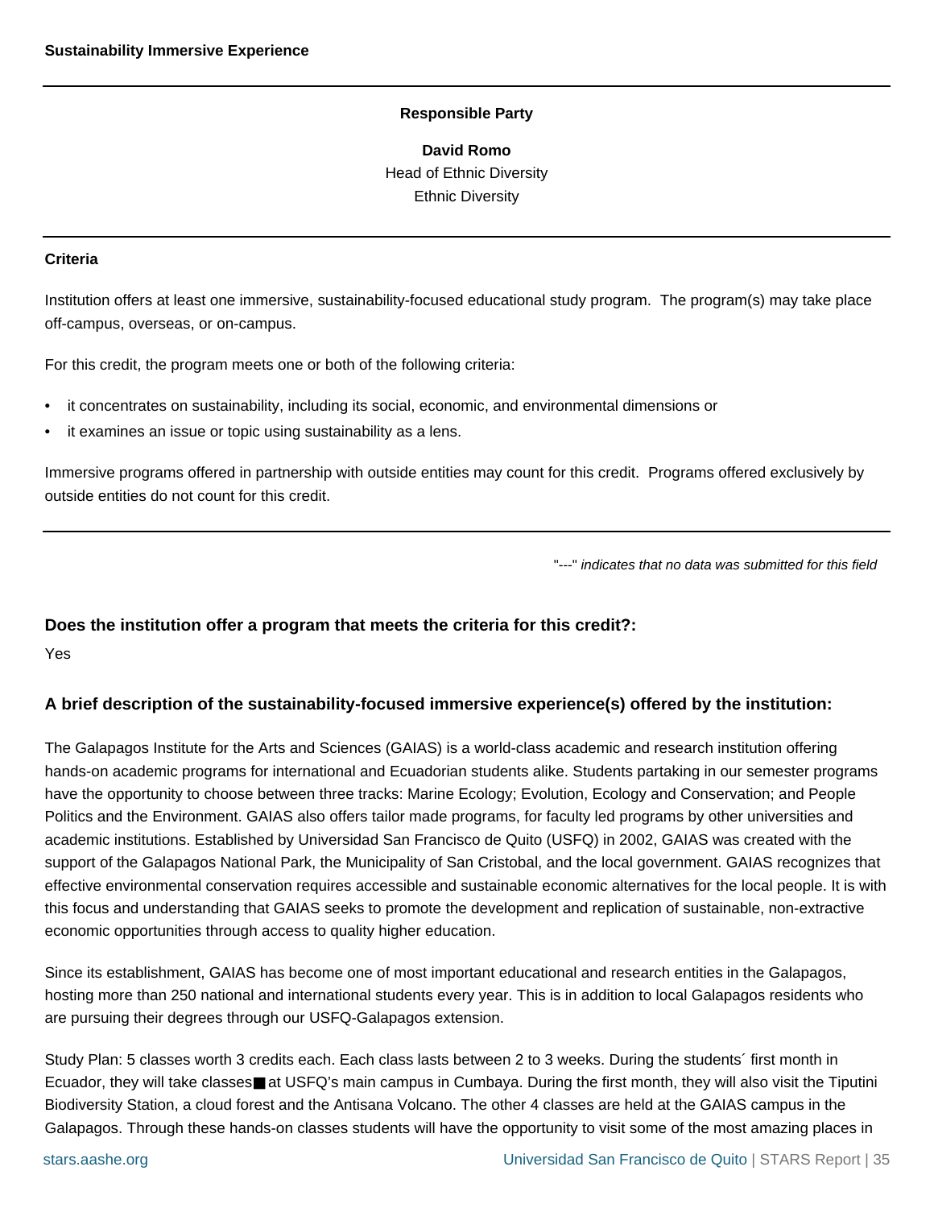## Sustainability Immersive Experience

**Responsible Party**

**David Romo**
Head of Ethnic Diversity
Ethnic Diversity

**Criteria**

Institution offers at least one immersive, sustainability-focused educational study program. The program(s) may take place off-campus, overseas, or on-campus.

For this credit, the program meets one or both of the following criteria:

- it concentrates on sustainability, including its social, economic, and environmental dimensions or
- it examines an issue or topic using sustainability as a lens.

Immersive programs offered in partnership with outside entities may count for this credit. Programs offered exclusively by outside entities do not count for this credit.

"---" *indicates that no data was submitted for this field*

### Does the institution offer a program that meets the criteria for this credit?:

Yes

### A brief description of the sustainability-focused immersive experience(s) offered by the institution:

The Galapagos Institute for the Arts and Sciences (GAIAS) is a world-class academic and research institution offering hands-on academic programs for international and Ecuadorian students alike. Students partaking in our semester programs have the opportunity to choose between three tracks: Marine Ecology; Evolution, Ecology and Conservation; and People Politics and the Environment. GAIAS also offers tailor made programs, for faculty led programs by other universities and academic institutions. Established by Universidad San Francisco de Quito (USFQ) in 2002, GAIAS was created with the support of the Galapagos National Park, the Municipality of San Cristobal, and the local government. GAIAS recognizes that effective environmental conservation requires accessible and sustainable economic alternatives for the local people. It is with this focus and understanding that GAIAS seeks to promote the development and replication of sustainable, non-extractive economic opportunities through access to quality higher education.

Since its establishment, GAIAS has become one of most important educational and research entities in the Galapagos, hosting more than 250 national and international students every year. This is in addition to local Galapagos residents who are pursuing their degrees through our USFQ-Galapagos extension.

Study Plan: 5 classes worth 3 credits each. Each class lasts between 2 to 3 weeks. During the students´ first month in Ecuador, they will take classes■ at USFQ's main campus in Cumbaya. During the first month, they will also visit the Tiputini Biodiversity Station, a cloud forest and the Antisana Volcano. The other 4 classes are held at the GAIAS campus in the Galapagos. Through these hands-on classes students will have the opportunity to visit some of the most amazing places in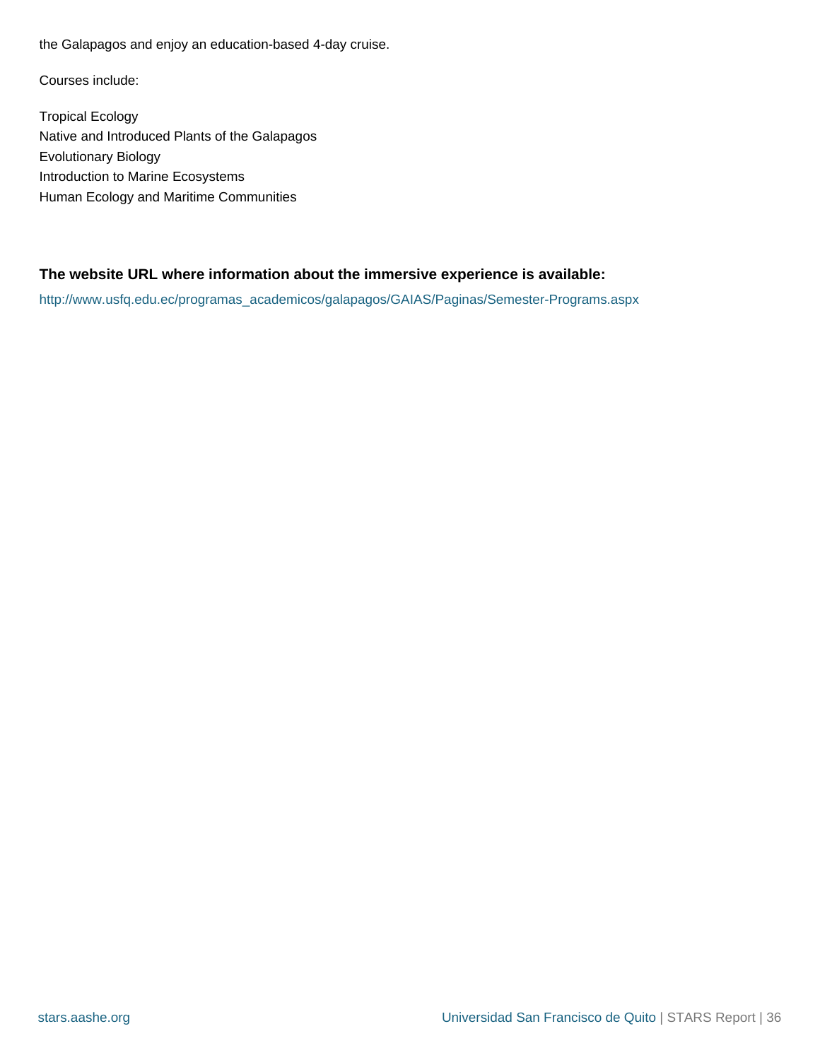the Galapagos and enjoy an education-based 4-day cruise.

Courses include:

Tropical Ecology
Native and Introduced Plants of the Galapagos
Evolutionary Biology
Introduction to Marine Ecosystems
Human Ecology and Maritime Communities

**The website URL where information about the immersive experience is available:**

http://www.usfq.edu.ec/programas_academicos/galapagos/GAIAS/Paginas/Semester-Programs.aspx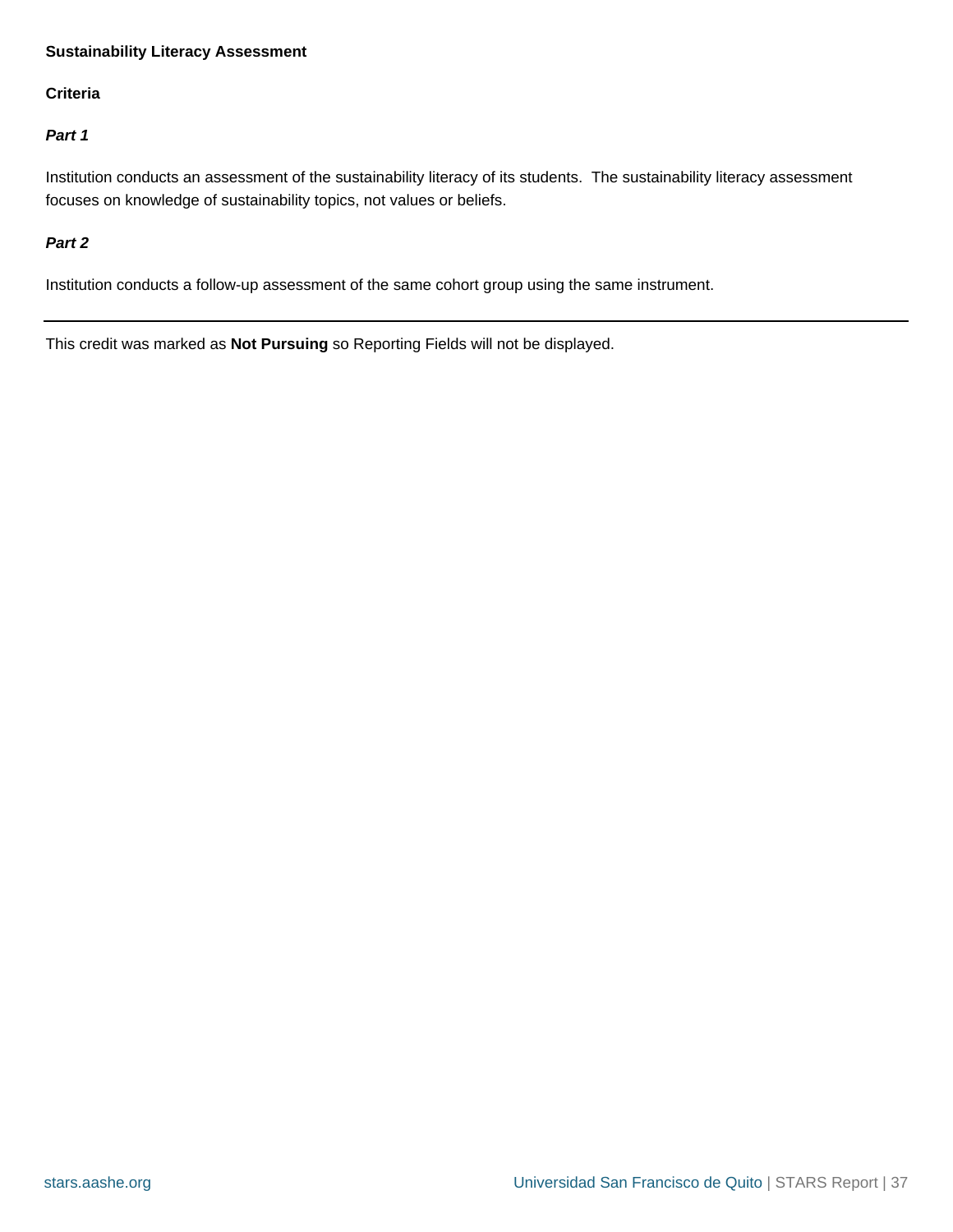**Sustainability Literacy Assessment**

**Criteria**

***Part 1***

Institution conducts an assessment of the sustainability literacy of its students. The sustainability literacy assessment focuses on knowledge of sustainability topics, not values or beliefs.

***Part 2***

Institution conducts a follow-up assessment of the same cohort group using the same instrument.

---

This credit was marked as **Not Pursuing** so Reporting Fields will not be displayed.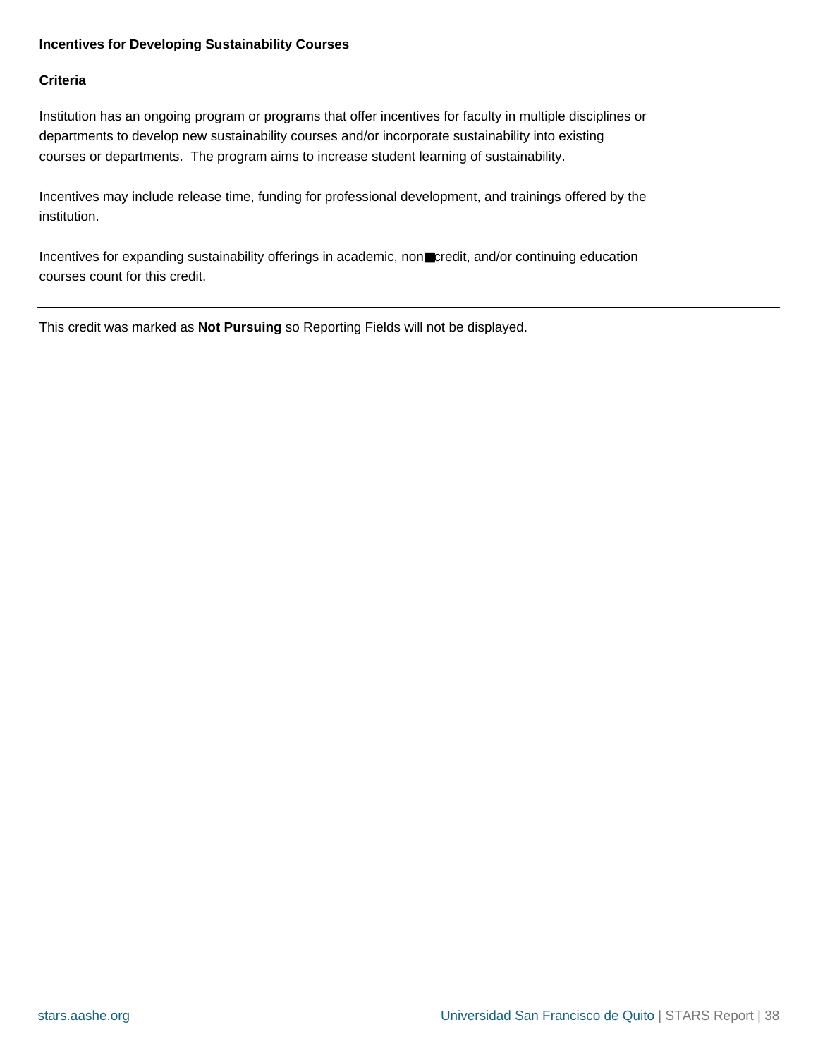### Incentives for Developing Sustainability Courses

#### Criteria

Institution has an ongoing program or programs that offer incentives for faculty in multiple disciplines or departments to develop new sustainability courses and/or incorporate sustainability into existing courses or departments. The program aims to increase student learning of sustainability.

Incentives may include release time, funding for professional development, and trainings offered by the institution.

Incentives for expanding sustainability offerings in academic, non■credit, and/or continuing education courses count for this credit.

---

This credit was marked as **Not Pursuing** so Reporting Fields will not be displayed.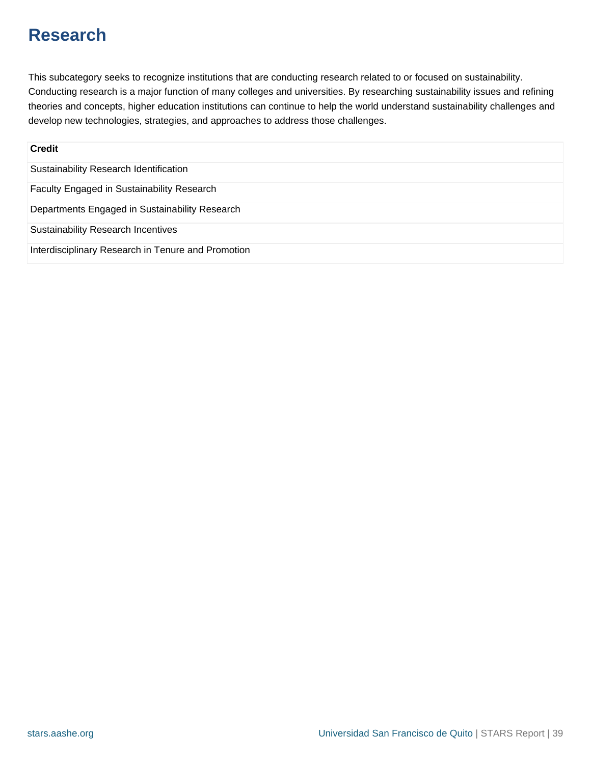# Research

This subcategory seeks to recognize institutions that are conducting research related to or focused on sustainability. Conducting research is a major function of many colleges and universities. By researching sustainability issues and refining theories and concepts, higher education institutions can continue to help the world understand sustainability challenges and develop new technologies, strategies, and approaches to address those challenges.

| Credit |
| --- |
| Sustainability Research Identification |
| Faculty Engaged in Sustainability Research |
| Departments Engaged in Sustainability Research |
| Sustainability Research Incentives |
| Interdisciplinary Research in Tenure and Promotion |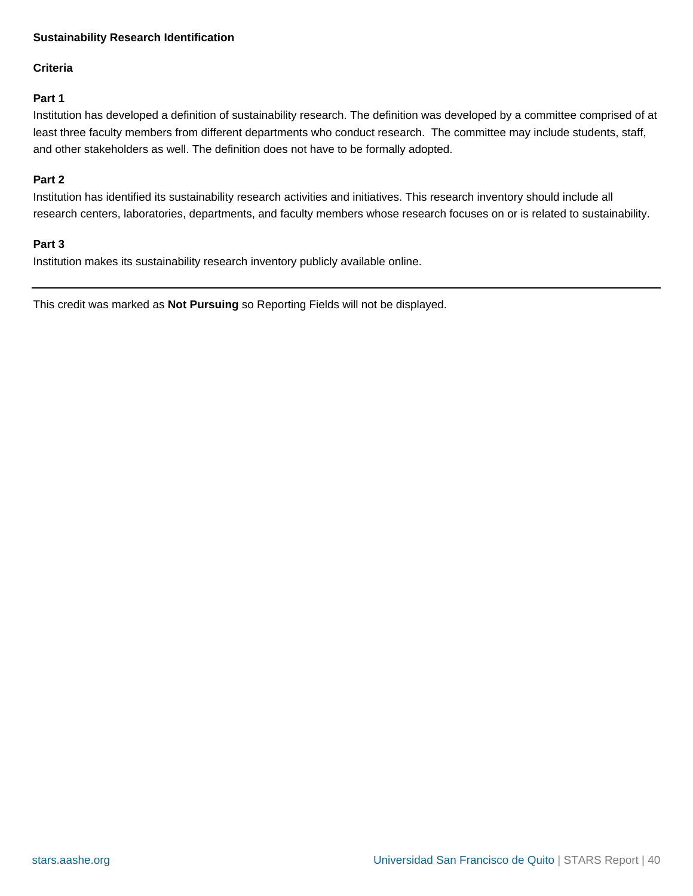## Sustainability Research Identification

### Criteria

**Part 1**

Institution has developed a definition of sustainability research. The definition was developed by a committee comprised of at least three faculty members from different departments who conduct research. The committee may include students, staff, and other stakeholders as well. The definition does not have to be formally adopted.

**Part 2**

Institution has identified its sustainability research activities and initiatives. This research inventory should include all research centers, laboratories, departments, and faculty members whose research focuses on or is related to sustainability.

**Part 3**

Institution makes its sustainability research inventory publicly available online.

---

This credit was marked as **Not Pursuing** so Reporting Fields will not be displayed.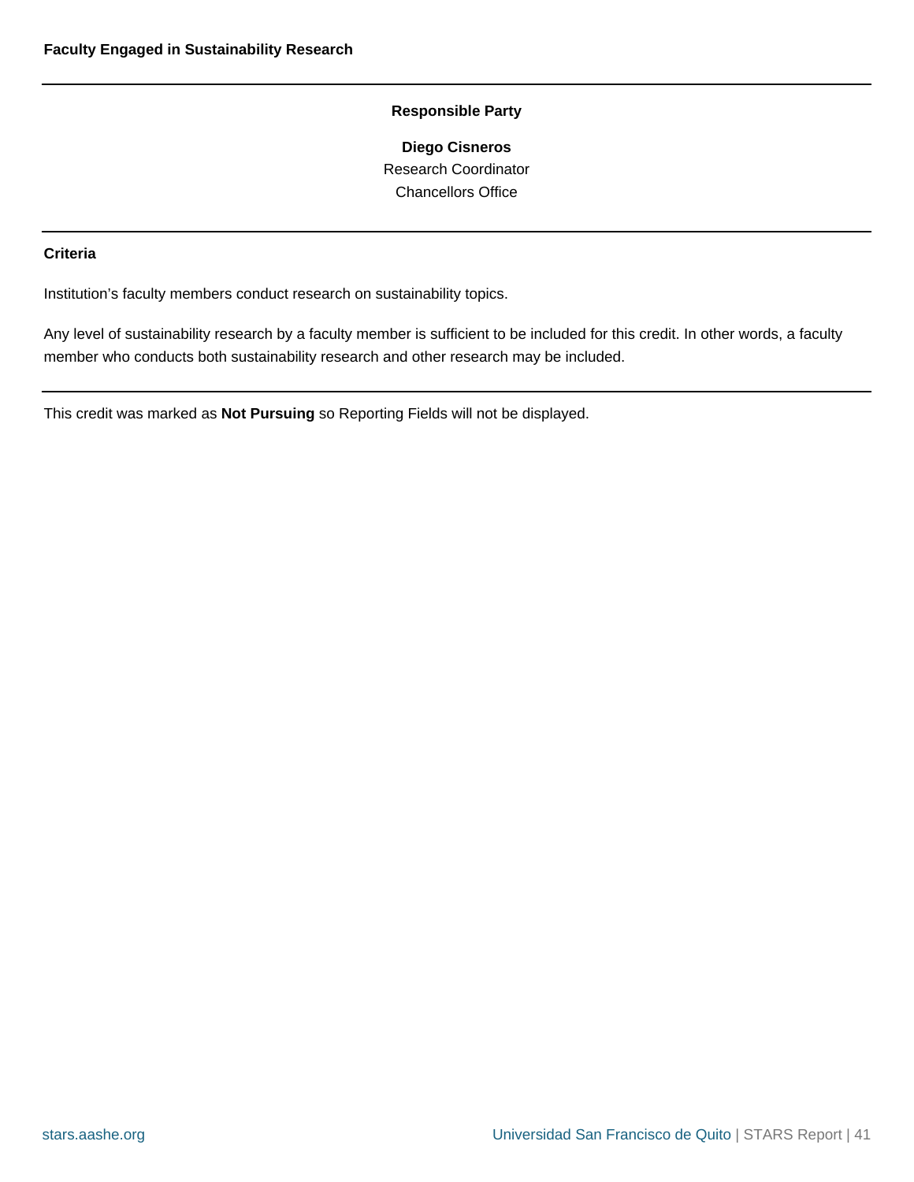## Faculty Engaged in Sustainability Research

---

**Responsible Party**

**Diego Cisneros**
Research Coordinator
Chancellors Office

---

**Criteria**

Institution’s faculty members conduct research on sustainability topics.

Any level of sustainability research by a faculty member is sufficient to be included for this credit. In other words, a faculty member who conducts both sustainability research and other research may be included.

---

This credit was marked as **Not Pursuing** so Reporting Fields will not be displayed.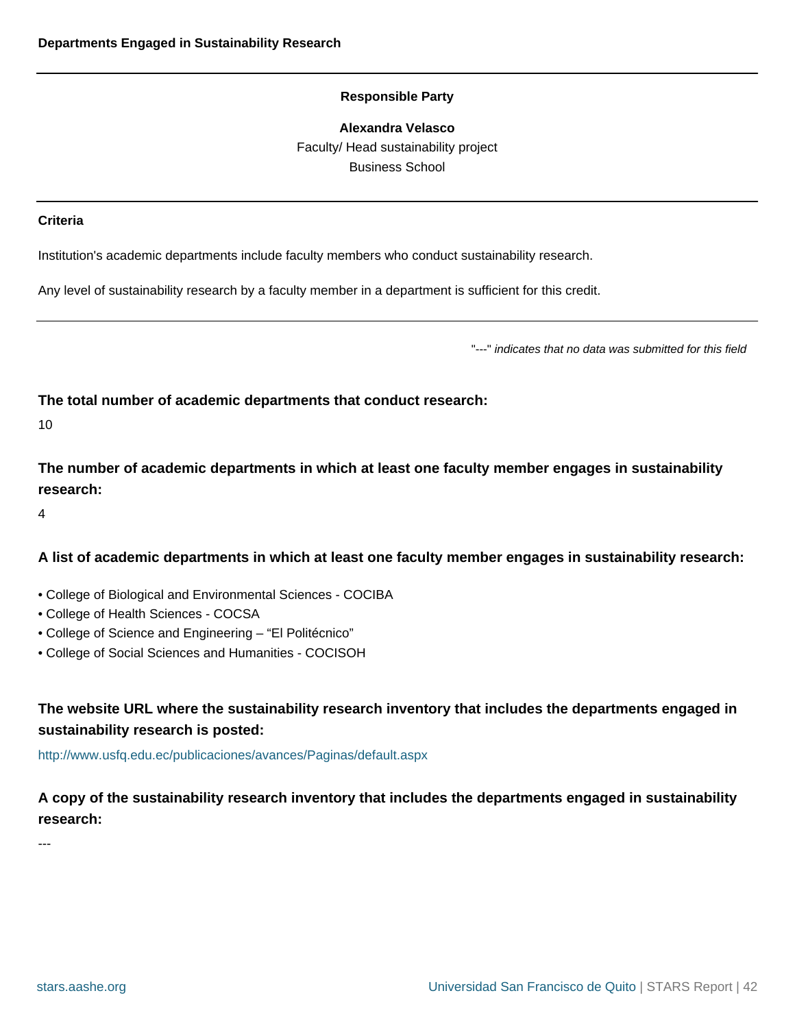## Departments Engaged in Sustainability Research

**Responsible Party**

**Alexandra Velasco**
Faculty/ Head sustainability project
Business School

**Criteria**

Institution's academic departments include faculty members who conduct sustainability research.

Any level of sustainability research by a faculty member in a department is sufficient for this credit.

"---" *indicates that no data was submitted for this field*

### The total number of academic departments that conduct research:

10

### The number of academic departments in which at least one faculty member engages in sustainability research:

4

### A list of academic departments in which at least one faculty member engages in sustainability research:

- College of Biological and Environmental Sciences - COCIBA
- College of Health Sciences - COCSA
- College of Science and Engineering – "El Politécnico"
- College of Social Sciences and Humanities - COCISOH

### The website URL where the sustainability research inventory that includes the departments engaged in sustainability research is posted:

http://www.usfq.edu.ec/publicaciones/avances/Paginas/default.aspx

### A copy of the sustainability research inventory that includes the departments engaged in sustainability research:

---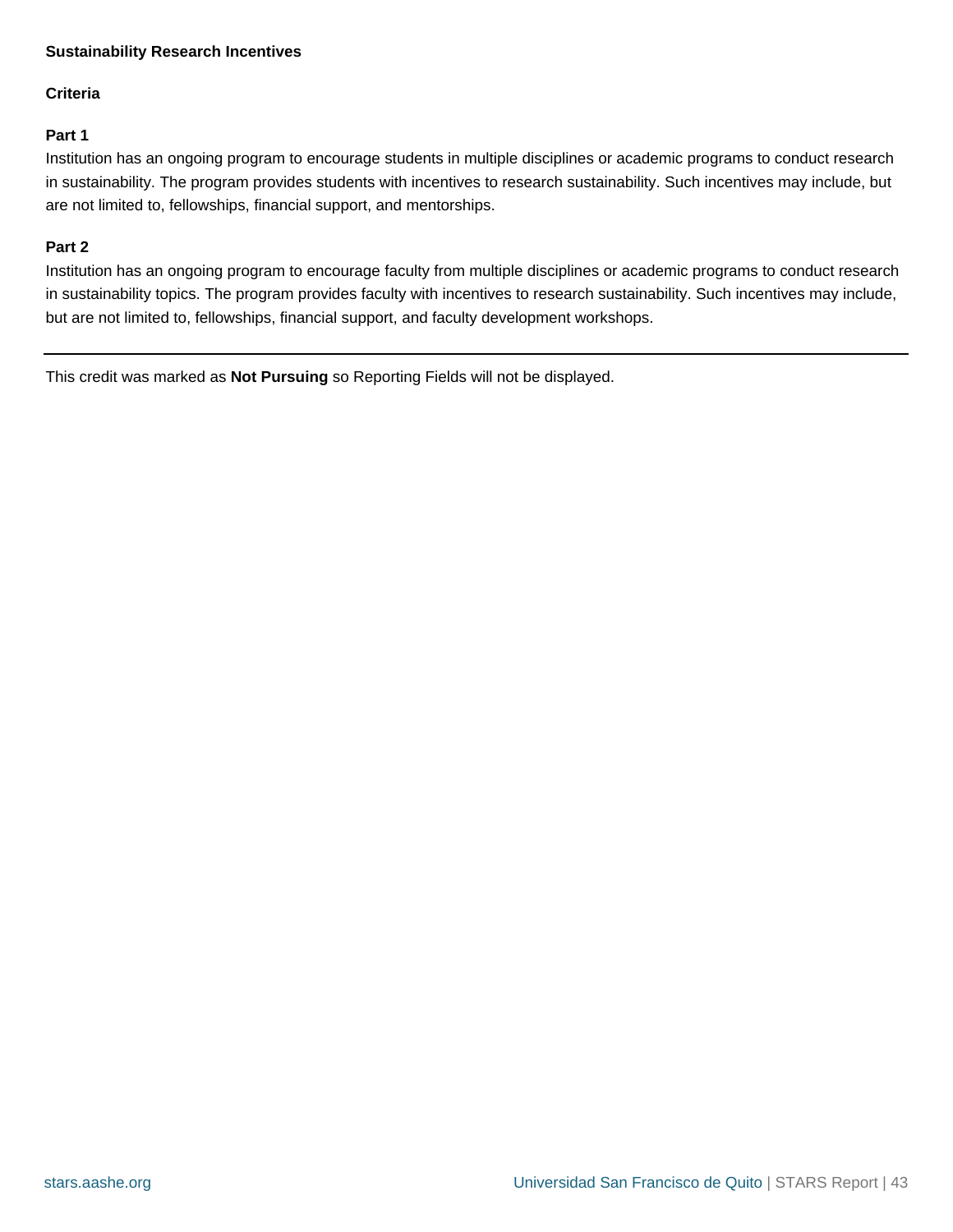**Sustainability Research Incentives**

**Criteria**

**Part 1**

Institution has an ongoing program to encourage students in multiple disciplines or academic programs to conduct research in sustainability. The program provides students with incentives to research sustainability. Such incentives may include, but are not limited to, fellowships, financial support, and mentorships.

**Part 2**

Institution has an ongoing program to encourage faculty from multiple disciplines or academic programs to conduct research in sustainability topics. The program provides faculty with incentives to research sustainability. Such incentives may include, but are not limited to, fellowships, financial support, and faculty development workshops.

---

This credit was marked as **Not Pursuing** so Reporting Fields will not be displayed.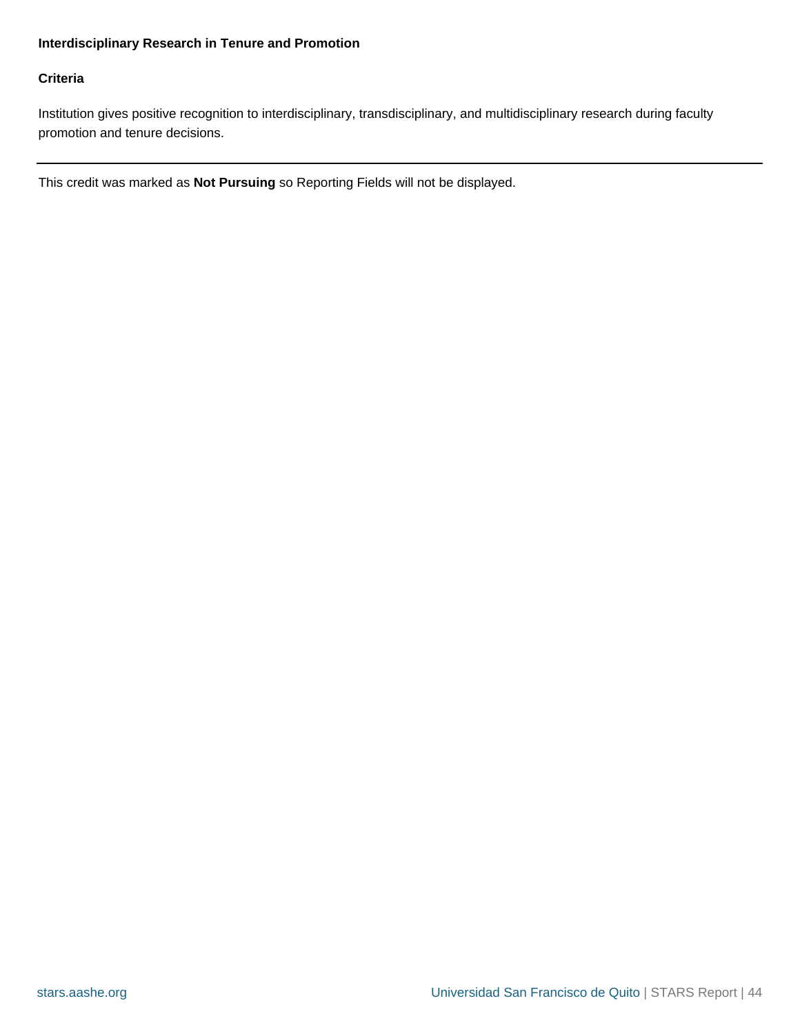### Interdisciplinary Research in Tenure and Promotion

**Criteria**

Institution gives positive recognition to interdisciplinary, transdisciplinary, and multidisciplinary research during faculty promotion and tenure decisions.

---

This credit was marked as **Not Pursuing** so Reporting Fields will not be displayed.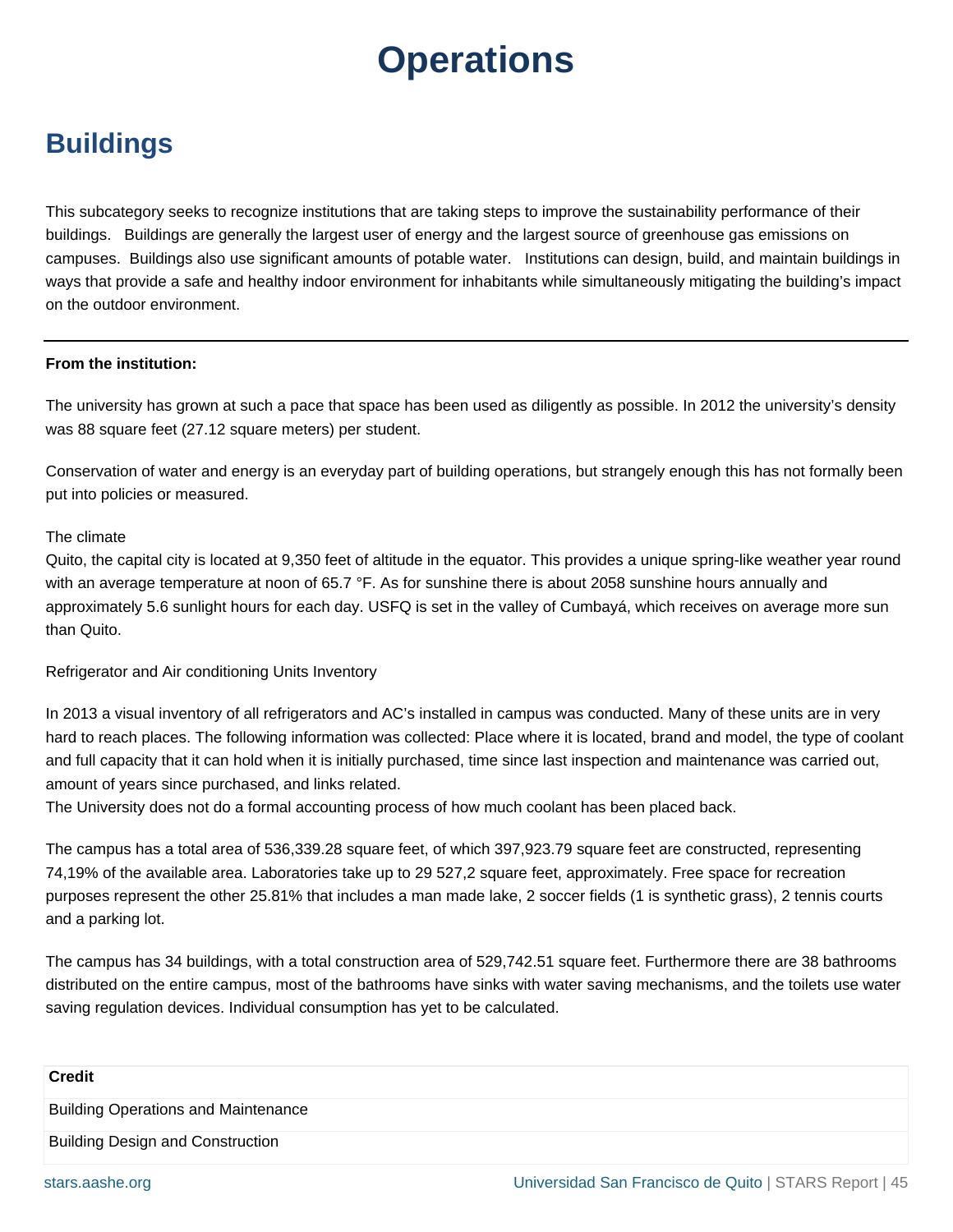# Operations

## Buildings

This subcategory seeks to recognize institutions that are taking steps to improve the sustainability performance of their buildings. Buildings are generally the largest user of energy and the largest source of greenhouse gas emissions on campuses. Buildings also use significant amounts of potable water. Institutions can design, build, and maintain buildings in ways that provide a safe and healthy indoor environment for inhabitants while simultaneously mitigating the building's impact on the outdoor environment.

---

**From the institution:**

The university has grown at such a pace that space has been used as diligently as possible. In 2012 the university's density was 88 square feet (27.12 square meters) per student.

Conservation of water and energy is an everyday part of building operations, but strangely enough this has not formally been put into policies or measured.

The climate
Quito, the capital city is located at 9,350 feet of altitude in the equator. This provides a unique spring-like weather year round with an average temperature at noon of 65.7 °F. As for sunshine there is about 2058 sunshine hours annually and approximately 5.6 sunlight hours for each day. USFQ is set in the valley of Cumbayá, which receives on average more sun than Quito.

Refrigerator and Air conditioning Units Inventory

In 2013 a visual inventory of all refrigerators and AC's installed in campus was conducted. Many of these units are in very hard to reach places. The following information was collected: Place where it is located, brand and model, the type of coolant and full capacity that it can hold when it is initially purchased, time since last inspection and maintenance was carried out, amount of years since purchased, and links related.
The University does not do a formal accounting process of how much coolant has been placed back.

The campus has a total area of 536,339.28 square feet, of which 397,923.79 square feet are constructed, representing 74,19% of the available area. Laboratories take up to 29 527,2 square feet, approximately. Free space for recreation purposes represent the other 25.81% that includes a man made lake, 2 soccer fields (1 is synthetic grass), 2 tennis courts and a parking lot.

The campus has 34 buildings, with a total construction area of 529,742.51 square feet. Furthermore there are 38 bathrooms distributed on the entire campus, most of the bathrooms have sinks with water saving mechanisms, and the toilets use water saving regulation devices. Individual consumption has yet to be calculated.

| Credit |
|---|
| Building Operations and Maintenance |
| Building Design and Construction |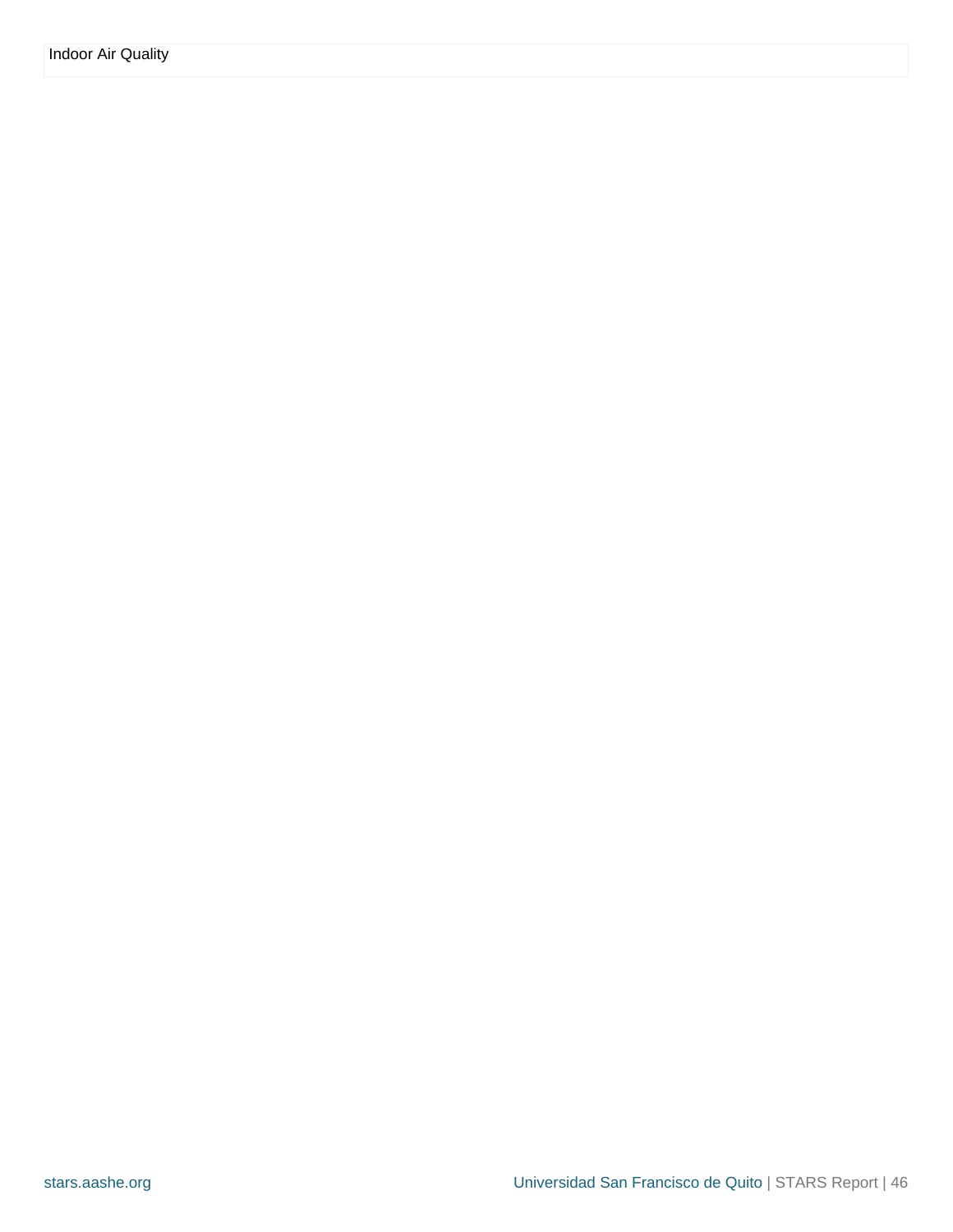| |
|---|
| Indoor Air Quality |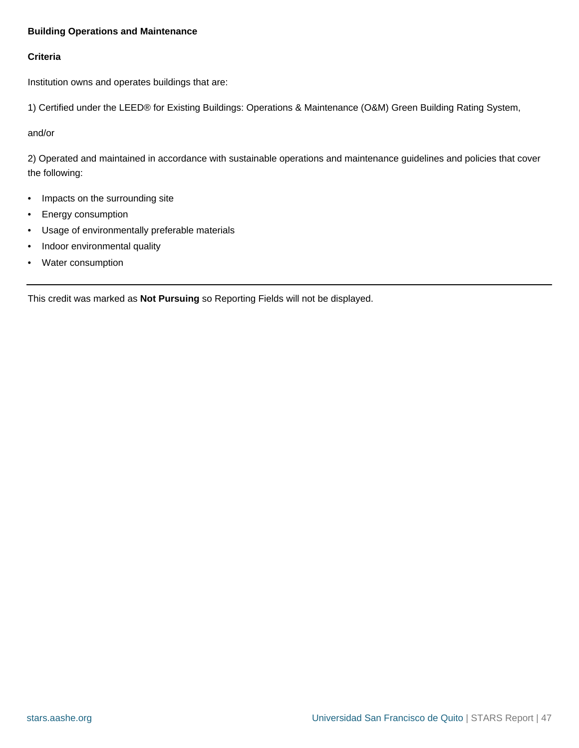**Building Operations and Maintenance**

**Criteria**

Institution owns and operates buildings that are:

1) Certified under the LEED® for Existing Buildings: Operations & Maintenance (O&M) Green Building Rating System,

and/or

2) Operated and maintained in accordance with sustainable operations and maintenance guidelines and policies that cover the following:

- Impacts on the surrounding site
- Energy consumption
- Usage of environmentally preferable materials
- Indoor environmental quality
- Water consumption

---

This credit was marked as **Not Pursuing** so Reporting Fields will not be displayed.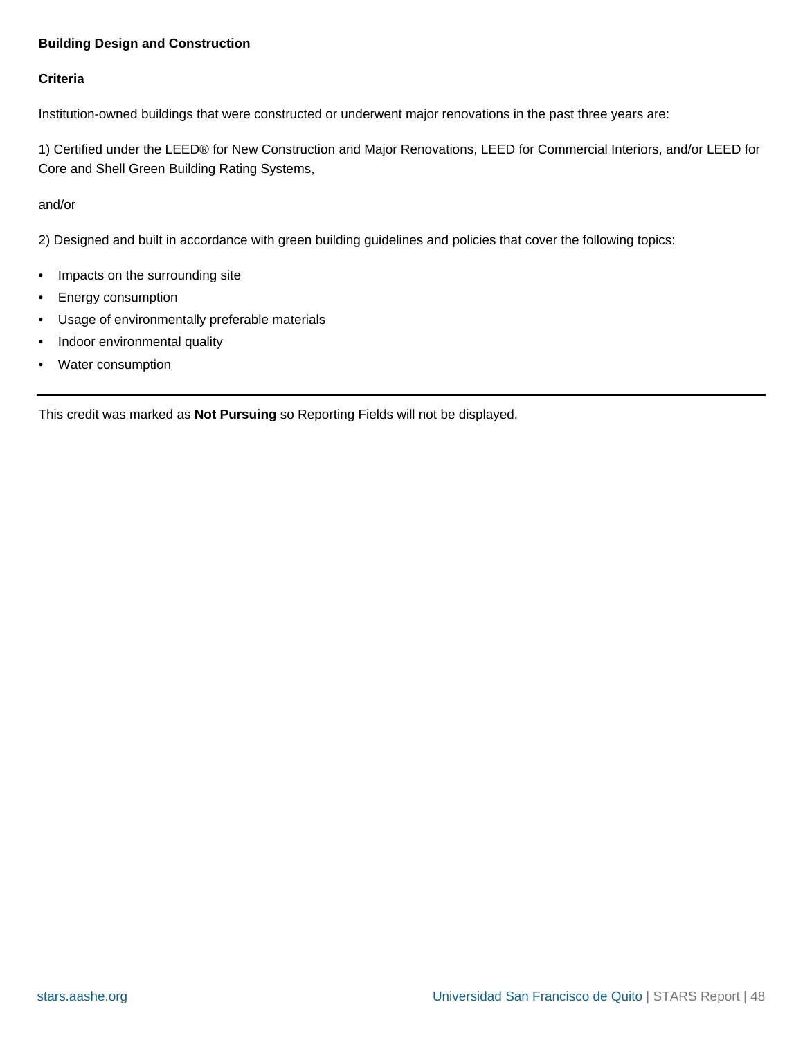**Building Design and Construction**

**Criteria**

Institution-owned buildings that were constructed or underwent major renovations in the past three years are:

1) Certified under the LEED® for New Construction and Major Renovations, LEED for Commercial Interiors, and/or LEED for Core and Shell Green Building Rating Systems,

and/or

2) Designed and built in accordance with green building guidelines and policies that cover the following topics:

- Impacts on the surrounding site
- Energy consumption
- Usage of environmentally preferable materials
- Indoor environmental quality
- Water consumption

---

This credit was marked as **Not Pursuing** so Reporting Fields will not be displayed.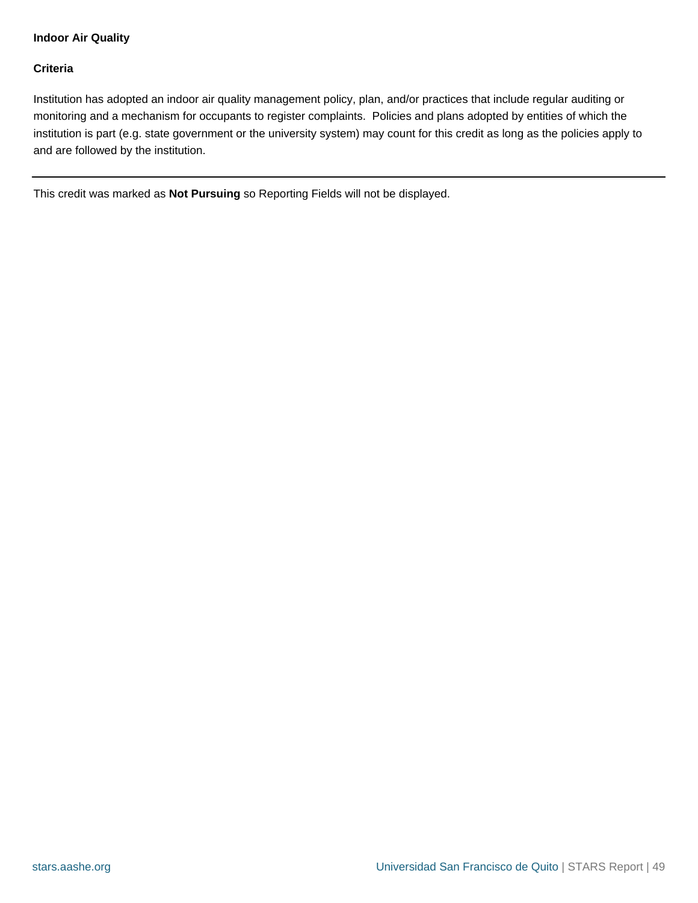**Indoor Air Quality**

**Criteria**

Institution has adopted an indoor air quality management policy, plan, and/or practices that include regular auditing or monitoring and a mechanism for occupants to register complaints. Policies and plans adopted by entities of which the institution is part (e.g. state government or the university system) may count for this credit as long as the policies apply to and are followed by the institution.

---

This credit was marked as **Not Pursuing** so Reporting Fields will not be displayed.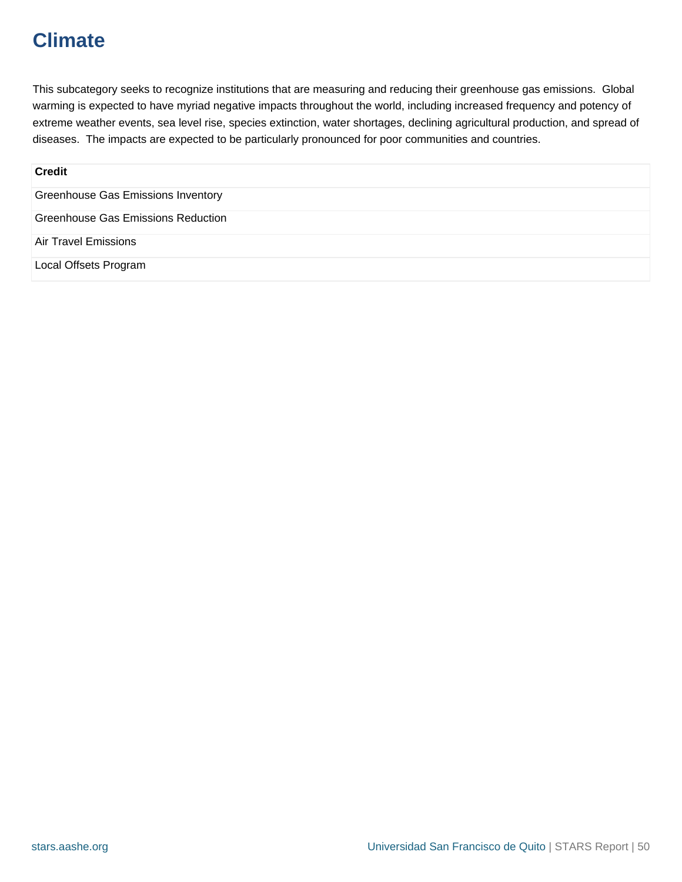# Climate

This subcategory seeks to recognize institutions that are measuring and reducing their greenhouse gas emissions.  Global warming is expected to have myriad negative impacts throughout the world, including increased frequency and potency of extreme weather events, sea level rise, species extinction, water shortages, declining agricultural production, and spread of diseases.  The impacts are expected to be particularly pronounced for poor communities and countries.

| Credit |
| --- |
| Greenhouse Gas Emissions Inventory |
| Greenhouse Gas Emissions Reduction |
| Air Travel Emissions |
| Local Offsets Program |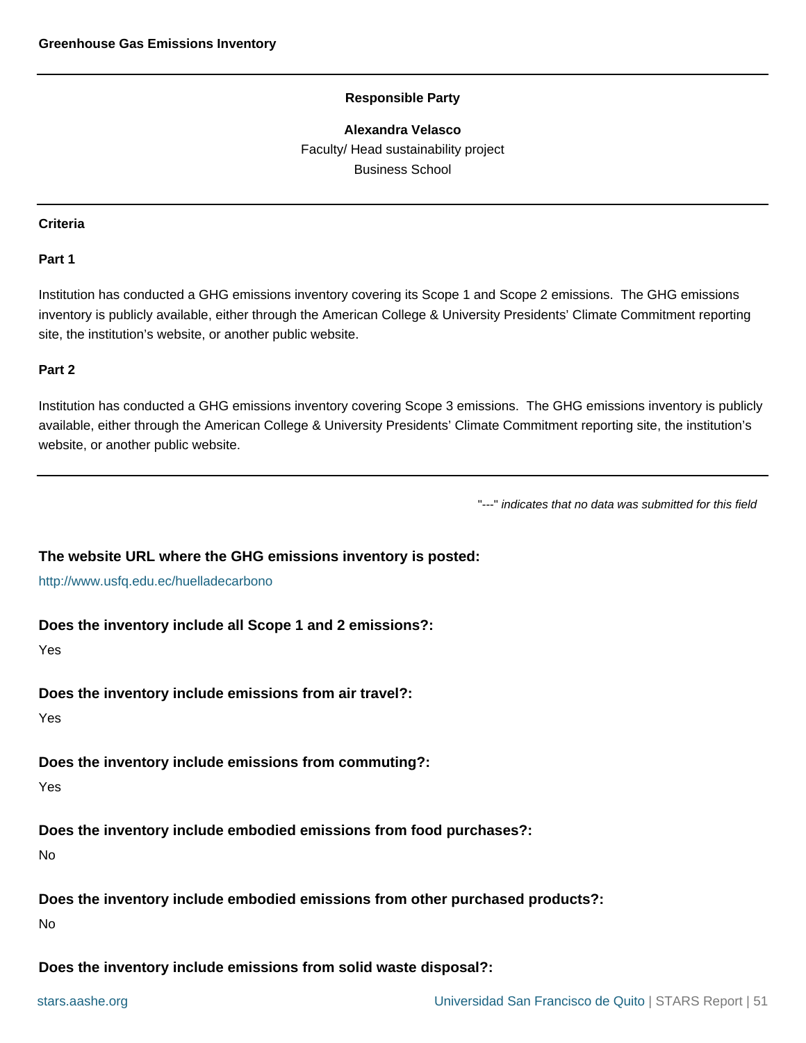**Greenhouse Gas Emissions Inventory**

---

**Responsible Party**

**Alexandra Velasco**
Faculty/ Head sustainability project
Business School

---

**Criteria**

**Part 1**

Institution has conducted a GHG emissions inventory covering its Scope 1 and Scope 2 emissions. The GHG emissions inventory is publicly available, either through the American College & University Presidents' Climate Commitment reporting site, the institution's website, or another public website.

**Part 2**

Institution has conducted a GHG emissions inventory covering Scope 3 emissions. The GHG emissions inventory is publicly available, either through the American College & University Presidents' Climate Commitment reporting site, the institution's website, or another public website.

---

"---" *indicates that no data was submitted for this field*

**The website URL where the GHG emissions inventory is posted:**

http://www.usfq.edu.ec/huelladecarbono

**Does the inventory include all Scope 1 and 2 emissions?:**

Yes

**Does the inventory include emissions from air travel?:**

Yes

**Does the inventory include emissions from commuting?:**

Yes

**Does the inventory include embodied emissions from food purchases?:**

No

**Does the inventory include embodied emissions from other purchased products?:**

No

**Does the inventory include emissions from solid waste disposal?:**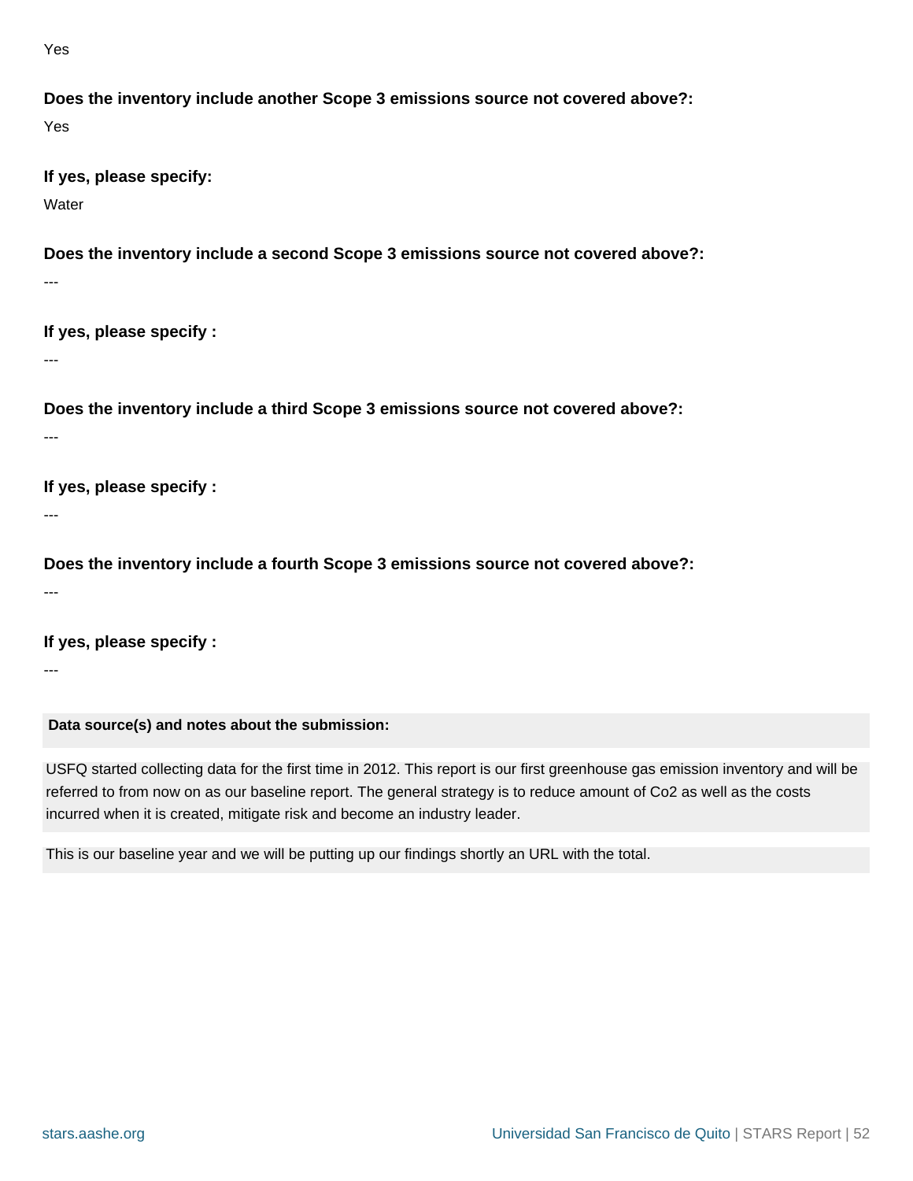Yes

**Does the inventory include another Scope 3 emissions source not covered above?:**

Yes

**If yes, please specify:**

Water

**Does the inventory include a second Scope 3 emissions source not covered above?:**

---

**If yes, please specify :**

---

**Does the inventory include a third Scope 3 emissions source not covered above?:**

---

**If yes, please specify :**

---

**Does the inventory include a fourth Scope 3 emissions source not covered above?:**

---

**If yes, please specify :**

---

**Data source(s) and notes about the submission:**

USFQ started collecting data for the first time in 2012. This report is our first greenhouse gas emission inventory and will be referred to from now on as our baseline report. The general strategy is to reduce amount of Co2 as well as the costs incurred when it is created, mitigate risk and become an industry leader.

This is our baseline year and we will be putting up our findings shortly an URL with the total.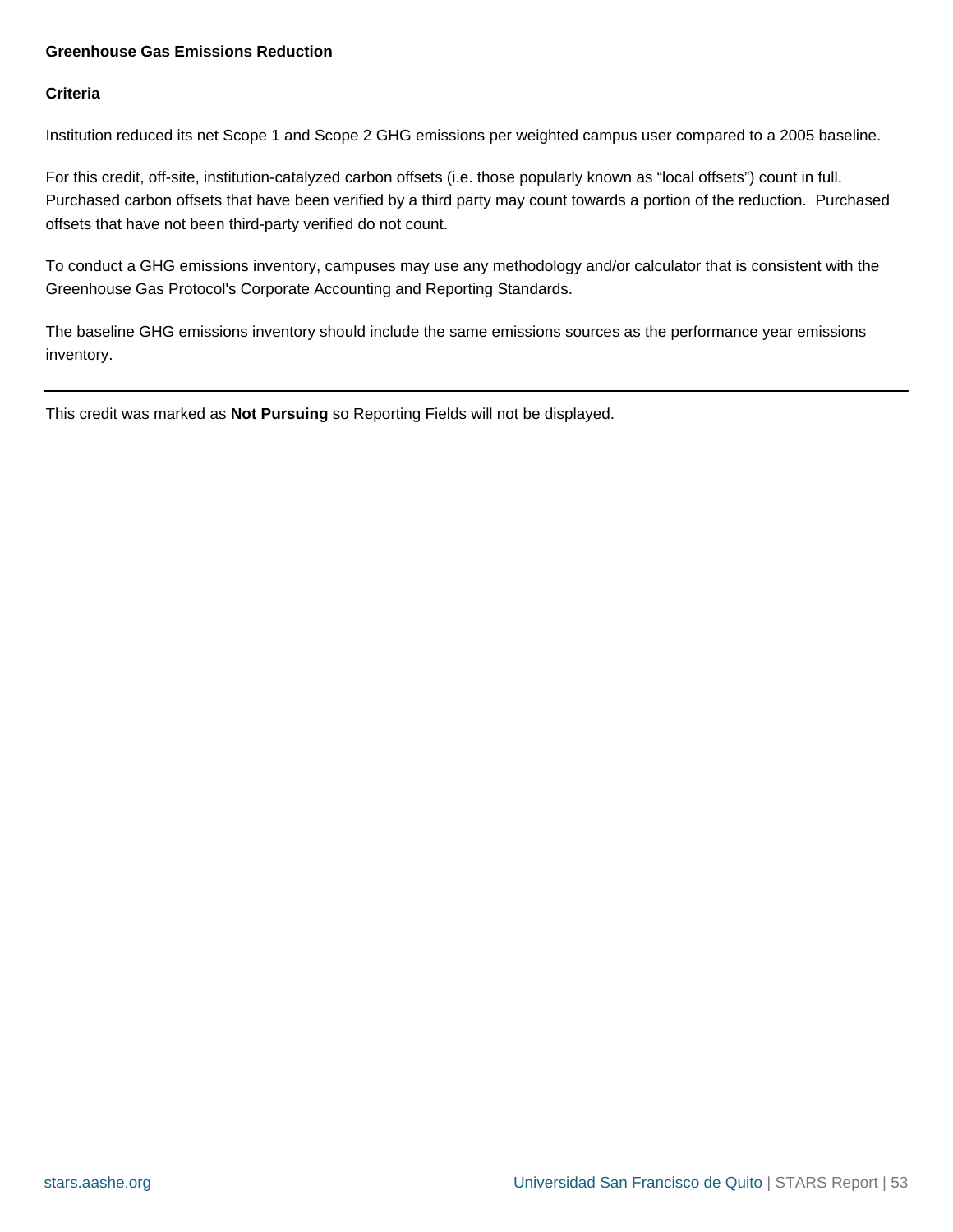### Greenhouse Gas Emissions Reduction

#### Criteria

Institution reduced its net Scope 1 and Scope 2 GHG emissions per weighted campus user compared to a 2005 baseline.

For this credit, off-site, institution-catalyzed carbon offsets (i.e. those popularly known as “local offsets”) count in full. Purchased carbon offsets that have been verified by a third party may count towards a portion of the reduction.  Purchased offsets that have not been third-party verified do not count.

To conduct a GHG emissions inventory, campuses may use any methodology and/or calculator that is consistent with the Greenhouse Gas Protocol's Corporate Accounting and Reporting Standards.

The baseline GHG emissions inventory should include the same emissions sources as the performance year emissions inventory.

---

This credit was marked as **Not Pursuing** so Reporting Fields will not be displayed.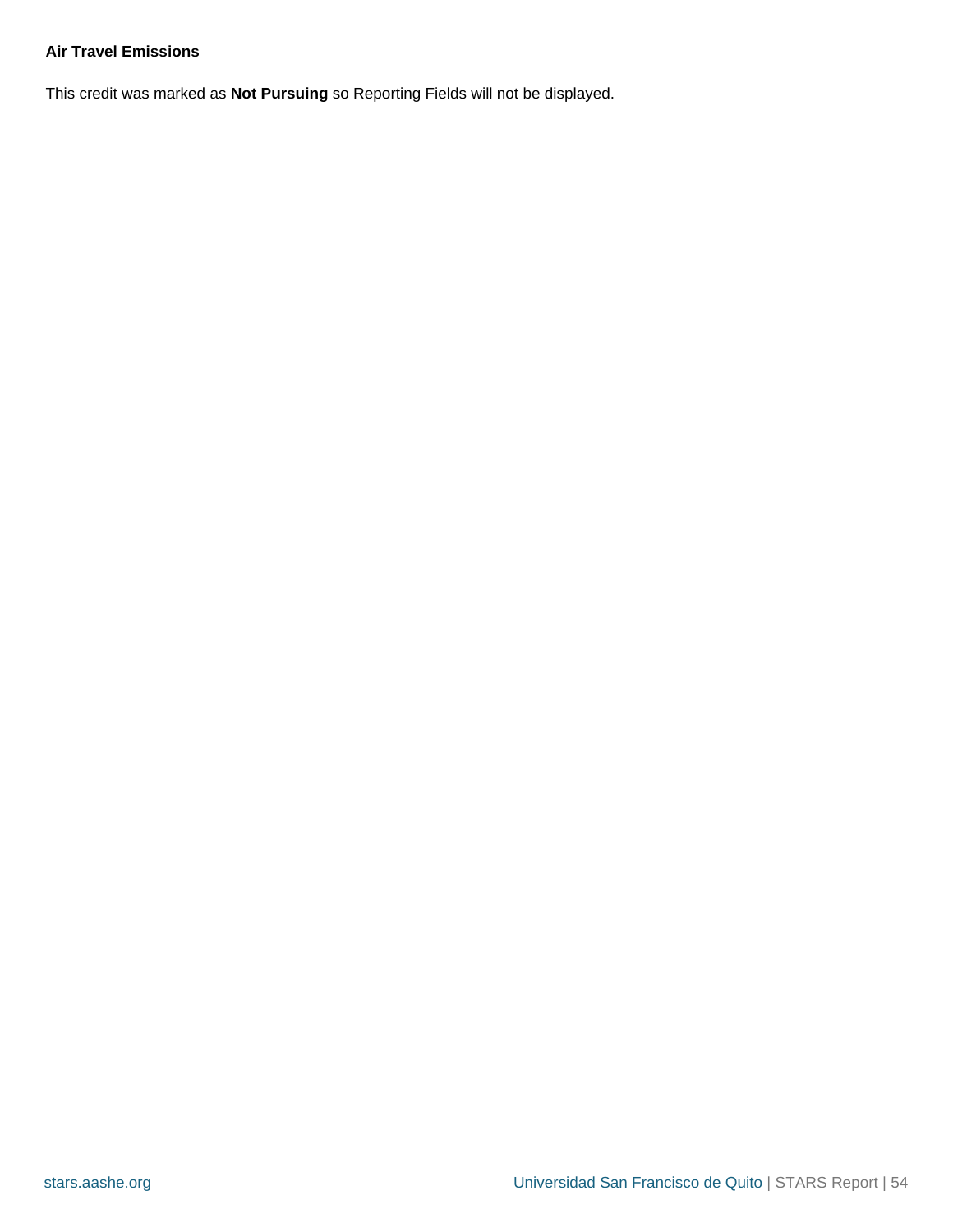**Air Travel Emissions**

This credit was marked as **Not Pursuing** so Reporting Fields will not be displayed.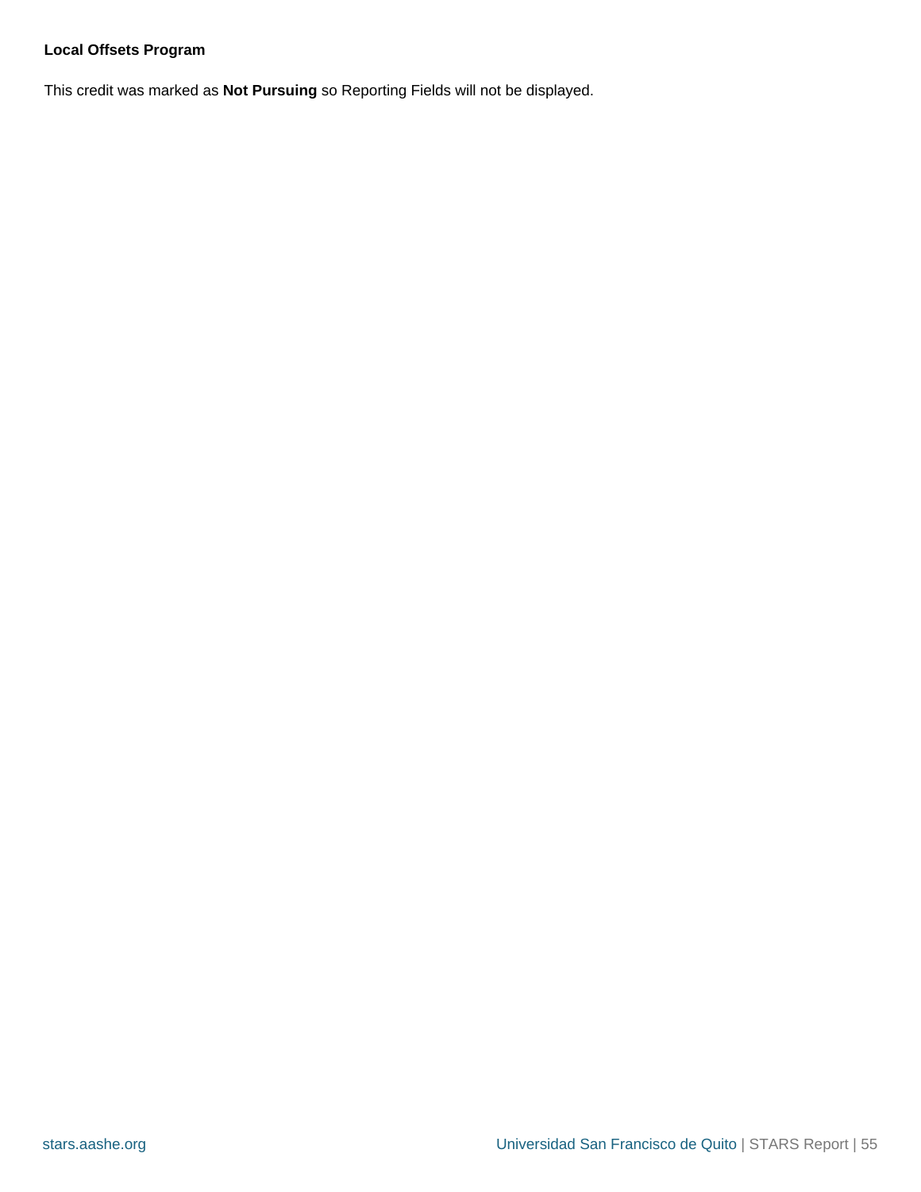**Local Offsets Program**

This credit was marked as **Not Pursuing** so Reporting Fields will not be displayed.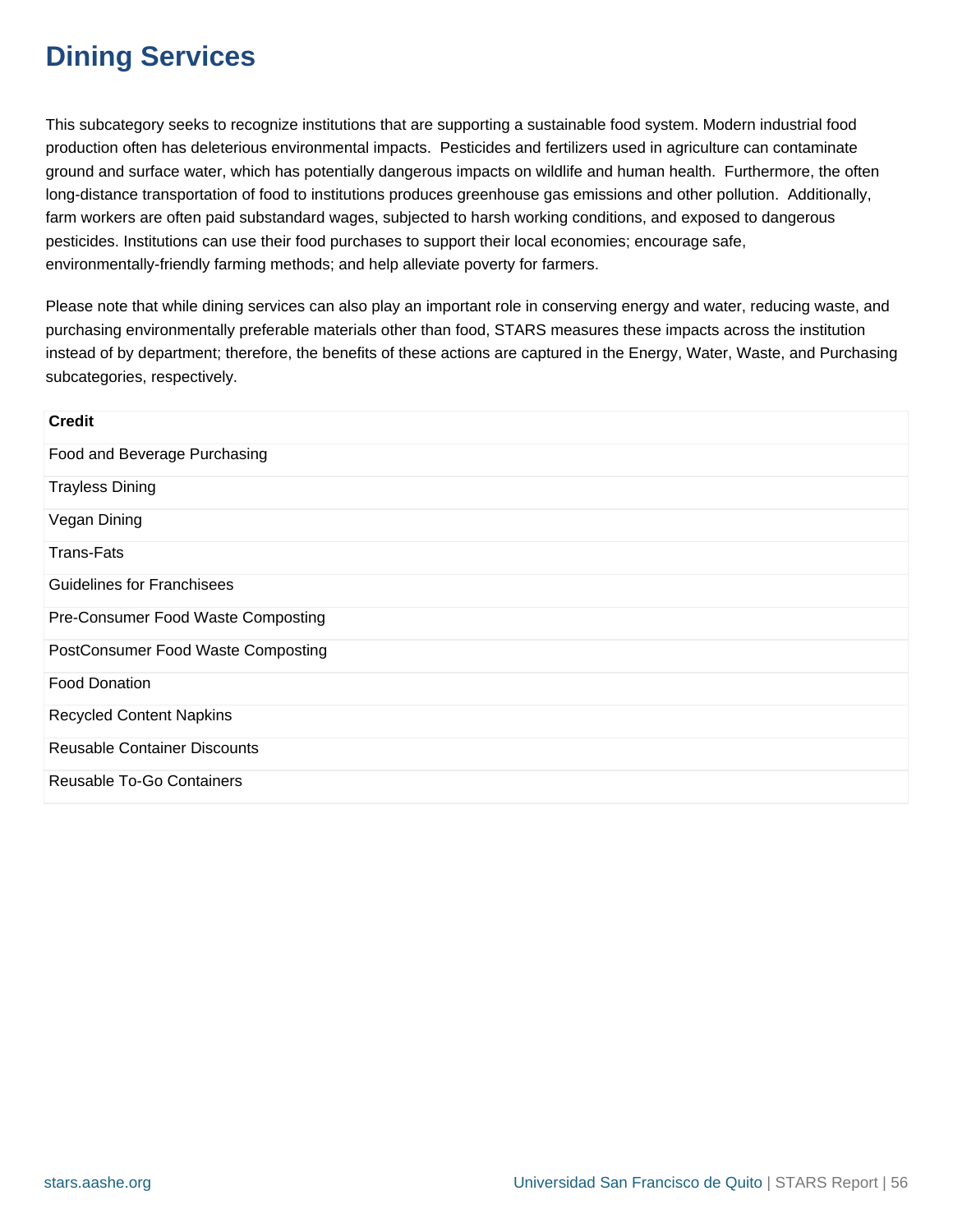# Dining Services

This subcategory seeks to recognize institutions that are supporting a sustainable food system. Modern industrial food production often has deleterious environmental impacts.  Pesticides and fertilizers used in agriculture can contaminate ground and surface water, which has potentially dangerous impacts on wildlife and human health.  Furthermore, the often long-distance transportation of food to institutions produces greenhouse gas emissions and other pollution.  Additionally, farm workers are often paid substandard wages, subjected to harsh working conditions, and exposed to dangerous pesticides. Institutions can use their food purchases to support their local economies; encourage safe, environmentally-friendly farming methods; and help alleviate poverty for farmers.

Please note that while dining services can also play an important role in conserving energy and water, reducing waste, and purchasing environmentally preferable materials other than food, STARS measures these impacts across the institution instead of by department; therefore, the benefits of these actions are captured in the Energy, Water, Waste, and Purchasing subcategories, respectively.

| Credit |
| --- |
| Food and Beverage Purchasing |
| Trayless Dining |
| Vegan Dining |
| Trans-Fats |
| Guidelines for Franchisees |
| Pre-Consumer Food Waste Composting |
| PostConsumer Food Waste Composting |
| Food Donation |
| Recycled Content Napkins |
| Reusable Container Discounts |
| Reusable To-Go Containers |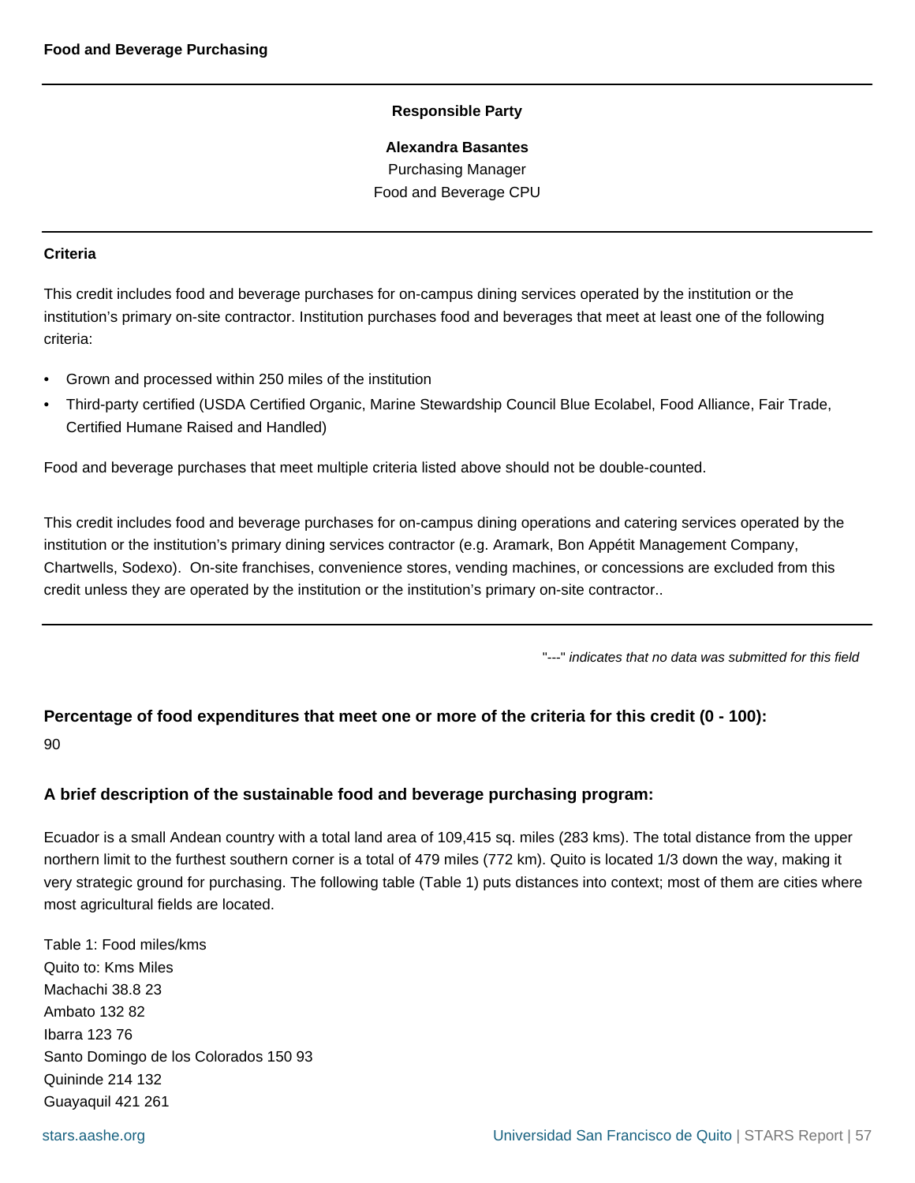## Food and Beverage Purchasing

**Responsible Party**

**Alexandra Basantes**
Purchasing Manager
Food and Beverage CPU

---

**Criteria**

This credit includes food and beverage purchases for on-campus dining services operated by the institution or the institution's primary on-site contractor. Institution purchases food and beverages that meet at least one of the following criteria:

- Grown and processed within 250 miles of the institution
- Third-party certified (USDA Certified Organic, Marine Stewardship Council Blue Ecolabel, Food Alliance, Fair Trade, Certified Humane Raised and Handled)

Food and beverage purchases that meet multiple criteria listed above should not be double-counted.

This credit includes food and beverage purchases for on-campus dining operations and catering services operated by the institution or the institution's primary dining services contractor (e.g. Aramark, Bon Appétit Management Company, Chartwells, Sodexo). On-site franchises, convenience stores, vending machines, or concessions are excluded from this credit unless they are operated by the institution or the institution's primary on-site contractor..

---

*"---" indicates that no data was submitted for this field*

### Percentage of food expenditures that meet one or more of the criteria for this credit (0 - 100):

90

### A brief description of the sustainable food and beverage purchasing program:

Ecuador is a small Andean country with a total land area of 109,415 sq. miles (283 kms). The total distance from the upper northern limit to the furthest southern corner is a total of 479 miles (772 km). Quito is located 1/3 down the way, making it very strategic ground for purchasing. The following table (Table 1) puts distances into context; most of them are cities where most agricultural fields are located.

Table 1: Food miles/kms
Quito to: Kms Miles
Machachi 38.8 23
Ambato 132 82
Ibarra 123 76
Santo Domingo de los Colorados 150 93
Quininde 214 132
Guayaquil 421 261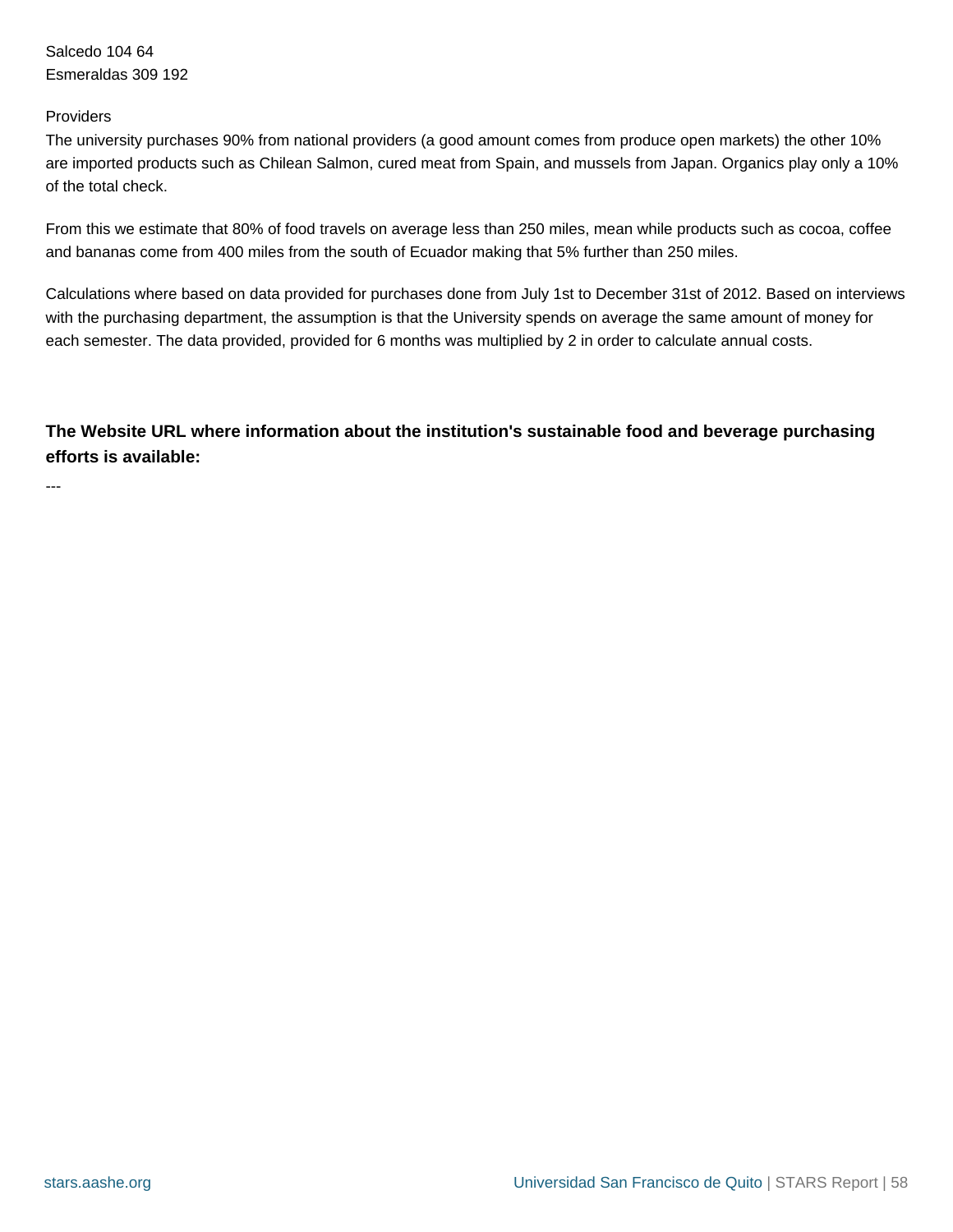Salcedo 104 64
Esmeraldas 309 192

Providers
The university purchases 90% from national providers (a good amount comes from produce open markets) the other 10% are imported products such as Chilean Salmon, cured meat from Spain, and mussels from Japan. Organics play only a 10% of the total check.

From this we estimate that 80% of food travels on average less than 250 miles, mean while products such as cocoa, coffee and bananas come from 400 miles from the south of Ecuador making that 5% further than 250 miles.

Calculations where based on data provided for purchases done from July 1st to December 31st of 2012. Based on interviews with the purchasing department, the assumption is that the University spends on average the same amount of money for each semester. The data provided, provided for 6 months was multiplied by 2 in order to calculate annual costs.

**The Website URL where information about the institution's sustainable food and beverage purchasing efforts is available:**

---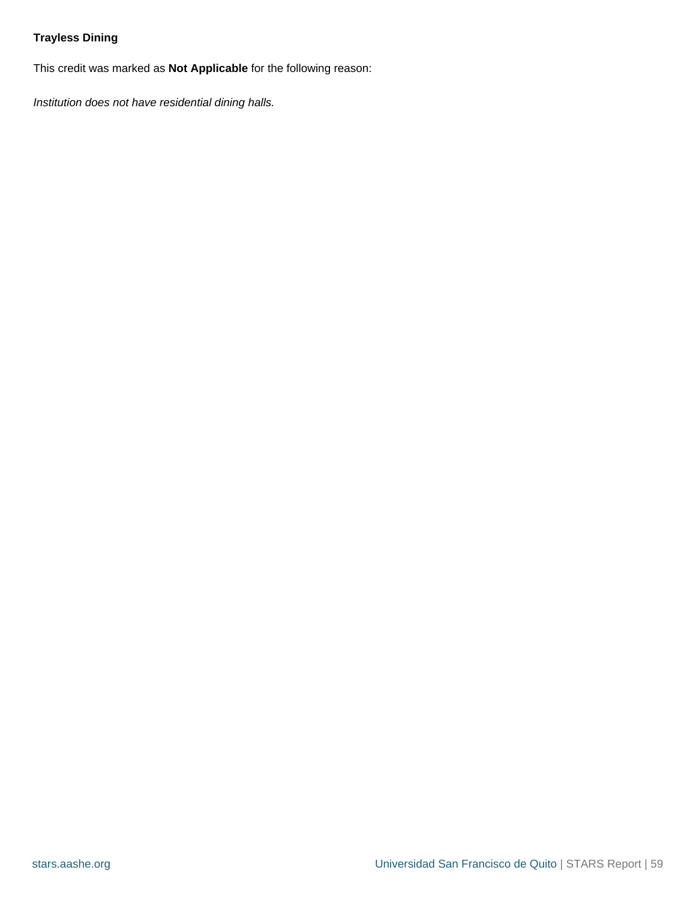**Trayless Dining**

This credit was marked as **Not Applicable** for the following reason:

*Institution does not have residential dining halls.*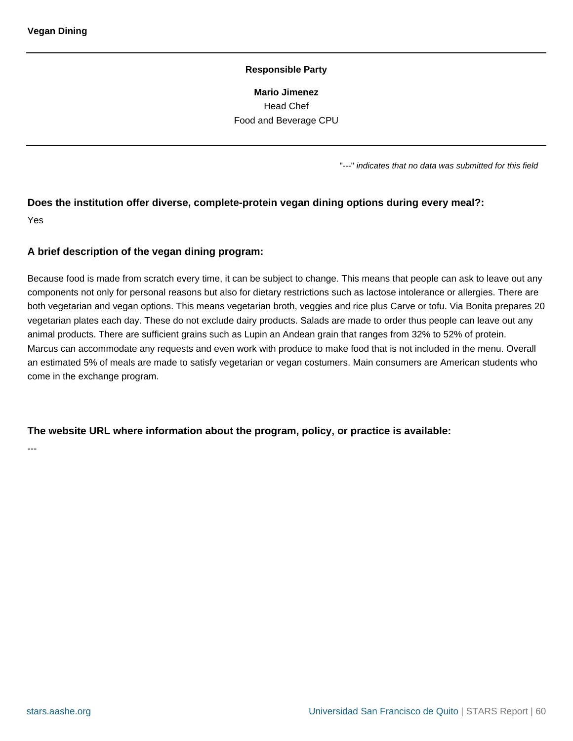## Vegan Dining

**Responsible Party**

**Mario Jimenez**
Head Chef
Food and Beverage CPU

"---" *indicates that no data was submitted for this field*

**Does the institution offer diverse, complete-protein vegan dining options during every meal?:**

Yes

**A brief description of the vegan dining program:**

Because food is made from scratch every time, it can be subject to change. This means that people can ask to leave out any components not only for personal reasons but also for dietary restrictions such as lactose intolerance or allergies. There are both vegetarian and vegan options. This means vegetarian broth, veggies and rice plus Carve or tofu. Via Bonita prepares 20 vegetarian plates each day. These do not exclude dairy products. Salads are made to order thus people can leave out any animal products. There are sufficient grains such as Lupin an Andean grain that ranges from 32% to 52% of protein. Marcus can accommodate any requests and even work with produce to make food that is not included in the menu. Overall an estimated 5% of meals are made to satisfy vegetarian or vegan costumers. Main consumers are American students who come in the exchange program.

**The website URL where information about the program, policy, or practice is available:**

---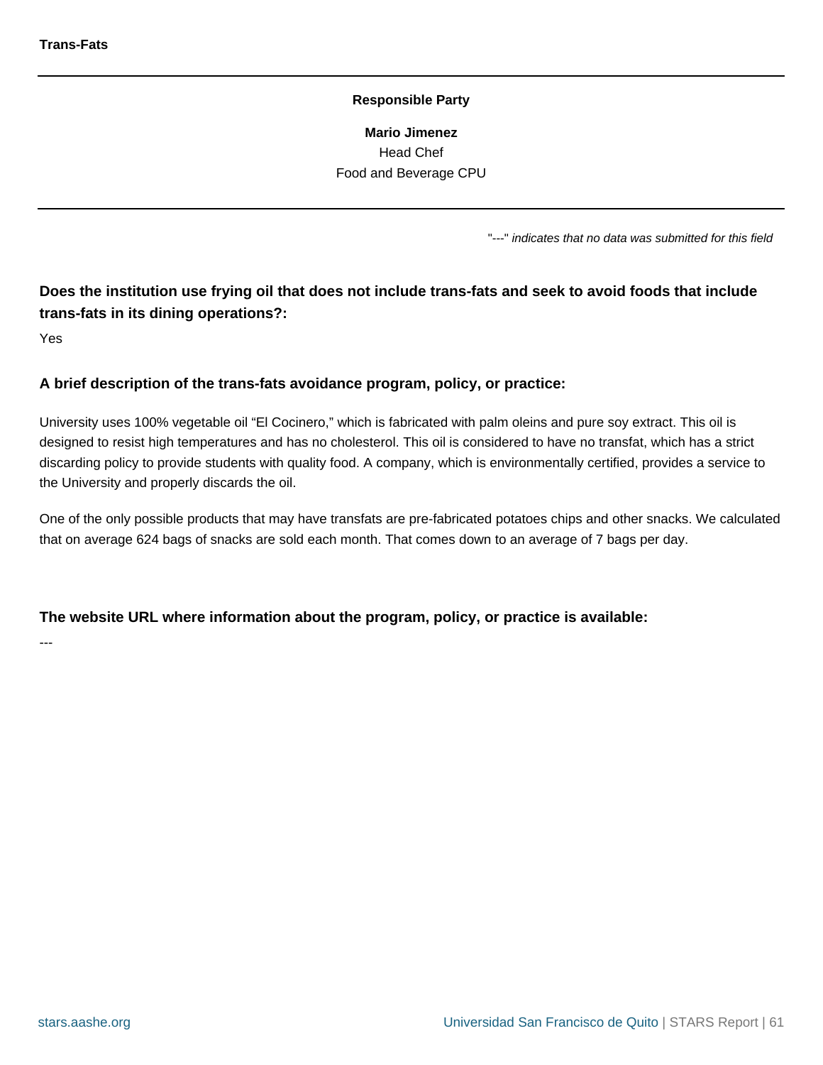## Trans-Fats

**Responsible Party**

**Mario Jimenez**
Head Chef
Food and Beverage CPU

"---" *indicates that no data was submitted for this field*

**Does the institution use frying oil that does not include trans-fats and seek to avoid foods that include trans-fats in its dining operations?:**

Yes

**A brief description of the trans-fats avoidance program, policy, or practice:**

University uses 100% vegetable oil “El Cocinero,” which is fabricated with palm oleins and pure soy extract. This oil is designed to resist high temperatures and has no cholesterol. This oil is considered to have no transfat, which has a strict discarding policy to provide students with quality food. A company, which is environmentally certified, provides a service to the University and properly discards the oil.

One of the only possible products that may have transfats are pre-fabricated potatoes chips and other snacks. We calculated that on average 624 bags of snacks are sold each month. That comes down to an average of 7 bags per day.

**The website URL where information about the program, policy, or practice is available:**

---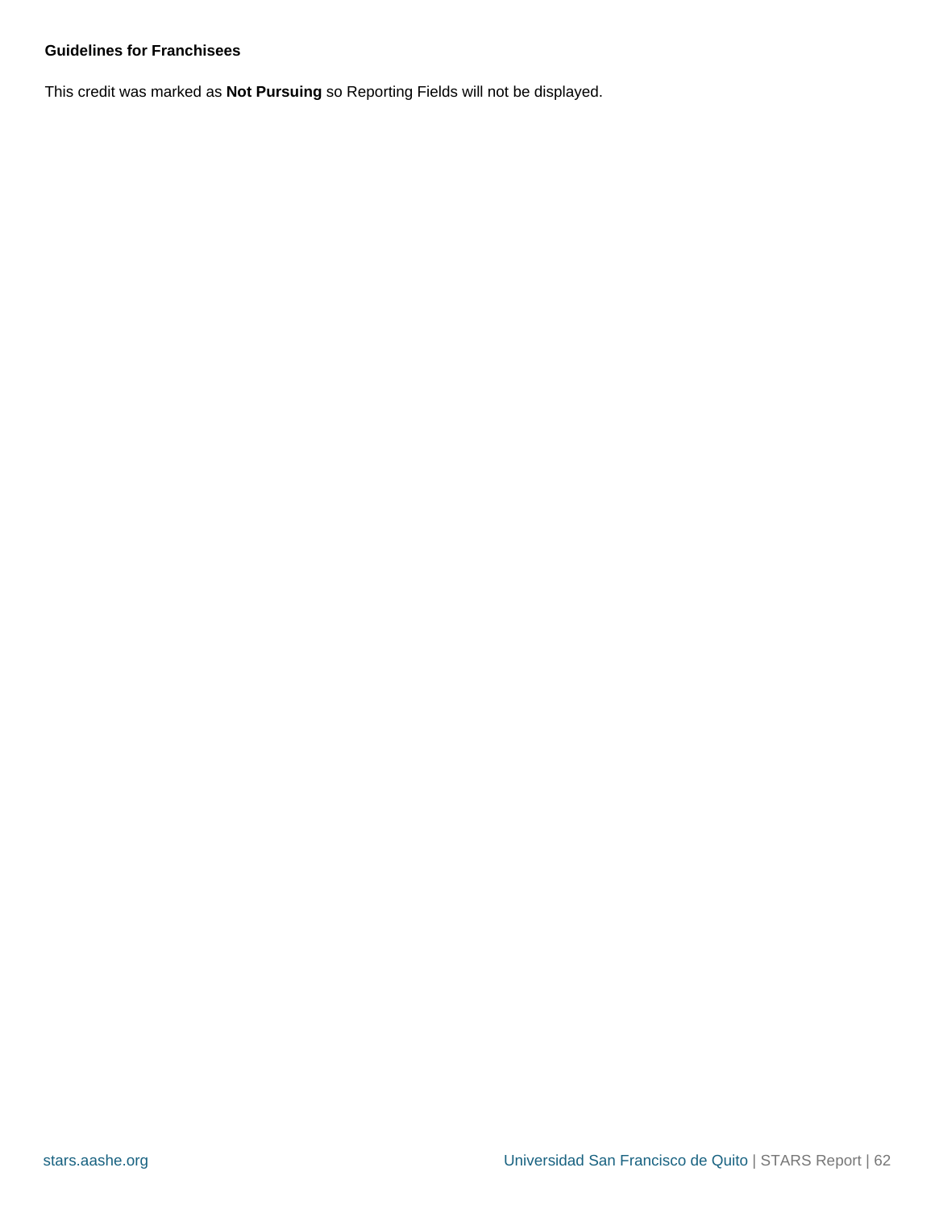**Guidelines for Franchisees**

This credit was marked as **Not Pursuing** so Reporting Fields will not be displayed.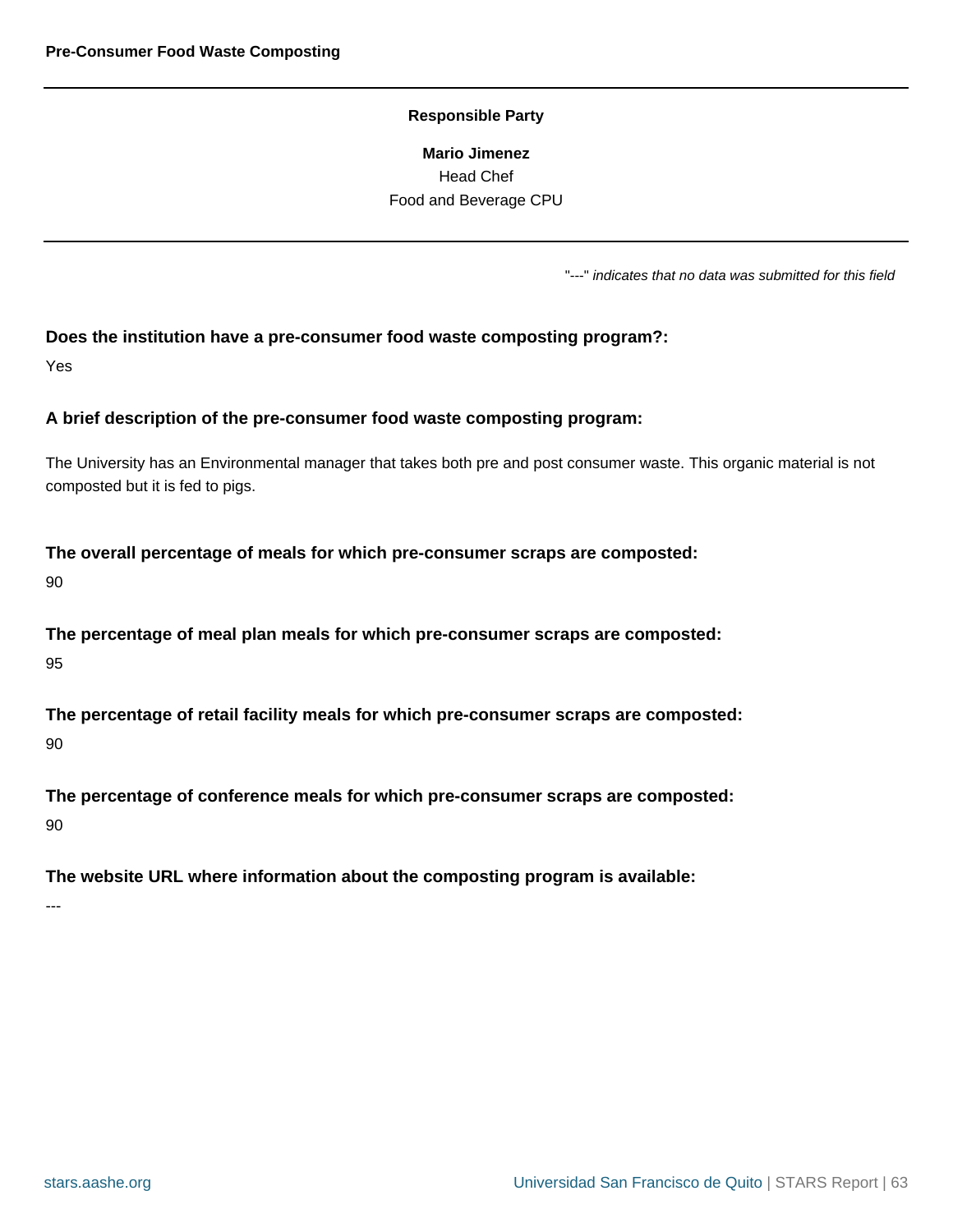## Pre-Consumer Food Waste Composting

---

**Responsible Party**

**Mario Jimenez**
Head Chef
Food and Beverage CPU

---

"---" *indicates that no data was submitted for this field*

**Does the institution have a pre-consumer food waste composting program?:**

Yes

**A brief description of the pre-consumer food waste composting program:**

The University has an Environmental manager that takes both pre and post consumer waste. This organic material is not composted but it is fed to pigs.

**The overall percentage of meals for which pre-consumer scraps are composted:**

90

**The percentage of meal plan meals for which pre-consumer scraps are composted:**

95

**The percentage of retail facility meals for which pre-consumer scraps are composted:**

90

**The percentage of conference meals for which pre-consumer scraps are composted:**

90

**The website URL where information about the composting program is available:**

---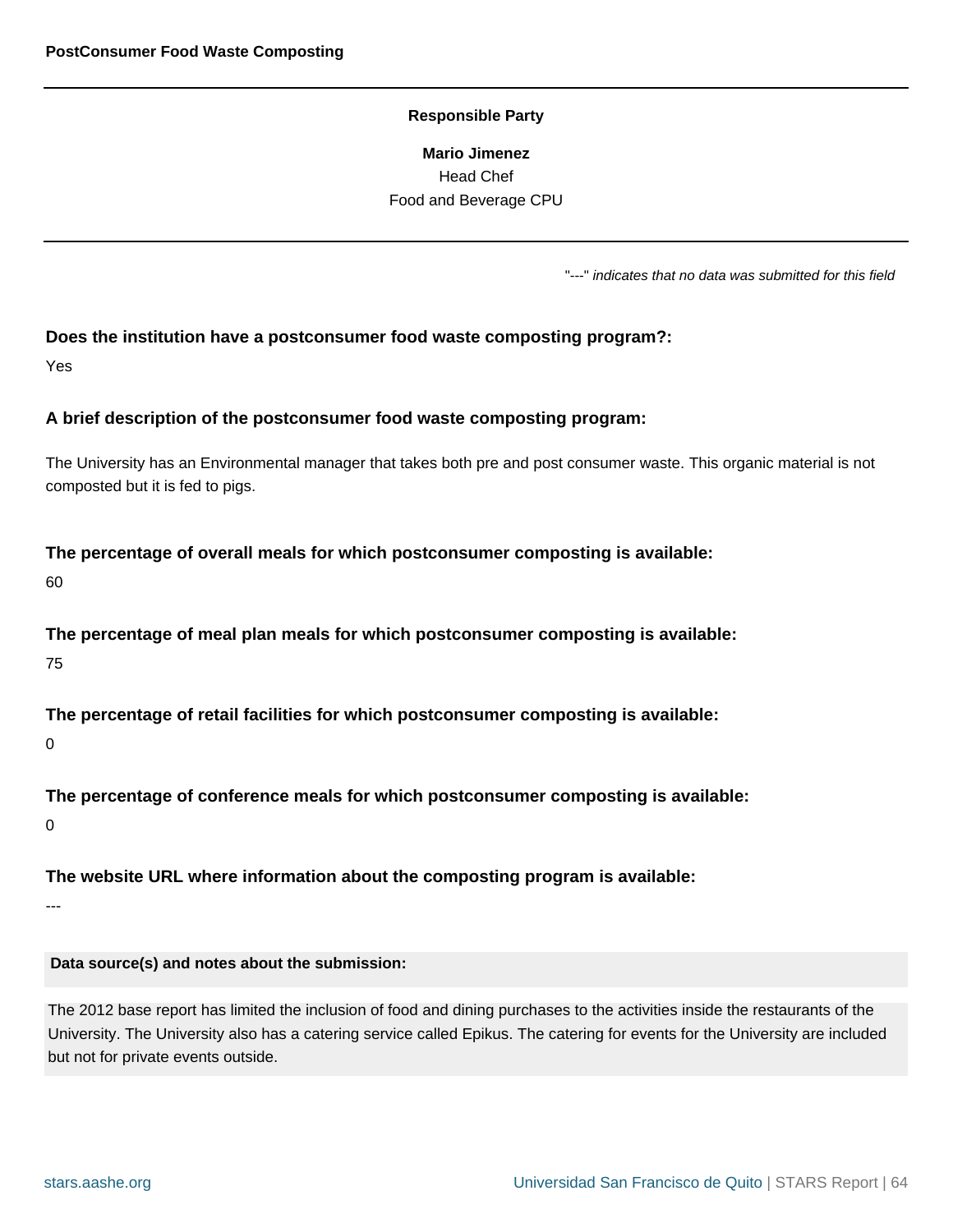**PostConsumer Food Waste Composting**

**Responsible Party**

**Mario Jimenez**
Head Chef
Food and Beverage CPU

"---" *indicates that no data was submitted for this field*

**Does the institution have a postconsumer food waste composting program?:**

Yes

**A brief description of the postconsumer food waste composting program:**

The University has an Environmental manager that takes both pre and post consumer waste. This organic material is not composted but it is fed to pigs.

**The percentage of overall meals for which postconsumer composting is available:**

60

**The percentage of meal plan meals for which postconsumer composting is available:**

75

**The percentage of retail facilities for which postconsumer composting is available:**

0

**The percentage of conference meals for which postconsumer composting is available:**

0

**The website URL where information about the composting program is available:**

---

**Data source(s) and notes about the submission:**

The 2012 base report has limited the inclusion of food and dining purchases to the activities inside the restaurants of the University. The University also has a catering service called Epikus. The catering for events for the University are included but not for private events outside.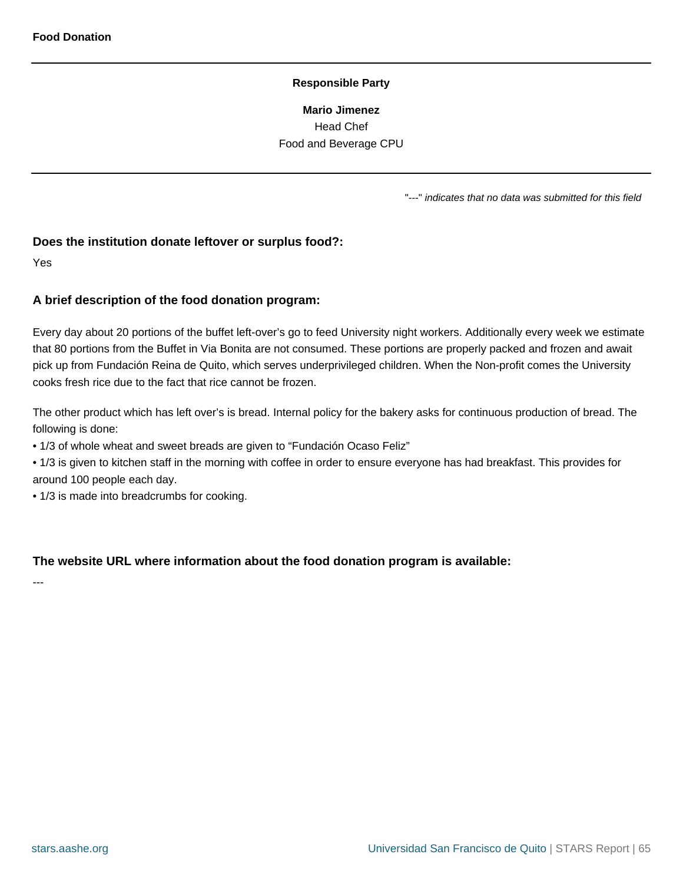## Food Donation

**Responsible Party**

**Mario Jimenez**
Head Chef
Food and Beverage CPU

"---" *indicates that no data was submitted for this field*

**Does the institution donate leftover or surplus food?:**

Yes

**A brief description of the food donation program:**

Every day about 20 portions of the buffet left-over's go to feed University night workers. Additionally every week we estimate that 80 portions from the Buffet in Via Bonita are not consumed. These portions are properly packed and frozen and await pick up from Fundación Reina de Quito, which serves underprivileged children. When the Non-profit comes the University cooks fresh rice due to the fact that rice cannot be frozen.

The other product which has left over's is bread. Internal policy for the bakery asks for continuous production of bread. The following is done:

- 1/3 of whole wheat and sweet breads are given to "Fundación Ocaso Feliz"
- 1/3 is given to kitchen staff in the morning with coffee in order to ensure everyone has had breakfast. This provides for around 100 people each day.
- 1/3 is made into breadcrumbs for cooking.

**The website URL where information about the food donation program is available:**

---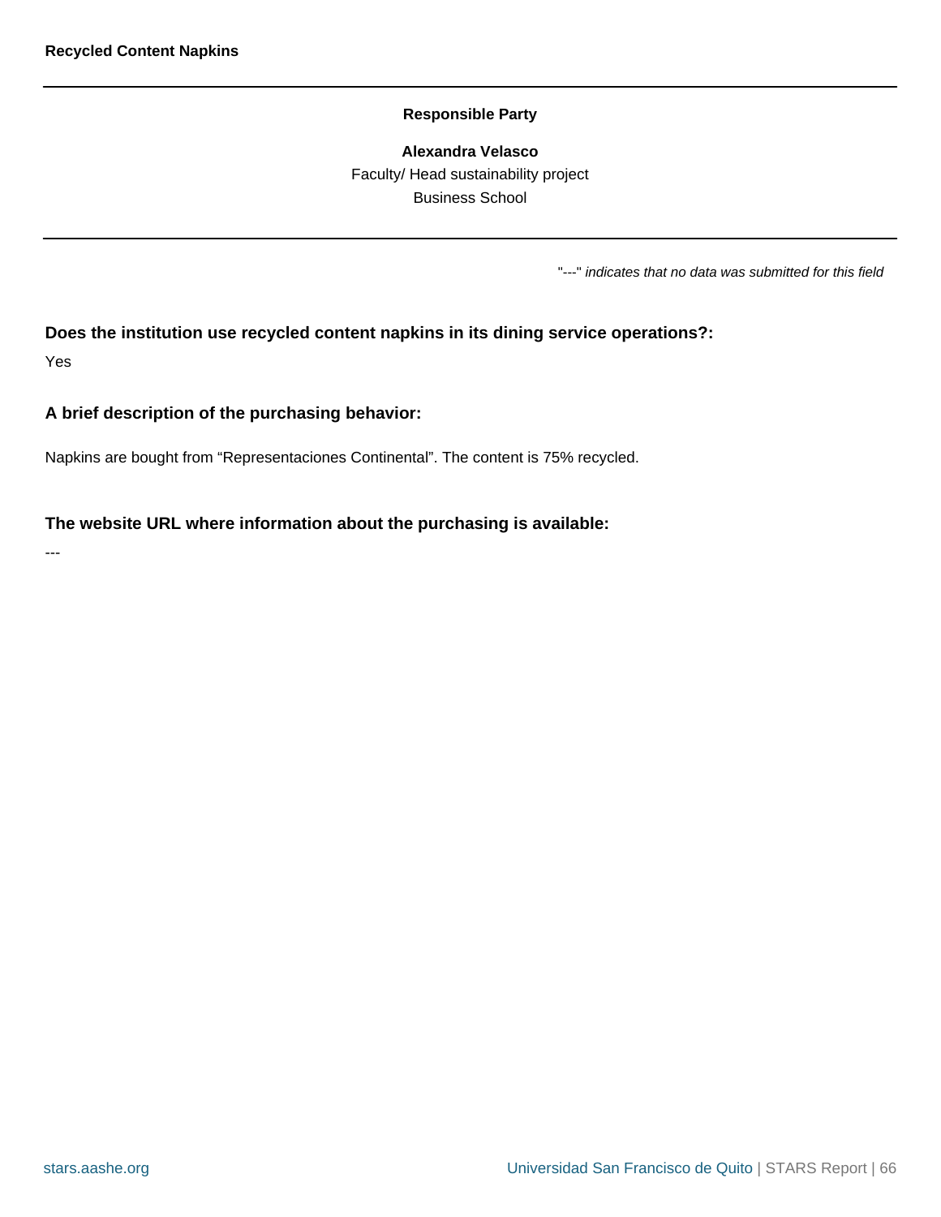## Recycled Content Napkins

**Responsible Party**

**Alexandra Velasco**
Faculty/ Head sustainability project
Business School

"---" *indicates that no data was submitted for this field*

**Does the institution use recycled content napkins in its dining service operations?:**

Yes

**A brief description of the purchasing behavior:**

Napkins are bought from “Representaciones Continental”. The content is 75% recycled.

**The website URL where information about the purchasing is available:**

---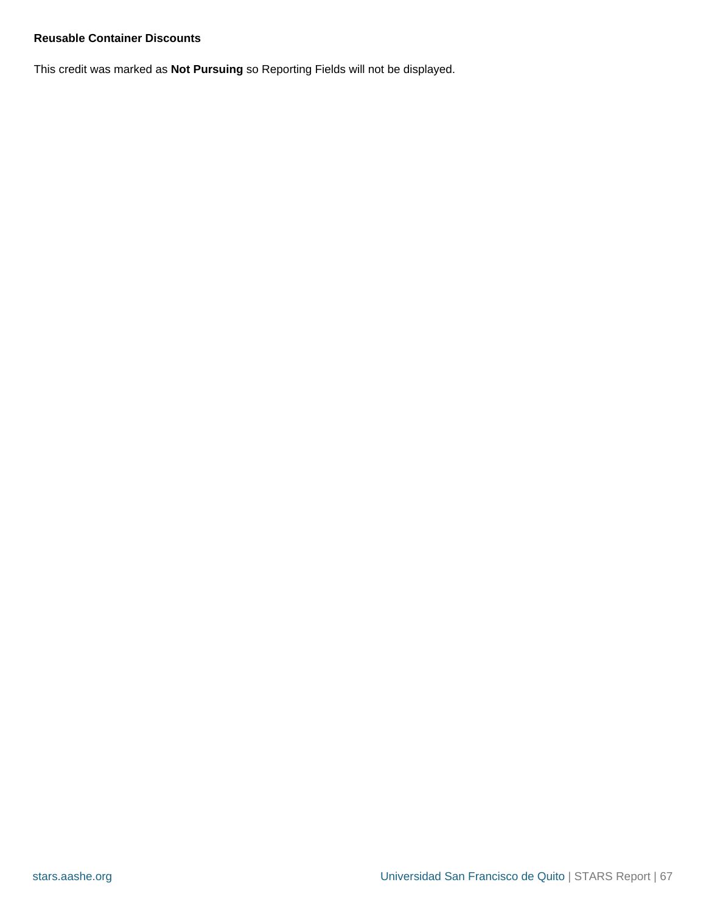**Reusable Container Discounts**

This credit was marked as **Not Pursuing** so Reporting Fields will not be displayed.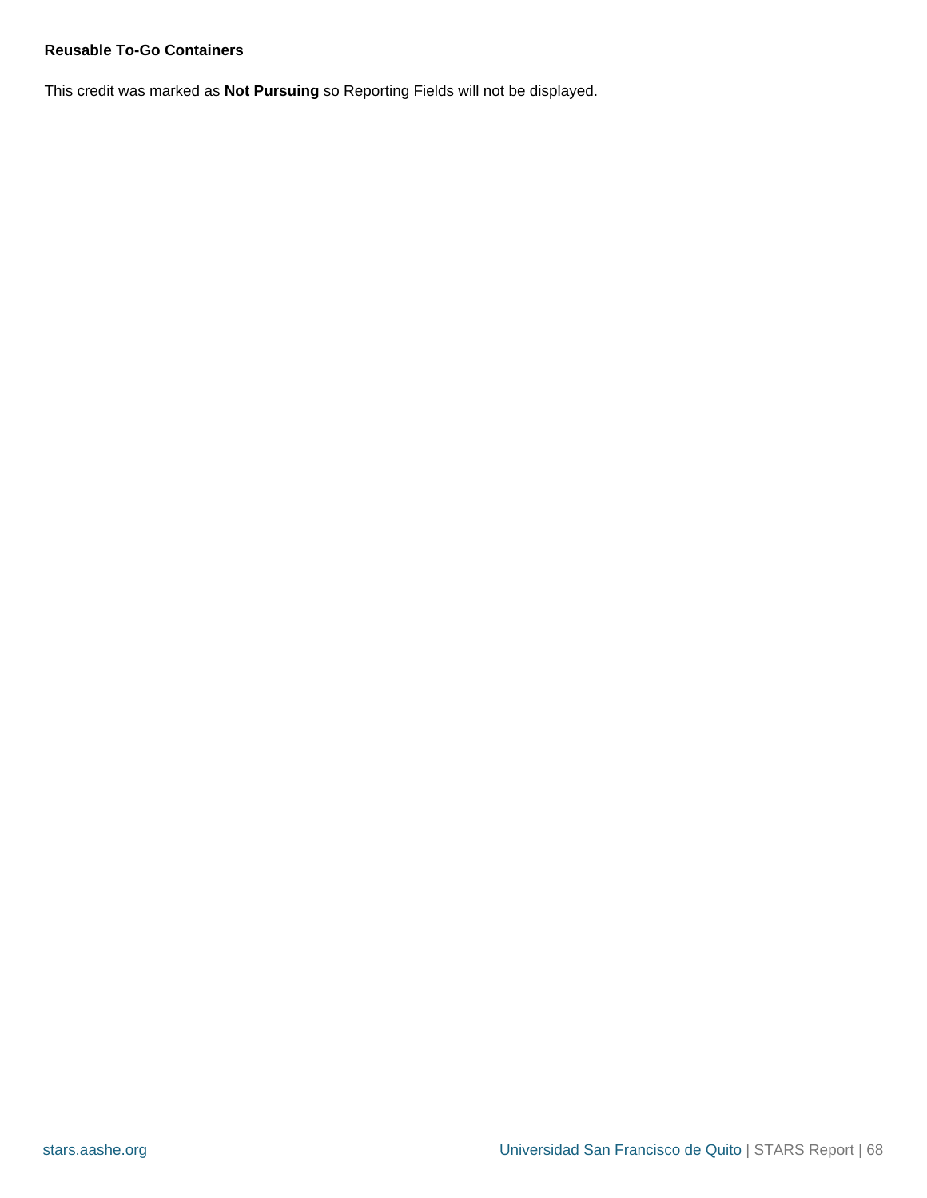### Reusable To-Go Containers

This credit was marked as **Not Pursuing** so Reporting Fields will not be displayed.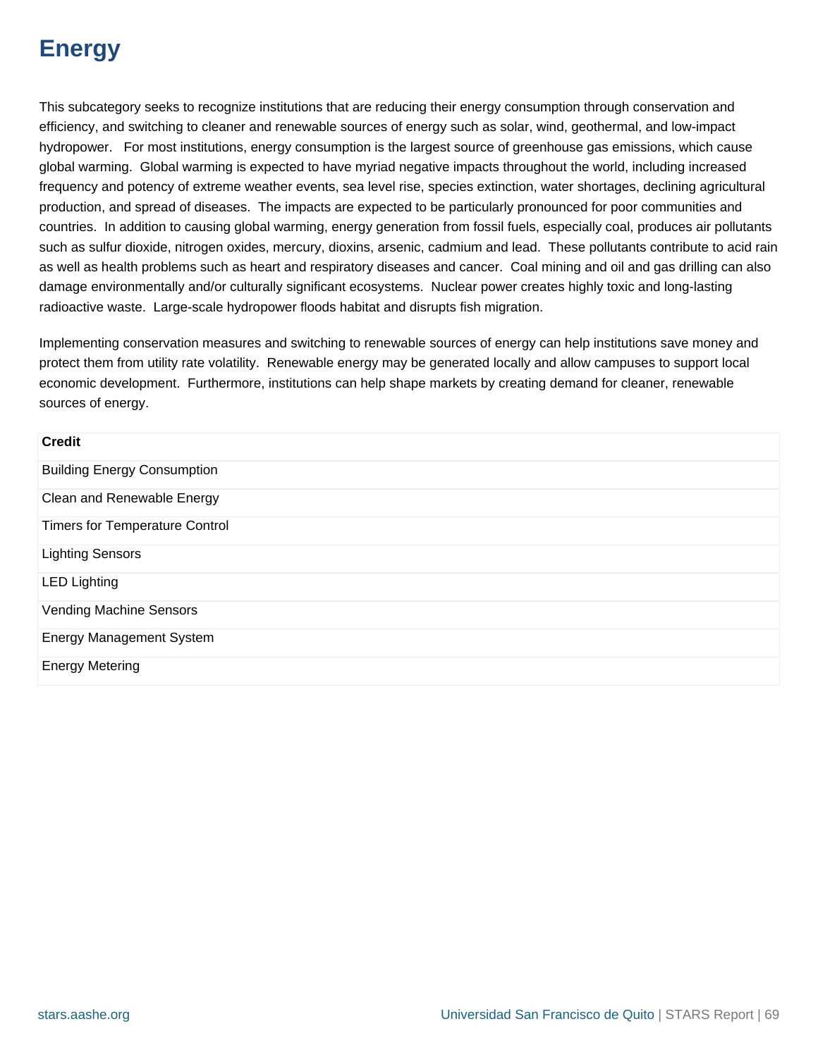# Energy

This subcategory seeks to recognize institutions that are reducing their energy consumption through conservation and efficiency, and switching to cleaner and renewable sources of energy such as solar, wind, geothermal, and low-impact hydropower. For most institutions, energy consumption is the largest source of greenhouse gas emissions, which cause global warming. Global warming is expected to have myriad negative impacts throughout the world, including increased frequency and potency of extreme weather events, sea level rise, species extinction, water shortages, declining agricultural production, and spread of diseases. The impacts are expected to be particularly pronounced for poor communities and countries. In addition to causing global warming, energy generation from fossil fuels, especially coal, produces air pollutants such as sulfur dioxide, nitrogen oxides, mercury, dioxins, arsenic, cadmium and lead. These pollutants contribute to acid rain as well as health problems such as heart and respiratory diseases and cancer. Coal mining and oil and gas drilling can also damage environmentally and/or culturally significant ecosystems. Nuclear power creates highly toxic and long-lasting radioactive waste. Large-scale hydropower floods habitat and disrupts fish migration.

Implementing conservation measures and switching to renewable sources of energy can help institutions save money and protect them from utility rate volatility. Renewable energy may be generated locally and allow campuses to support local economic development. Furthermore, institutions can help shape markets by creating demand for cleaner, renewable sources of energy.

| Credit |
|---|
| Building Energy Consumption |
| Clean and Renewable Energy |
| Timers for Temperature Control |
| Lighting Sensors |
| LED Lighting |
| Vending Machine Sensors |
| Energy Management System |
| Energy Metering |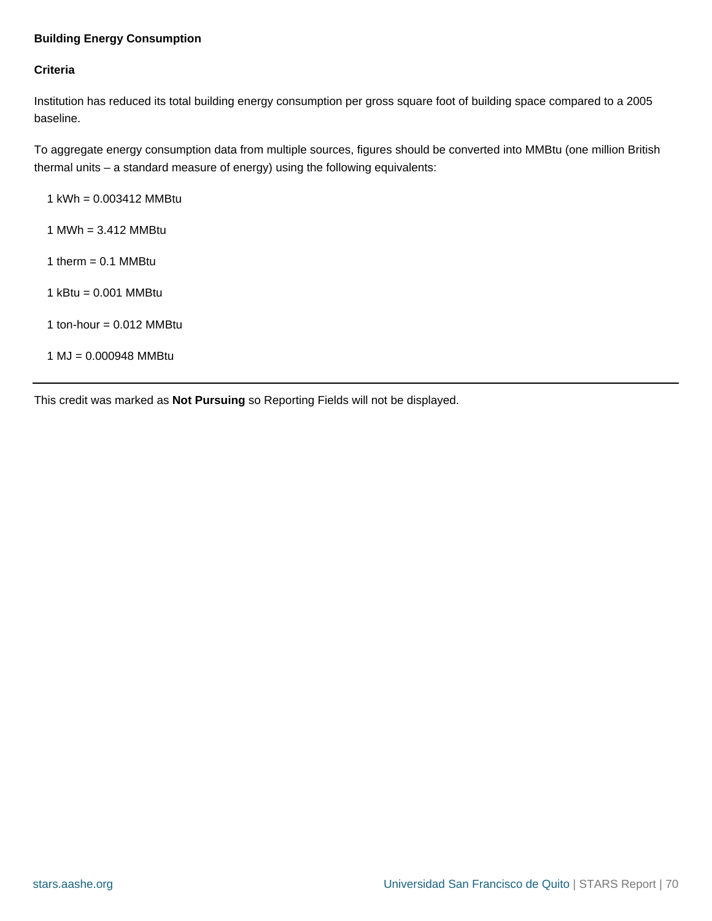### Building Energy Consumption

#### Criteria

Institution has reduced its total building energy consumption per gross square foot of building space compared to a 2005 baseline.

To aggregate energy consumption data from multiple sources, figures should be converted into MMBtu (one million British thermal units – a standard measure of energy) using the following equivalents:

1 kWh = 0.003412 MMBtu

1 MWh = 3.412 MMBtu

1 therm = 0.1 MMBtu

1 kBtu = 0.001 MMBtu

1 ton-hour = 0.012 MMBtu

1 MJ = 0.000948 MMBtu

---

This credit was marked as **Not Pursuing** so Reporting Fields will not be displayed.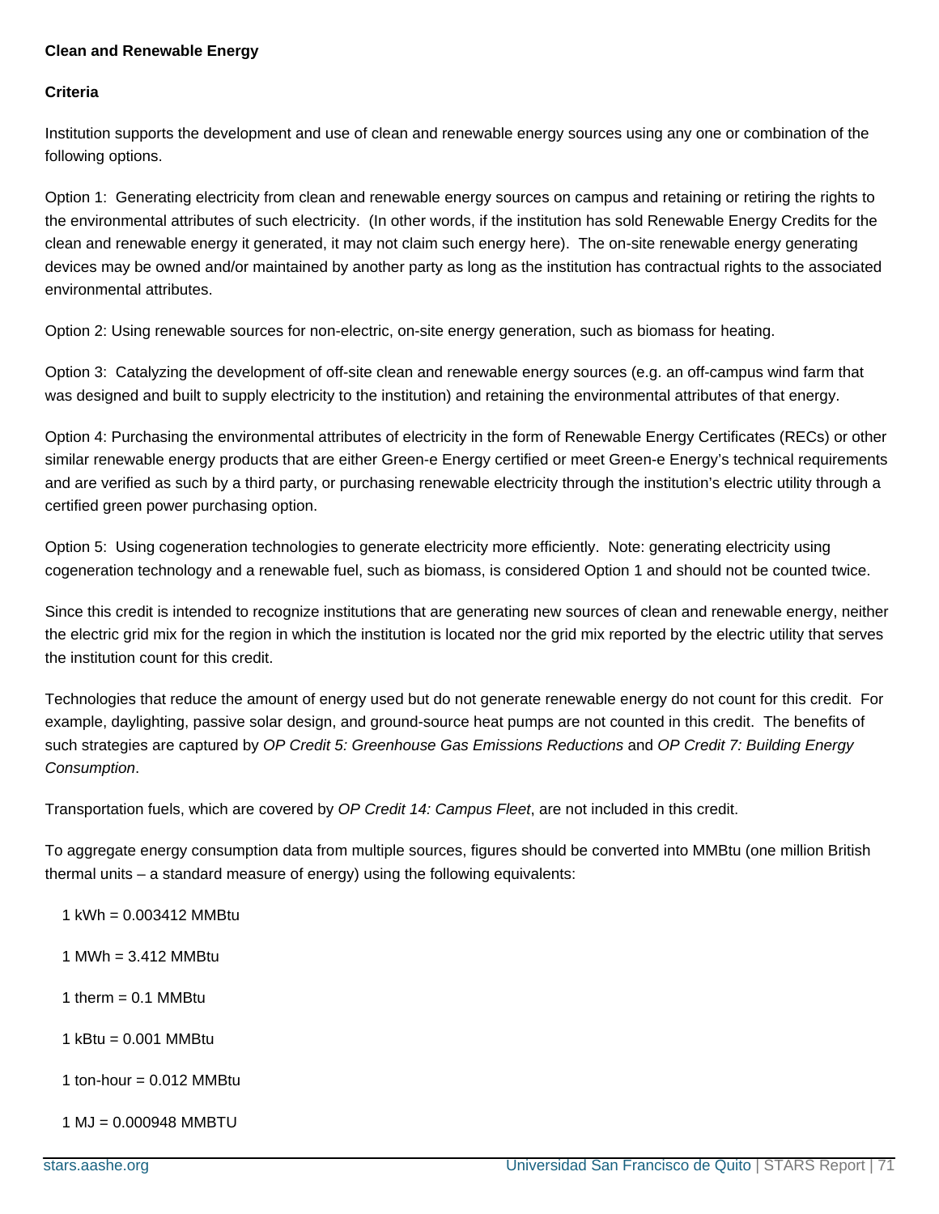**Clean and Renewable Energy**

**Criteria**

Institution supports the development and use of clean and renewable energy sources using any one or combination of the following options.

Option 1: Generating electricity from clean and renewable energy sources on campus and retaining or retiring the rights to the environmental attributes of such electricity. (In other words, if the institution has sold Renewable Energy Credits for the clean and renewable energy it generated, it may not claim such energy here). The on-site renewable energy generating devices may be owned and/or maintained by another party as long as the institution has contractual rights to the associated environmental attributes.

Option 2: Using renewable sources for non-electric, on-site energy generation, such as biomass for heating.

Option 3: Catalyzing the development of off-site clean and renewable energy sources (e.g. an off-campus wind farm that was designed and built to supply electricity to the institution) and retaining the environmental attributes of that energy.

Option 4: Purchasing the environmental attributes of electricity in the form of Renewable Energy Certificates (RECs) or other similar renewable energy products that are either Green-e Energy certified or meet Green-e Energy's technical requirements and are verified as such by a third party, or purchasing renewable electricity through the institution's electric utility through a certified green power purchasing option.

Option 5: Using cogeneration technologies to generate electricity more efficiently. Note: generating electricity using cogeneration technology and a renewable fuel, such as biomass, is considered Option 1 and should not be counted twice.

Since this credit is intended to recognize institutions that are generating new sources of clean and renewable energy, neither the electric grid mix for the region in which the institution is located nor the grid mix reported by the electric utility that serves the institution count for this credit.

Technologies that reduce the amount of energy used but do not generate renewable energy do not count for this credit. For example, daylighting, passive solar design, and ground-source heat pumps are not counted in this credit. The benefits of such strategies are captured by *OP Credit 5: Greenhouse Gas Emissions Reductions* and *OP Credit 7: Building Energy Consumption*.

Transportation fuels, which are covered by *OP Credit 14: Campus Fleet*, are not included in this credit.

To aggregate energy consumption data from multiple sources, figures should be converted into MMBtu (one million British thermal units – a standard measure of energy) using the following equivalents:

1 kWh = 0.003412 MMBtu

1 MWh = 3.412 MMBtu

1 therm = 0.1 MMBtu

1 kBtu = 0.001 MMBtu

1 ton-hour = 0.012 MMBtu

1 MJ = 0.000948 MMBTU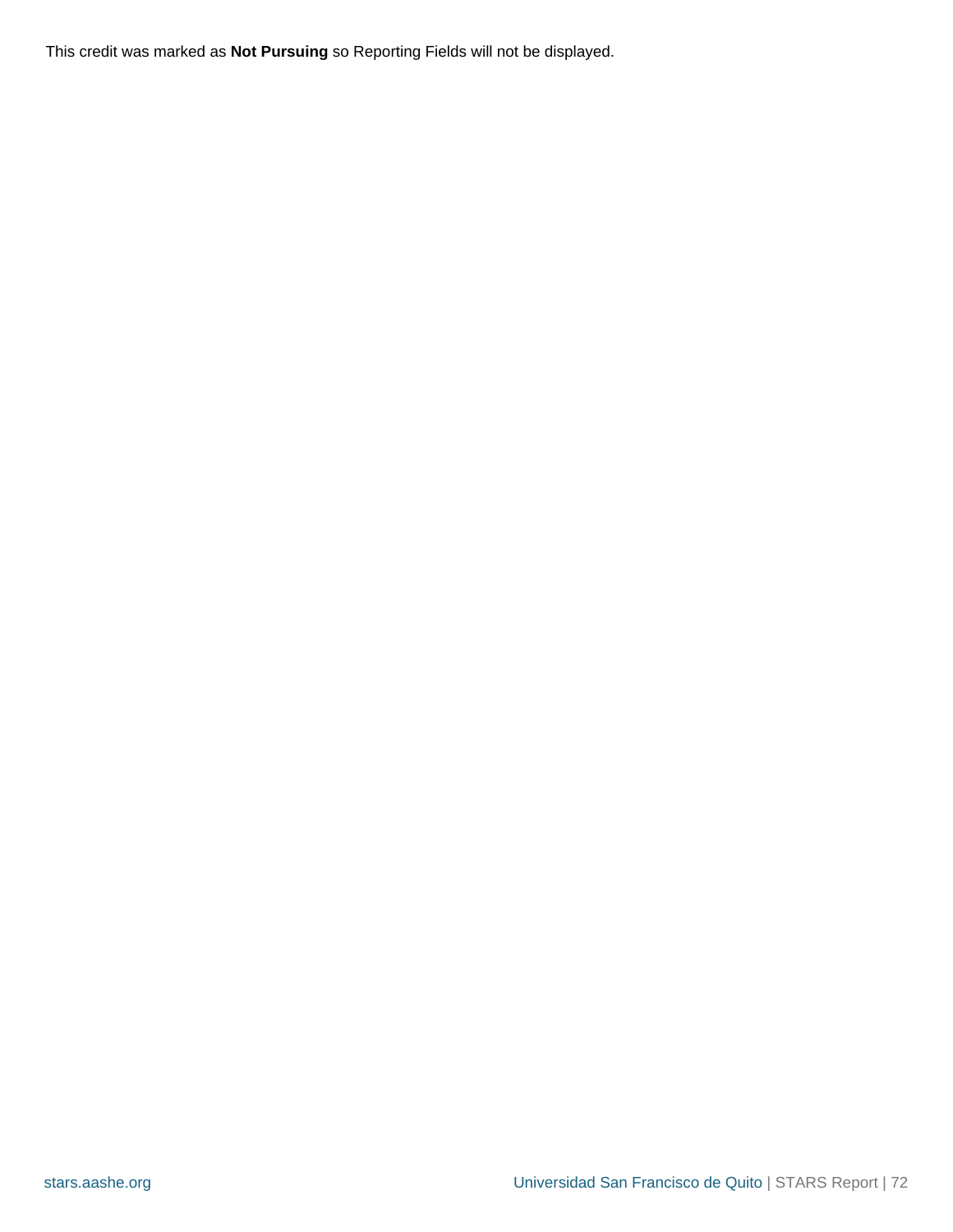This credit was marked as **Not Pursuing** so Reporting Fields will not be displayed.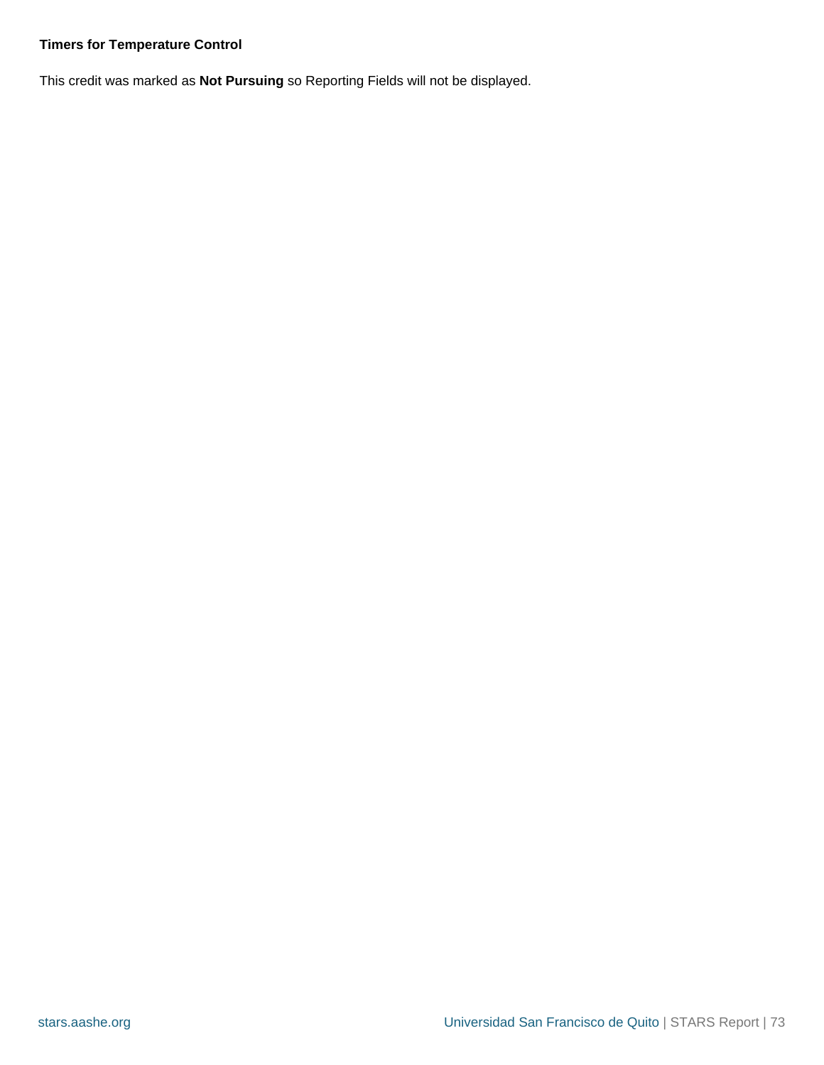**Timers for Temperature Control**

This credit was marked as **Not Pursuing** so Reporting Fields will not be displayed.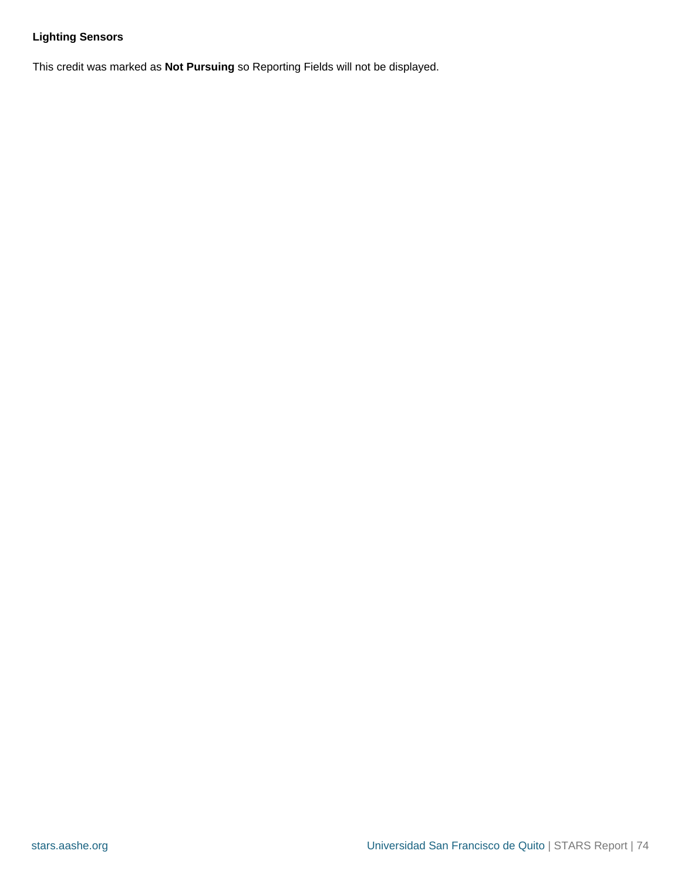**Lighting Sensors**

This credit was marked as **Not Pursuing** so Reporting Fields will not be displayed.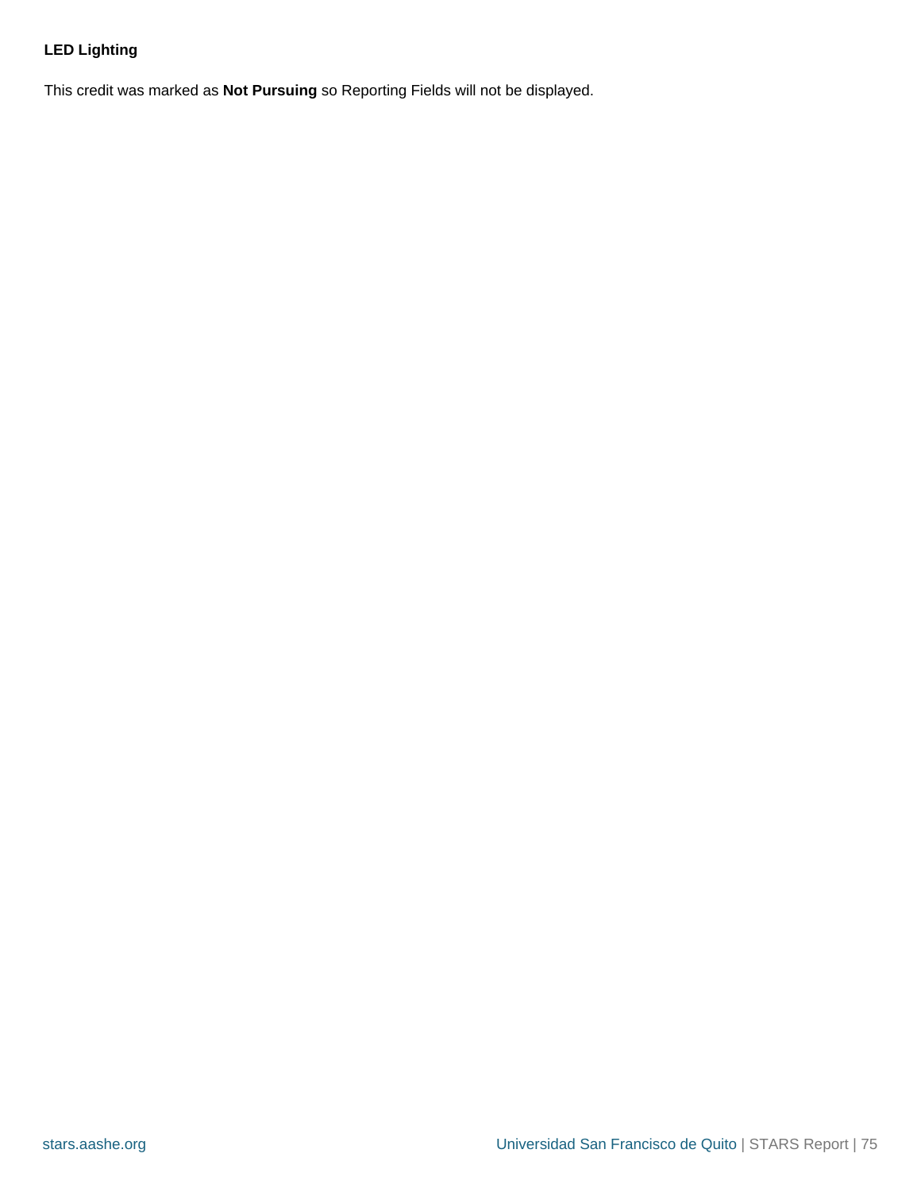**LED Lighting**

This credit was marked as **Not Pursuing** so Reporting Fields will not be displayed.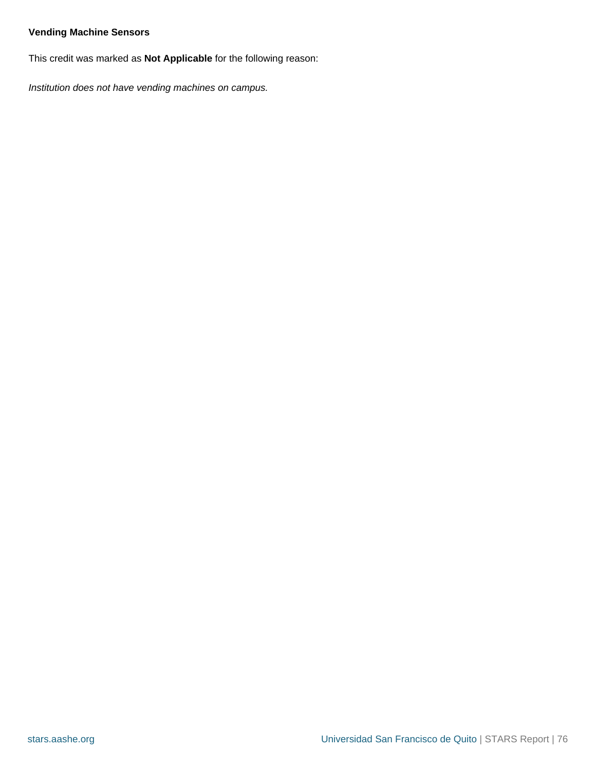**Vending Machine Sensors**

This credit was marked as **Not Applicable** for the following reason:

*Institution does not have vending machines on campus.*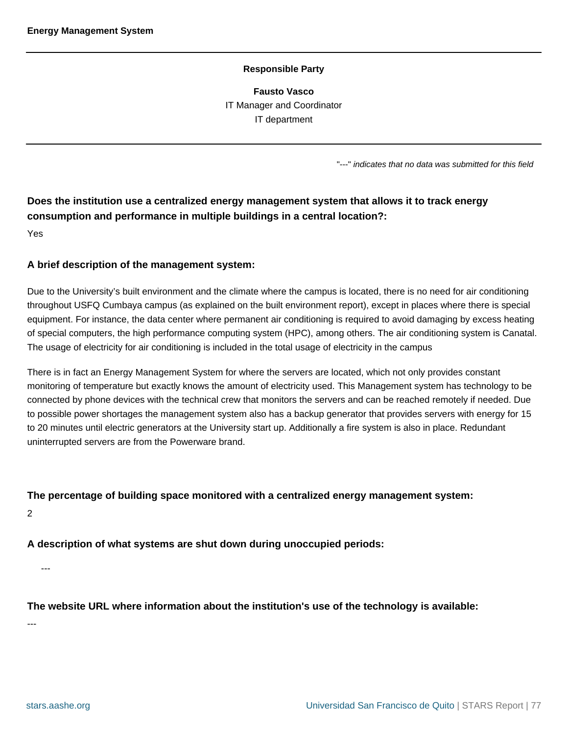## Energy Management System

**Responsible Party**

**Fausto Vasco**
IT Manager and Coordinator
IT department

"---" *indicates that no data was submitted for this field*

**Does the institution use a centralized energy management system that allows it to track energy consumption and performance in multiple buildings in a central location?:**

Yes

**A brief description of the management system:**

Due to the University's built environment and the climate where the campus is located, there is no need for air conditioning throughout USFQ Cumbaya campus (as explained on the built environment report), except in places where there is special equipment. For instance, the data center where permanent air conditioning is required to avoid damaging by excess heating of special computers, the high performance computing system (HPC), among others. The air conditioning system is Canatal. The usage of electricity for air conditioning is included in the total usage of electricity in the campus

There is in fact an Energy Management System for where the servers are located, which not only provides constant monitoring of temperature but exactly knows the amount of electricity used. This Management system has technology to be connected by phone devices with the technical crew that monitors the servers and can be reached remotely if needed. Due to possible power shortages the management system also has a backup generator that provides servers with energy for 15 to 20 minutes until electric generators at the University start up. Additionally a fire system is also in place. Redundant uninterrupted servers are from the Powerware brand.

**The percentage of building space monitored with a centralized energy management system:**

2

**A description of what systems are shut down during unoccupied periods:**

---

**The website URL where information about the institution's use of the technology is available:**

---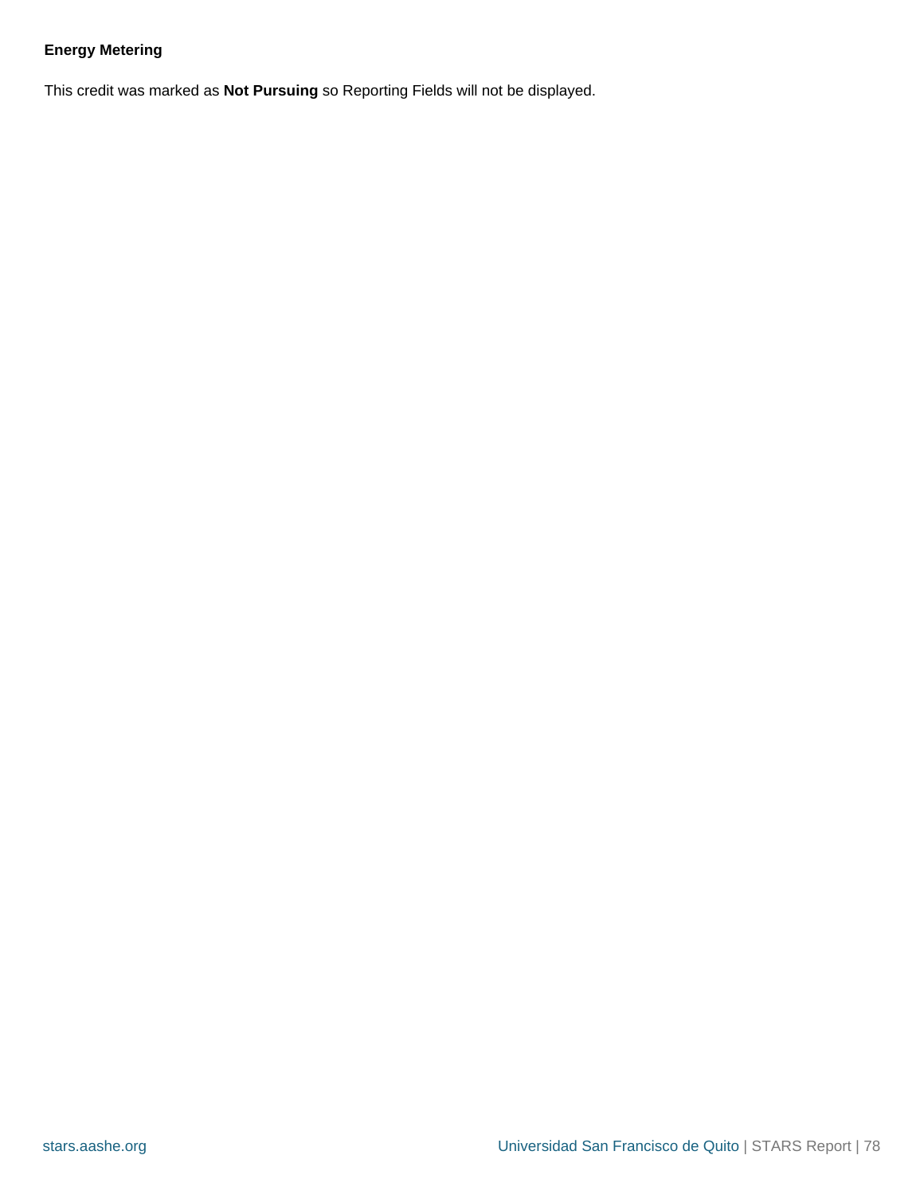**Energy Metering**

This credit was marked as **Not Pursuing** so Reporting Fields will not be displayed.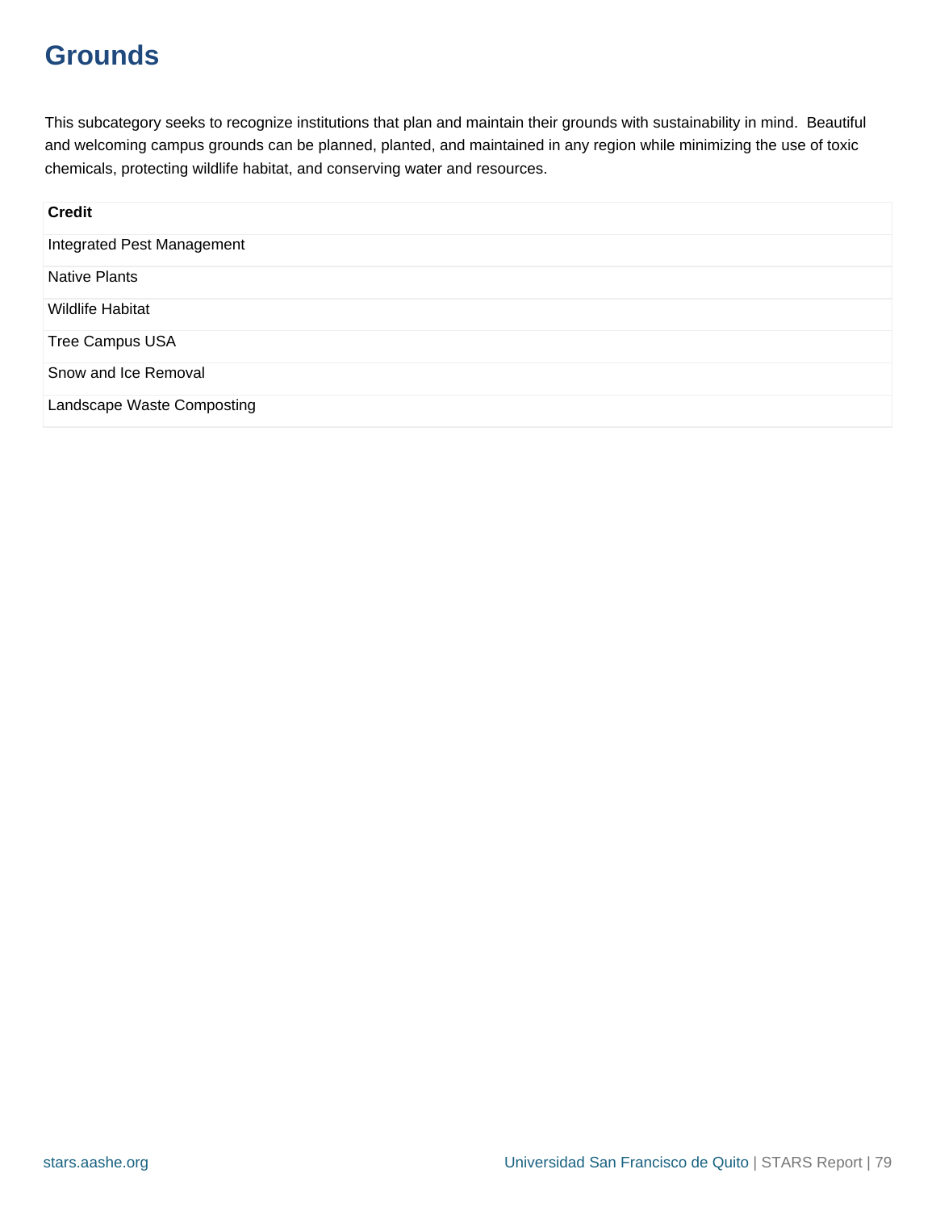# Grounds

This subcategory seeks to recognize institutions that plan and maintain their grounds with sustainability in mind. Beautiful and welcoming campus grounds can be planned, planted, and maintained in any region while minimizing the use of toxic chemicals, protecting wildlife habitat, and conserving water and resources.

| Credit |
| --- |
| Integrated Pest Management |
| Native Plants |
| Wildlife Habitat |
| Tree Campus USA |
| Snow and Ice Removal |
| Landscape Waste Composting |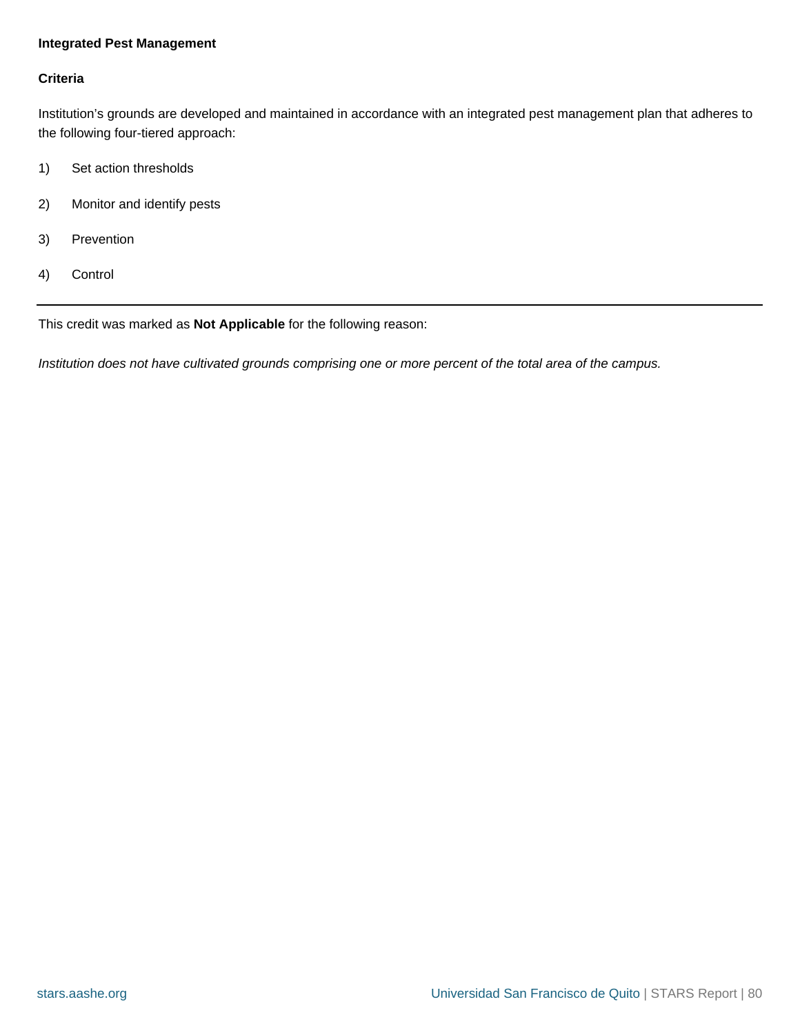**Integrated Pest Management**

**Criteria**

Institution’s grounds are developed and maintained in accordance with an integrated pest management plan that adheres to the following four-tiered approach:

1) Set action thresholds

2) Monitor and identify pests

3) Prevention

4) Control

---

This credit was marked as **Not Applicable** for the following reason:

*Institution does not have cultivated grounds comprising one or more percent of the total area of the campus.*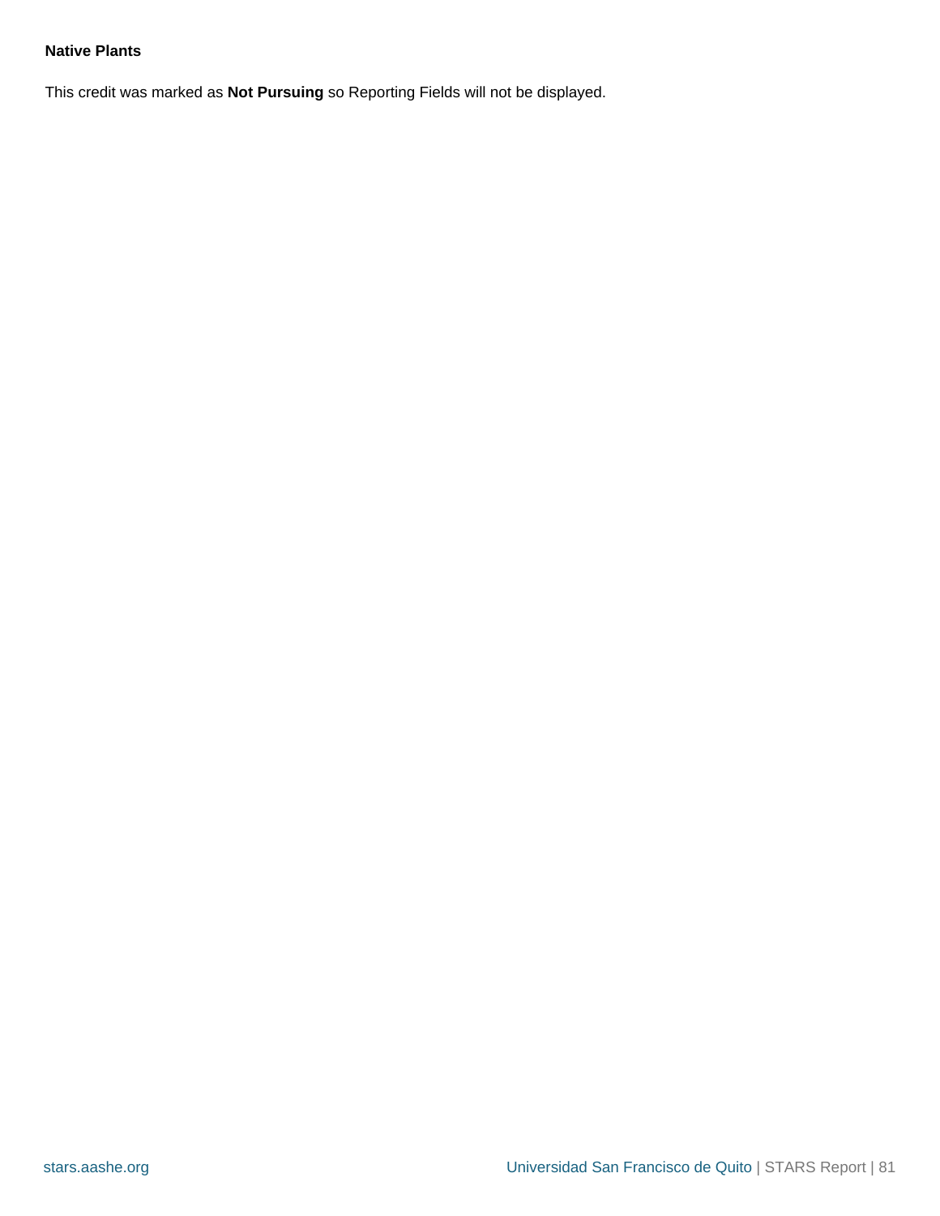**Native Plants**

This credit was marked as **Not Pursuing** so Reporting Fields will not be displayed.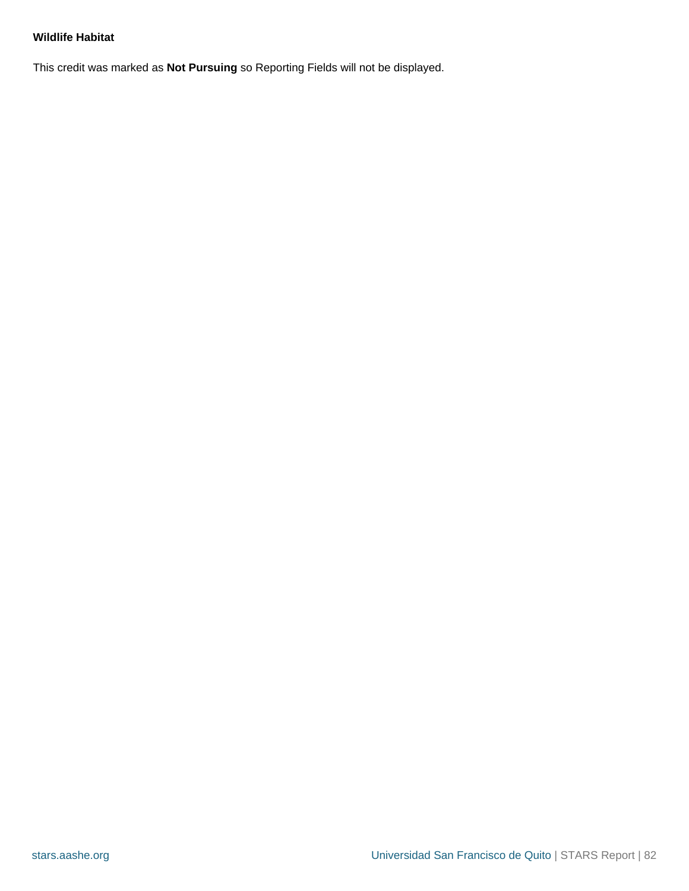### Wildlife Habitat

This credit was marked as **Not Pursuing** so Reporting Fields will not be displayed.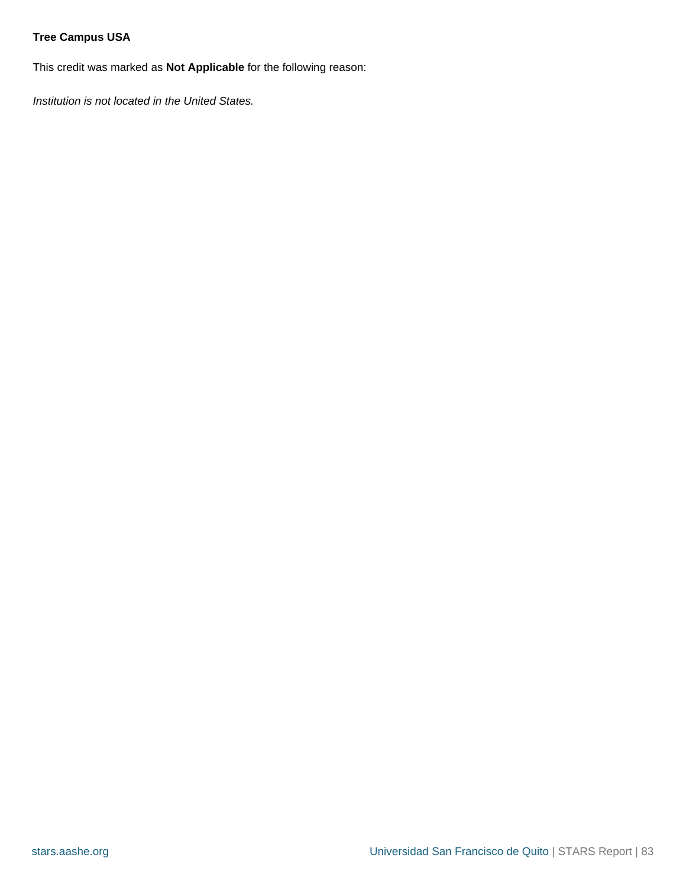### Tree Campus USA

This credit was marked as **Not Applicable** for the following reason:

*Institution is not located in the United States.*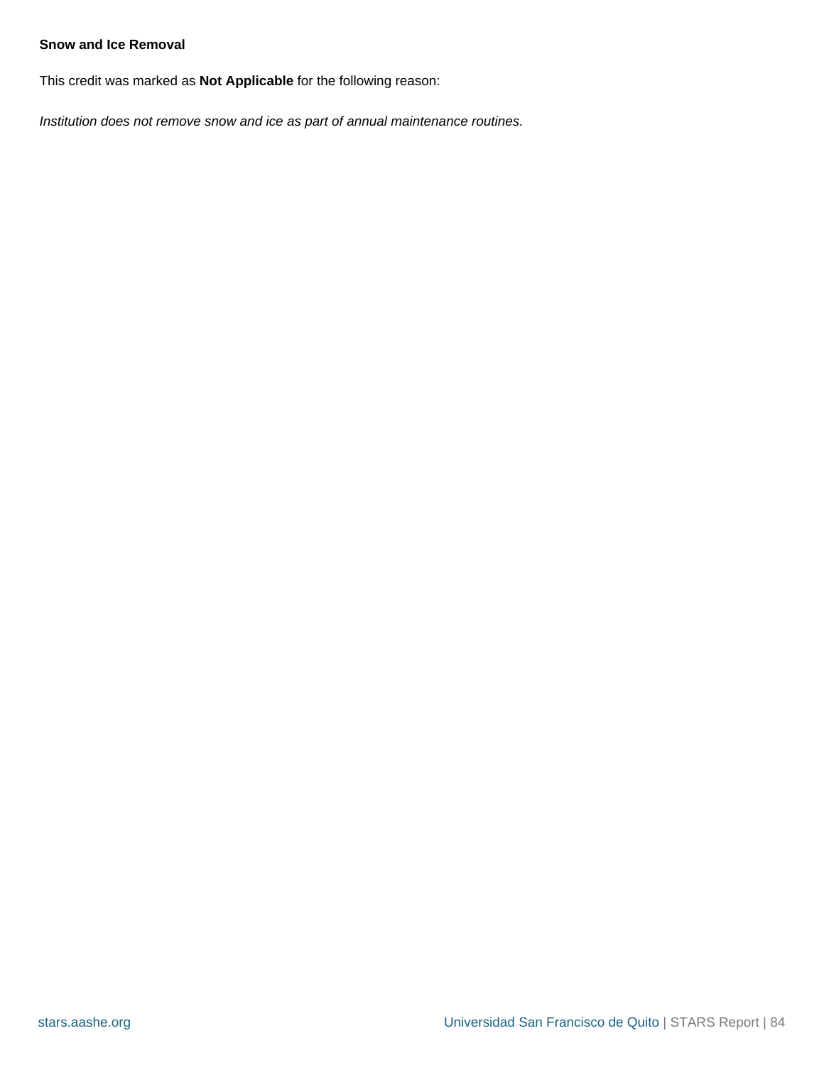### Snow and Ice Removal

This credit was marked as **Not Applicable** for the following reason:

*Institution does not remove snow and ice as part of annual maintenance routines.*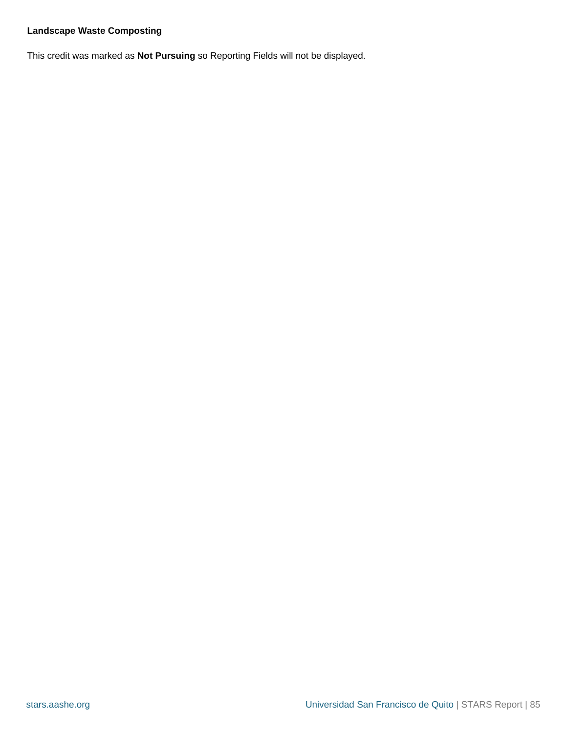**Landscape Waste Composting**

This credit was marked as **Not Pursuing** so Reporting Fields will not be displayed.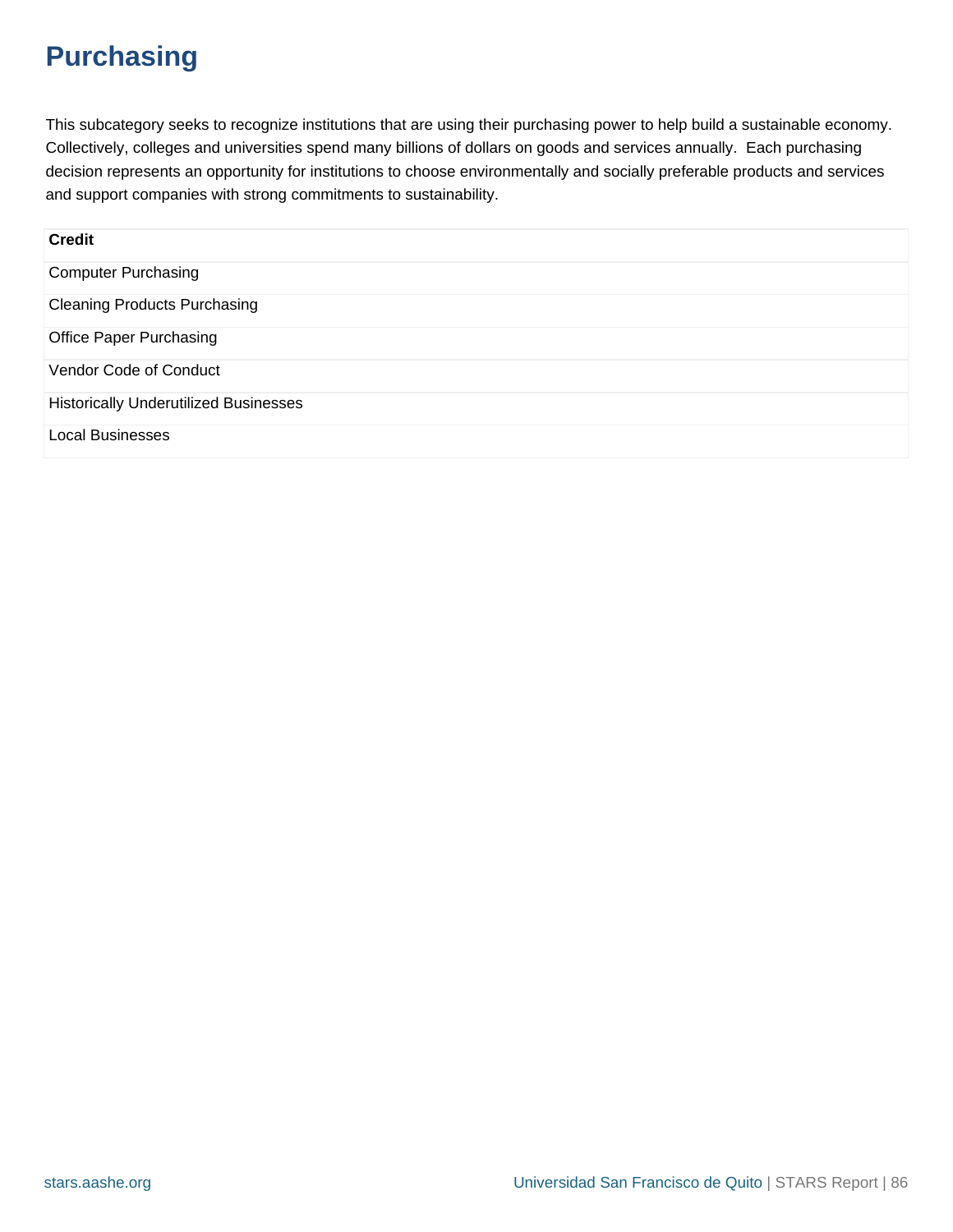# Purchasing

This subcategory seeks to recognize institutions that are using their purchasing power to help build a sustainable economy. Collectively, colleges and universities spend many billions of dollars on goods and services annually. Each purchasing decision represents an opportunity for institutions to choose environmentally and socially preferable products and services and support companies with strong commitments to sustainability.

| Credit |
| --- |
| Computer Purchasing |
| Cleaning Products Purchasing |
| Office Paper Purchasing |
| Vendor Code of Conduct |
| Historically Underutilized Businesses |
| Local Businesses |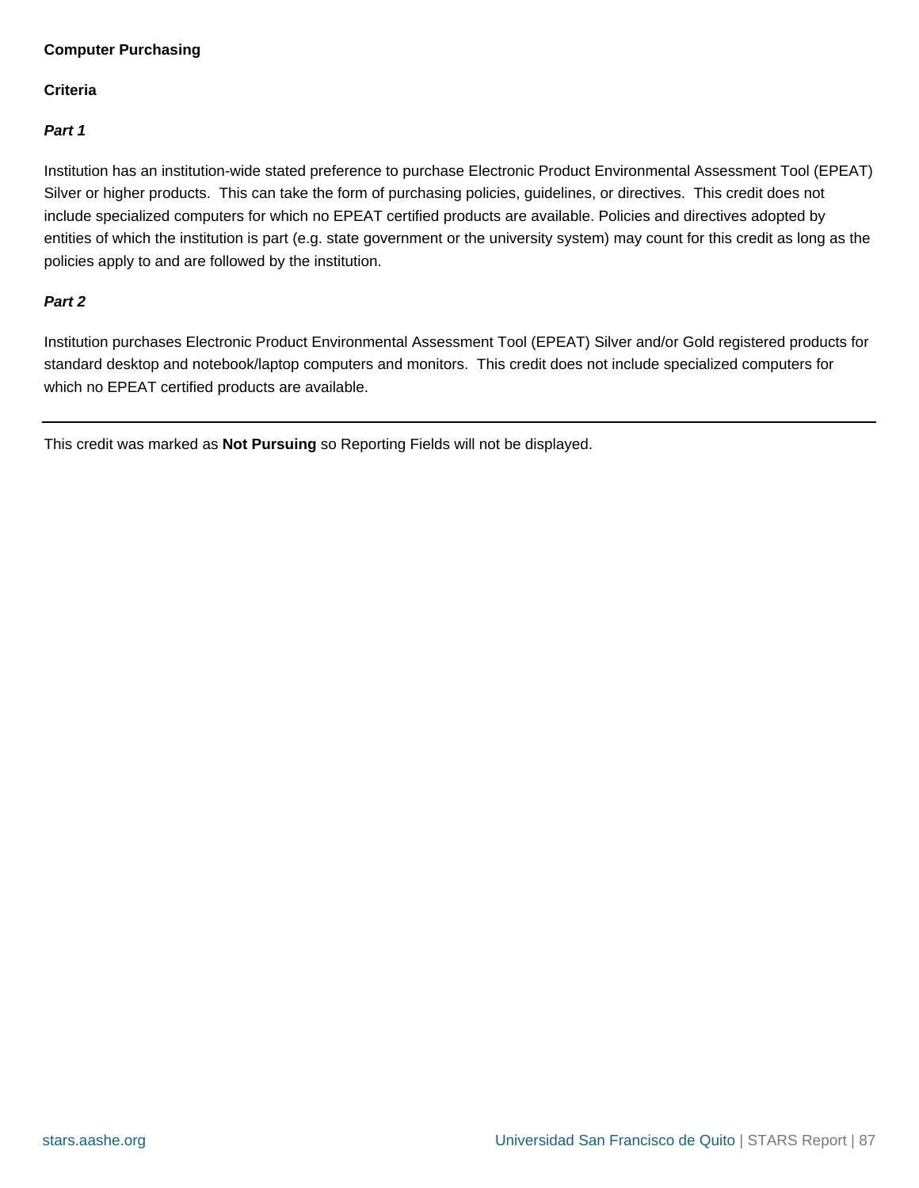**Computer Purchasing**

**Criteria**

***Part 1***

Institution has an institution-wide stated preference to purchase Electronic Product Environmental Assessment Tool (EPEAT) Silver or higher products.  This can take the form of purchasing policies, guidelines, or directives.  This credit does not include specialized computers for which no EPEAT certified products are available. Policies and directives adopted by entities of which the institution is part (e.g. state government or the university system) may count for this credit as long as the policies apply to and are followed by the institution.

***Part 2***

Institution purchases Electronic Product Environmental Assessment Tool (EPEAT) Silver and/or Gold registered products for standard desktop and notebook/laptop computers and monitors.  This credit does not include specialized computers for which no EPEAT certified products are available.

---

This credit was marked as **Not Pursuing** so Reporting Fields will not be displayed.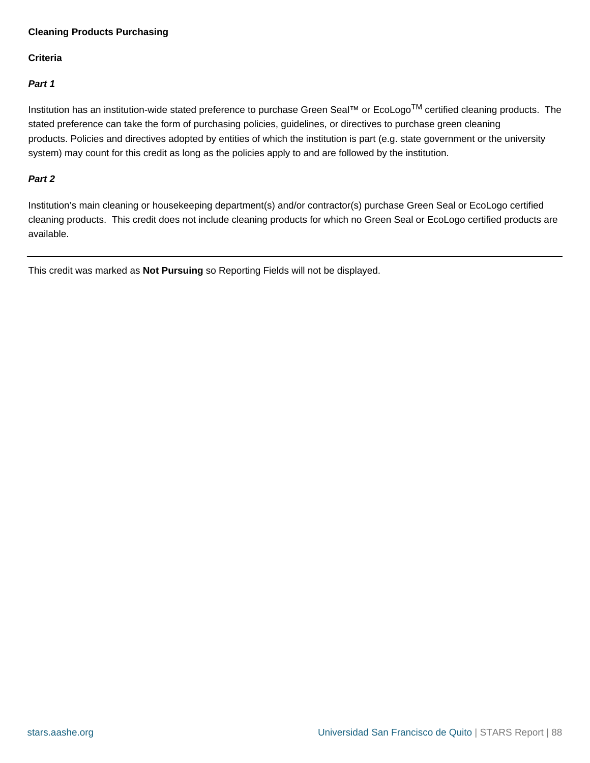**Cleaning Products Purchasing**

**Criteria**

***Part 1***

Institution has an institution-wide stated preference to purchase Green Seal™ or EcoLogo™ certified cleaning products. The stated preference can take the form of purchasing policies, guidelines, or directives to purchase green cleaning products. Policies and directives adopted by entities of which the institution is part (e.g. state government or the university system) may count for this credit as long as the policies apply to and are followed by the institution.

***Part 2***

Institution's main cleaning or housekeeping department(s) and/or contractor(s) purchase Green Seal or EcoLogo certified cleaning products. This credit does not include cleaning products for which no Green Seal or EcoLogo certified products are available.

---

This credit was marked as **Not Pursuing** so Reporting Fields will not be displayed.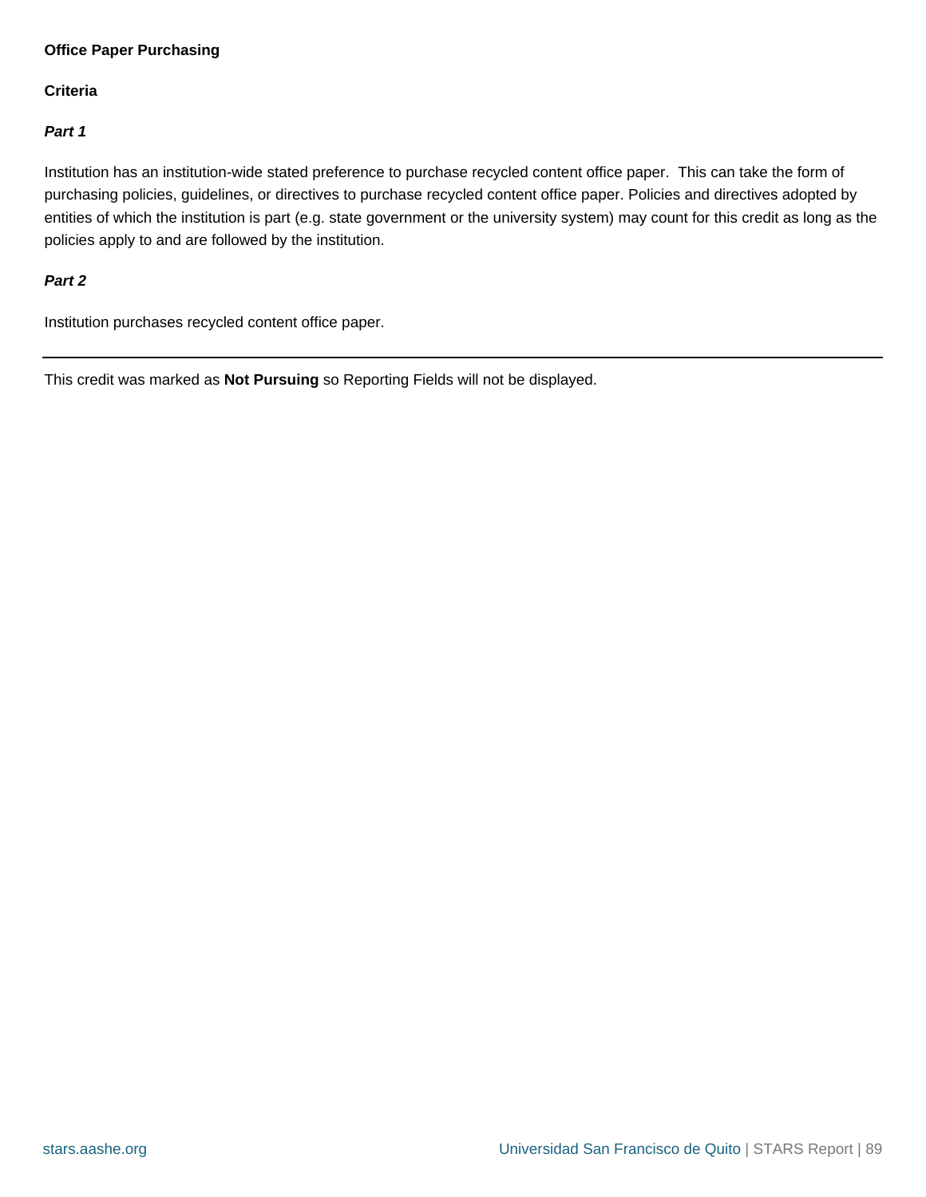**Office Paper Purchasing**

**Criteria**

***Part 1***

Institution has an institution-wide stated preference to purchase recycled content office paper. This can take the form of purchasing policies, guidelines, or directives to purchase recycled content office paper. Policies and directives adopted by entities of which the institution is part (e.g. state government or the university system) may count for this credit as long as the policies apply to and are followed by the institution.

***Part 2***

Institution purchases recycled content office paper.

---

This credit was marked as **Not Pursuing** so Reporting Fields will not be displayed.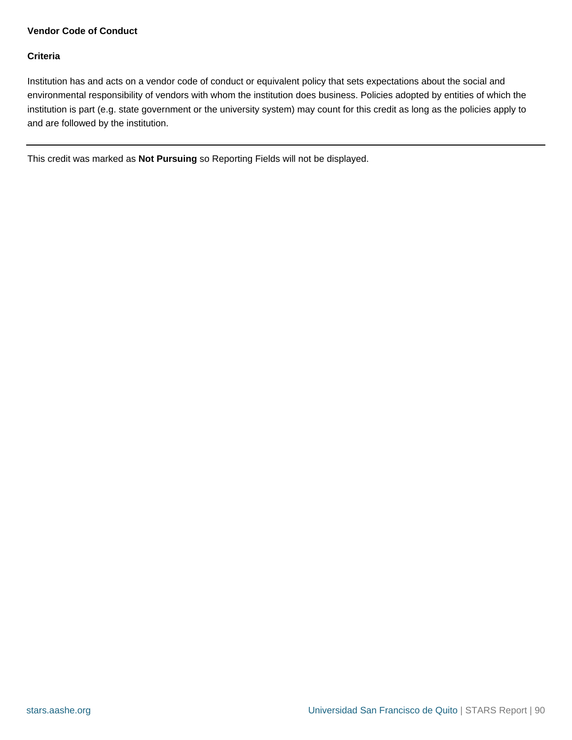### Vendor Code of Conduct

#### Criteria

Institution has and acts on a vendor code of conduct or equivalent policy that sets expectations about the social and environmental responsibility of vendors with whom the institution does business. Policies adopted by entities of which the institution is part (e.g. state government or the university system) may count for this credit as long as the policies apply to and are followed by the institution.

---

This credit was marked as **Not Pursuing** so Reporting Fields will not be displayed.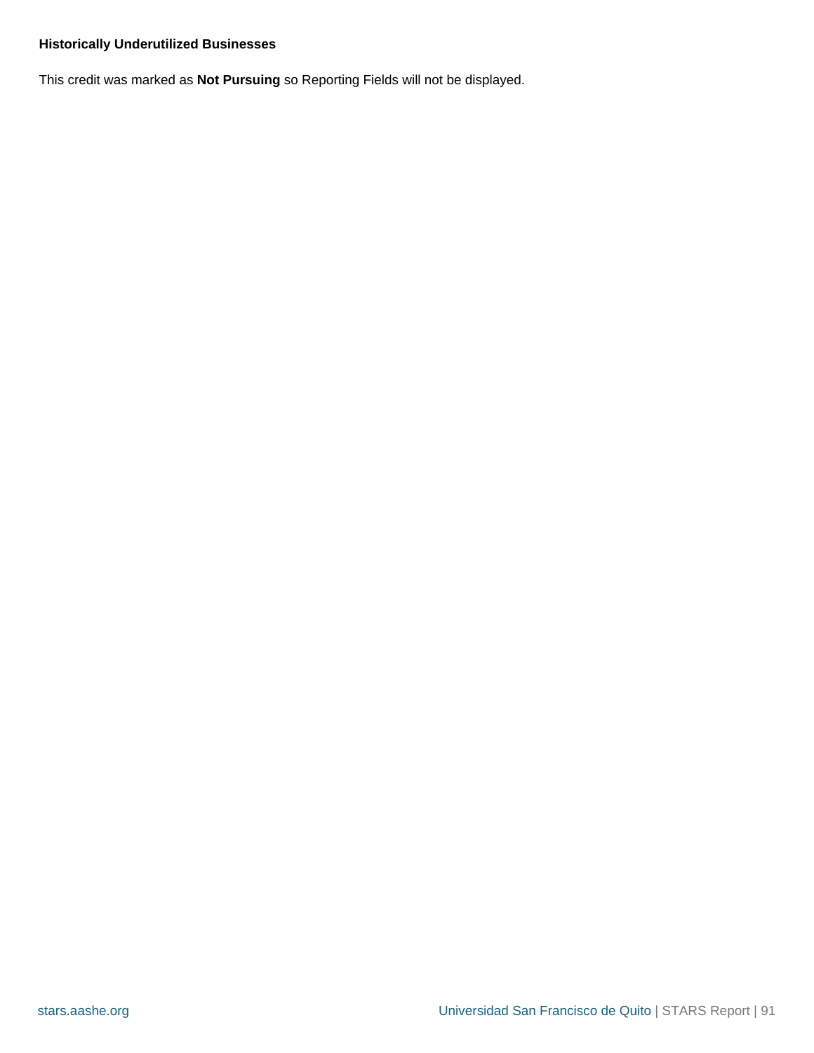**Historically Underutilized Businesses**

This credit was marked as **Not Pursuing** so Reporting Fields will not be displayed.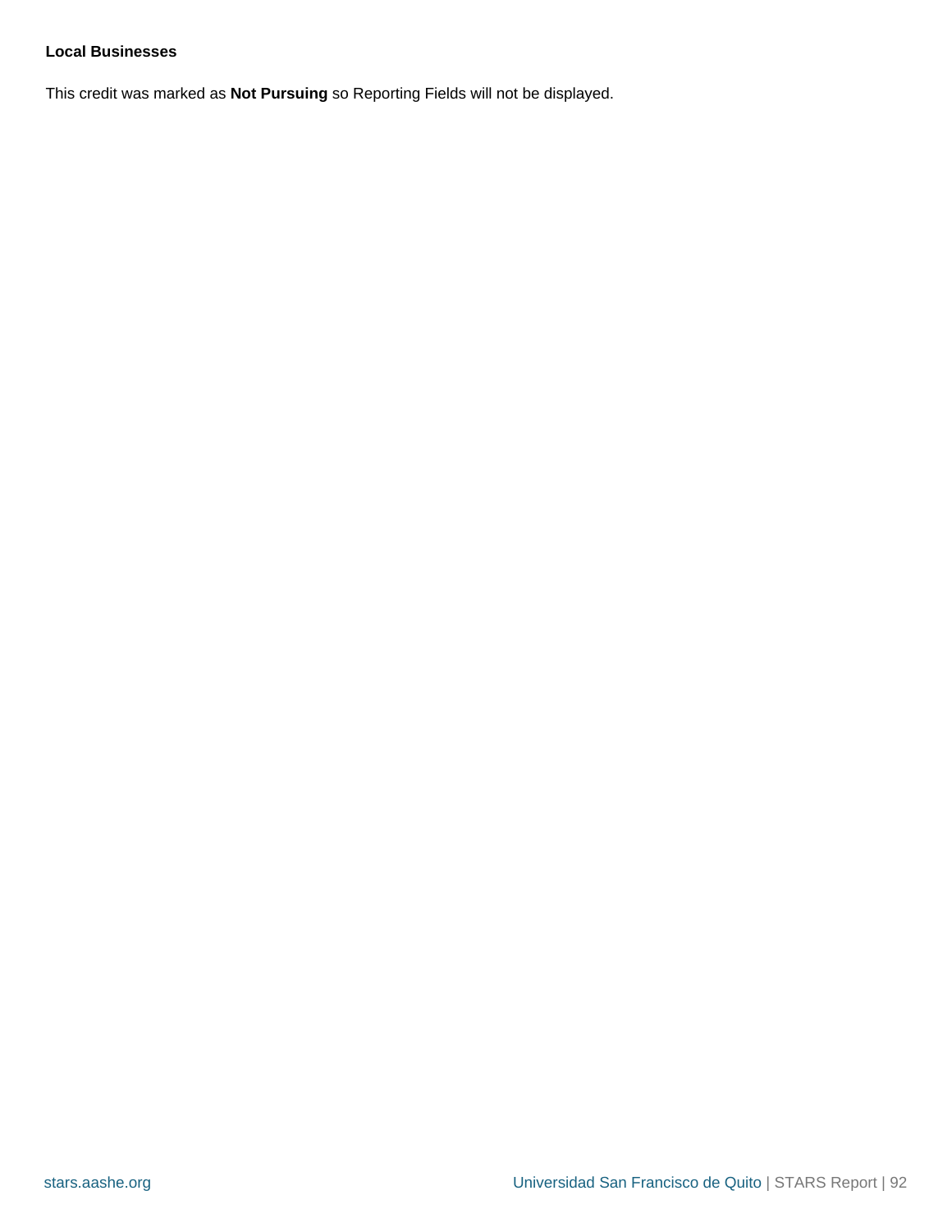**Local Businesses**

This credit was marked as **Not Pursuing** so Reporting Fields will not be displayed.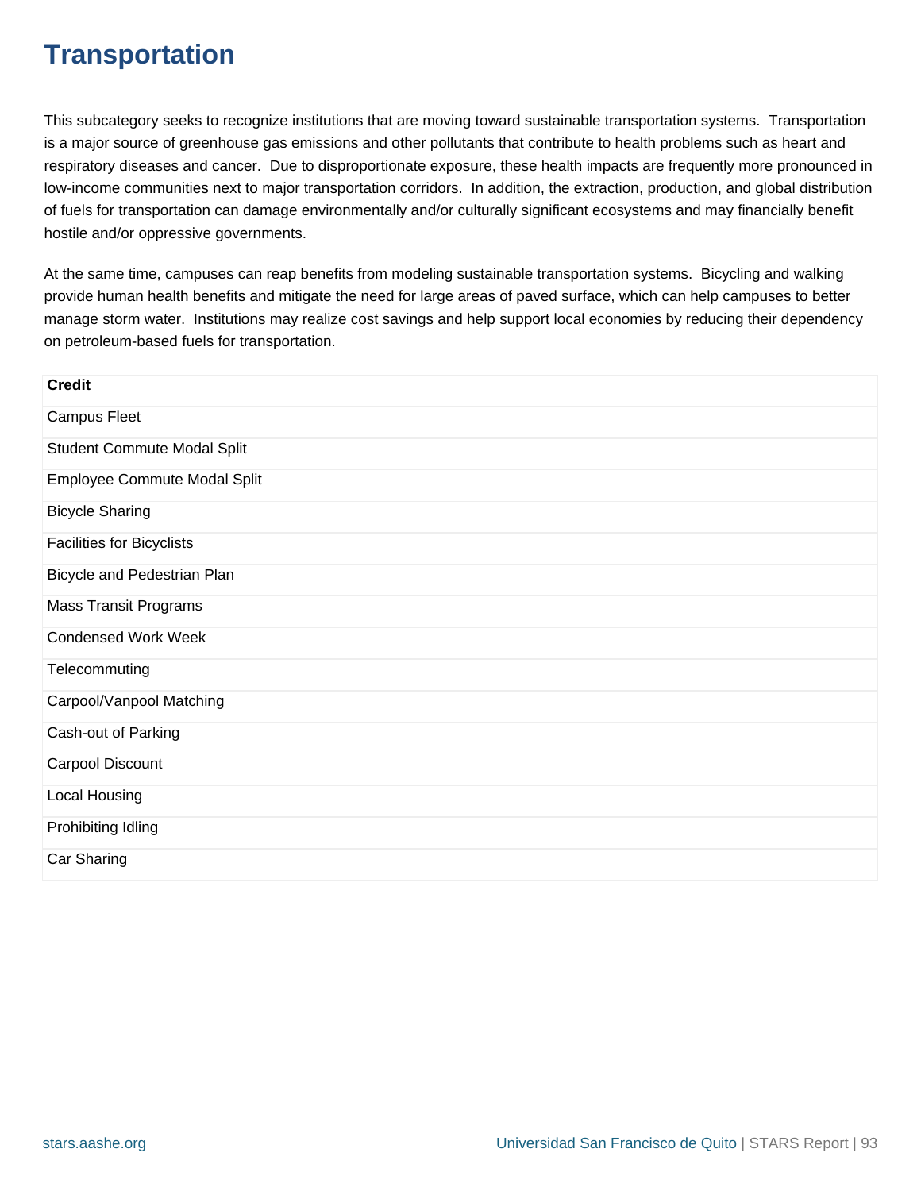# Transportation

This subcategory seeks to recognize institutions that are moving toward sustainable transportation systems. Transportation is a major source of greenhouse gas emissions and other pollutants that contribute to health problems such as heart and respiratory diseases and cancer. Due to disproportionate exposure, these health impacts are frequently more pronounced in low-income communities next to major transportation corridors. In addition, the extraction, production, and global distribution of fuels for transportation can damage environmentally and/or culturally significant ecosystems and may financially benefit hostile and/or oppressive governments.

At the same time, campuses can reap benefits from modeling sustainable transportation systems. Bicycling and walking provide human health benefits and mitigate the need for large areas of paved surface, which can help campuses to better manage storm water. Institutions may realize cost savings and help support local economies by reducing their dependency on petroleum-based fuels for transportation.

| Credit |
| --- |
| Campus Fleet |
| Student Commute Modal Split |
| Employee Commute Modal Split |
| Bicycle Sharing |
| Facilities for Bicyclists |
| Bicycle and Pedestrian Plan |
| Mass Transit Programs |
| Condensed Work Week |
| Telecommuting |
| Carpool/Vanpool Matching |
| Cash-out of Parking |
| Carpool Discount |
| Local Housing |
| Prohibiting Idling |
| Car Sharing |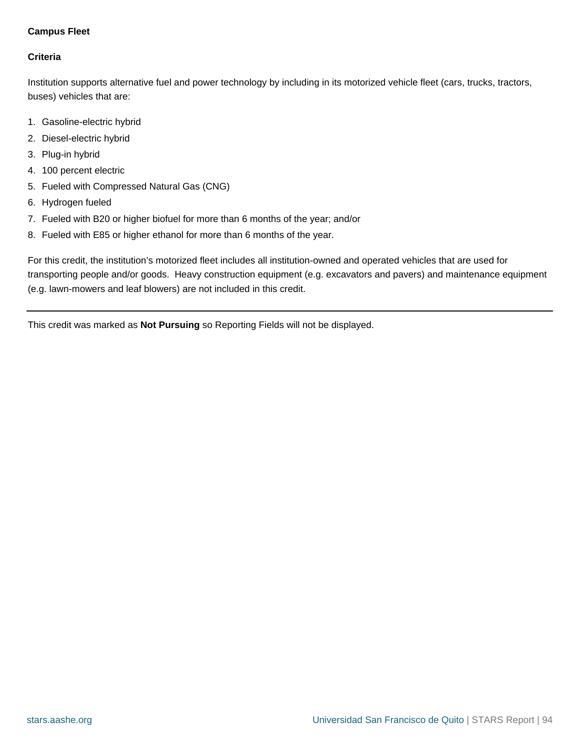**Campus Fleet**

**Criteria**

Institution supports alternative fuel and power technology by including in its motorized vehicle fleet (cars, trucks, tractors, buses) vehicles that are:

1. Gasoline-electric hybrid
2. Diesel-electric hybrid
3. Plug-in hybrid
4. 100 percent electric
5. Fueled with Compressed Natural Gas (CNG)
6. Hydrogen fueled
7. Fueled with B20 or higher biofuel for more than 6 months of the year; and/or
8. Fueled with E85 or higher ethanol for more than 6 months of the year.

For this credit, the institution's motorized fleet includes all institution-owned and operated vehicles that are used for transporting people and/or goods.  Heavy construction equipment (e.g. excavators and pavers) and maintenance equipment (e.g. lawn-mowers and leaf blowers) are not included in this credit.

---

This credit was marked as **Not Pursuing** so Reporting Fields will not be displayed.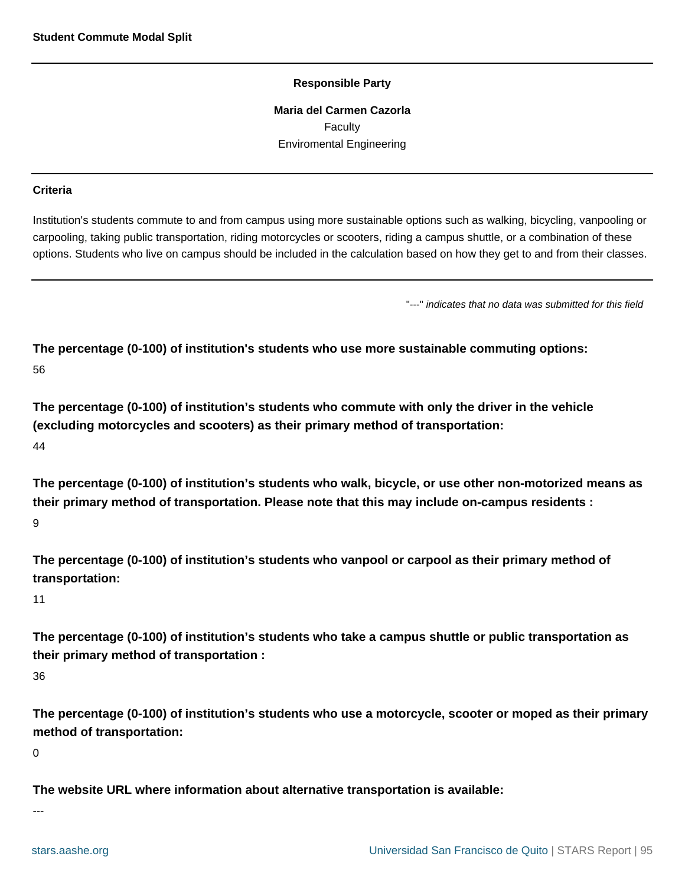## Student Commute Modal Split

**Responsible Party**

**Maria del Carmen Cazorla**
Faculty
Enviromental Engineering

**Criteria**

Institution's students commute to and from campus using more sustainable options such as walking, bicycling, vanpooling or carpooling, taking public transportation, riding motorcycles or scooters, riding a campus shuttle, or a combination of these options. Students who live on campus should be included in the calculation based on how they get to and from their classes.

"---" *indicates that no data was submitted for this field*

**The percentage (0-100) of institution's students who use more sustainable commuting options:**
56

**The percentage (0-100) of institution's students who commute with only the driver in the vehicle (excluding motorcycles and scooters) as their primary method of transportation:**
44

**The percentage (0-100) of institution's students who walk, bicycle, or use other non-motorized means as their primary method of transportation. Please note that this may include on-campus residents :**
9

**The percentage (0-100) of institution's students who vanpool or carpool as their primary method of transportation:**
11

**The percentage (0-100) of institution's students who take a campus shuttle or public transportation as their primary method of transportation :**
36

**The percentage (0-100) of institution's students who use a motorcycle, scooter or moped as their primary method of transportation:**
0

**The website URL where information about alternative transportation is available:**
---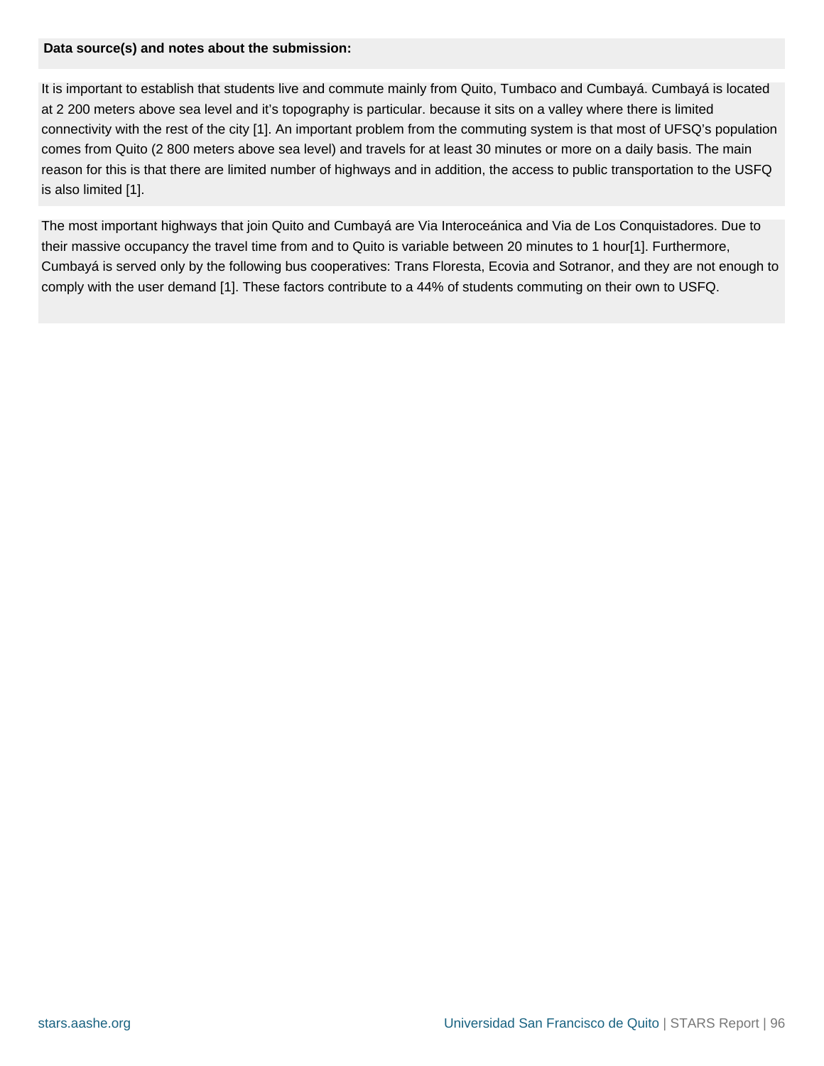**Data source(s) and notes about the submission:**

It is important to establish that students live and commute mainly from Quito, Tumbaco and Cumbayá. Cumbayá is located at 2 200 meters above sea level and it's topography is particular. because it sits on a valley where there is limited connectivity with the rest of the city [1]. An important problem from the commuting system is that most of UFSQ's population comes from Quito (2 800 meters above sea level) and travels for at least 30 minutes or more on a daily basis. The main reason for this is that there are limited number of highways and in addition, the access to public transportation to the USFQ is also limited [1].

The most important highways that join Quito and Cumbayá are Via Interoceánica and Via de Los Conquistadores. Due to their massive occupancy the travel time from and to Quito is variable between 20 minutes to 1 hour[1]. Furthermore, Cumbayá is served only by the following bus cooperatives: Trans Floresta, Ecovia and Sotranor, and they are not enough to comply with the user demand [1]. These factors contribute to a 44% of students commuting on their own to USFQ.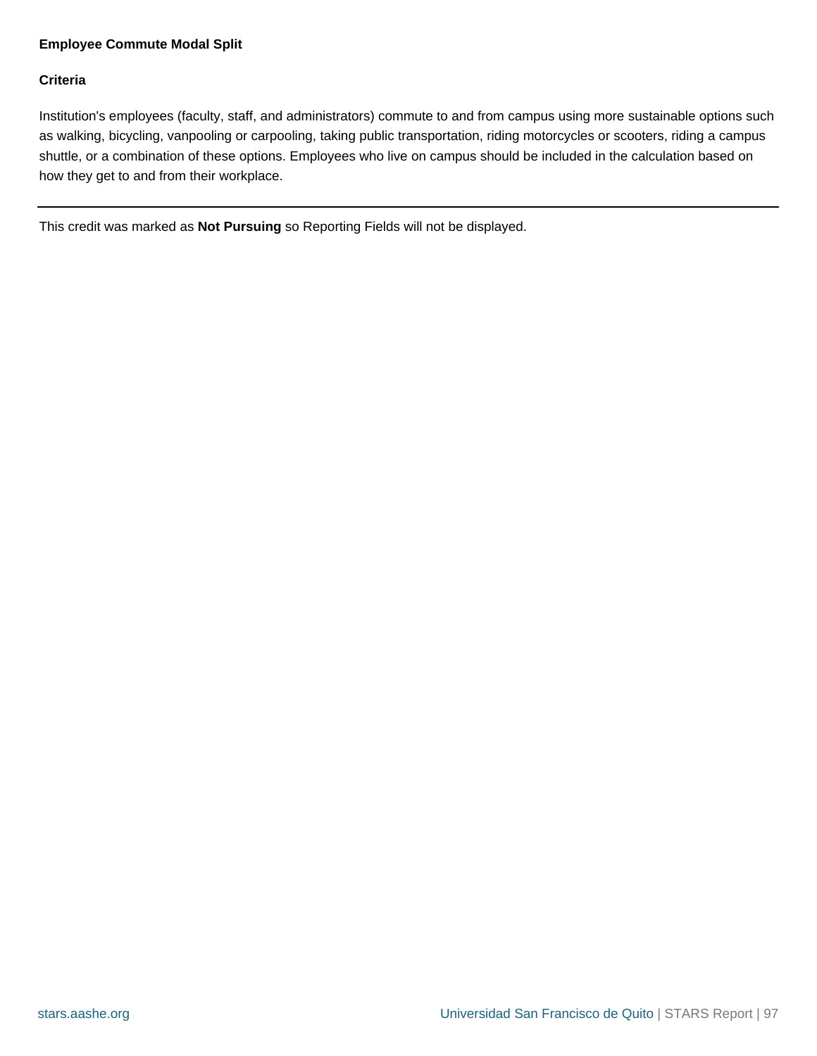**Employee Commute Modal Split**

**Criteria**

Institution's employees (faculty, staff, and administrators) commute to and from campus using more sustainable options such as walking, bicycling, vanpooling or carpooling, taking public transportation, riding motorcycles or scooters, riding a campus shuttle, or a combination of these options. Employees who live on campus should be included in the calculation based on how they get to and from their workplace.

---

This credit was marked as **Not Pursuing** so Reporting Fields will not be displayed.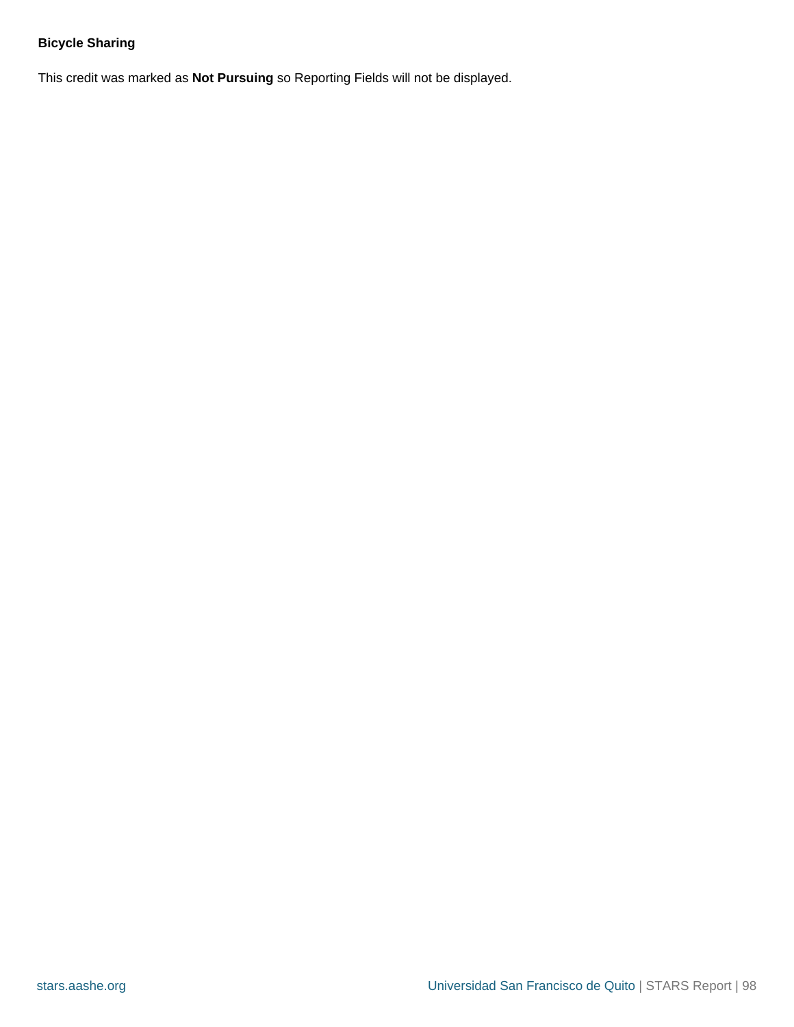**Bicycle Sharing**

This credit was marked as **Not Pursuing** so Reporting Fields will not be displayed.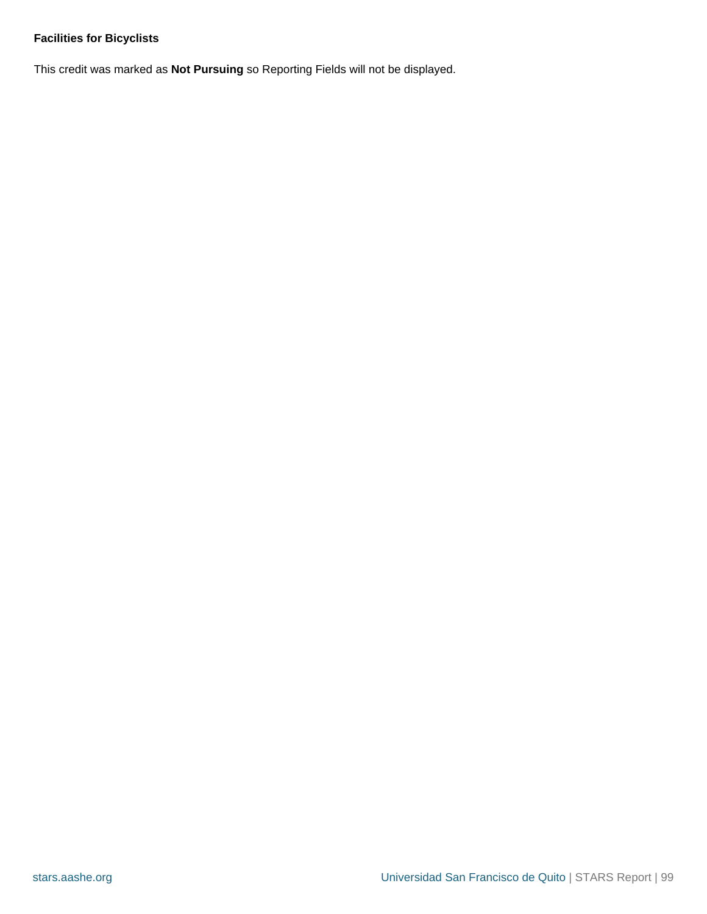**Facilities for Bicyclists**

This credit was marked as **Not Pursuing** so Reporting Fields will not be displayed.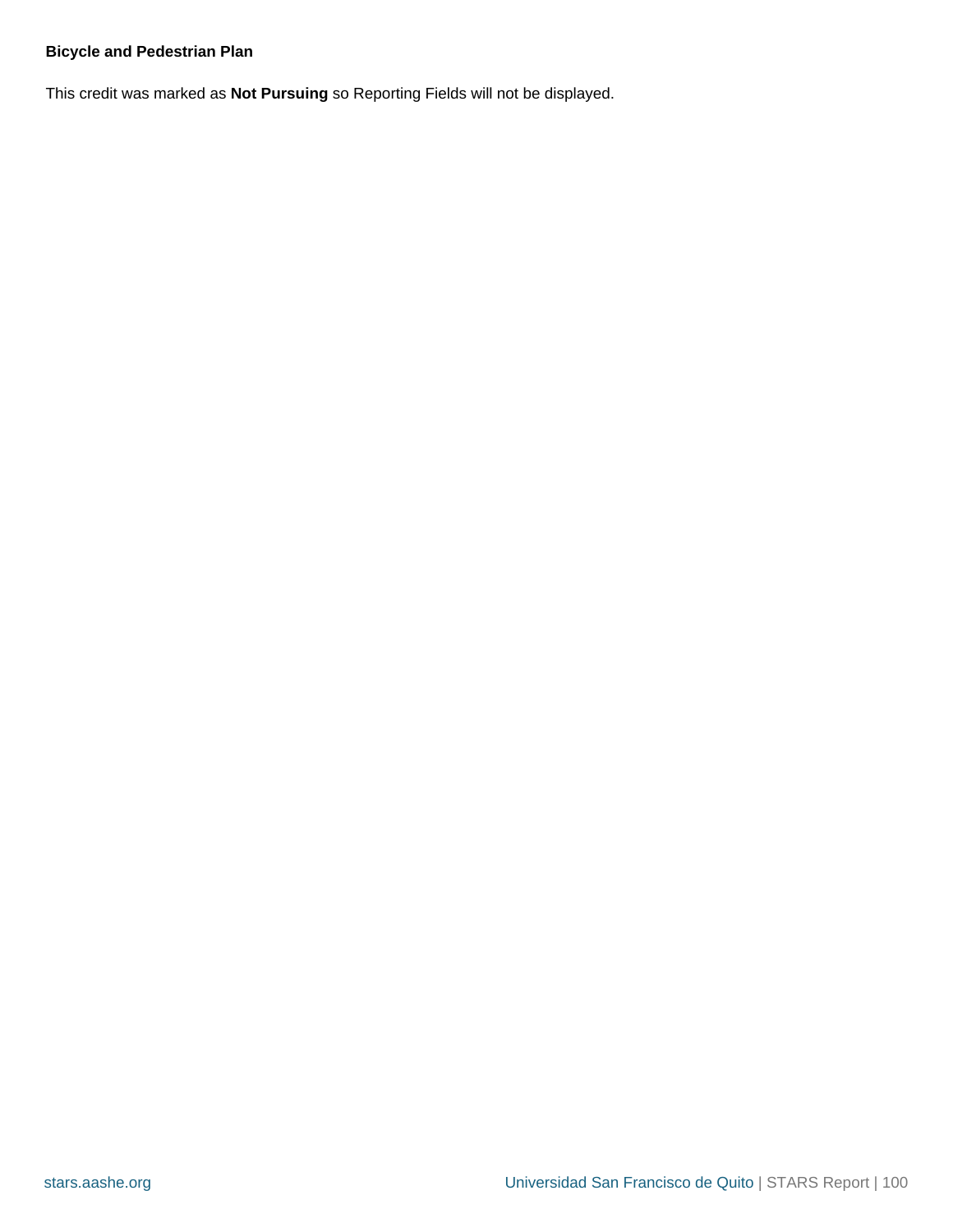**Bicycle and Pedestrian Plan**

This credit was marked as **Not Pursuing** so Reporting Fields will not be displayed.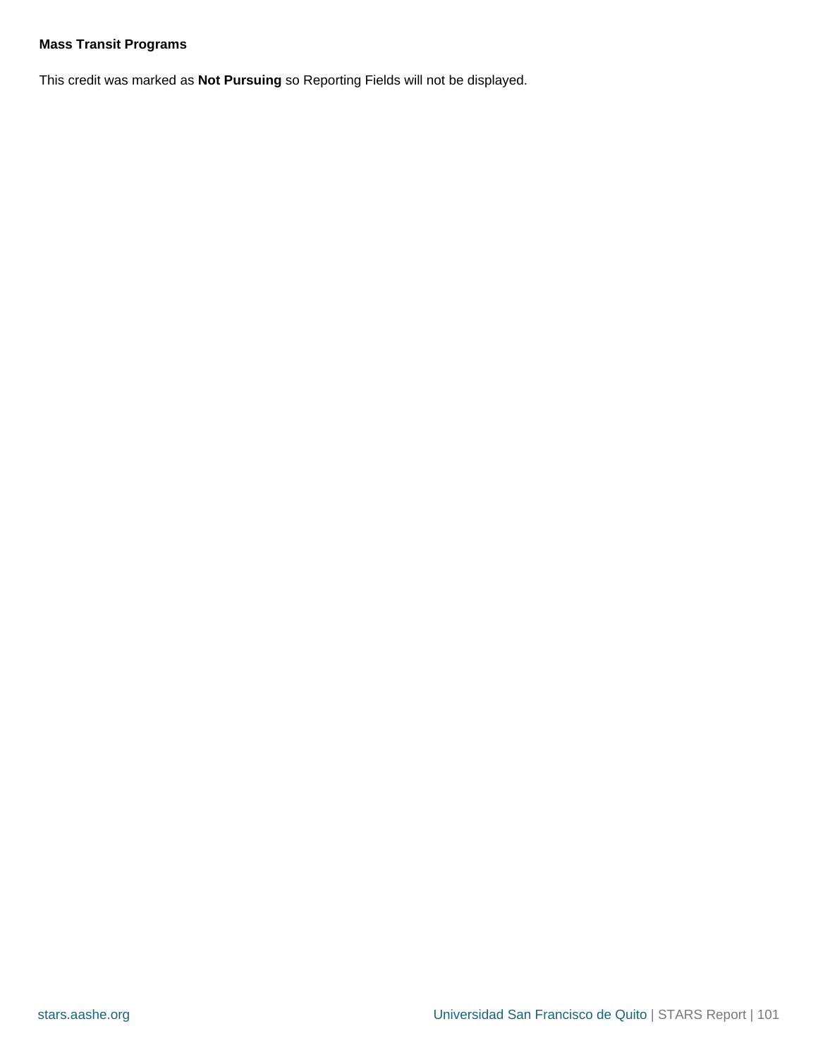**Mass Transit Programs**

This credit was marked as **Not Pursuing** so Reporting Fields will not be displayed.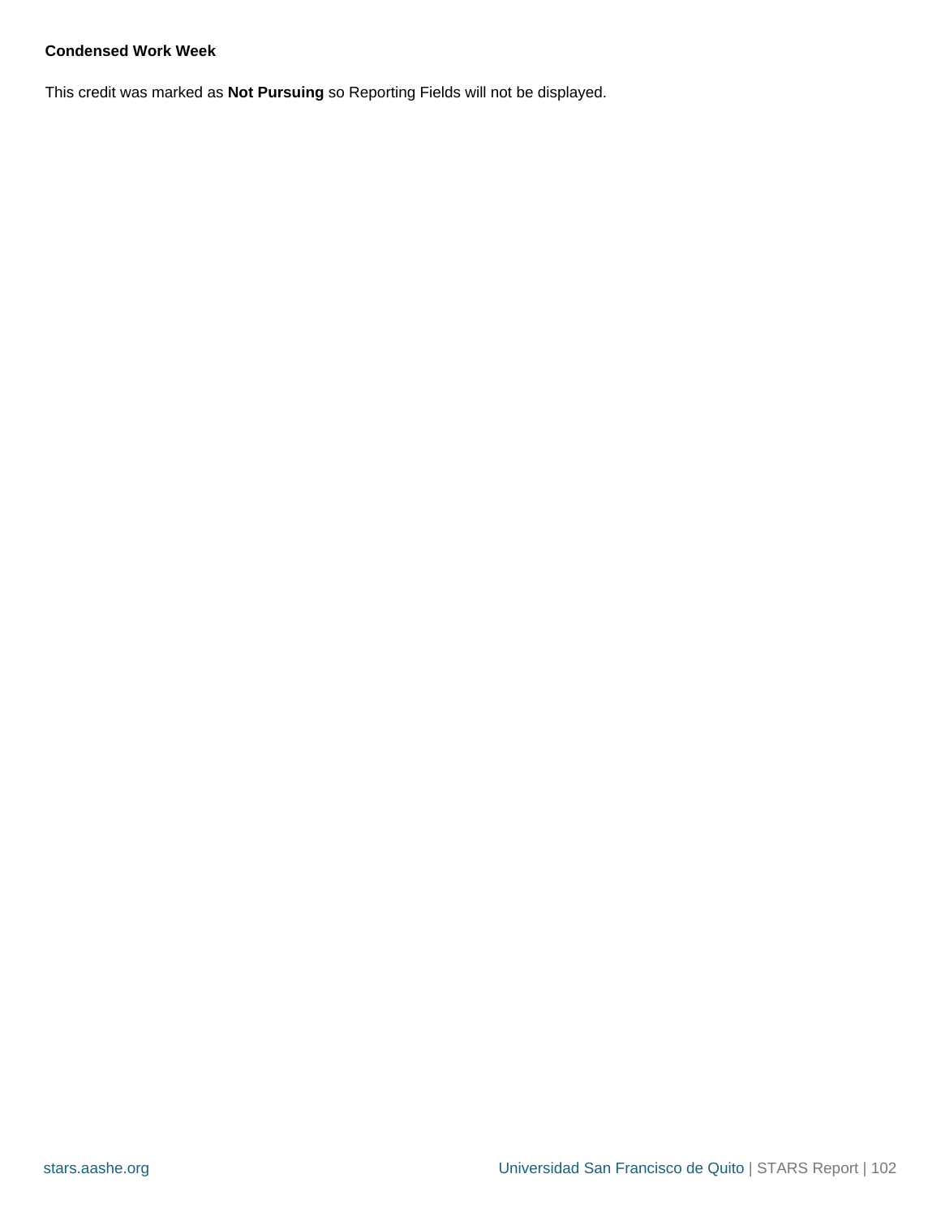**Condensed Work Week**

This credit was marked as **Not Pursuing** so Reporting Fields will not be displayed.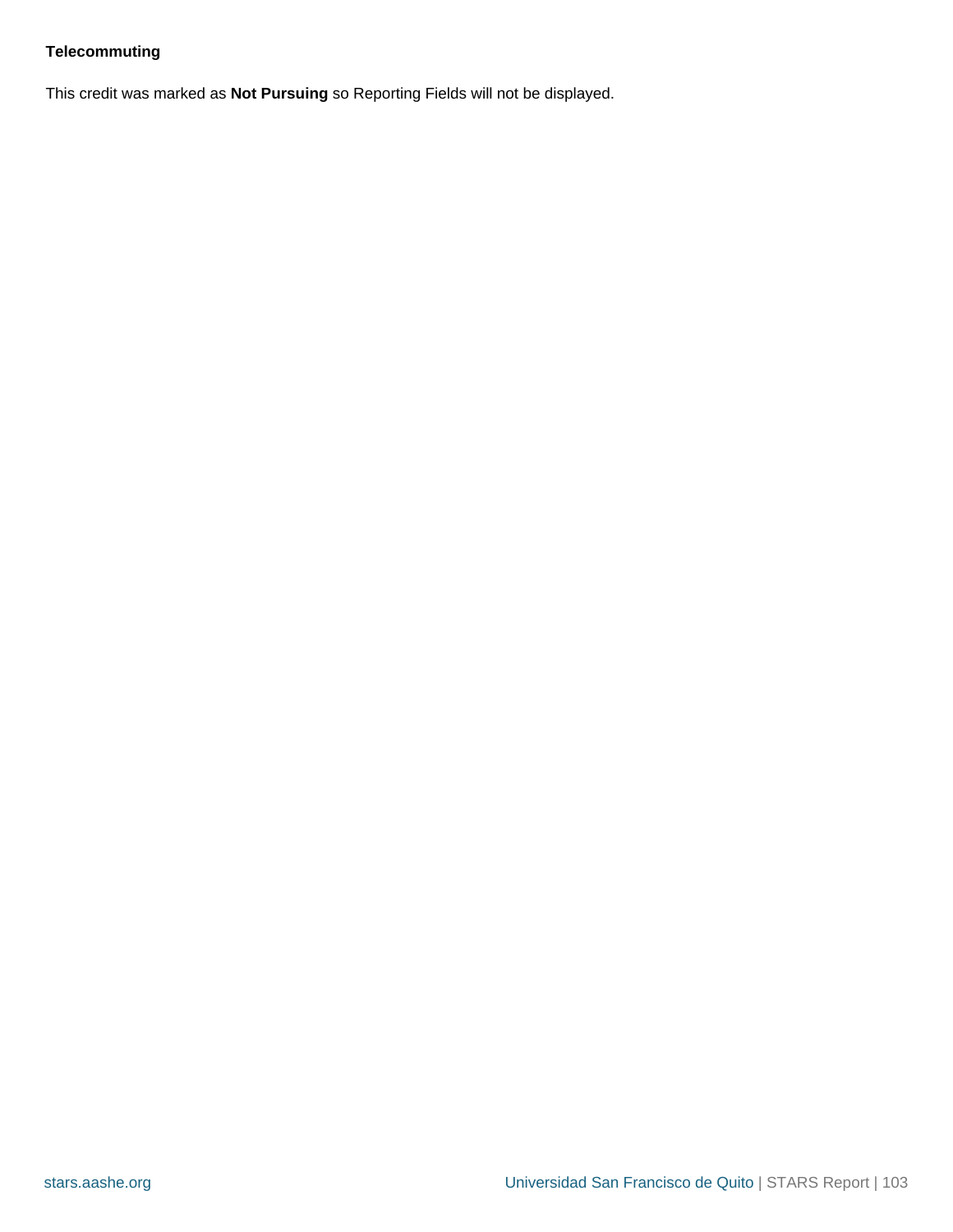**Telecommuting**

This credit was marked as **Not Pursuing** so Reporting Fields will not be displayed.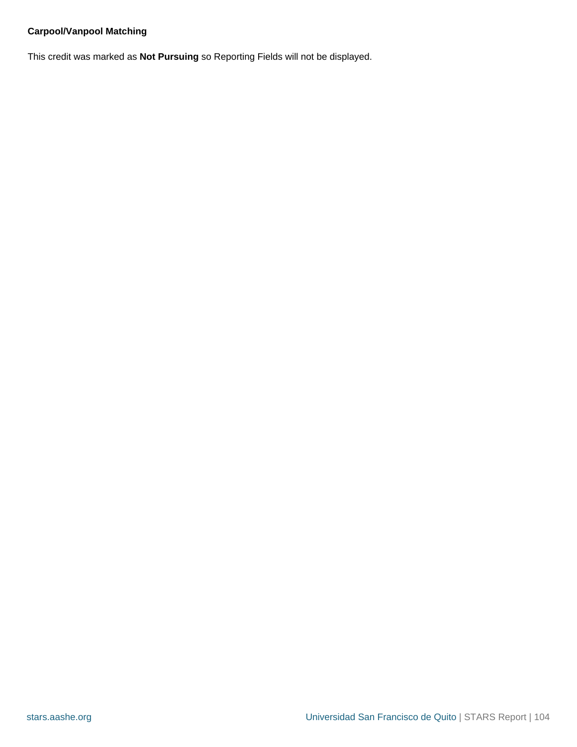**Carpool/Vanpool Matching**

This credit was marked as **Not Pursuing** so Reporting Fields will not be displayed.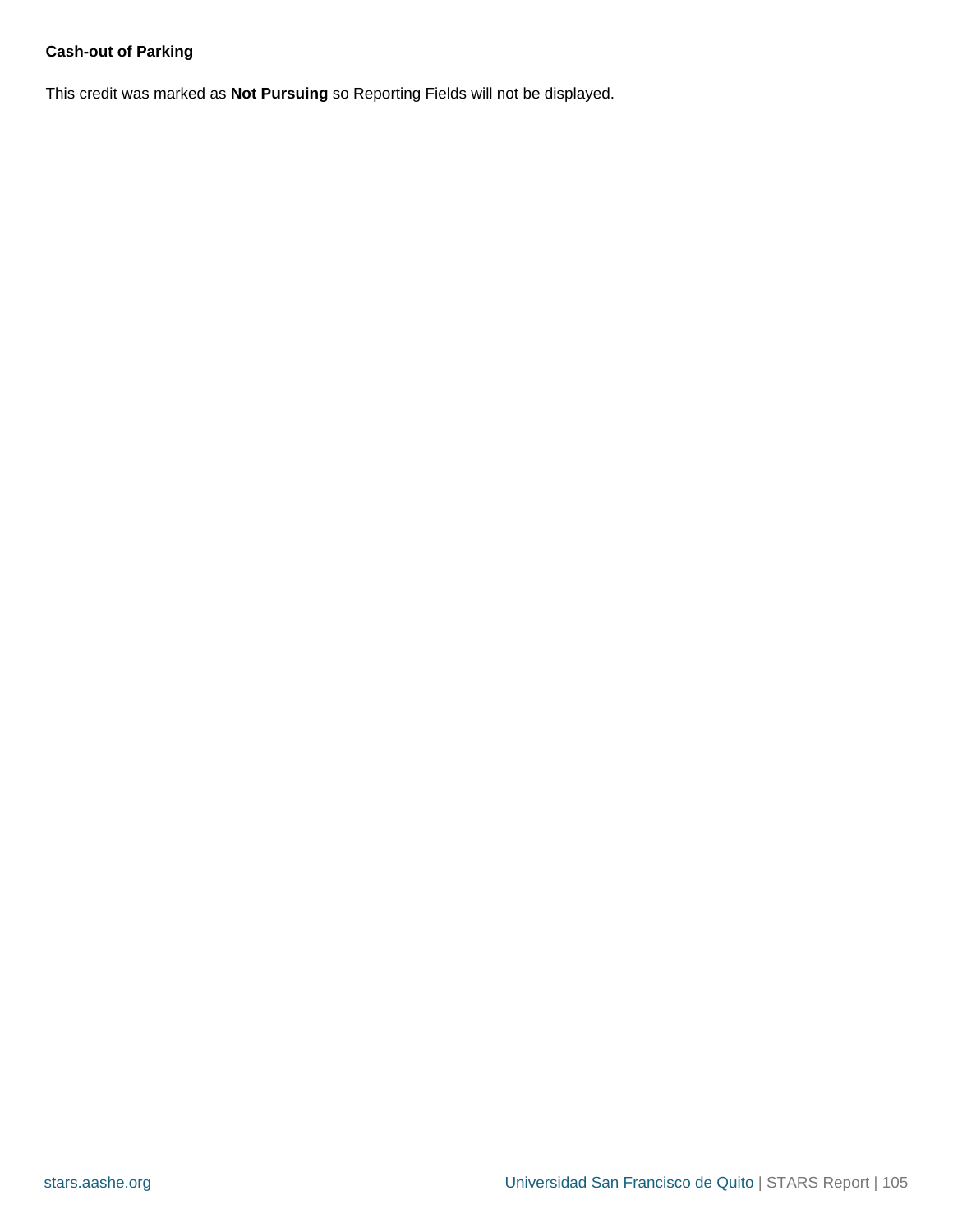**Cash-out of Parking**

This credit was marked as **Not Pursuing** so Reporting Fields will not be displayed.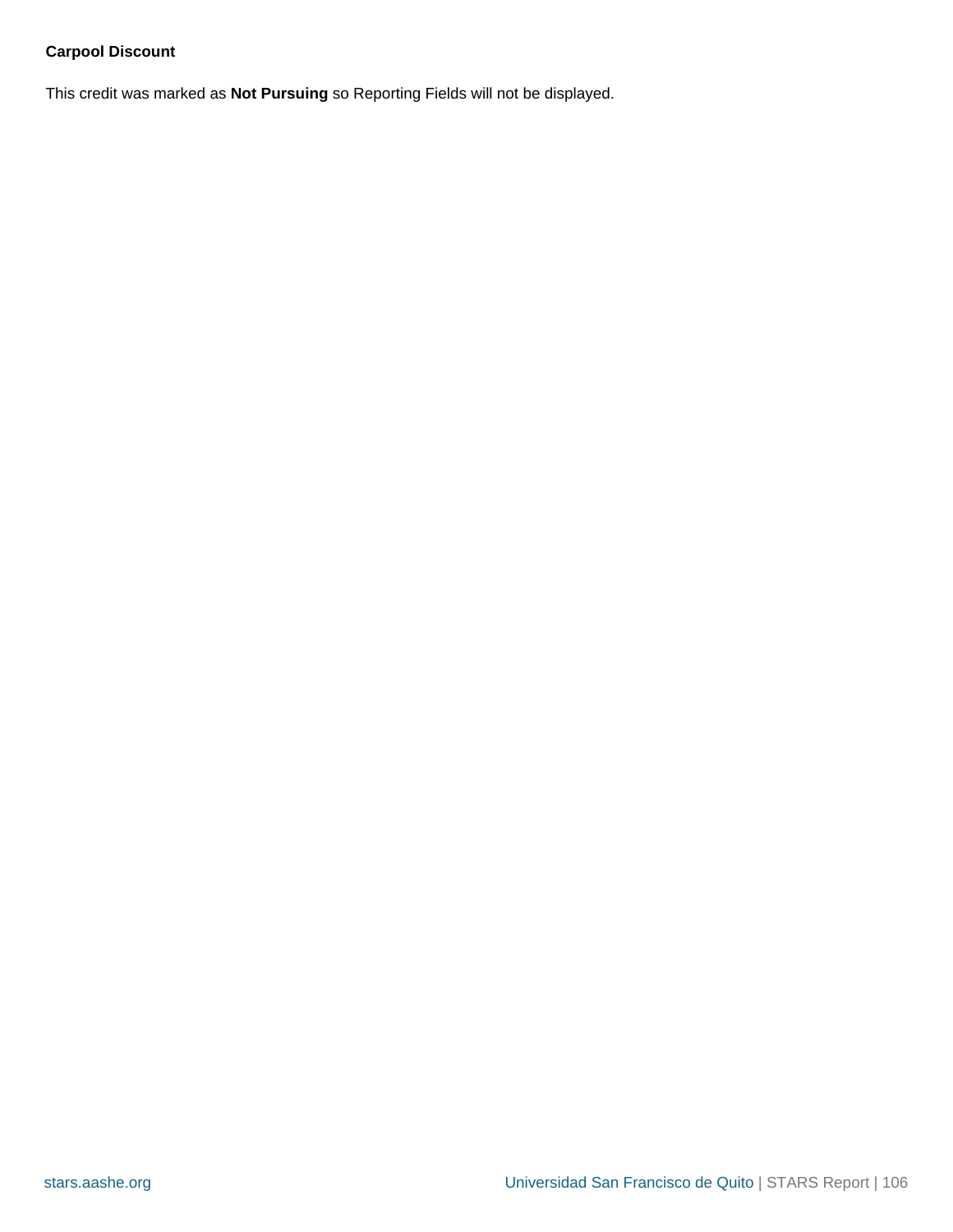**Carpool Discount**

This credit was marked as **Not Pursuing** so Reporting Fields will not be displayed.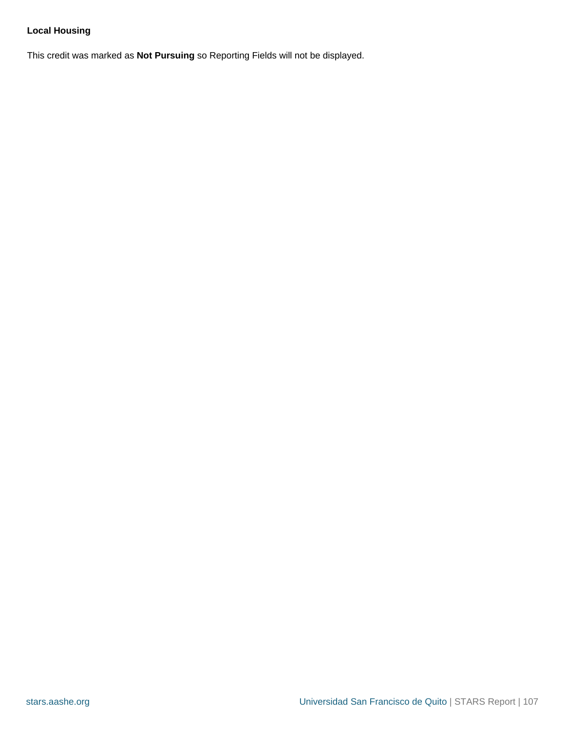**Local Housing**

This credit was marked as **Not Pursuing** so Reporting Fields will not be displayed.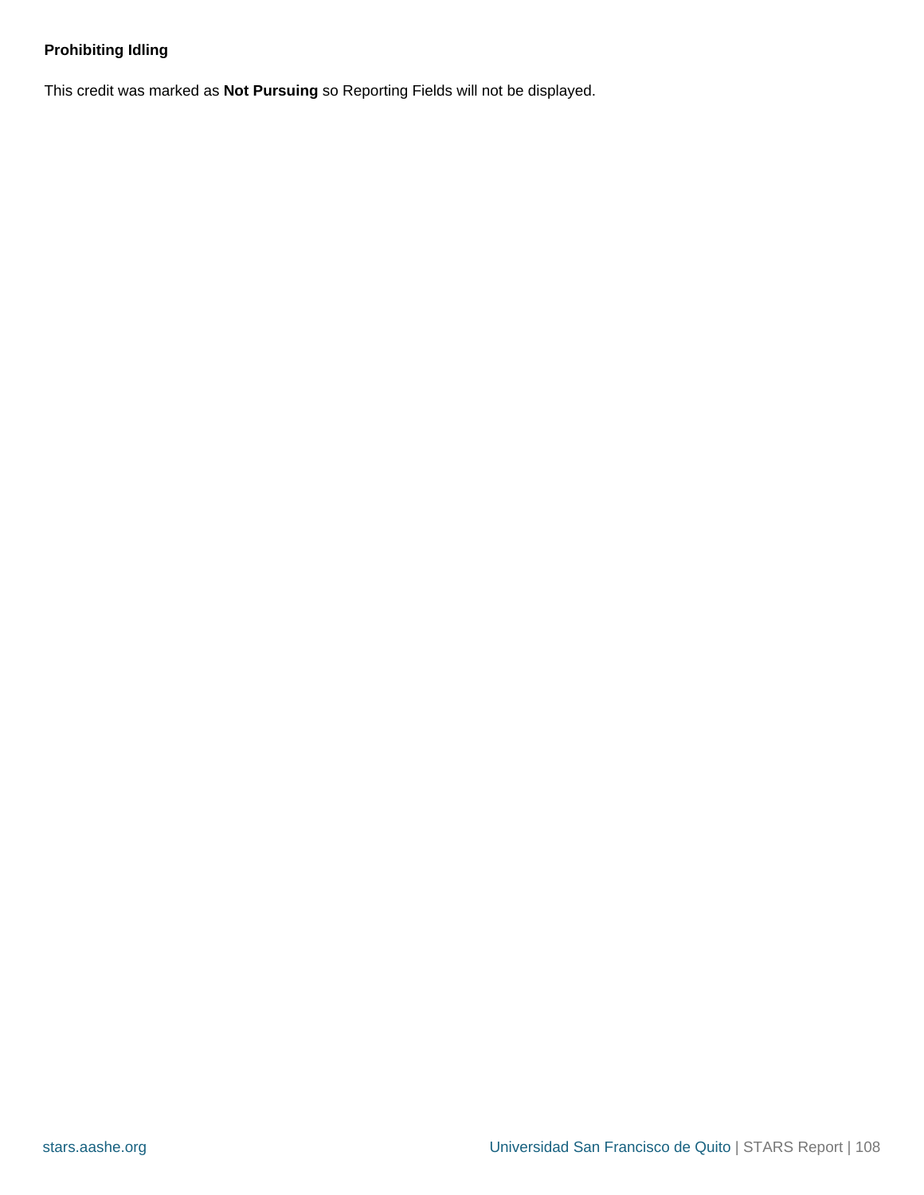**Prohibiting Idling**

This credit was marked as **Not Pursuing** so Reporting Fields will not be displayed.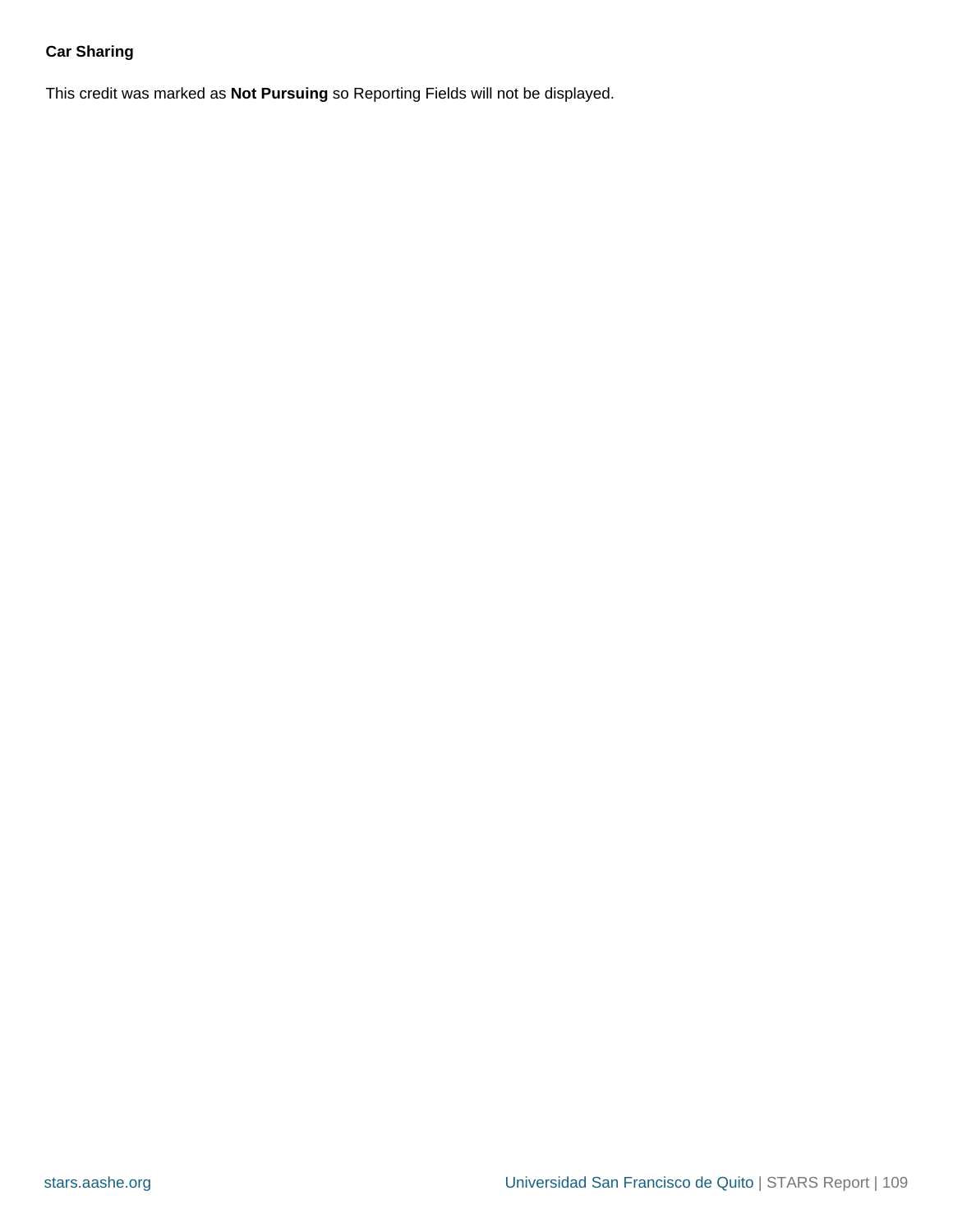**Car Sharing**

This credit was marked as **Not Pursuing** so Reporting Fields will not be displayed.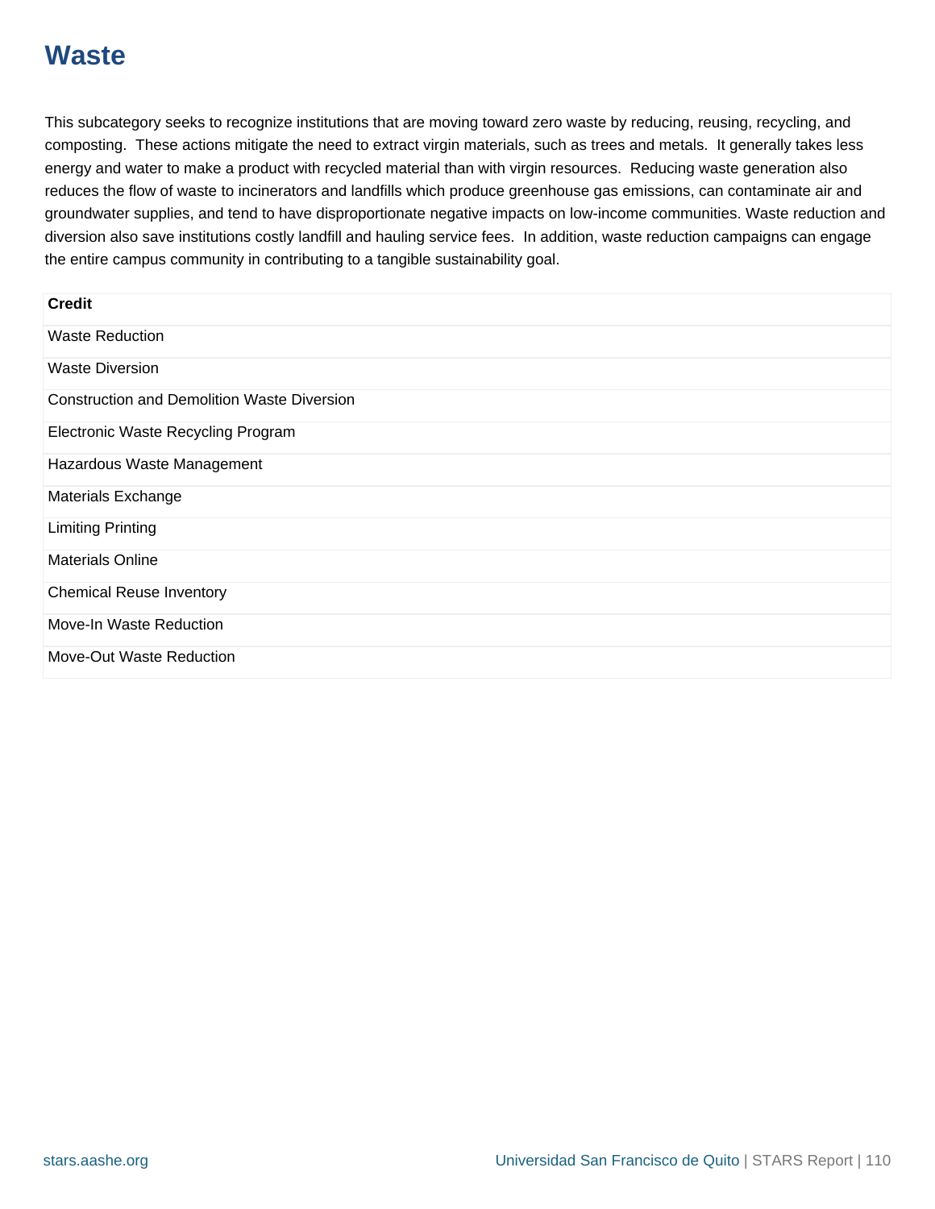# Waste

This subcategory seeks to recognize institutions that are moving toward zero waste by reducing, reusing, recycling, and composting. These actions mitigate the need to extract virgin materials, such as trees and metals. It generally takes less energy and water to make a product with recycled material than with virgin resources. Reducing waste generation also reduces the flow of waste to incinerators and landfills which produce greenhouse gas emissions, can contaminate air and groundwater supplies, and tend to have disproportionate negative impacts on low-income communities. Waste reduction and diversion also save institutions costly landfill and hauling service fees. In addition, waste reduction campaigns can engage the entire campus community in contributing to a tangible sustainability goal.

| Credit |
| --- |
| Waste Reduction |
| Waste Diversion |
| Construction and Demolition Waste Diversion |
| Electronic Waste Recycling Program |
| Hazardous Waste Management |
| Materials Exchange |
| Limiting Printing |
| Materials Online |
| Chemical Reuse Inventory |
| Move-In Waste Reduction |
| Move-Out Waste Reduction |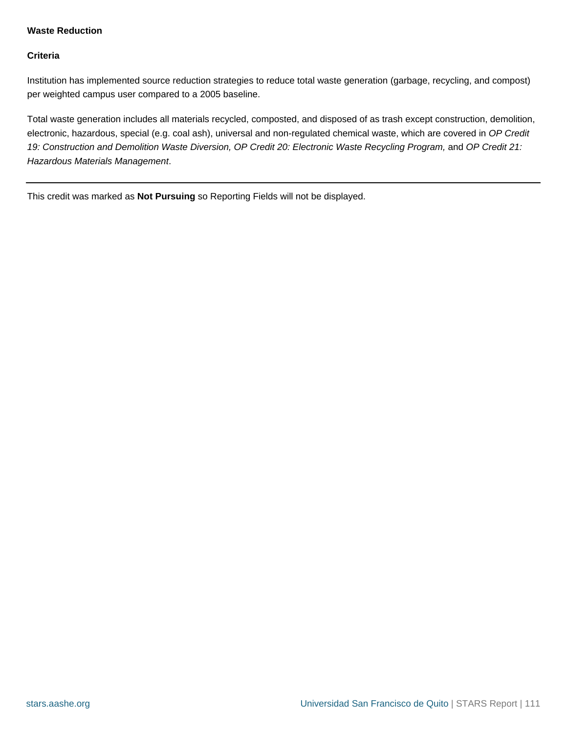## Waste Reduction

### Criteria

Institution has implemented source reduction strategies to reduce total waste generation (garbage, recycling, and compost) per weighted campus user compared to a 2005 baseline.

Total waste generation includes all materials recycled, composted, and disposed of as trash except construction, demolition, electronic, hazardous, special (e.g. coal ash), universal and non-regulated chemical waste, which are covered in *OP Credit 19: Construction and Demolition Waste Diversion, OP Credit 20: Electronic Waste Recycling Program,* and *OP Credit 21: Hazardous Materials Management*.

---

This credit was marked as **Not Pursuing** so Reporting Fields will not be displayed.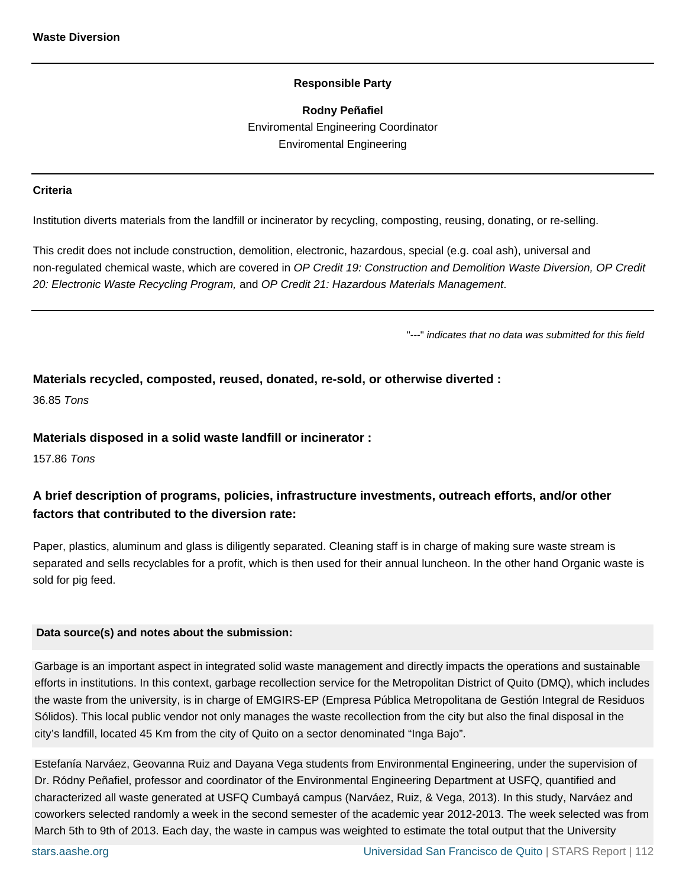## Waste Diversion

**Responsible Party**

**Rodny Peñafiel**
Enviromental Engineering Coordinator
Enviromental Engineering

---

**Criteria**

Institution diverts materials from the landfill or incinerator by recycling, composting, reusing, donating, or re-selling.

This credit does not include construction, demolition, electronic, hazardous, special (e.g. coal ash), universal and non-regulated chemical waste, which are covered in *OP Credit 19: Construction and Demolition Waste Diversion, OP Credit 20: Electronic Waste Recycling Program,* and *OP Credit 21: Hazardous Materials Management*.

---

"---" *indicates that no data was submitted for this field*

### Materials recycled, composted, reused, donated, re-sold, or otherwise diverted :

36.85 *Tons*

### Materials disposed in a solid waste landfill or incinerator :

157.86 *Tons*

### A brief description of programs, policies, infrastructure investments, outreach efforts, and/or other factors that contributed to the diversion rate:

Paper, plastics, aluminum and glass is diligently separated. Cleaning staff is in charge of making sure waste stream is separated and sells recyclables for a profit, which is then used for their annual luncheon. In the other hand Organic waste is sold for pig feed.

**Data source(s) and notes about the submission:**

Garbage is an important aspect in integrated solid waste management and directly impacts the operations and sustainable efforts in institutions. In this context, garbage recollection service for the Metropolitan District of Quito (DMQ), which includes the waste from the university, is in charge of EMGIRS-EP (Empresa Pública Metropolitana de Gestión Integral de Residuos Sólidos). This local public vendor not only manages the waste recollection from the city but also the final disposal in the city's landfill, located 45 Km from the city of Quito on a sector denominated "Inga Bajo".

Estefanía Narváez, Geovanna Ruiz and Dayana Vega students from Environmental Engineering, under the supervision of Dr. Ródny Peñafiel, professor and coordinator of the Environmental Engineering Department at USFQ, quantified and characterized all waste generated at USFQ Cumbayá campus (Narváez, Ruiz, & Vega, 2013). In this study, Narváez and coworkers selected randomly a week in the second semester of the academic year 2012-2013. The week selected was from March 5th to 9th of 2013. Each day, the waste in campus was weighted to estimate the total output that the University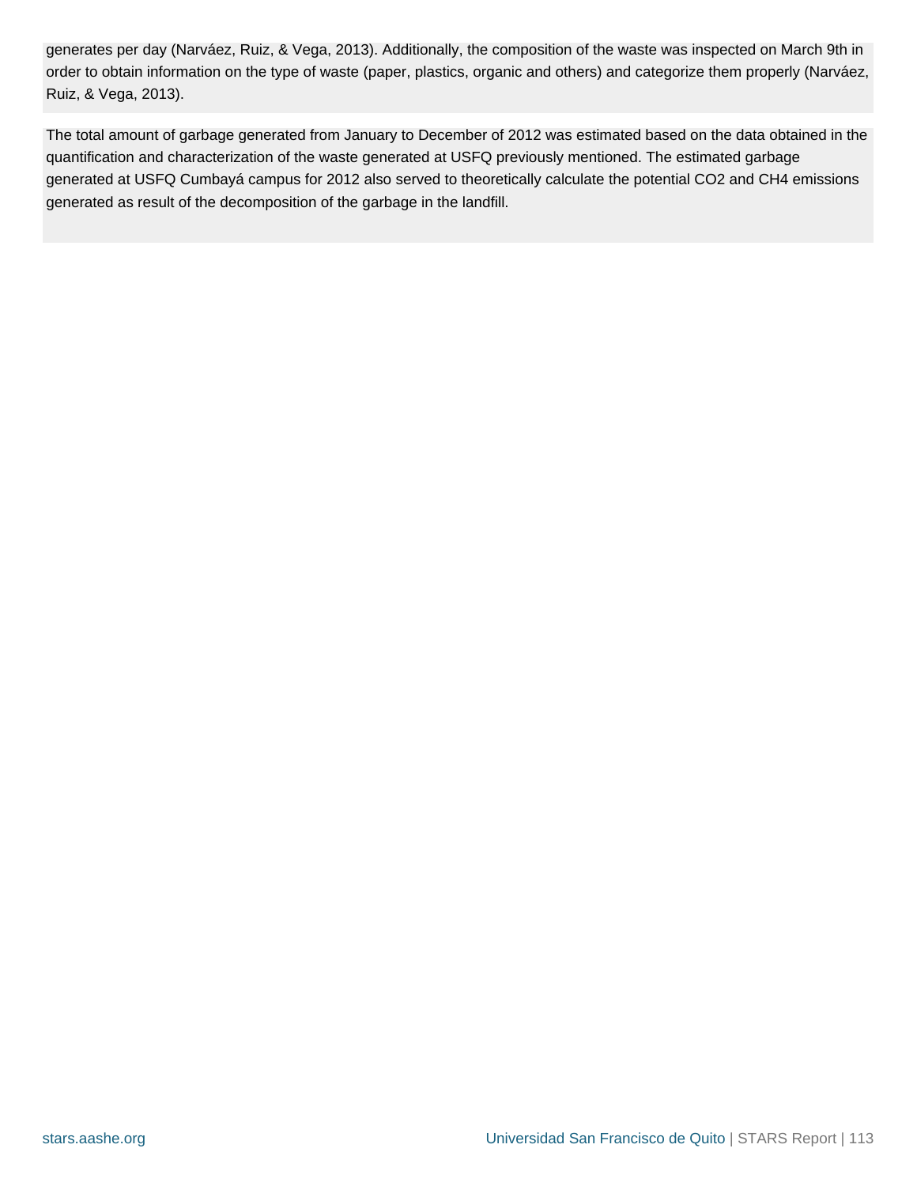generates per day (Narváez, Ruiz, & Vega, 2013). Additionally, the composition of the waste was inspected on March 9th in order to obtain information on the type of waste (paper, plastics, organic and others) and categorize them properly (Narváez, Ruiz, & Vega, 2013).

The total amount of garbage generated from January to December of 2012 was estimated based on the data obtained in the quantification and characterization of the waste generated at USFQ previously mentioned. The estimated garbage generated at USFQ Cumbayá campus for 2012 also served to theoretically calculate the potential $CO_2$ and $CH_4$ emissions generated as result of the decomposition of the garbage in the landfill.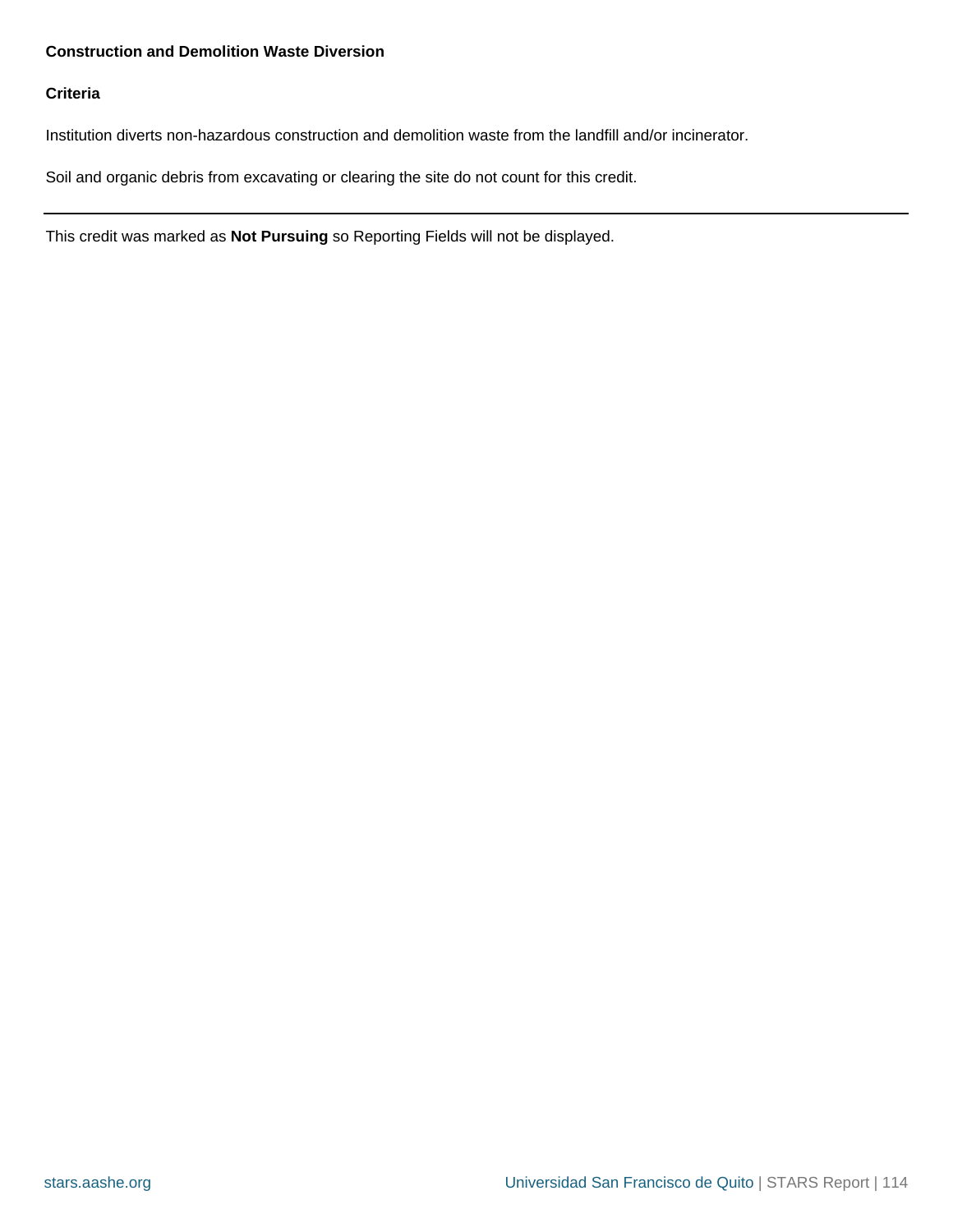**Construction and Demolition Waste Diversion**

**Criteria**

Institution diverts non-hazardous construction and demolition waste from the landfill and/or incinerator.

Soil and organic debris from excavating or clearing the site do not count for this credit.

---

This credit was marked as **Not Pursuing** so Reporting Fields will not be displayed.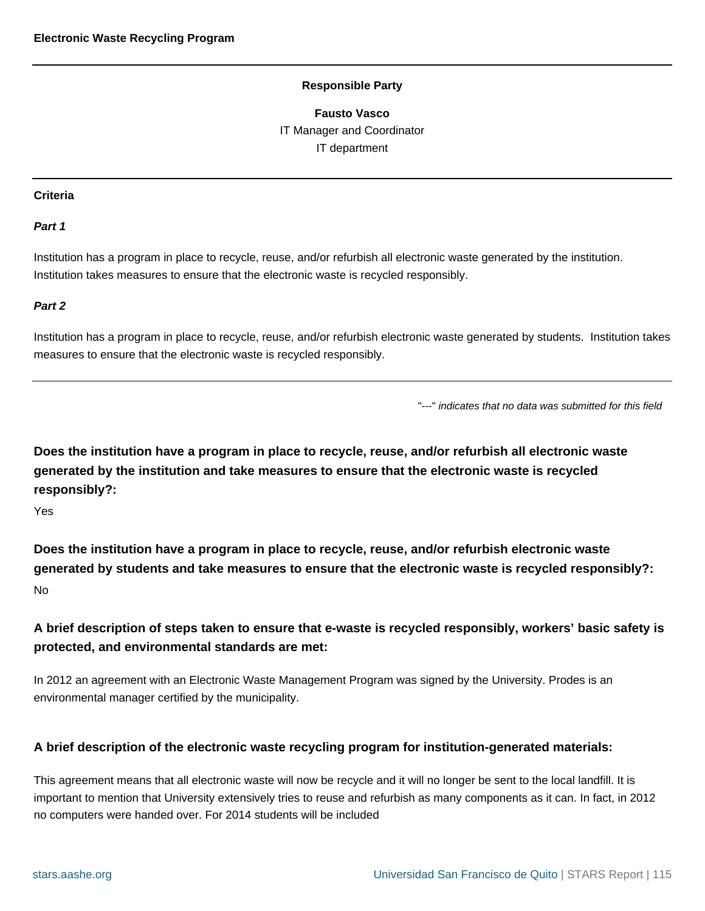## Electronic Waste Recycling Program

**Responsible Party**

**Fausto Vasco**
IT Manager and Coordinator
IT department

---

**Criteria**

***Part 1***

Institution has a program in place to recycle, reuse, and/or refurbish all electronic waste generated by the institution. Institution takes measures to ensure that the electronic waste is recycled responsibly.

***Part 2***

Institution has a program in place to recycle, reuse, and/or refurbish electronic waste generated by students. Institution takes measures to ensure that the electronic waste is recycled responsibly.

---

"---" *indicates that no data was submitted for this field*

### Does the institution have a program in place to recycle, reuse, and/or refurbish all electronic waste generated by the institution and take measures to ensure that the electronic waste is recycled responsibly?:

Yes

### Does the institution have a program in place to recycle, reuse, and/or refurbish electronic waste generated by students and take measures to ensure that the electronic waste is recycled responsibly?:

No

### A brief description of steps taken to ensure that e-waste is recycled responsibly, workers' basic safety is protected, and environmental standards are met:

In 2012 an agreement with an Electronic Waste Management Program was signed by the University. Prodes is an environmental manager certified by the municipality.

### A brief description of the electronic waste recycling program for institution-generated materials:

This agreement means that all electronic waste will now be recycle and it will no longer be sent to the local landfill. It is important to mention that University extensively tries to reuse and refurbish as many components as it can. In fact, in 2012 no computers were handed over. For 2014 students will be included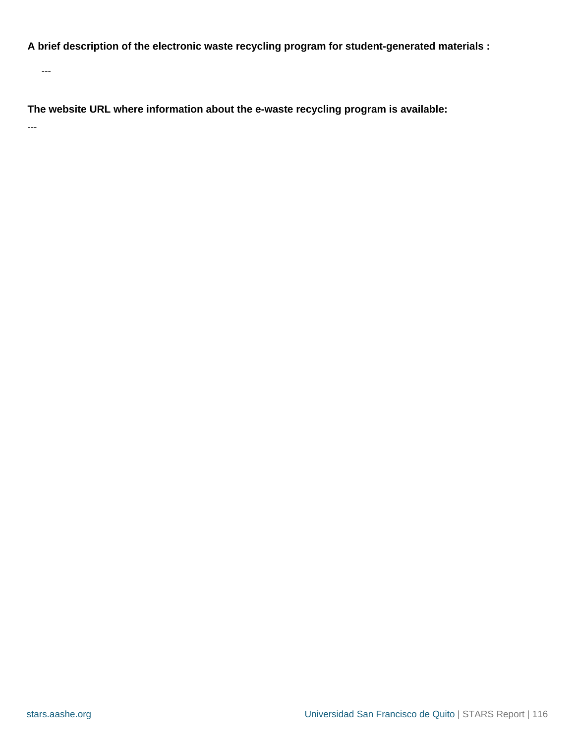**A brief description of the electronic waste recycling program for student-generated materials :**

---

**The website URL where information about the e-waste recycling program is available:**

---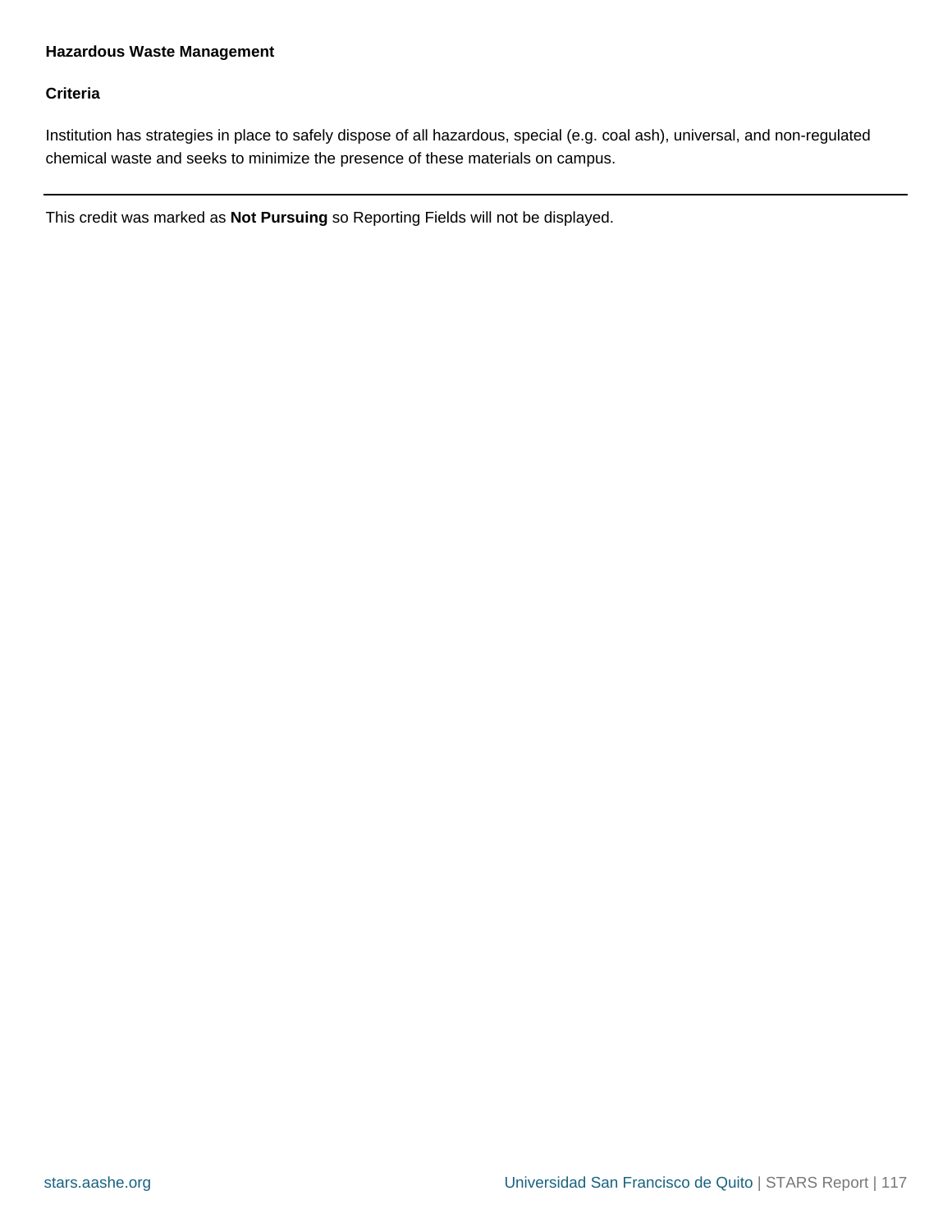### Hazardous Waste Management

#### Criteria

Institution has strategies in place to safely dispose of all hazardous, special (e.g. coal ash), universal, and non-regulated chemical waste and seeks to minimize the presence of these materials on campus.

---

This credit was marked as **Not Pursuing** so Reporting Fields will not be displayed.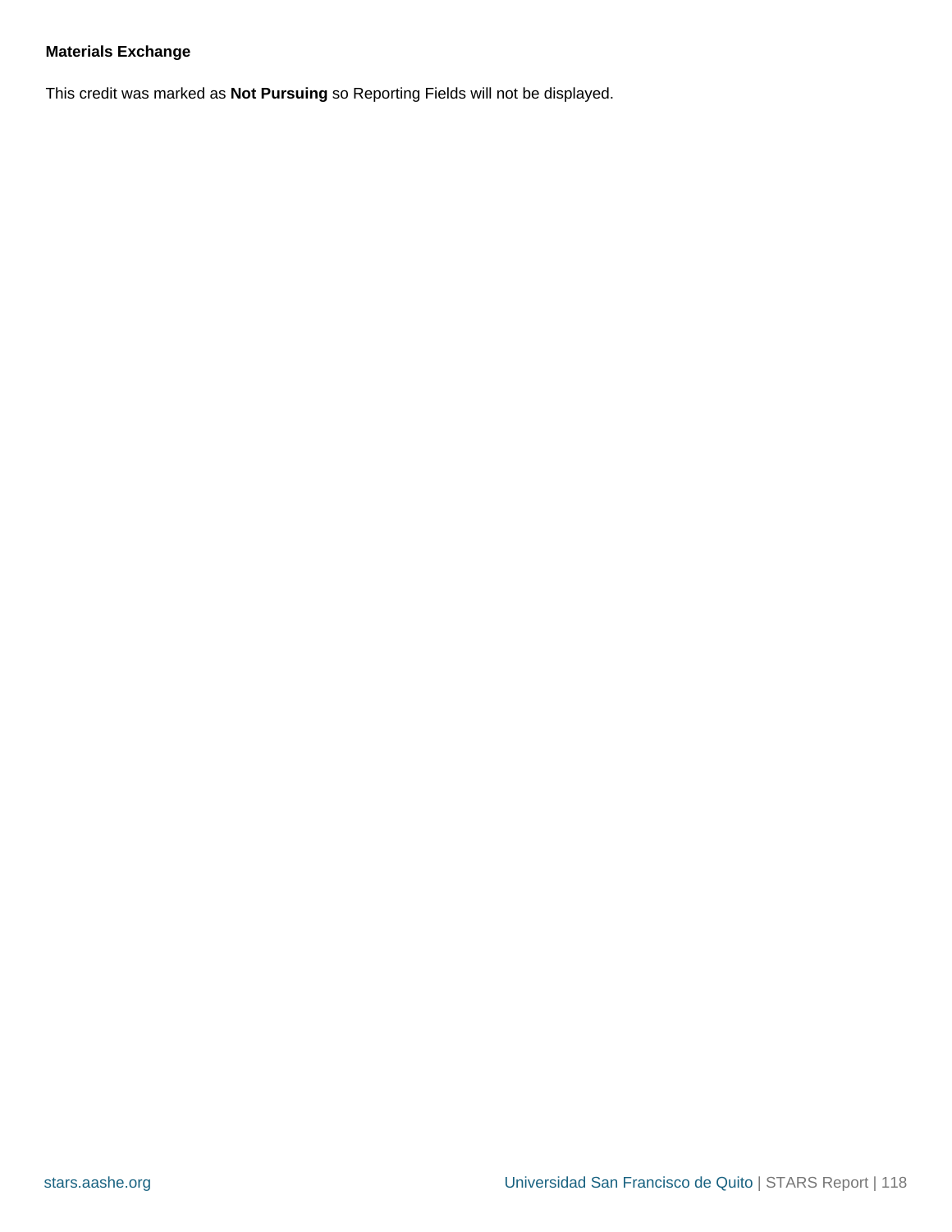### Materials Exchange

This credit was marked as **Not Pursuing** so Reporting Fields will not be displayed.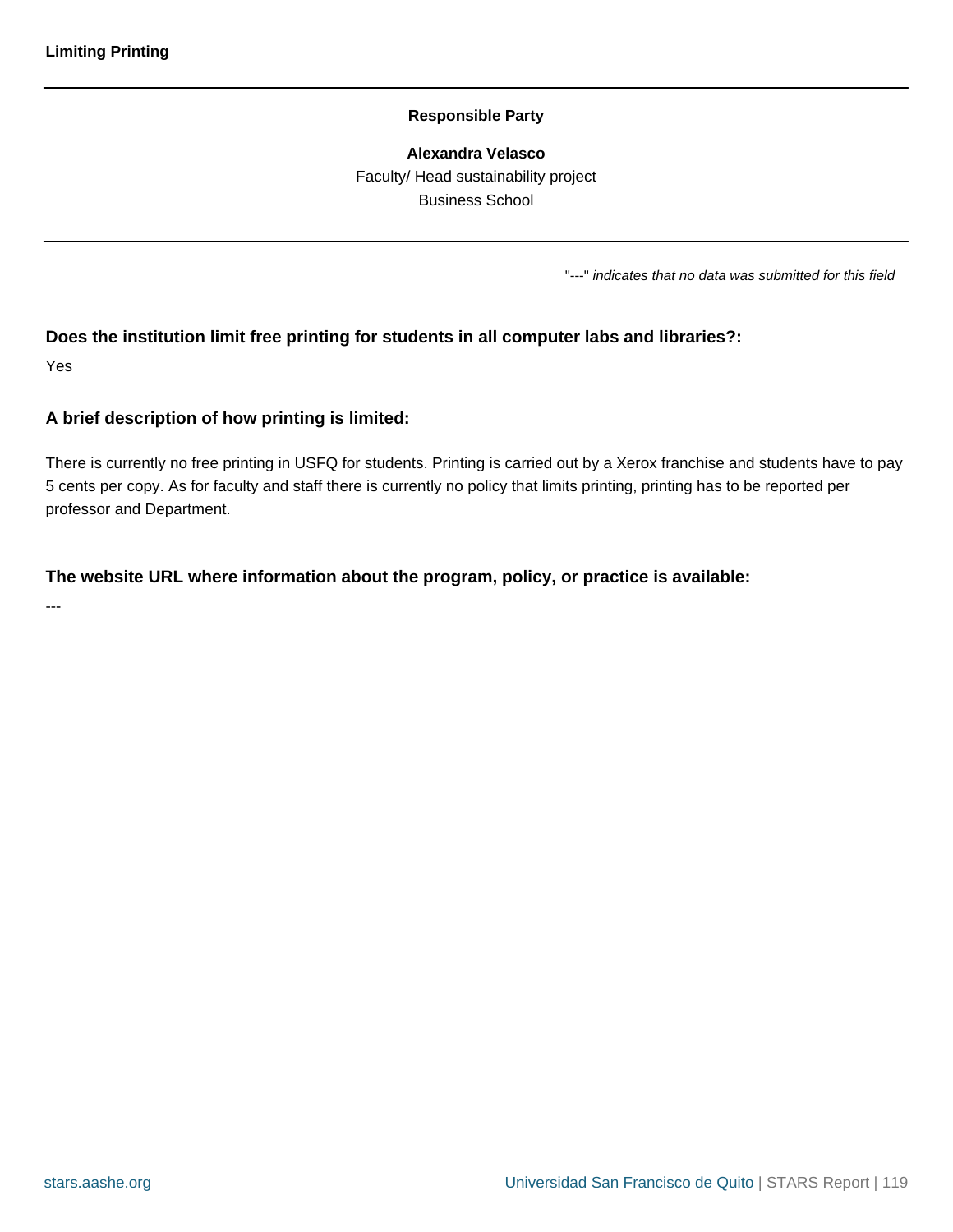## Limiting Printing

**Responsible Party**

**Alexandra Velasco**
Faculty/ Head sustainability project
Business School

"---" *indicates that no data was submitted for this field*

**Does the institution limit free printing for students in all computer labs and libraries?:**

Yes

**A brief description of how printing is limited:**

There is currently no free printing in USFQ for students. Printing is carried out by a Xerox franchise and students have to pay 5 cents per copy. As for faculty and staff there is currently no policy that limits printing, printing has to be reported per professor and Department.

**The website URL where information about the program, policy, or practice is available:**

---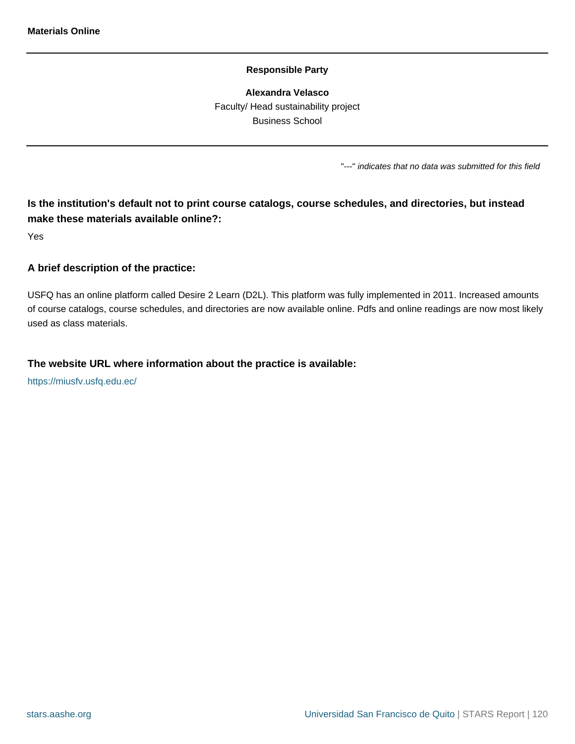**Materials Online**

---

**Responsible Party**

**Alexandra Velasco**
Faculty/ Head sustainability project
Business School

---

"---" *indicates that no data was submitted for this field*

### Is the institution's default not to print course catalogs, course schedules, and directories, but instead make these materials available online?:

Yes

### A brief description of the practice:

USFQ has an online platform called Desire 2 Learn (D2L). This platform was fully implemented in 2011. Increased amounts of course catalogs, course schedules, and directories are now available online. Pdfs and online readings are now most likely used as class materials.

### The website URL where information about the practice is available:

https://miusfv.usfq.edu.ec/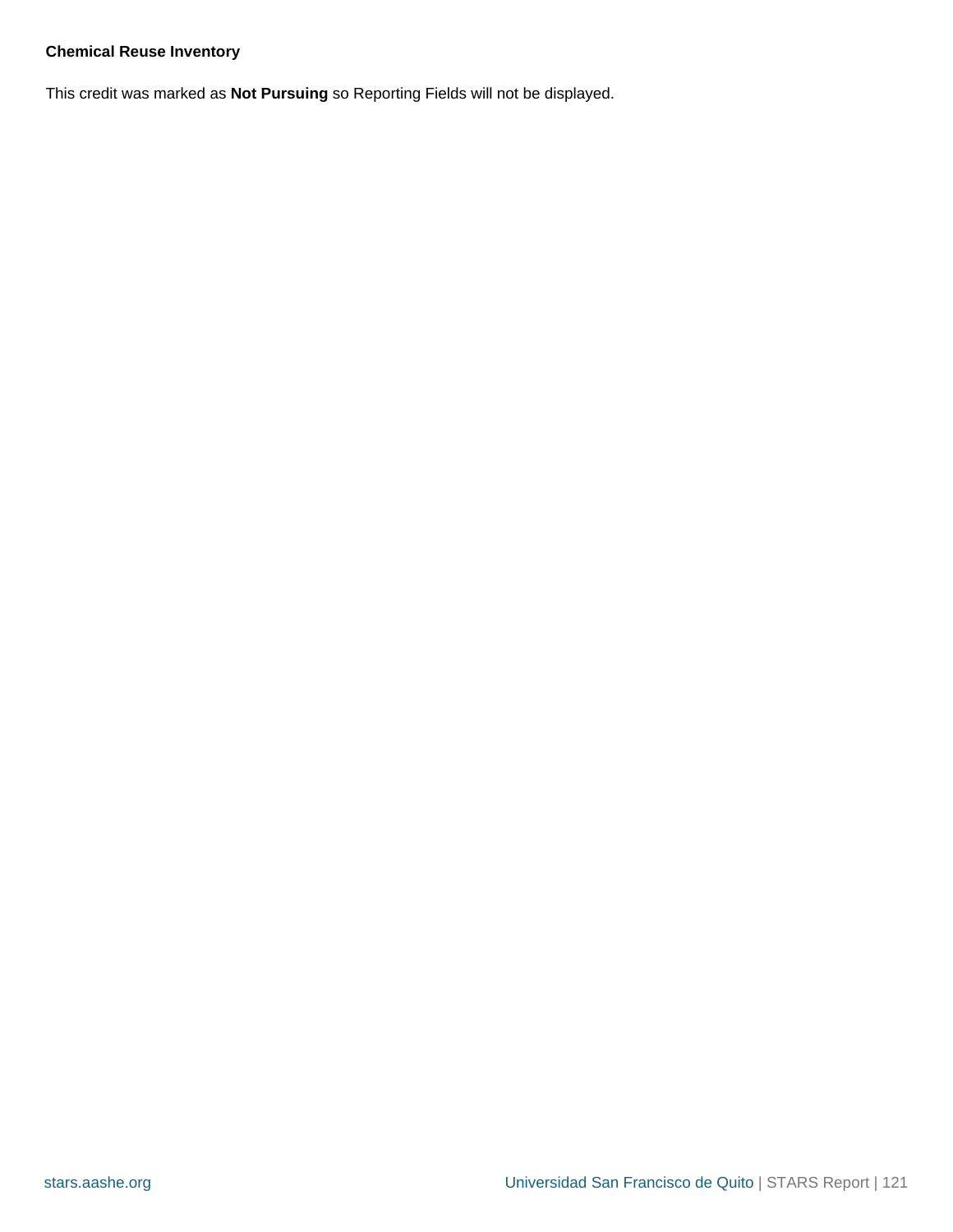**Chemical Reuse Inventory**

This credit was marked as **Not Pursuing** so Reporting Fields will not be displayed.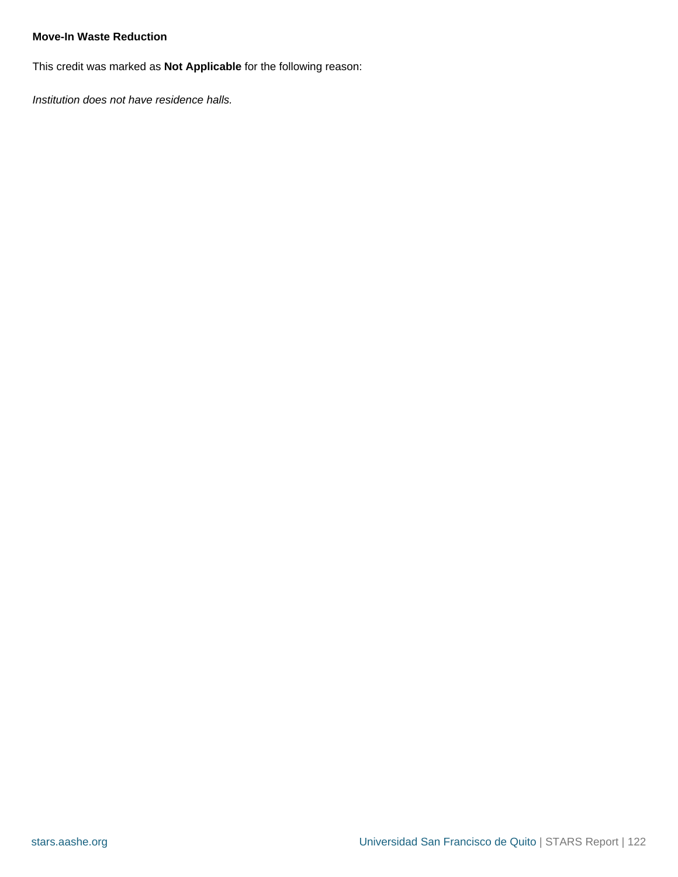**Move-In Waste Reduction**

This credit was marked as **Not Applicable** for the following reason:

*Institution does not have residence halls.*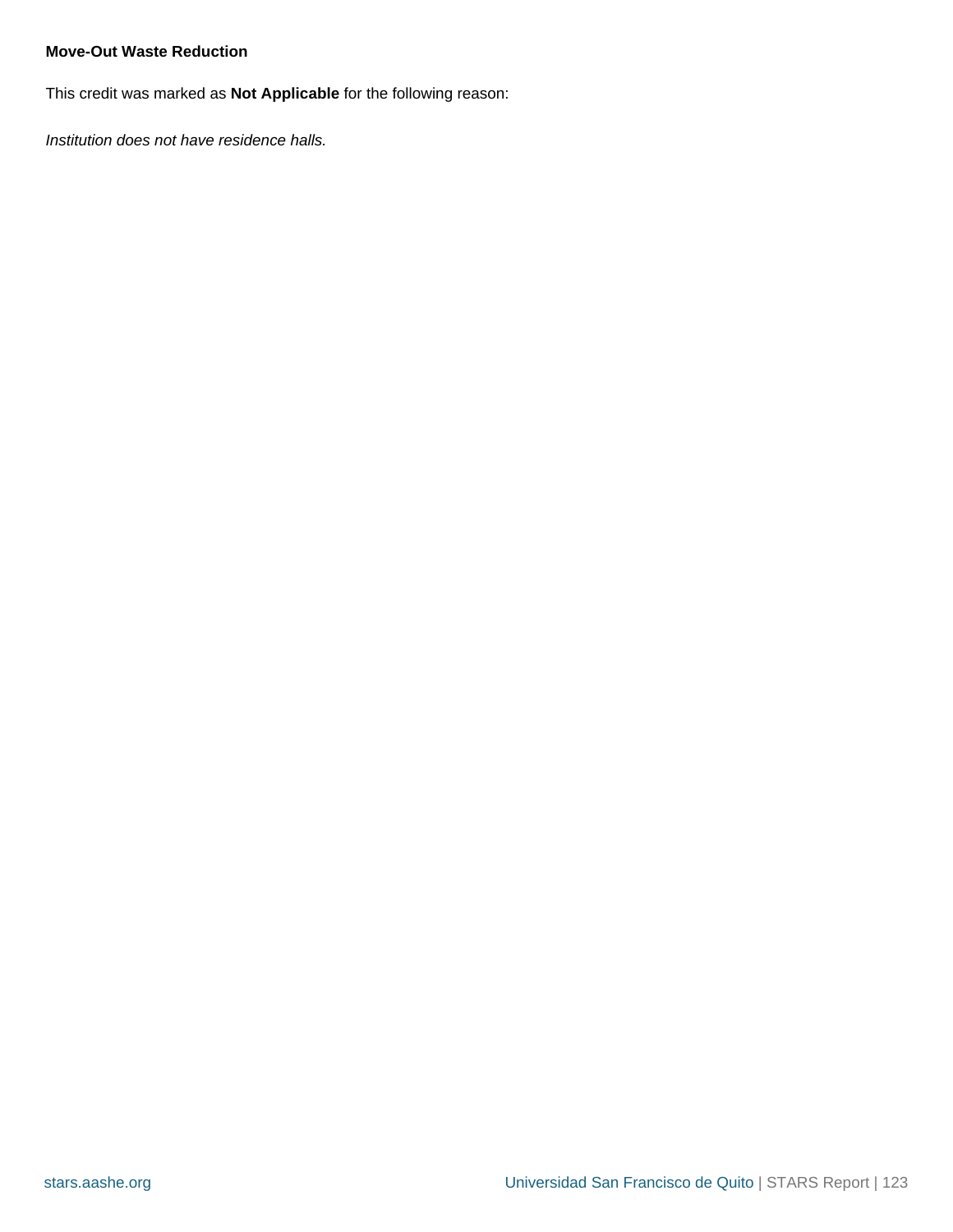**Move-Out Waste Reduction**

This credit was marked as **Not Applicable** for the following reason:

*Institution does not have residence halls.*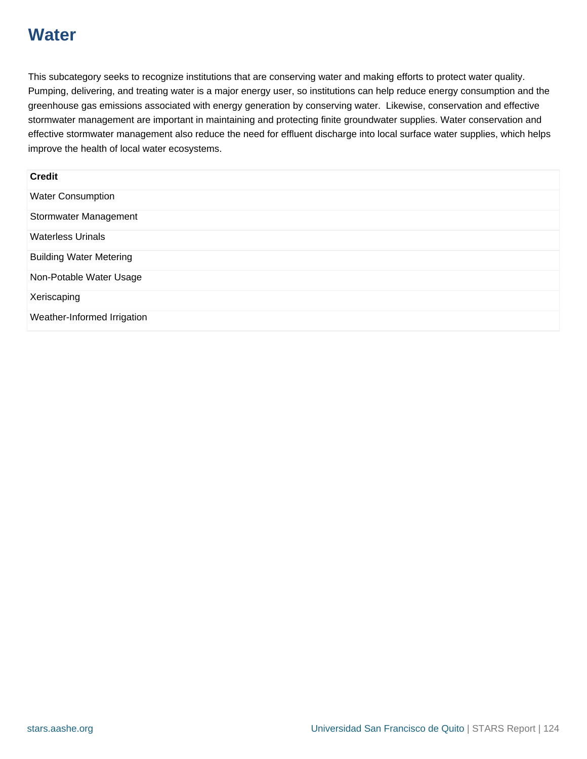# Water

This subcategory seeks to recognize institutions that are conserving water and making efforts to protect water quality. Pumping, delivering, and treating water is a major energy user, so institutions can help reduce energy consumption and the greenhouse gas emissions associated with energy generation by conserving water. Likewise, conservation and effective stormwater management are important in maintaining and protecting finite groundwater supplies. Water conservation and effective stormwater management also reduce the need for effluent discharge into local surface water supplies, which helps improve the health of local water ecosystems.

| Credit |
| --- |
| Water Consumption |
| Stormwater Management |
| Waterless Urinals |
| Building Water Metering |
| Non-Potable Water Usage |
| Xeriscaping |
| Weather-Informed Irrigation |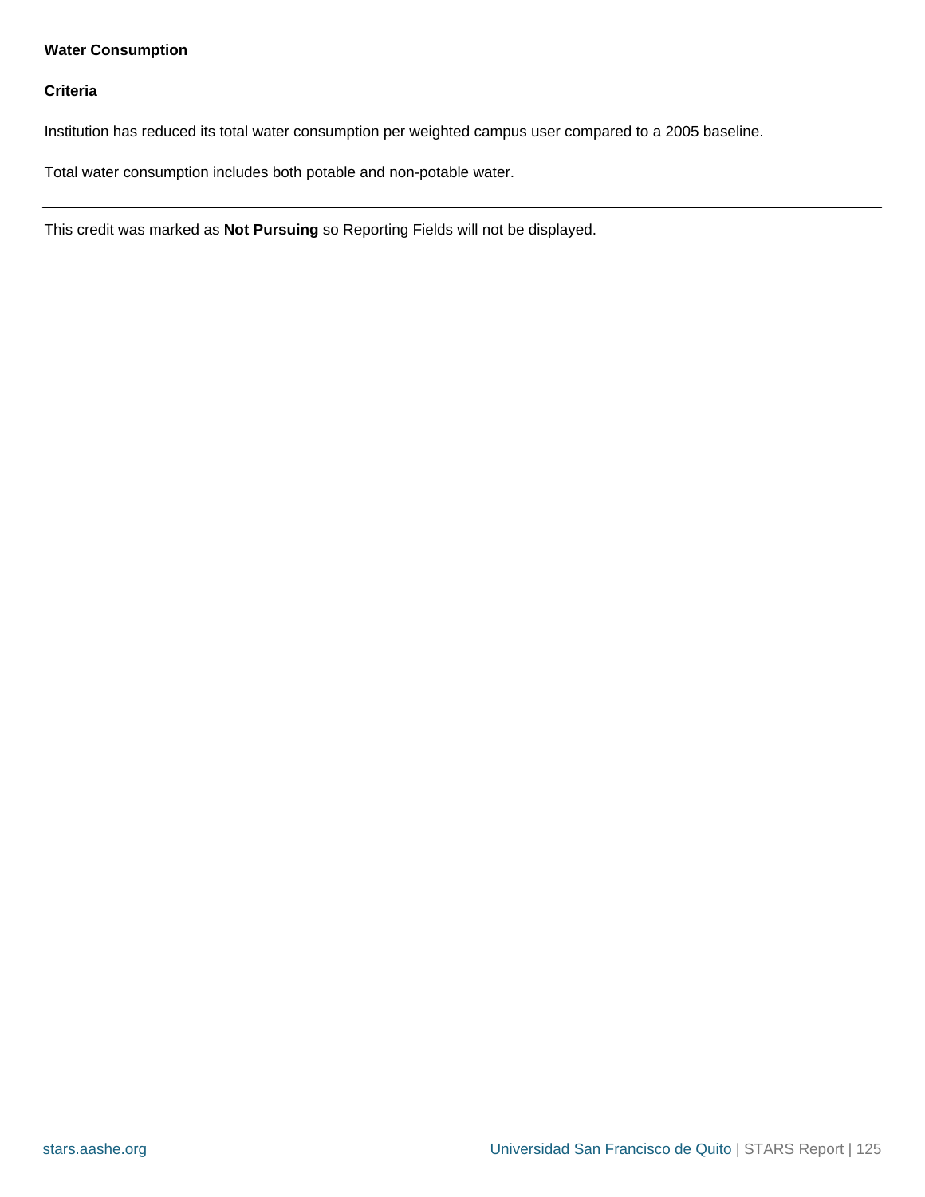## Water Consumption

### Criteria

Institution has reduced its total water consumption per weighted campus user compared to a 2005 baseline.

Total water consumption includes both potable and non-potable water.

---

This credit was marked as **Not Pursuing** so Reporting Fields will not be displayed.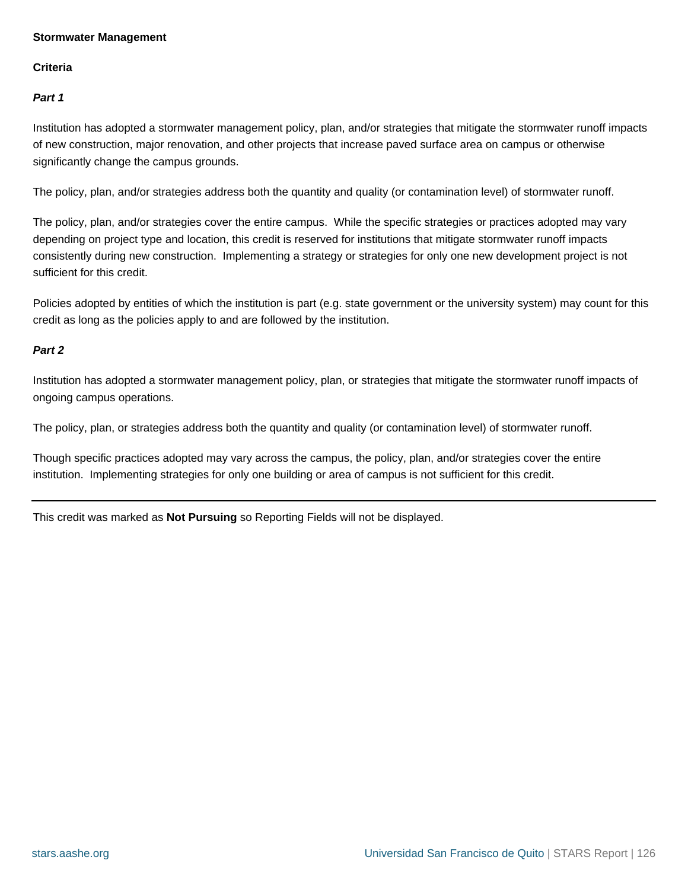## Stormwater Management

### Criteria

***Part 1***

Institution has adopted a stormwater management policy, plan, and/or strategies that mitigate the stormwater runoff impacts of new construction, major renovation, and other projects that increase paved surface area on campus or otherwise significantly change the campus grounds.

The policy, plan, and/or strategies address both the quantity and quality (or contamination level) of stormwater runoff.

The policy, plan, and/or strategies cover the entire campus. While the specific strategies or practices adopted may vary depending on project type and location, this credit is reserved for institutions that mitigate stormwater runoff impacts consistently during new construction. Implementing a strategy or strategies for only one new development project is not sufficient for this credit.

Policies adopted by entities of which the institution is part (e.g. state government or the university system) may count for this credit as long as the policies apply to and are followed by the institution.

***Part 2***

Institution has adopted a stormwater management policy, plan, or strategies that mitigate the stormwater runoff impacts of ongoing campus operations.

The policy, plan, or strategies address both the quantity and quality (or contamination level) of stormwater runoff.

Though specific practices adopted may vary across the campus, the policy, plan, and/or strategies cover the entire institution. Implementing strategies for only one building or area of campus is not sufficient for this credit.

---

This credit was marked as **Not Pursuing** so Reporting Fields will not be displayed.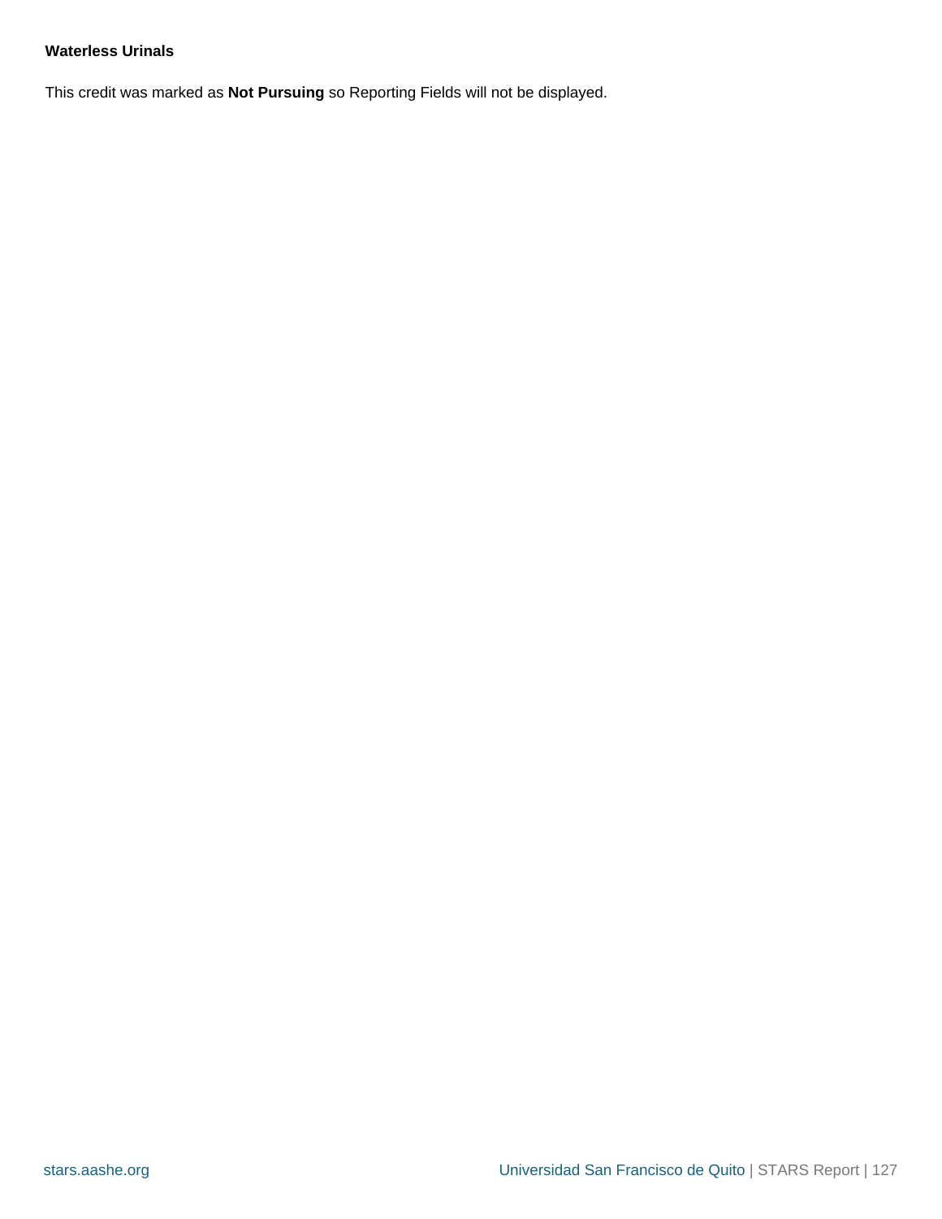**Waterless Urinals**

This credit was marked as **Not Pursuing** so Reporting Fields will not be displayed.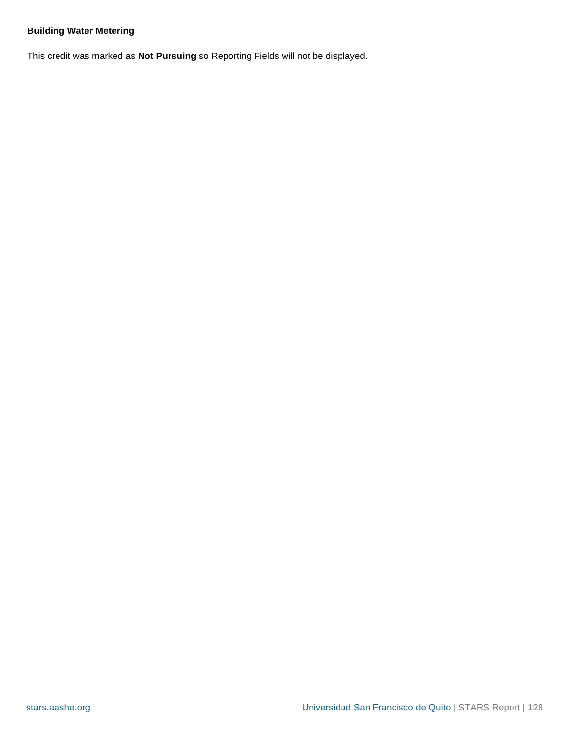**Building Water Metering**

This credit was marked as **Not Pursuing** so Reporting Fields will not be displayed.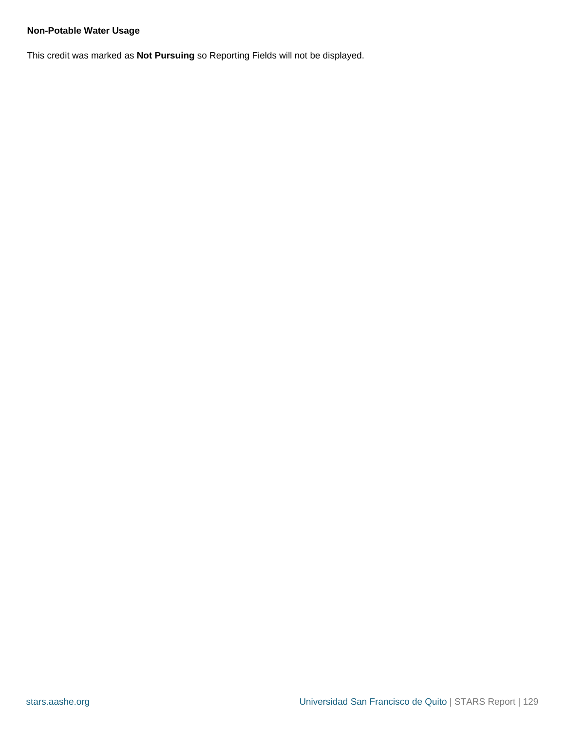**Non-Potable Water Usage**

This credit was marked as **Not Pursuing** so Reporting Fields will not be displayed.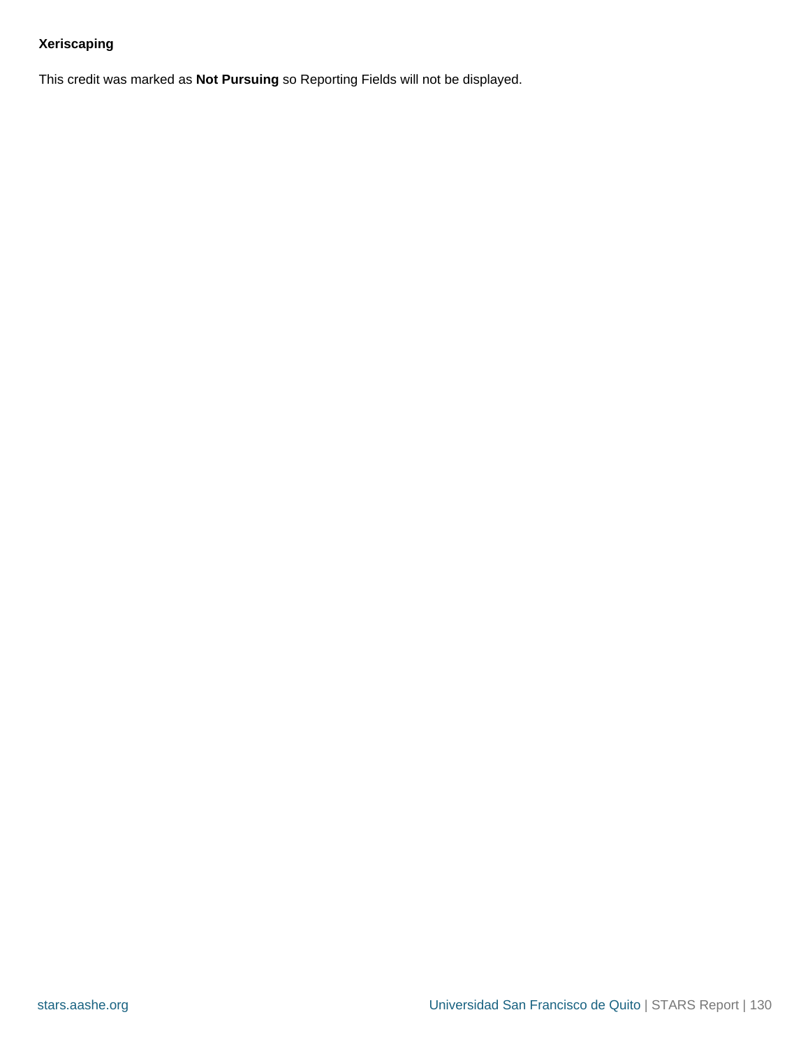**Xeriscaping**

This credit was marked as **Not Pursuing** so Reporting Fields will not be displayed.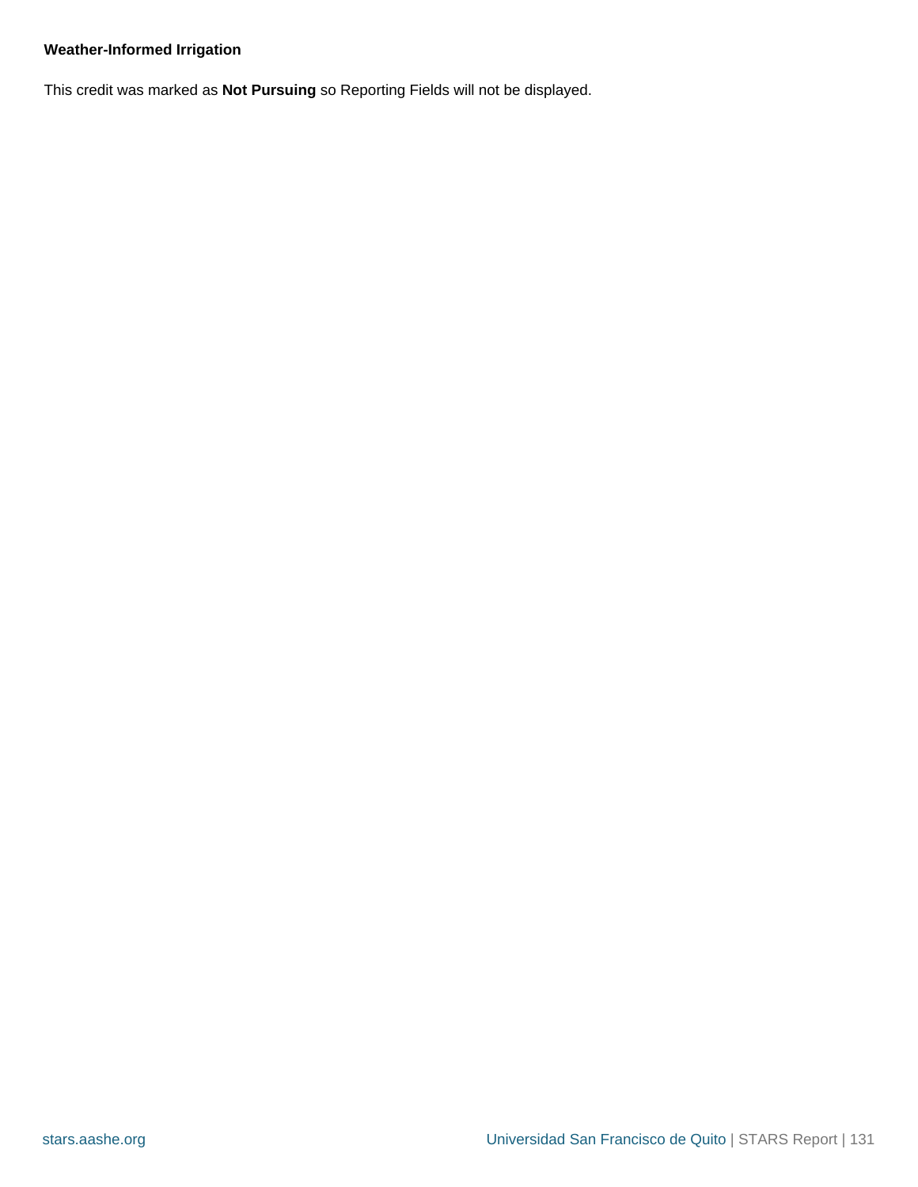**Weather-Informed Irrigation**

This credit was marked as **Not Pursuing** so Reporting Fields will not be displayed.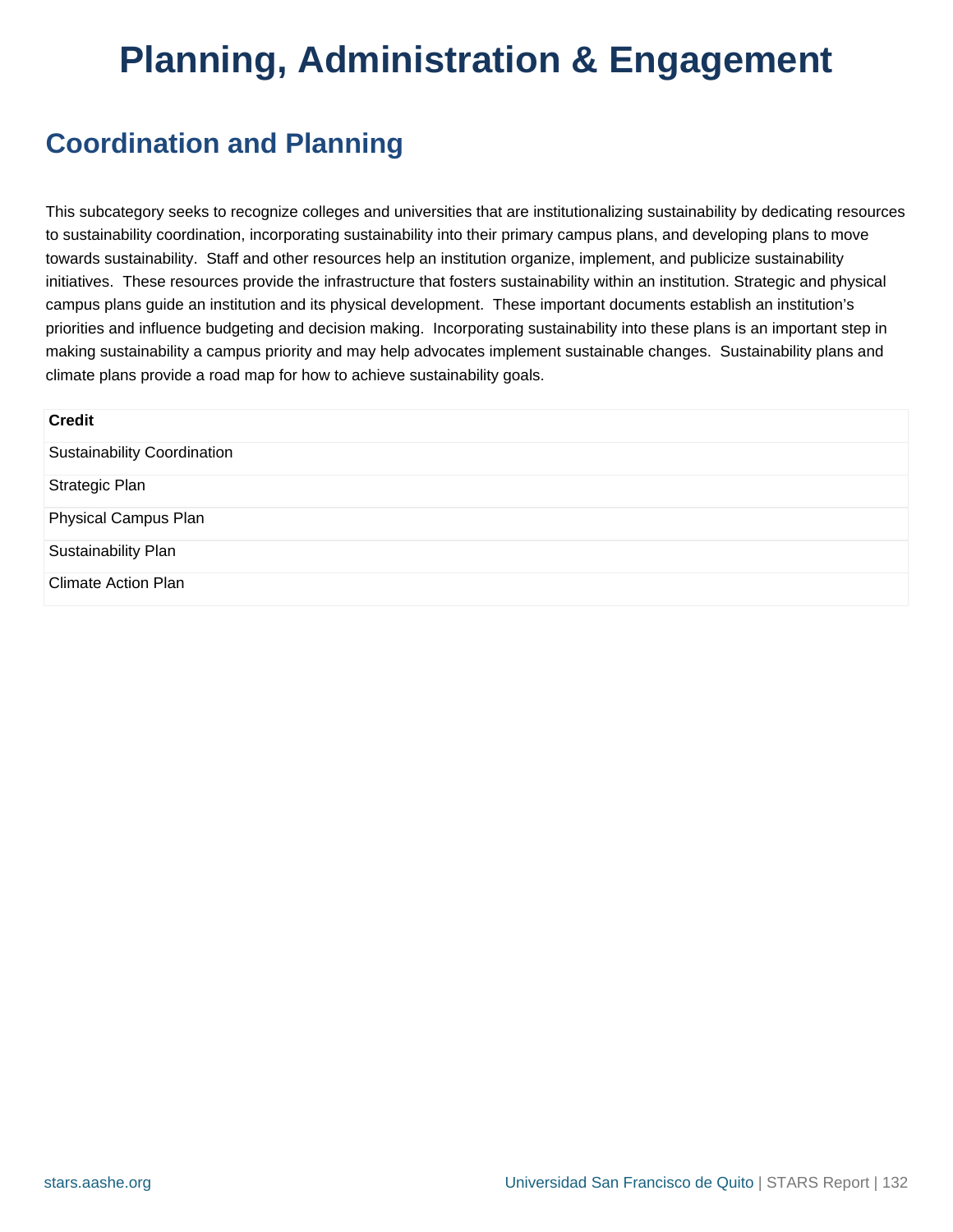# Planning, Administration & Engagement

## Coordination and Planning

This subcategory seeks to recognize colleges and universities that are institutionalizing sustainability by dedicating resources to sustainability coordination, incorporating sustainability into their primary campus plans, and developing plans to move towards sustainability. Staff and other resources help an institution organize, implement, and publicize sustainability initiatives. These resources provide the infrastructure that fosters sustainability within an institution. Strategic and physical campus plans guide an institution and its physical development. These important documents establish an institution's priorities and influence budgeting and decision making. Incorporating sustainability into these plans is an important step in making sustainability a campus priority and may help advocates implement sustainable changes. Sustainability plans and climate plans provide a road map for how to achieve sustainability goals.

| Credit |
| --- |
| Sustainability Coordination |
| Strategic Plan |
| Physical Campus Plan |
| Sustainability Plan |
| Climate Action Plan |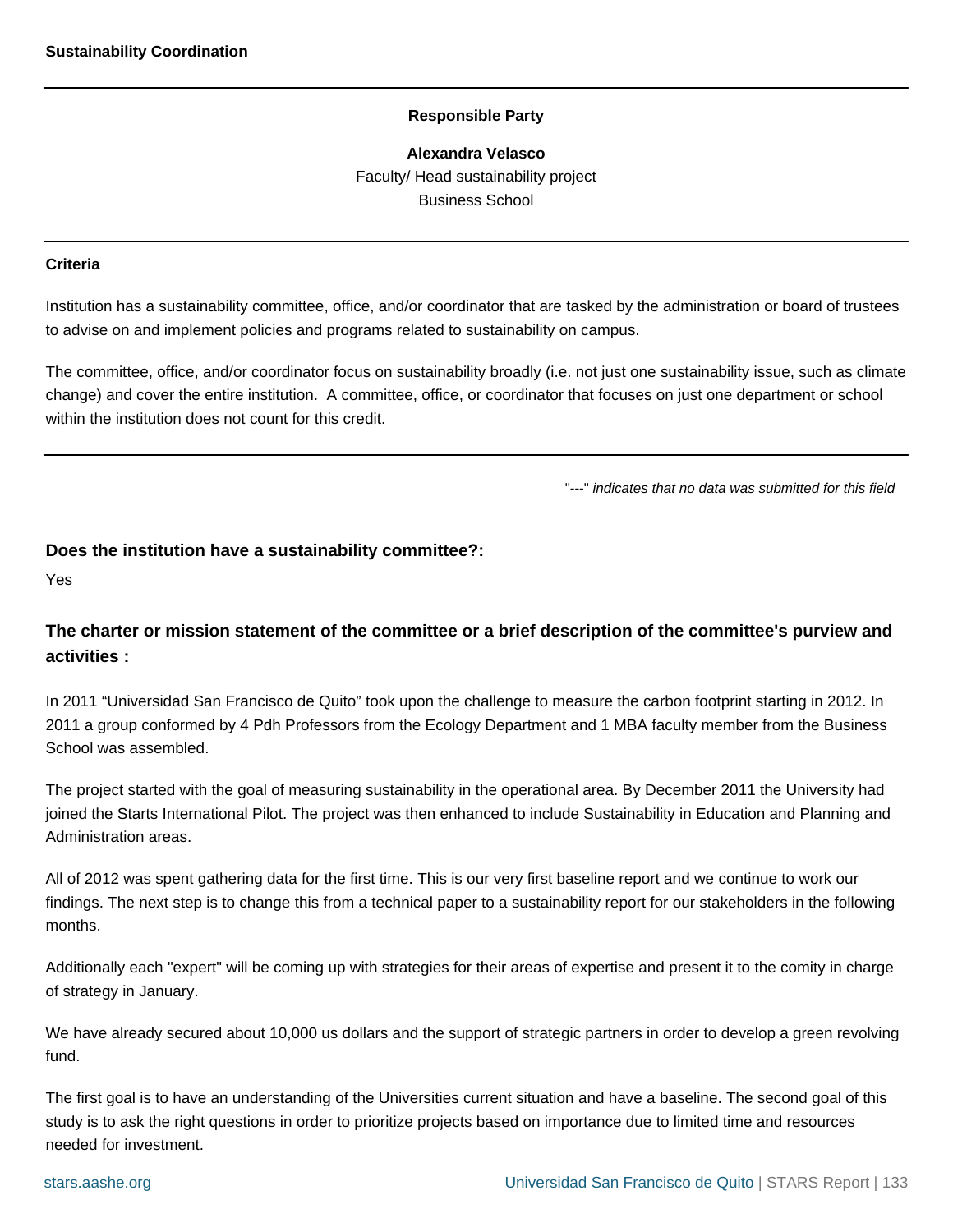## Sustainability Coordination

**Responsible Party**

**Alexandra Velasco**
Faculty/ Head sustainability project
Business School

**Criteria**

Institution has a sustainability committee, office, and/or coordinator that are tasked by the administration or board of trustees to advise on and implement policies and programs related to sustainability on campus.

The committee, office, and/or coordinator focus on sustainability broadly (i.e. not just one sustainability issue, such as climate change) and cover the entire institution. A committee, office, or coordinator that focuses on just one department or school within the institution does not count for this credit.

"---" *indicates that no data was submitted for this field*

### Does the institution have a sustainability committee?:

Yes

### The charter or mission statement of the committee or a brief description of the committee's purview and activities :

In 2011 “Universidad San Francisco de Quito” took upon the challenge to measure the carbon footprint starting in 2012. In 2011 a group conformed by 4 Pdh Professors from the Ecology Department and 1 MBA faculty member from the Business School was assembled.

The project started with the goal of measuring sustainability in the operational area. By December 2011 the University had joined the Starts International Pilot. The project was then enhanced to include Sustainability in Education and Planning and Administration areas.

All of 2012 was spent gathering data for the first time. This is our very first baseline report and we continue to work our findings. The next step is to change this from a technical paper to a sustainability report for our stakeholders in the following months.

Additionally each "expert" will be coming up with strategies for their areas of expertise and present it to the comity in charge of strategy in January.

We have already secured about 10,000 us dollars and the support of strategic partners in order to develop a green revolving fund.

The first goal is to have an understanding of the Universities current situation and have a baseline. The second goal of this study is to ask the right questions in order to prioritize projects based on importance due to limited time and resources needed for investment.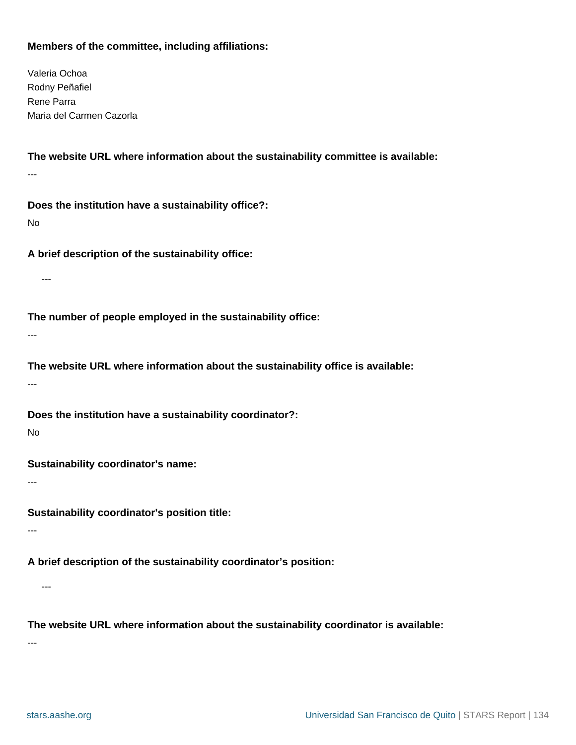**Members of the committee, including affiliations:**

Valeria Ochoa
Rodny Peñafiel
Rene Parra
Maria del Carmen Cazorla

**The website URL where information about the sustainability committee is available:**

---

**Does the institution have a sustainability office?:**

No

**A brief description of the sustainability office:**

---

**The number of people employed in the sustainability office:**

---

**The website URL where information about the sustainability office is available:**

---

**Does the institution have a sustainability coordinator?:**

No

**Sustainability coordinator's name:**

---

**Sustainability coordinator's position title:**

---

**A brief description of the sustainability coordinator's position:**

---

**The website URL where information about the sustainability coordinator is available:**

---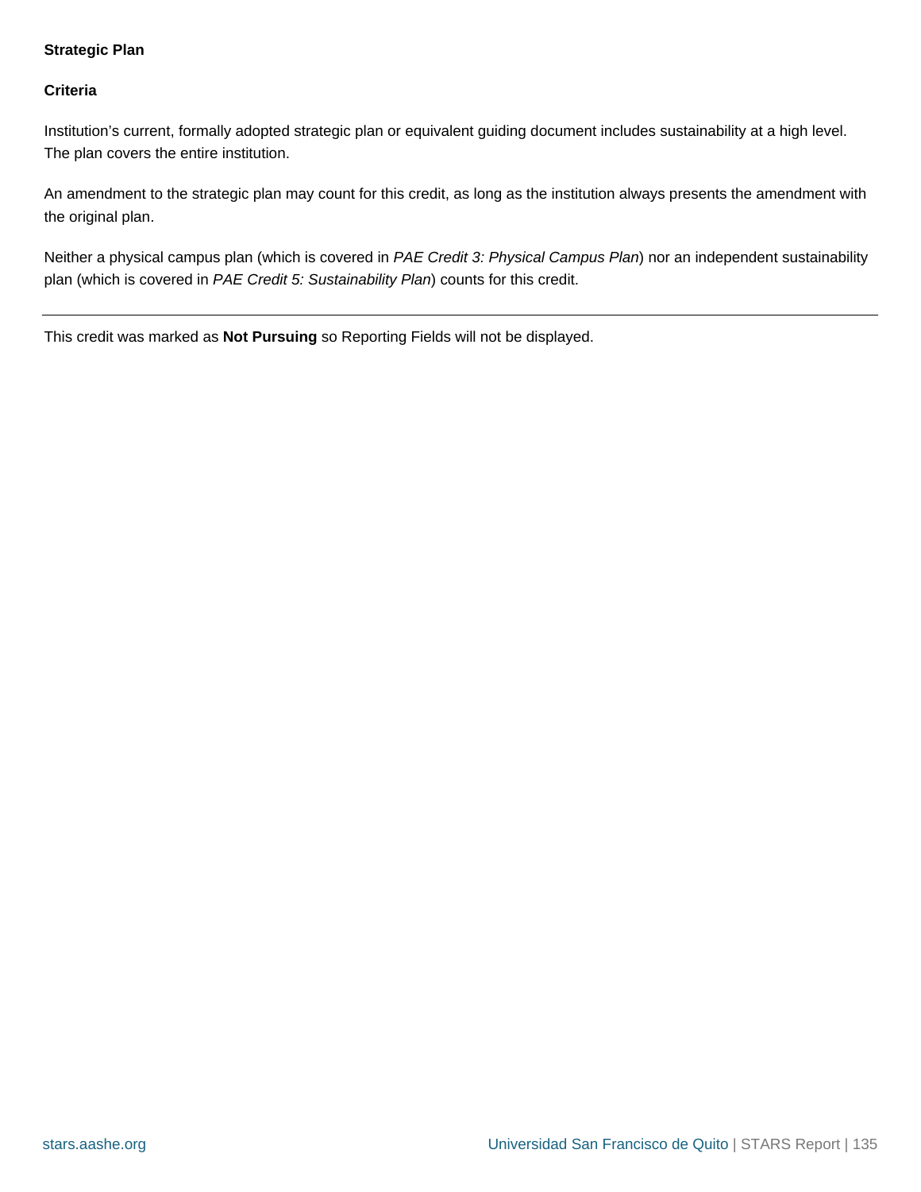**Strategic Plan**

**Criteria**

Institution’s current, formally adopted strategic plan or equivalent guiding document includes sustainability at a high level. The plan covers the entire institution.

An amendment to the strategic plan may count for this credit, as long as the institution always presents the amendment with the original plan.

Neither a physical campus plan (which is covered in *PAE Credit 3: Physical Campus Plan*) nor an independent sustainability plan (which is covered in *PAE Credit 5: Sustainability Plan*) counts for this credit.

---

This credit was marked as **Not Pursuing** so Reporting Fields will not be displayed.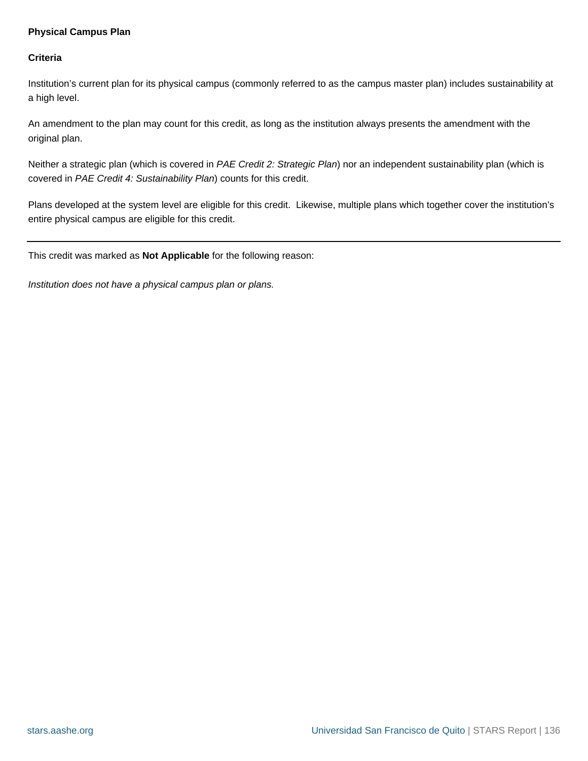**Physical Campus Plan**

**Criteria**

Institution’s current plan for its physical campus (commonly referred to as the campus master plan) includes sustainability at a high level.

An amendment to the plan may count for this credit, as long as the institution always presents the amendment with the original plan.

Neither a strategic plan (which is covered in *PAE Credit 2: Strategic Plan*) nor an independent sustainability plan (which is covered in *PAE Credit 4: Sustainability Plan*) counts for this credit.

Plans developed at the system level are eligible for this credit. Likewise, multiple plans which together cover the institution’s entire physical campus are eligible for this credit.

---

This credit was marked as **Not Applicable** for the following reason:

*Institution does not have a physical campus plan or plans.*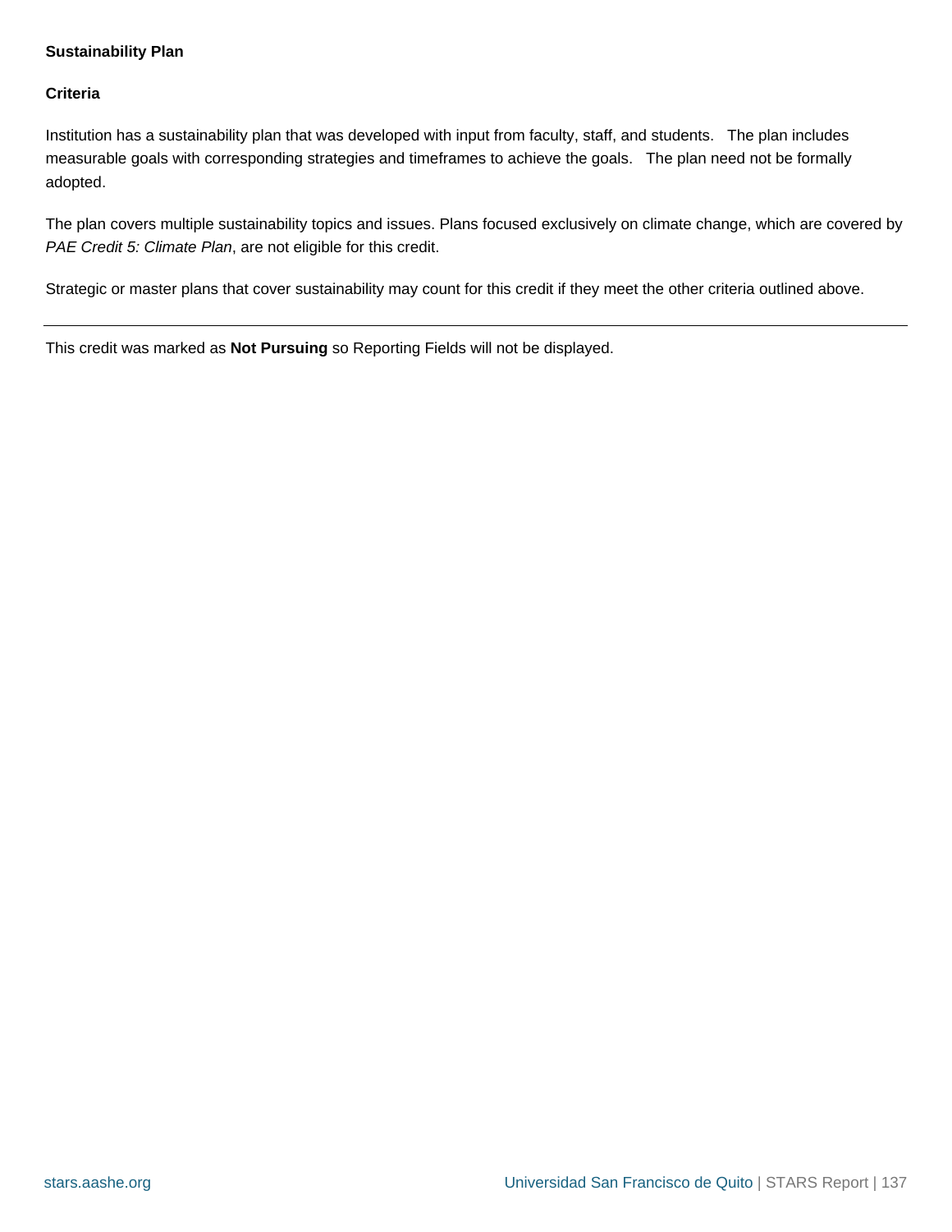**Sustainability Plan**

**Criteria**

Institution has a sustainability plan that was developed with input from faculty, staff, and students. The plan includes measurable goals with corresponding strategies and timeframes to achieve the goals. The plan need not be formally adopted.

The plan covers multiple sustainability topics and issues. Plans focused exclusively on climate change, which are covered by *PAE Credit 5: Climate Plan*, are not eligible for this credit.

Strategic or master plans that cover sustainability may count for this credit if they meet the other criteria outlined above.

---

This credit was marked as **Not Pursuing** so Reporting Fields will not be displayed.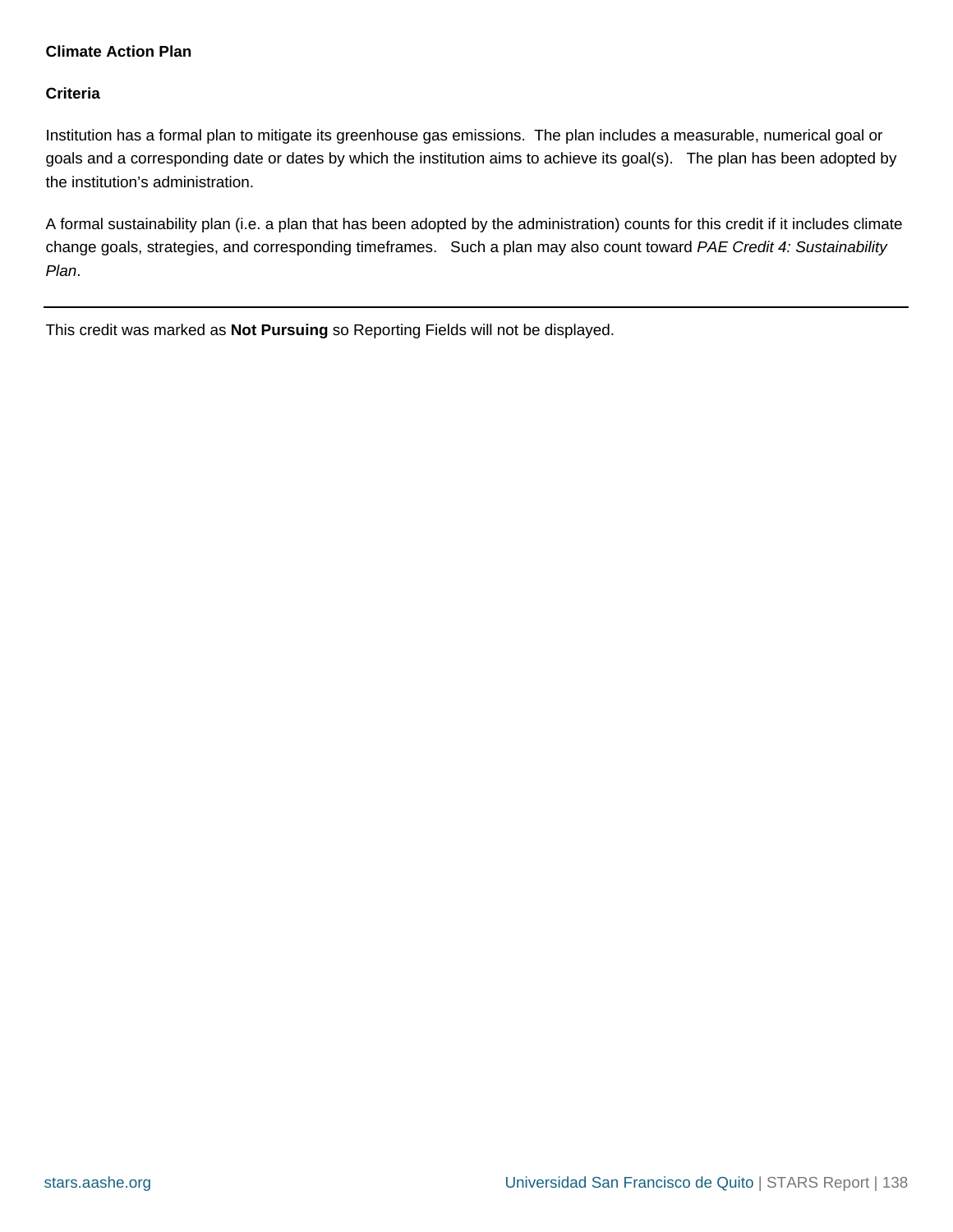**Climate Action Plan**

**Criteria**

Institution has a formal plan to mitigate its greenhouse gas emissions. The plan includes a measurable, numerical goal or goals and a corresponding date or dates by which the institution aims to achieve its goal(s). The plan has been adopted by the institution's administration.

A formal sustainability plan (i.e. a plan that has been adopted by the administration) counts for this credit if it includes climate change goals, strategies, and corresponding timeframes. Such a plan may also count toward *PAE Credit 4: Sustainability Plan*.

---

This credit was marked as **Not Pursuing** so Reporting Fields will not be displayed.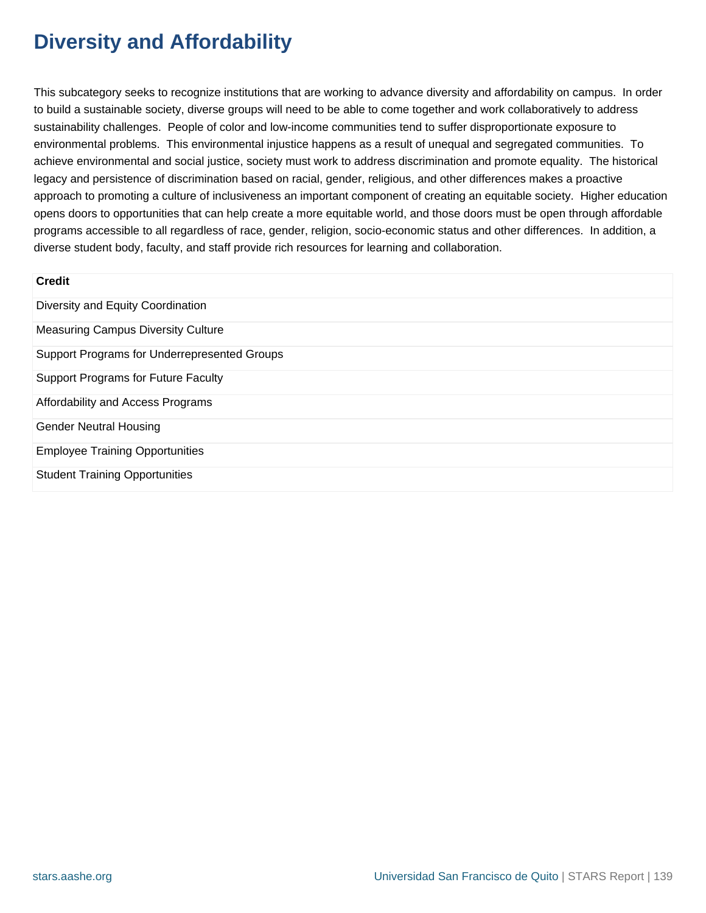# Diversity and Affordability

This subcategory seeks to recognize institutions that are working to advance diversity and affordability on campus. In order to build a sustainable society, diverse groups will need to be able to come together and work collaboratively to address sustainability challenges. People of color and low-income communities tend to suffer disproportionate exposure to environmental problems. This environmental injustice happens as a result of unequal and segregated communities. To achieve environmental and social justice, society must work to address discrimination and promote equality. The historical legacy and persistence of discrimination based on racial, gender, religious, and other differences makes a proactive approach to promoting a culture of inclusiveness an important component of creating an equitable society. Higher education opens doors to opportunities that can help create a more equitable world, and those doors must be open through affordable programs accessible to all regardless of race, gender, religion, socio-economic status and other differences. In addition, a diverse student body, faculty, and staff provide rich resources for learning and collaboration.

| Credit |
| --- |
| Diversity and Equity Coordination |
| Measuring Campus Diversity Culture |
| Support Programs for Underrepresented Groups |
| Support Programs for Future Faculty |
| Affordability and Access Programs |
| Gender Neutral Housing |
| Employee Training Opportunities |
| Student Training Opportunities |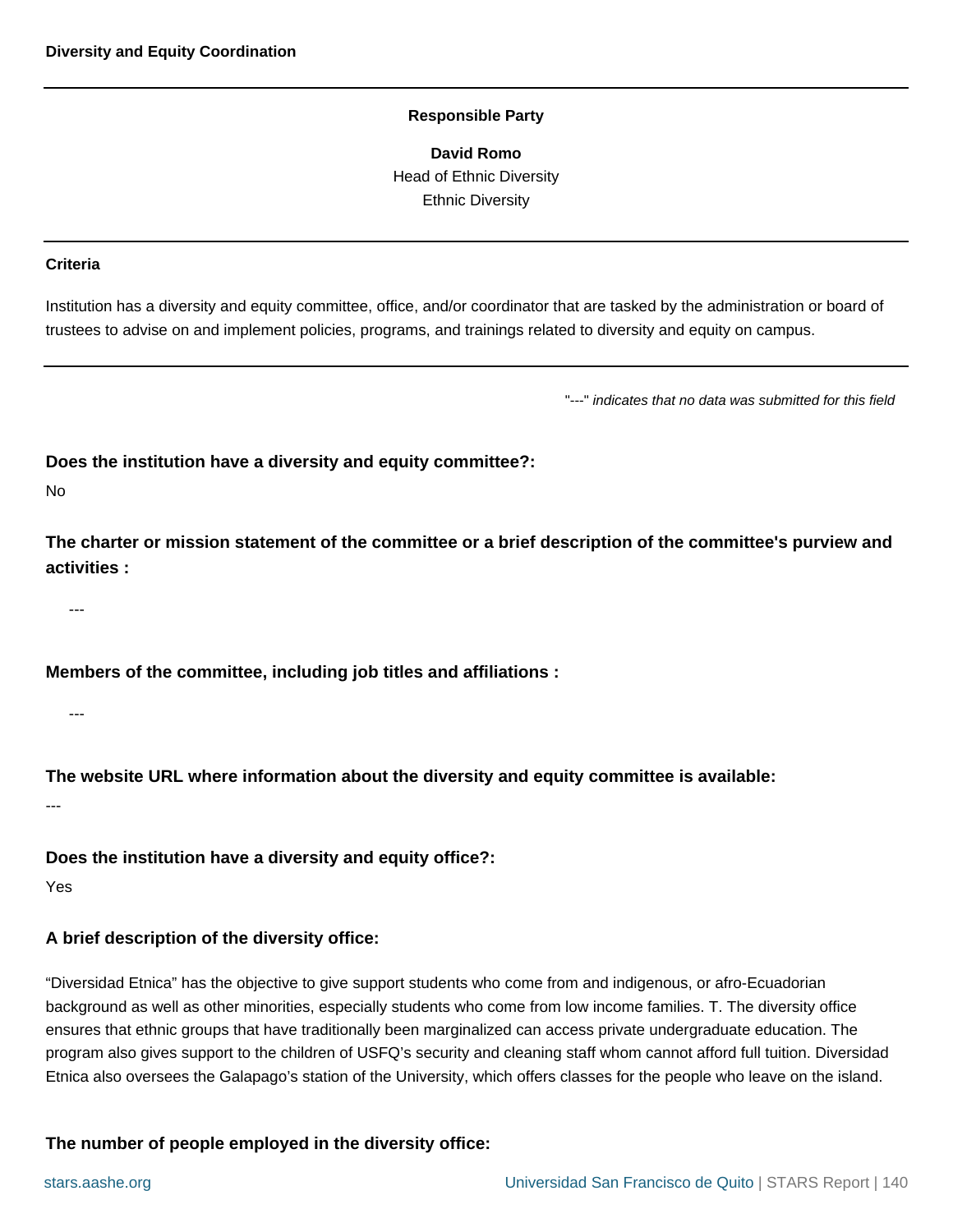**Diversity and Equity Coordination**

---

**Responsible Party**

**David Romo**
Head of Ethnic Diversity
Ethnic Diversity

---

**Criteria**

Institution has a diversity and equity committee, office, and/or coordinator that are tasked by the administration or board of trustees to advise on and implement policies, programs, and trainings related to diversity and equity on campus.

---

"---" *indicates that no data was submitted for this field*

**Does the institution have a diversity and equity committee?:**

No

**The charter or mission statement of the committee or a brief description of the committee's purview and activities :**

---

**Members of the committee, including job titles and affiliations :**

---

**The website URL where information about the diversity and equity committee is available:**

---

**Does the institution have a diversity and equity office?:**

Yes

**A brief description of the diversity office:**

“Diversidad Etnica” has the objective to give support students who come from and indigenous, or afro-Ecuadorian background as well as other minorities, especially students who come from low income families. T. The diversity office ensures that ethnic groups that have traditionally been marginalized can access private undergraduate education. The program also gives support to the children of USFQ’s security and cleaning staff whom cannot afford full tuition. Diversidad Etnica also oversees the Galapago’s station of the University, which offers classes for the people who leave on the island.

**The number of people employed in the diversity office:**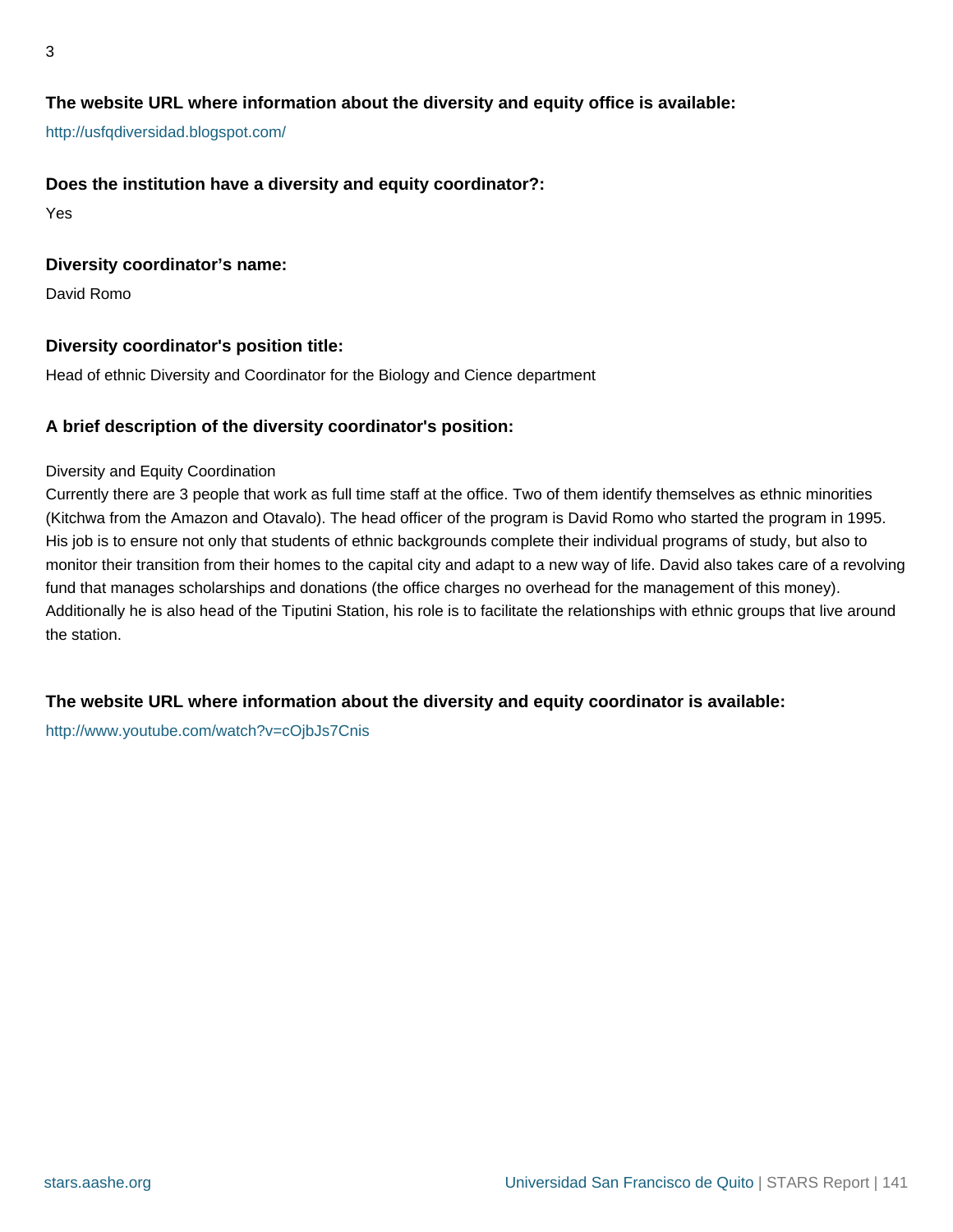3

**The website URL where information about the diversity and equity office is available:**

http://usfqdiversidad.blogspot.com/

**Does the institution have a diversity and equity coordinator?:**

Yes

**Diversity coordinator's name:**

David Romo

**Diversity coordinator's position title:**

Head of ethnic Diversity and Coordinator for the Biology and Cience department

**A brief description of the diversity coordinator's position:**

Diversity and Equity Coordination
Currently there are 3 people that work as full time staff at the office. Two of them identify themselves as ethnic minorities (Kitchwa from the Amazon and Otavalo). The head officer of the program is David Romo who started the program in 1995. His job is to ensure not only that students of ethnic backgrounds complete their individual programs of study, but also to monitor their transition from their homes to the capital city and adapt to a new way of life. David also takes care of a revolving fund that manages scholarships and donations (the office charges no overhead for the management of this money). Additionally he is also head of the Tiputini Station, his role is to facilitate the relationships with ethnic groups that live around the station.

**The website URL where information about the diversity and equity coordinator is available:**

http://www.youtube.com/watch?v=cOjbJs7Cnis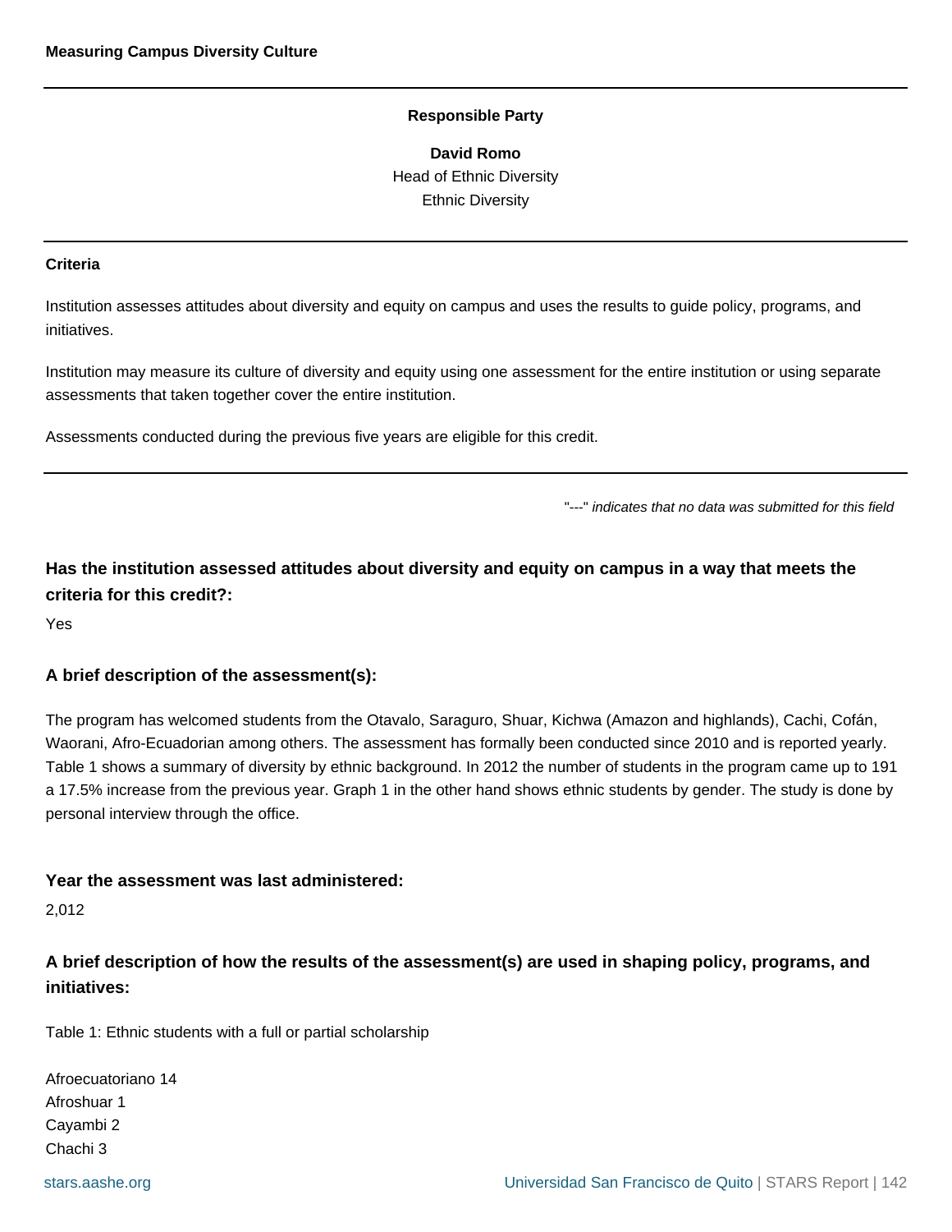**Measuring Campus Diversity Culture**

**Responsible Party**

**David Romo**
Head of Ethnic Diversity
Ethnic Diversity

**Criteria**

Institution assesses attitudes about diversity and equity on campus and uses the results to guide policy, programs, and initiatives.

Institution may measure its culture of diversity and equity using one assessment for the entire institution or using separate assessments that taken together cover the entire institution.

Assessments conducted during the previous five years are eligible for this credit.

"---" *indicates that no data was submitted for this field*

### Has the institution assessed attitudes about diversity and equity on campus in a way that meets the criteria for this credit?:

Yes

### A brief description of the assessment(s):

The program has welcomed students from the Otavalo, Saraguro, Shuar, Kichwa (Amazon and highlands), Cachi, Cofán, Waorani, Afro-Ecuadorian among others. The assessment has formally been conducted since 2010 and is reported yearly. Table 1 shows a summary of diversity by ethnic background. In 2012 the number of students in the program came up to 191 a 17.5% increase from the previous year. Graph 1 in the other hand shows ethnic students by gender. The study is done by personal interview through the office.

### Year the assessment was last administered:

2,012

### A brief description of how the results of the assessment(s) are used in shaping policy, programs, and initiatives:

Table 1: Ethnic students with a full or partial scholarship

Afroecuatoriano 14
Afroshuar 1
Cayambi 2
Chachi 3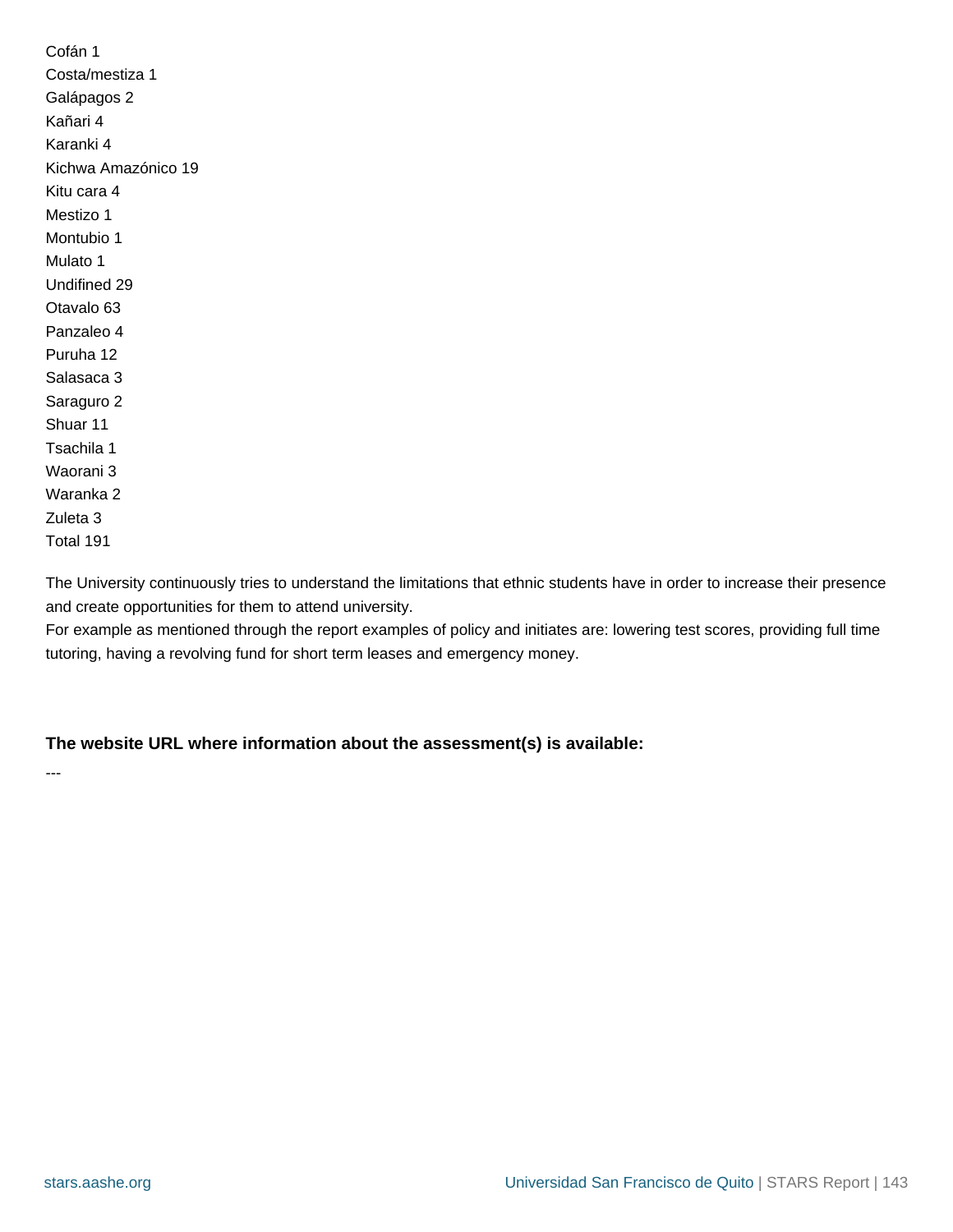Cofán 1
Costa/mestiza 1
Galápagos 2
Kañari 4
Karanki 4
Kichwa Amazónico 19
Kitu cara 4
Mestizo 1
Montubio 1
Mulato 1
Undifined 29
Otavalo 63
Panzaleo 4
Puruha 12
Salasaca 3
Saraguro 2
Shuar 11
Tsachila 1
Waorani 3
Waranka 2
Zuleta 3
Total 191

The University continuously tries to understand the limitations that ethnic students have in order to increase their presence and create opportunities for them to attend university.
For example as mentioned through the report examples of policy and initiates are: lowering test scores, providing full time tutoring, having a revolving fund for short term leases and emergency money.

**The website URL where information about the assessment(s) is available:**

---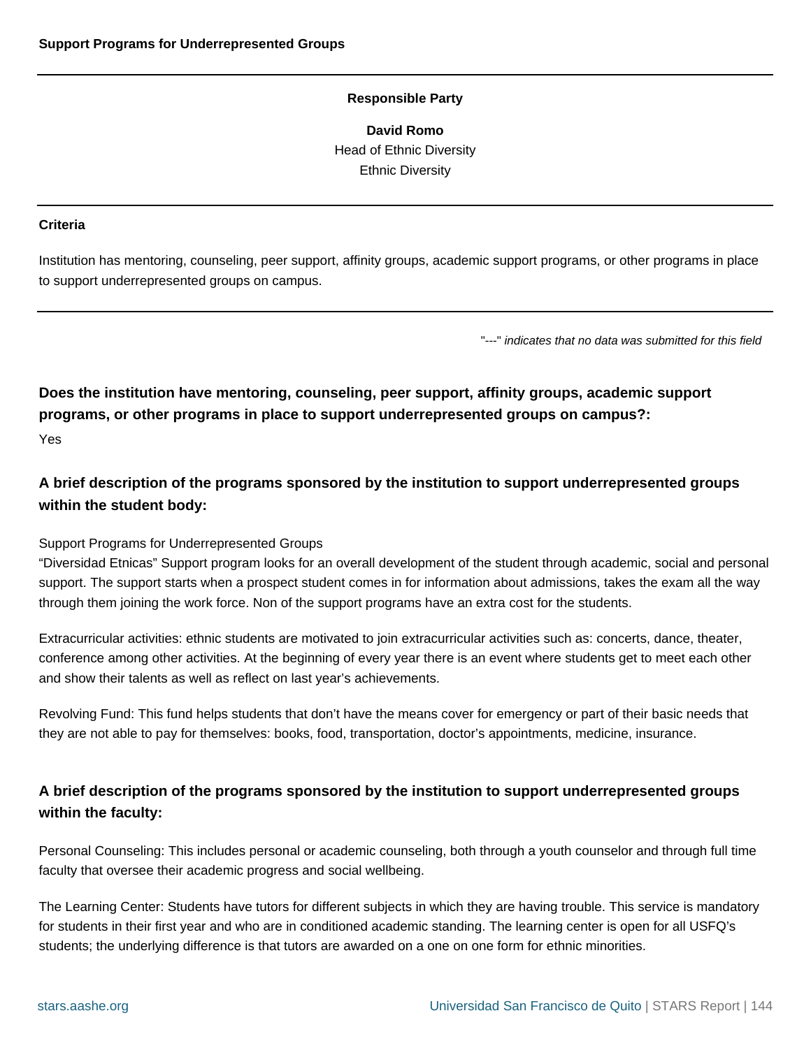**Support Programs for Underrepresented Groups**

---

**Responsible Party**

**David Romo**
Head of Ethnic Diversity
Ethnic Diversity

---

**Criteria**

Institution has mentoring, counseling, peer support, affinity groups, academic support programs, or other programs in place to support underrepresented groups on campus.

---

"---" *indicates that no data was submitted for this field*

### Does the institution have mentoring, counseling, peer support, affinity groups, academic support programs, or other programs in place to support underrepresented groups on campus?:

Yes

### A brief description of the programs sponsored by the institution to support underrepresented groups within the student body:

Support Programs for Underrepresented Groups
“Diversidad Etnicas” Support program looks for an overall development of the student through academic, social and personal support. The support starts when a prospect student comes in for information about admissions, takes the exam all the way through them joining the work force. Non of the support programs have an extra cost for the students.

Extracurricular activities: ethnic students are motivated to join extracurricular activities such as: concerts, dance, theater, conference among other activities. At the beginning of every year there is an event where students get to meet each other and show their talents as well as reflect on last year’s achievements.

Revolving Fund: This fund helps students that don’t have the means cover for emergency or part of their basic needs that they are not able to pay for themselves: books, food, transportation, doctor’s appointments, medicine, insurance.

### A brief description of the programs sponsored by the institution to support underrepresented groups within the faculty:

Personal Counseling: This includes personal or academic counseling, both through a youth counselor and through full time faculty that oversee their academic progress and social wellbeing.

The Learning Center: Students have tutors for different subjects in which they are having trouble. This service is mandatory for students in their first year and who are in conditioned academic standing. The learning center is open for all USFQ’s students; the underlying difference is that tutors are awarded on a one on one form for ethnic minorities.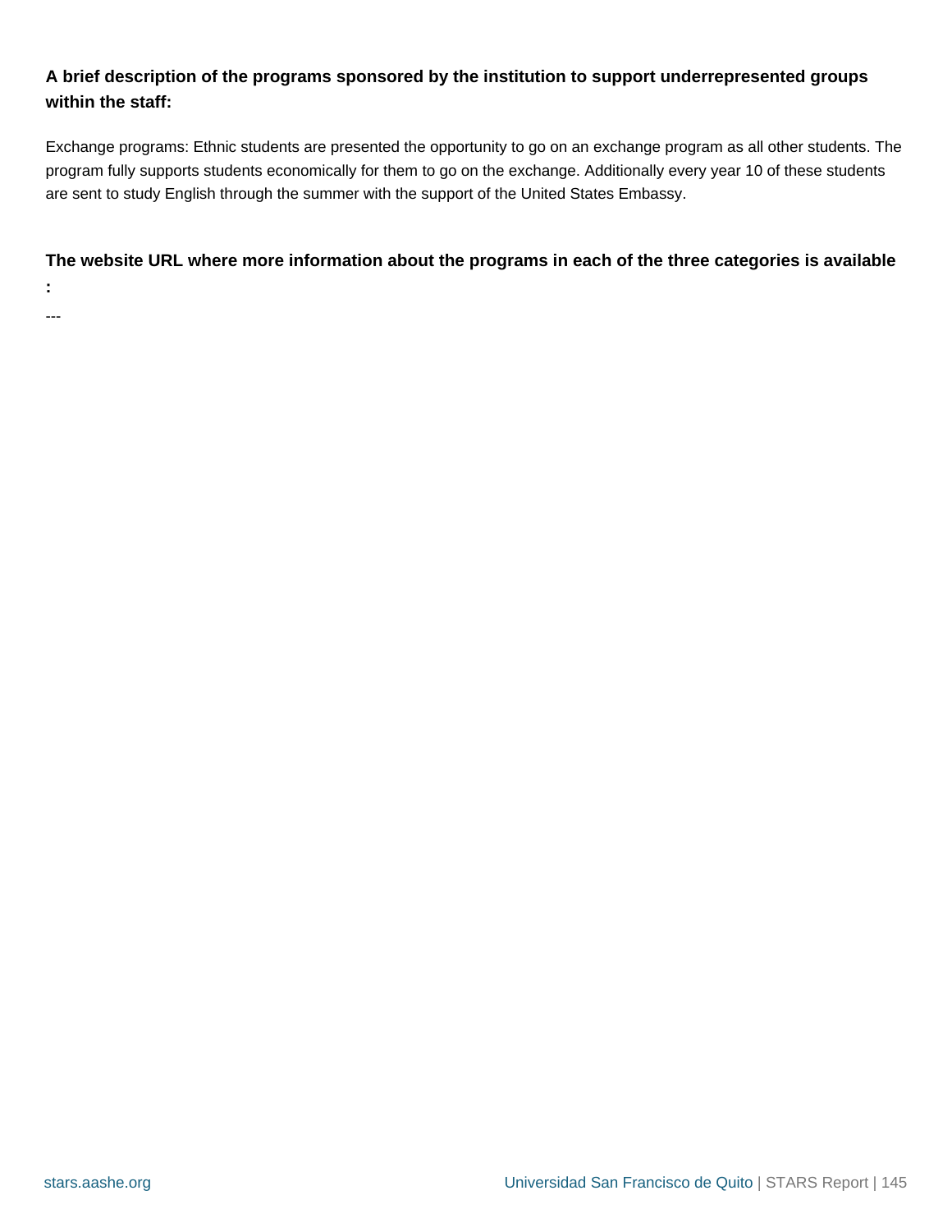**A brief description of the programs sponsored by the institution to support underrepresented groups within the staff:**

Exchange programs: Ethnic students are presented the opportunity to go on an exchange program as all other students. The program fully supports students economically for them to go on the exchange. Additionally every year 10 of these students are sent to study English through the summer with the support of the United States Embassy.

**The website URL where more information about the programs in each of the three categories is available :**

---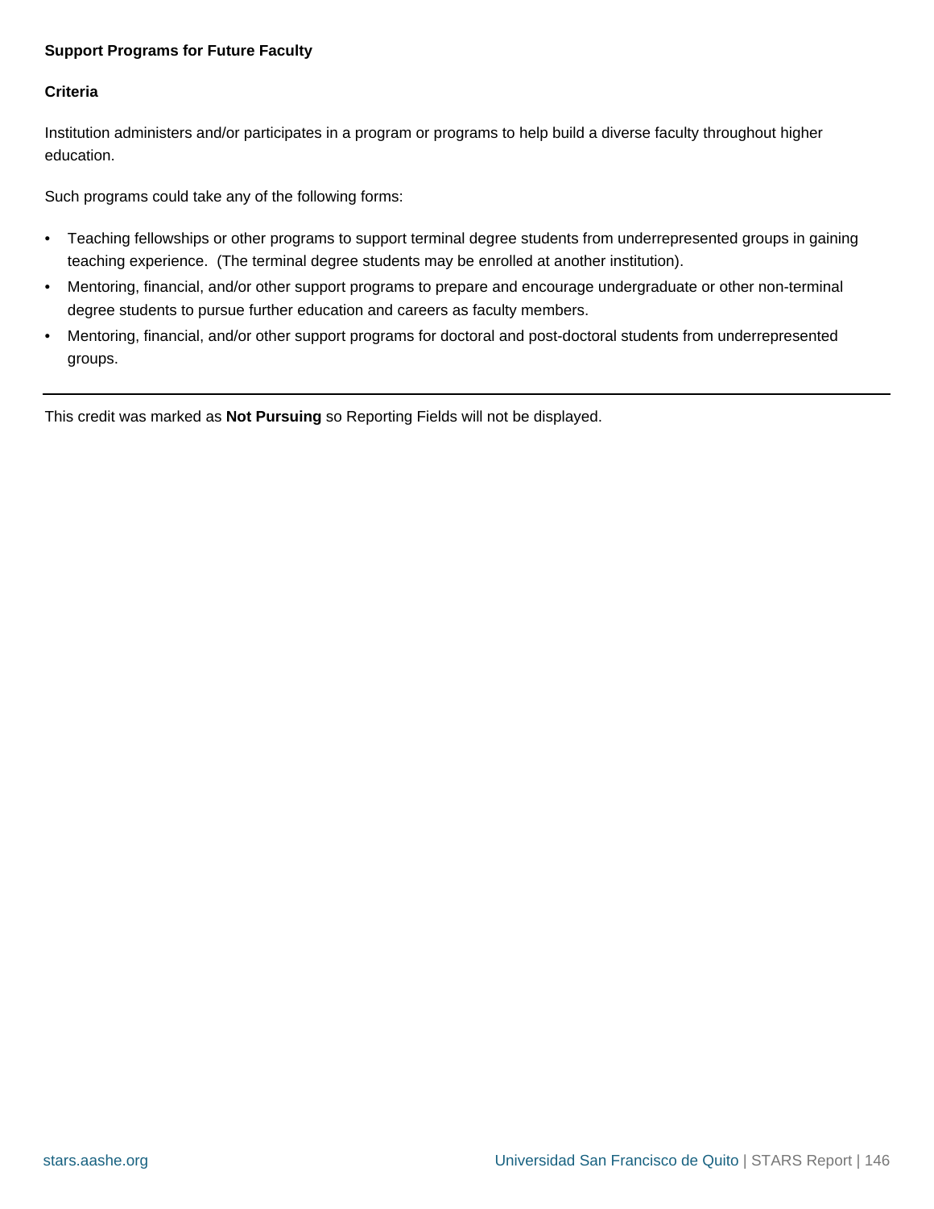**Support Programs for Future Faculty**

**Criteria**

Institution administers and/or participates in a program or programs to help build a diverse faculty throughout higher education.

Such programs could take any of the following forms:

- Teaching fellowships or other programs to support terminal degree students from underrepresented groups in gaining teaching experience. (The terminal degree students may be enrolled at another institution).
- Mentoring, financial, and/or other support programs to prepare and encourage undergraduate or other non-terminal degree students to pursue further education and careers as faculty members.
- Mentoring, financial, and/or other support programs for doctoral and post-doctoral students from underrepresented groups.

---

This credit was marked as **Not Pursuing** so Reporting Fields will not be displayed.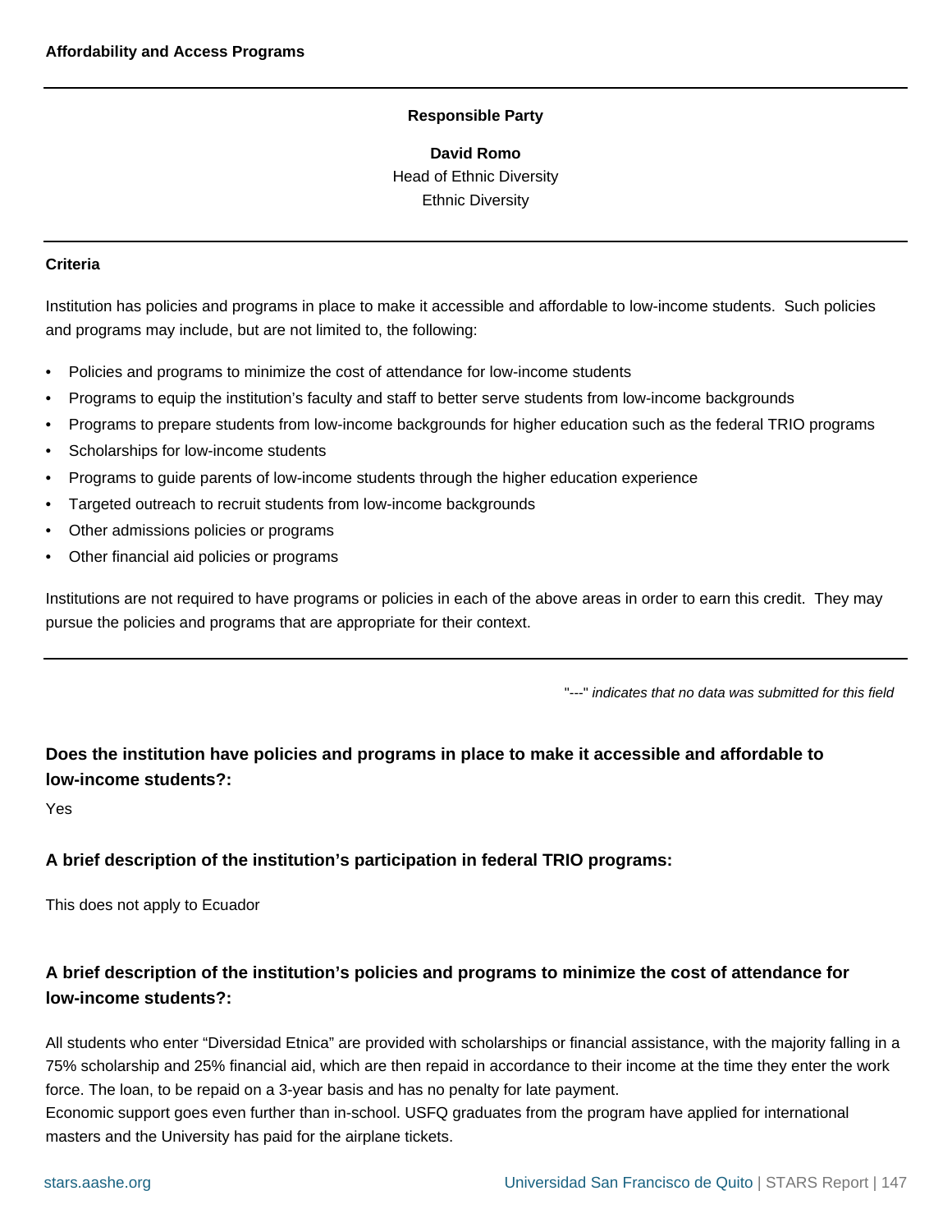**Affordability and Access Programs**

**Responsible Party**

**David Romo**
Head of Ethnic Diversity
Ethnic Diversity

**Criteria**

Institution has policies and programs in place to make it accessible and affordable to low-income students. Such policies and programs may include, but are not limited to, the following:

- Policies and programs to minimize the cost of attendance for low-income students
- Programs to equip the institution's faculty and staff to better serve students from low-income backgrounds
- Programs to prepare students from low-income backgrounds for higher education such as the federal TRIO programs
- Scholarships for low-income students
- Programs to guide parents of low-income students through the higher education experience
- Targeted outreach to recruit students from low-income backgrounds
- Other admissions policies or programs
- Other financial aid policies or programs

Institutions are not required to have programs or policies in each of the above areas in order to earn this credit. They may pursue the policies and programs that are appropriate for their context.

"---" *indicates that no data was submitted for this field*

### Does the institution have policies and programs in place to make it accessible and affordable to low-income students?:

Yes

### A brief description of the institution's participation in federal TRIO programs:

This does not apply to Ecuador

### A brief description of the institution's policies and programs to minimize the cost of attendance for low-income students?:

All students who enter "Diversidad Etnica" are provided with scholarships or financial assistance, with the majority falling in a 75% scholarship and 25% financial aid, which are then repaid in accordance to their income at the time they enter the work force. The loan, to be repaid on a 3-year basis and has no penalty for late payment.
Economic support goes even further than in-school. USFQ graduates from the program have applied for international masters and the University has paid for the airplane tickets.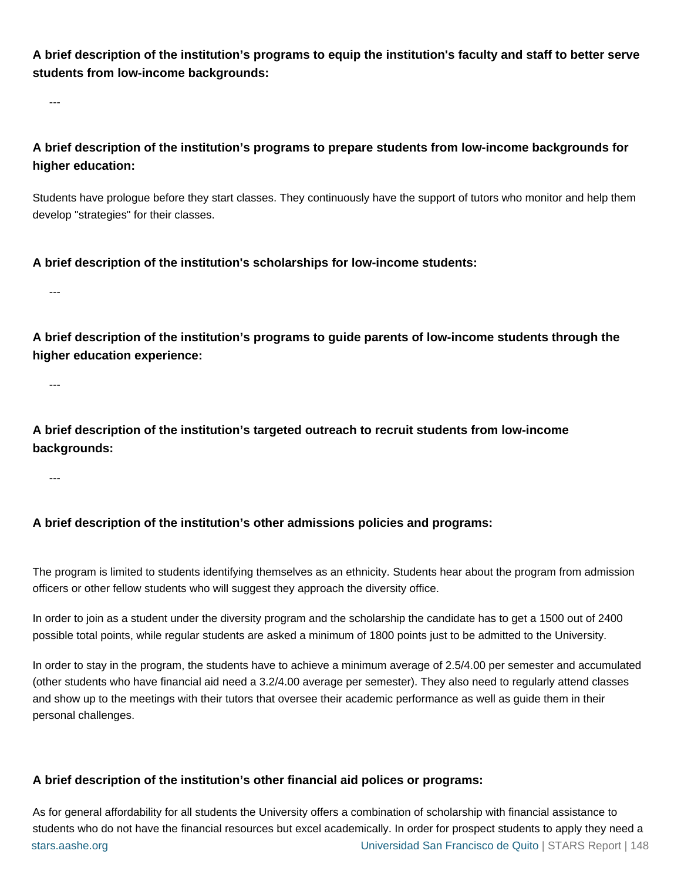**A brief description of the institution’s programs to equip the institution's faculty and staff to better serve students from low-income backgrounds:**

---

**A brief description of the institution’s programs to prepare students from low-income backgrounds for higher education:**

Students have prologue before they start classes. They continuously have the support of tutors who monitor and help them develop "strategies" for their classes.

**A brief description of the institution's scholarships for low-income students:**

---

**A brief description of the institution’s programs to guide parents of low-income students through the higher education experience:**

---

**A brief description of the institution’s targeted outreach to recruit students from low-income backgrounds:**

---

**A brief description of the institution’s other admissions policies and programs:**

The program is limited to students identifying themselves as an ethnicity. Students hear about the program from admission officers or other fellow students who will suggest they approach the diversity office.

In order to join as a student under the diversity program and the scholarship the candidate has to get a 1500 out of 2400 possible total points, while regular students are asked a minimum of 1800 points just to be admitted to the University.

In order to stay in the program, the students have to achieve a minimum average of 2.5/4.00 per semester and accumulated (other students who have financial aid need a 3.2/4.00 average per semester). They also need to regularly attend classes and show up to the meetings with their tutors that oversee their academic performance as well as guide them in their personal challenges.

**A brief description of the institution’s other financial aid polices or programs:**

As for general affordability for all students the University offers a combination of scholarship with financial assistance to students who do not have the financial resources but excel academically. In order for prospect students to apply they need a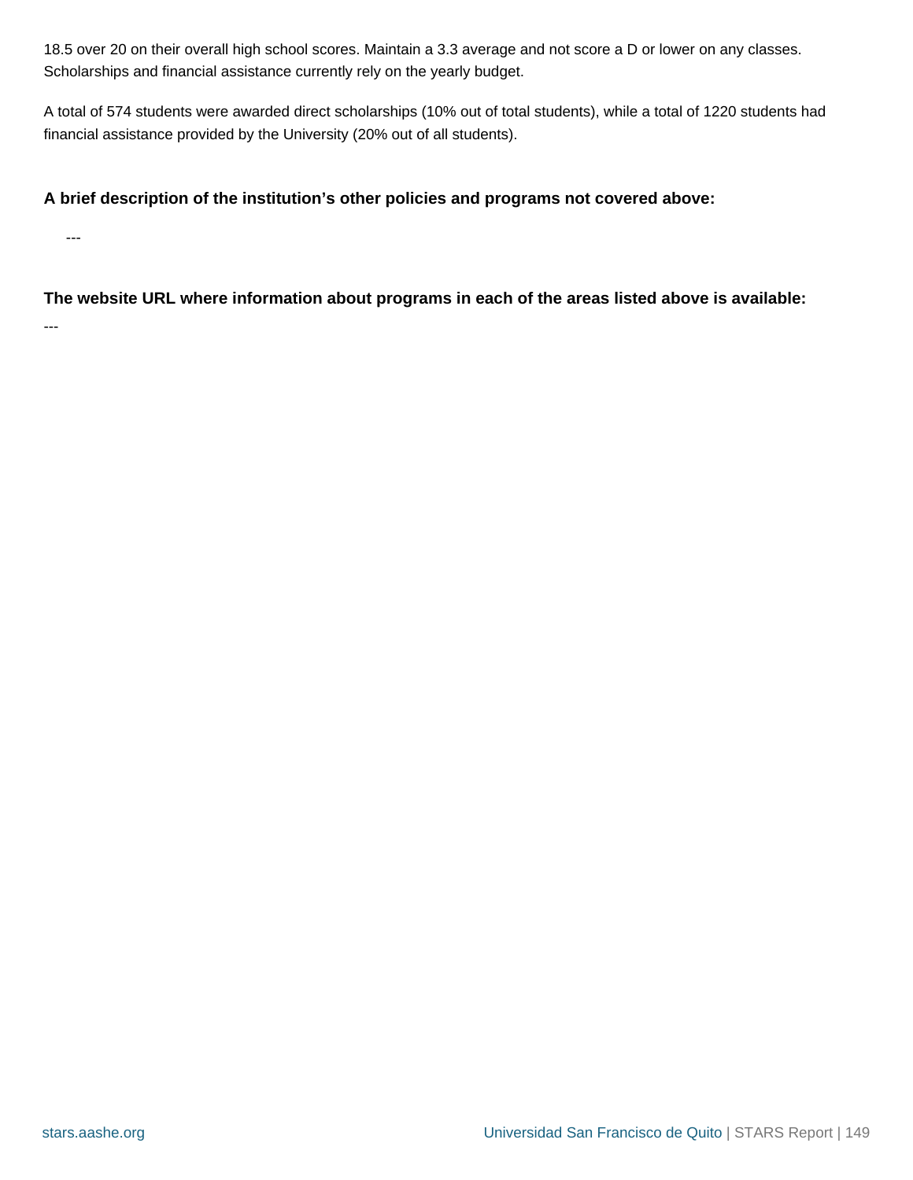18.5 over 20 on their overall high school scores. Maintain a 3.3 average and not score a D or lower on any classes. Scholarships and financial assistance currently rely on the yearly budget.

A total of 574 students were awarded direct scholarships (10% out of total students), while a total of 1220 students had financial assistance provided by the University (20% out of all students).

**A brief description of the institution's other policies and programs not covered above:**

---

**The website URL where information about programs in each of the areas listed above is available:**

---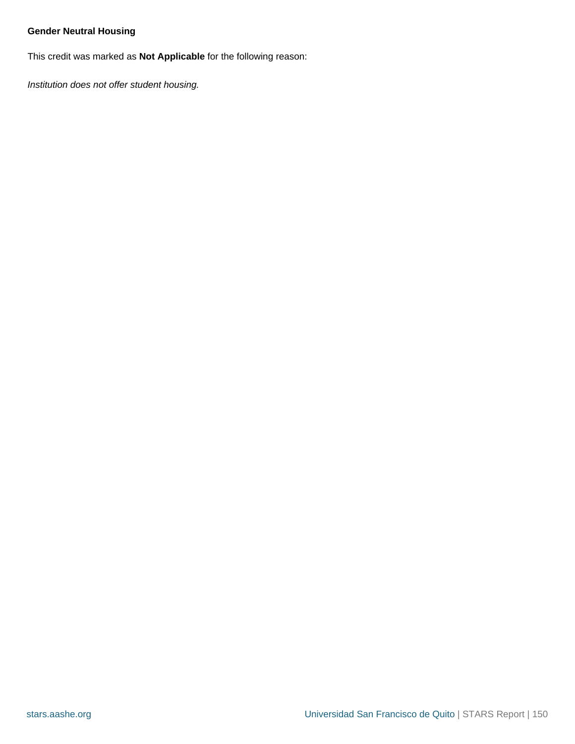**Gender Neutral Housing**

This credit was marked as **Not Applicable** for the following reason:

*Institution does not offer student housing.*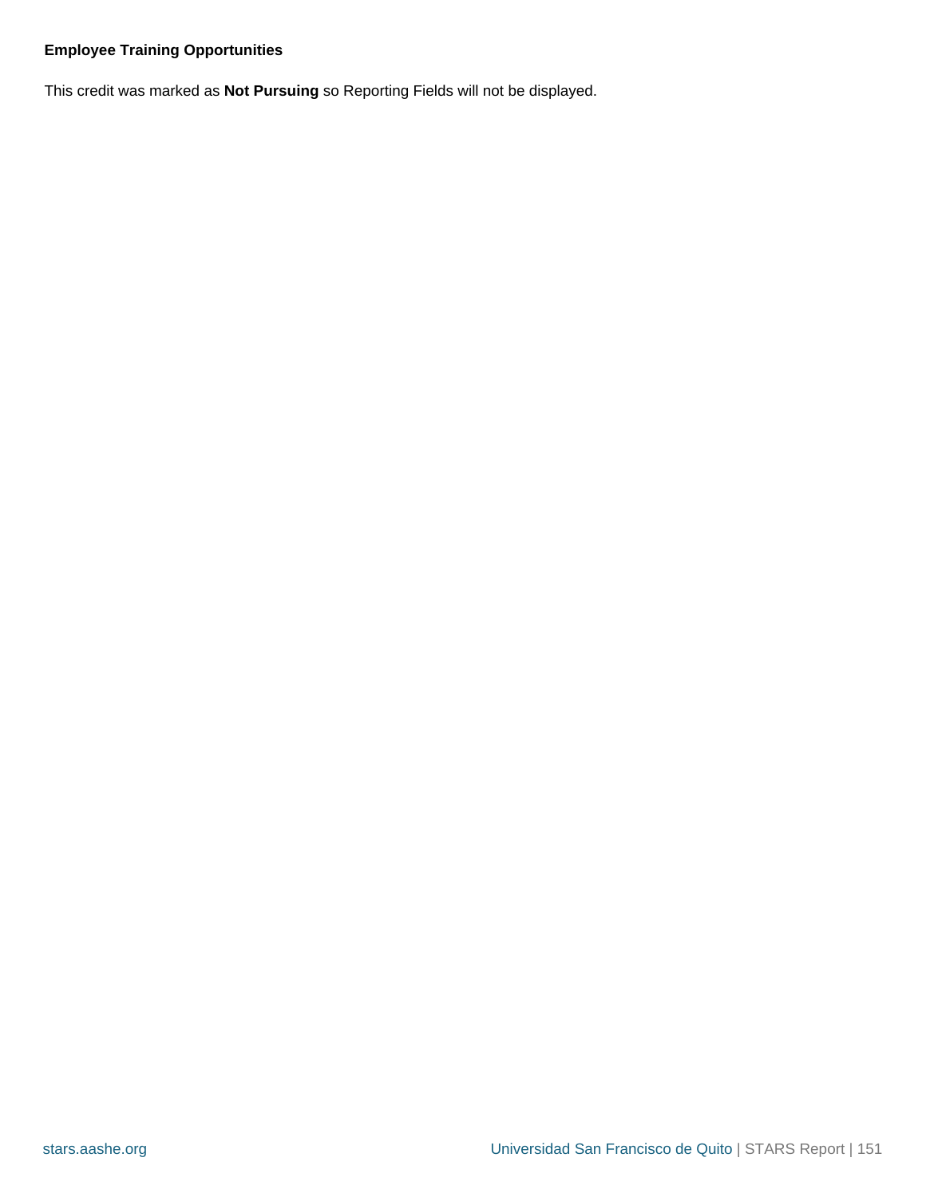**Employee Training Opportunities**

This credit was marked as **Not Pursuing** so Reporting Fields will not be displayed.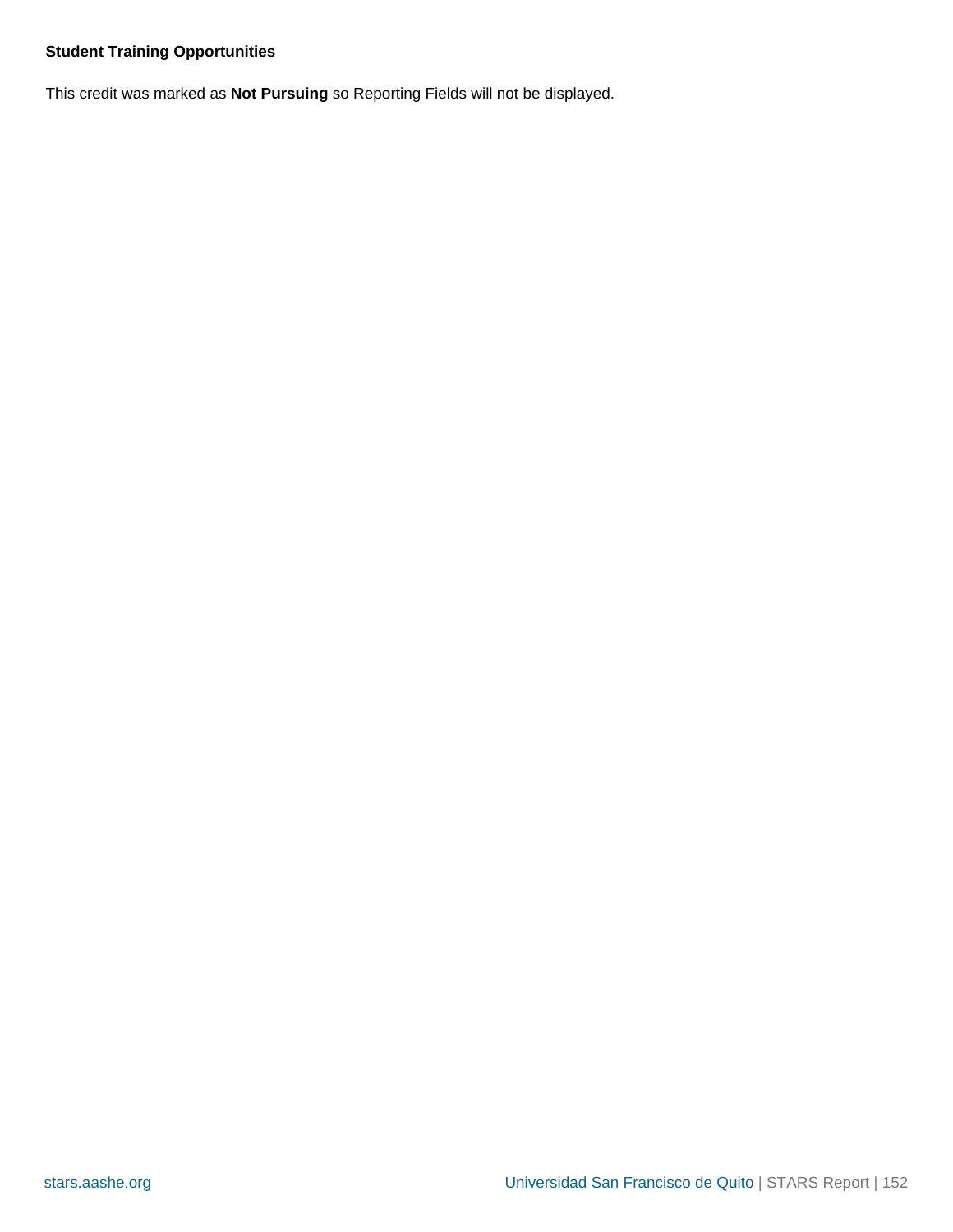**Student Training Opportunities**

This credit was marked as **Not Pursuing** so Reporting Fields will not be displayed.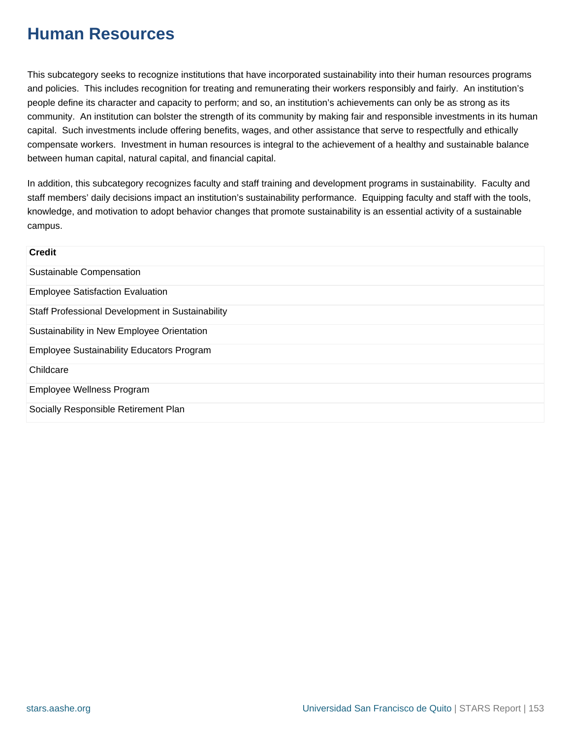# Human Resources

This subcategory seeks to recognize institutions that have incorporated sustainability into their human resources programs and policies. This includes recognition for treating and remunerating their workers responsibly and fairly. An institution's people define its character and capacity to perform; and so, an institution's achievements can only be as strong as its community. An institution can bolster the strength of its community by making fair and responsible investments in its human capital. Such investments include offering benefits, wages, and other assistance that serve to respectfully and ethically compensate workers. Investment in human resources is integral to the achievement of a healthy and sustainable balance between human capital, natural capital, and financial capital.

In addition, this subcategory recognizes faculty and staff training and development programs in sustainability. Faculty and staff members' daily decisions impact an institution's sustainability performance. Equipping faculty and staff with the tools, knowledge, and motivation to adopt behavior changes that promote sustainability is an essential activity of a sustainable campus.

| Credit |
|---|
| Sustainable Compensation |
| Employee Satisfaction Evaluation |
| Staff Professional Development in Sustainability |
| Sustainability in New Employee Orientation |
| Employee Sustainability Educators Program |
| Childcare |
| Employee Wellness Program |
| Socially Responsible Retirement Plan |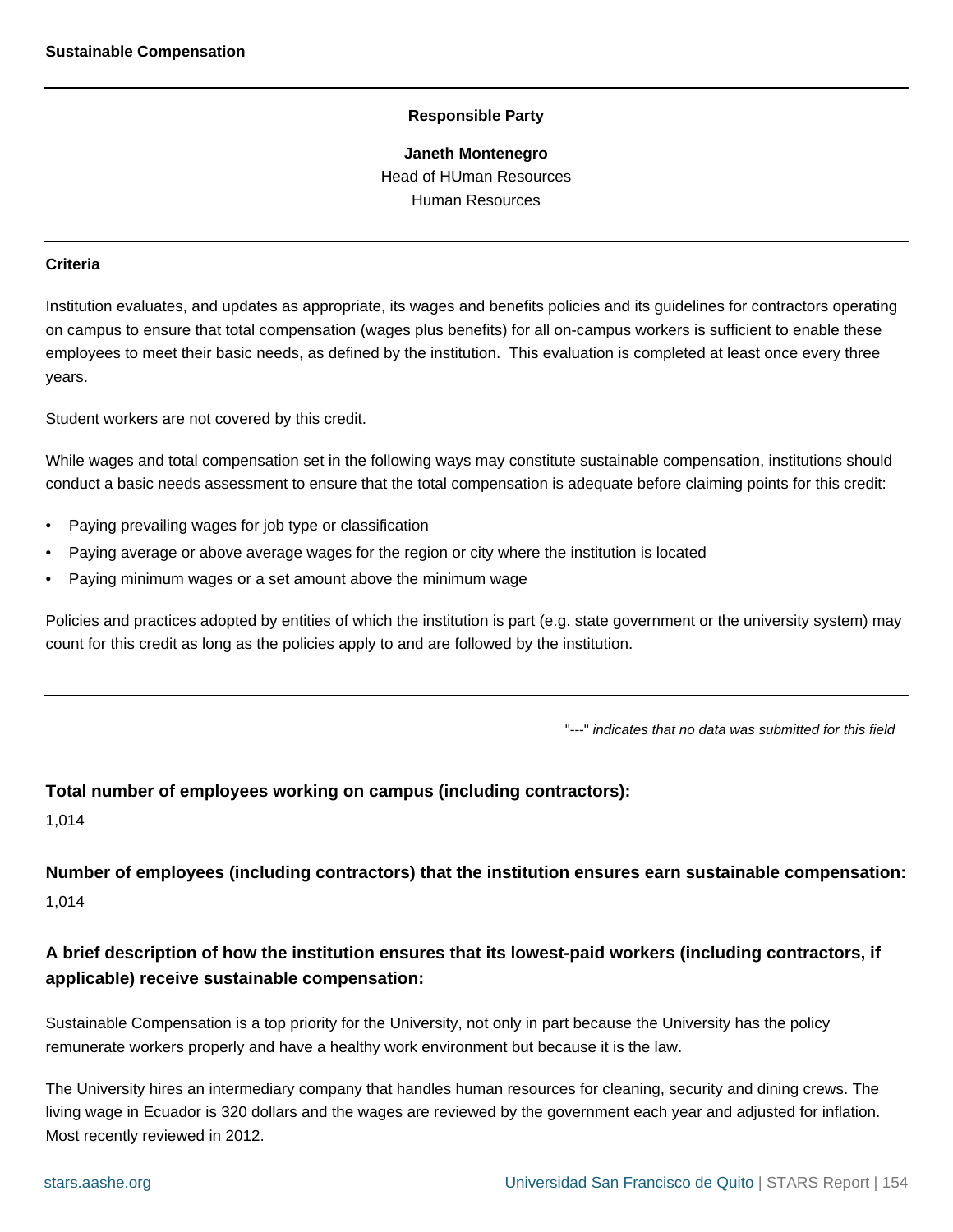## Sustainable Compensation

**Responsible Party**

**Janeth Montenegro**
Head of HUman Resources
Human Resources

**Criteria**

Institution evaluates, and updates as appropriate, its wages and benefits policies and its guidelines for contractors operating on campus to ensure that total compensation (wages plus benefits) for all on-campus workers is sufficient to enable these employees to meet their basic needs, as defined by the institution. This evaluation is completed at least once every three years.

Student workers are not covered by this credit.

While wages and total compensation set in the following ways may constitute sustainable compensation, institutions should conduct a basic needs assessment to ensure that the total compensation is adequate before claiming points for this credit:

- Paying prevailing wages for job type or classification
- Paying average or above average wages for the region or city where the institution is located
- Paying minimum wages or a set amount above the minimum wage

Policies and practices adopted by entities of which the institution is part (e.g. state government or the university system) may count for this credit as long as the policies apply to and are followed by the institution.

"---" *indicates that no data was submitted for this field*

### Total number of employees working on campus (including contractors):

1,014

### Number of employees (including contractors) that the institution ensures earn sustainable compensation:

1,014

### A brief description of how the institution ensures that its lowest-paid workers (including contractors, if applicable) receive sustainable compensation:

Sustainable Compensation is a top priority for the University, not only in part because the University has the policy remunerate workers properly and have a healthy work environment but because it is the law.

The University hires an intermediary company that handles human resources for cleaning, security and dining crews. The living wage in Ecuador is 320 dollars and the wages are reviewed by the government each year and adjusted for inflation. Most recently reviewed in 2012.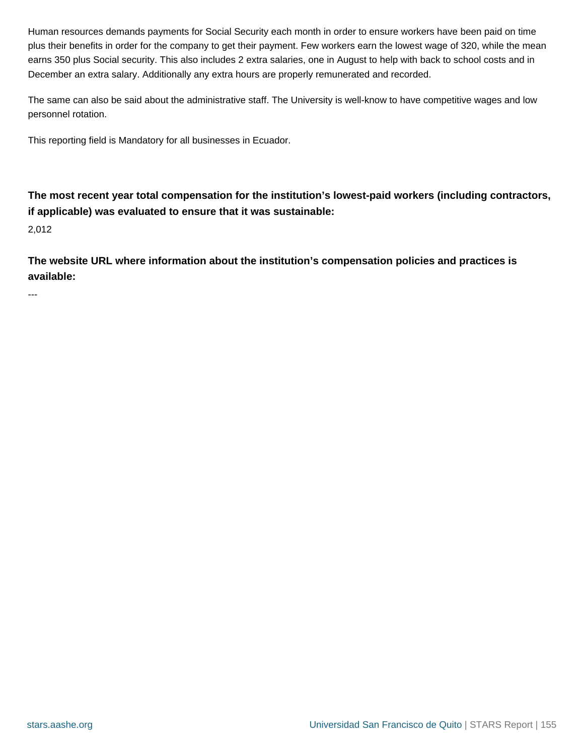Human resources demands payments for Social Security each month in order to ensure workers have been paid on time plus their benefits in order for the company to get their payment. Few workers earn the lowest wage of 320, while the mean earns 350 plus Social security. This also includes 2 extra salaries, one in August to help with back to school costs and in December an extra salary. Additionally any extra hours are properly remunerated and recorded.

The same can also be said about the administrative staff. The University is well-know to have competitive wages and low personnel rotation.

This reporting field is Mandatory for all businesses in Ecuador.

**The most recent year total compensation for the institution's lowest-paid workers (including contractors, if applicable) was evaluated to ensure that it was sustainable:**

2,012

**The website URL where information about the institution's compensation policies and practices is available:**

---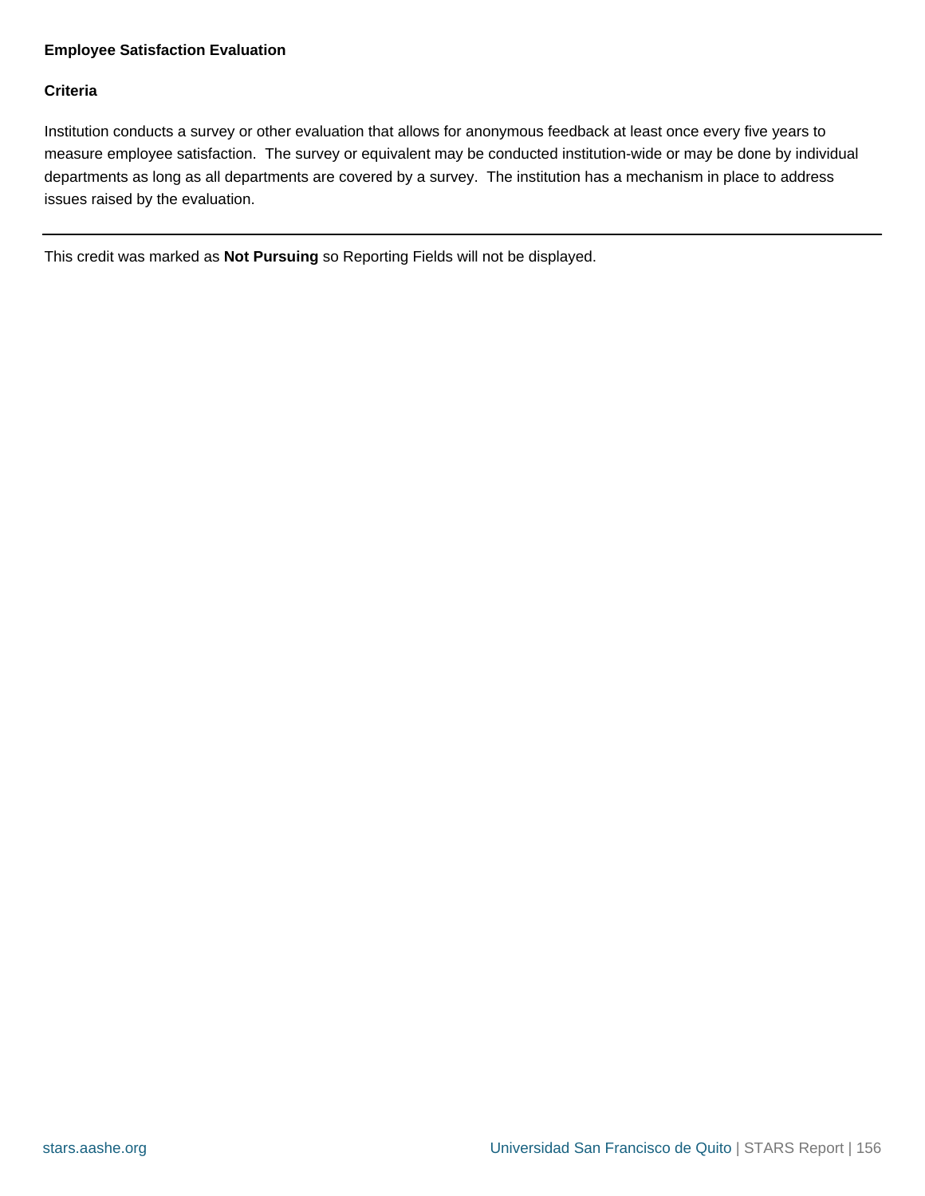### Employee Satisfaction Evaluation

#### Criteria

Institution conducts a survey or other evaluation that allows for anonymous feedback at least once every five years to measure employee satisfaction. The survey or equivalent may be conducted institution-wide or may be done by individual departments as long as all departments are covered by a survey. The institution has a mechanism in place to address issues raised by the evaluation.

---

This credit was marked as **Not Pursuing** so Reporting Fields will not be displayed.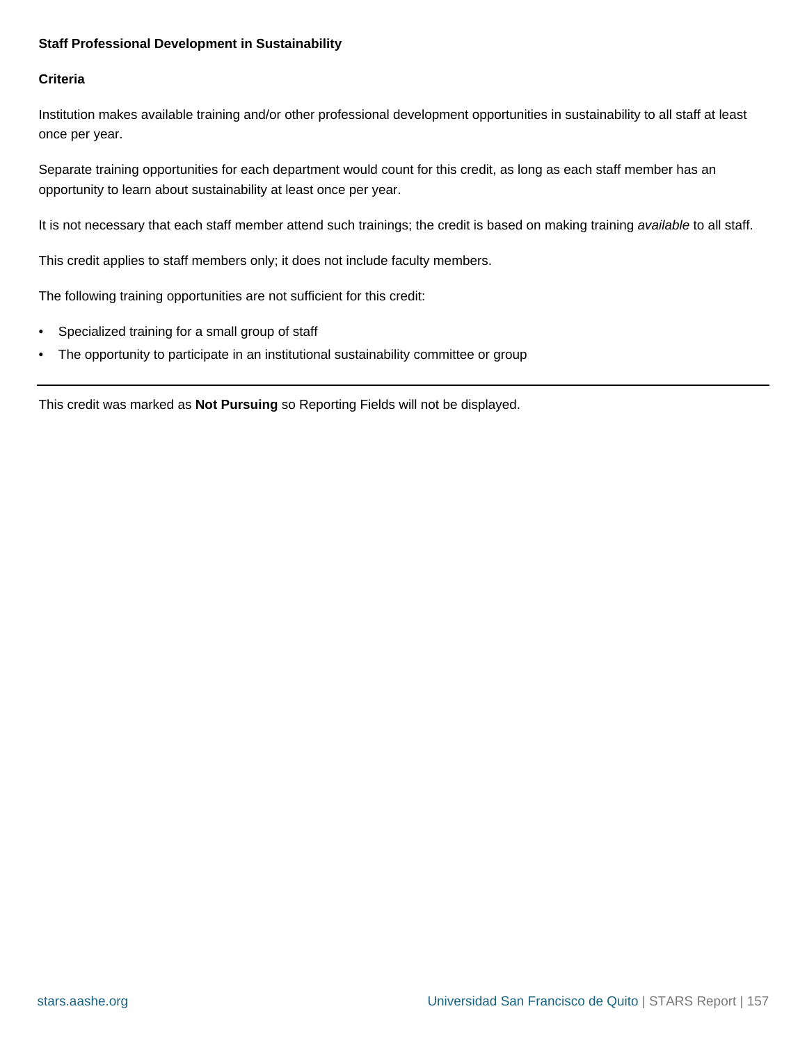**Staff Professional Development in Sustainability**

**Criteria**

Institution makes available training and/or other professional development opportunities in sustainability to all staff at least once per year.

Separate training opportunities for each department would count for this credit, as long as each staff member has an opportunity to learn about sustainability at least once per year.

It is not necessary that each staff member attend such trainings; the credit is based on making training *available* to all staff.

This credit applies to staff members only; it does not include faculty members.

The following training opportunities are not sufficient for this credit:

- Specialized training for a small group of staff
- The opportunity to participate in an institutional sustainability committee or group

---

This credit was marked as **Not Pursuing** so Reporting Fields will not be displayed.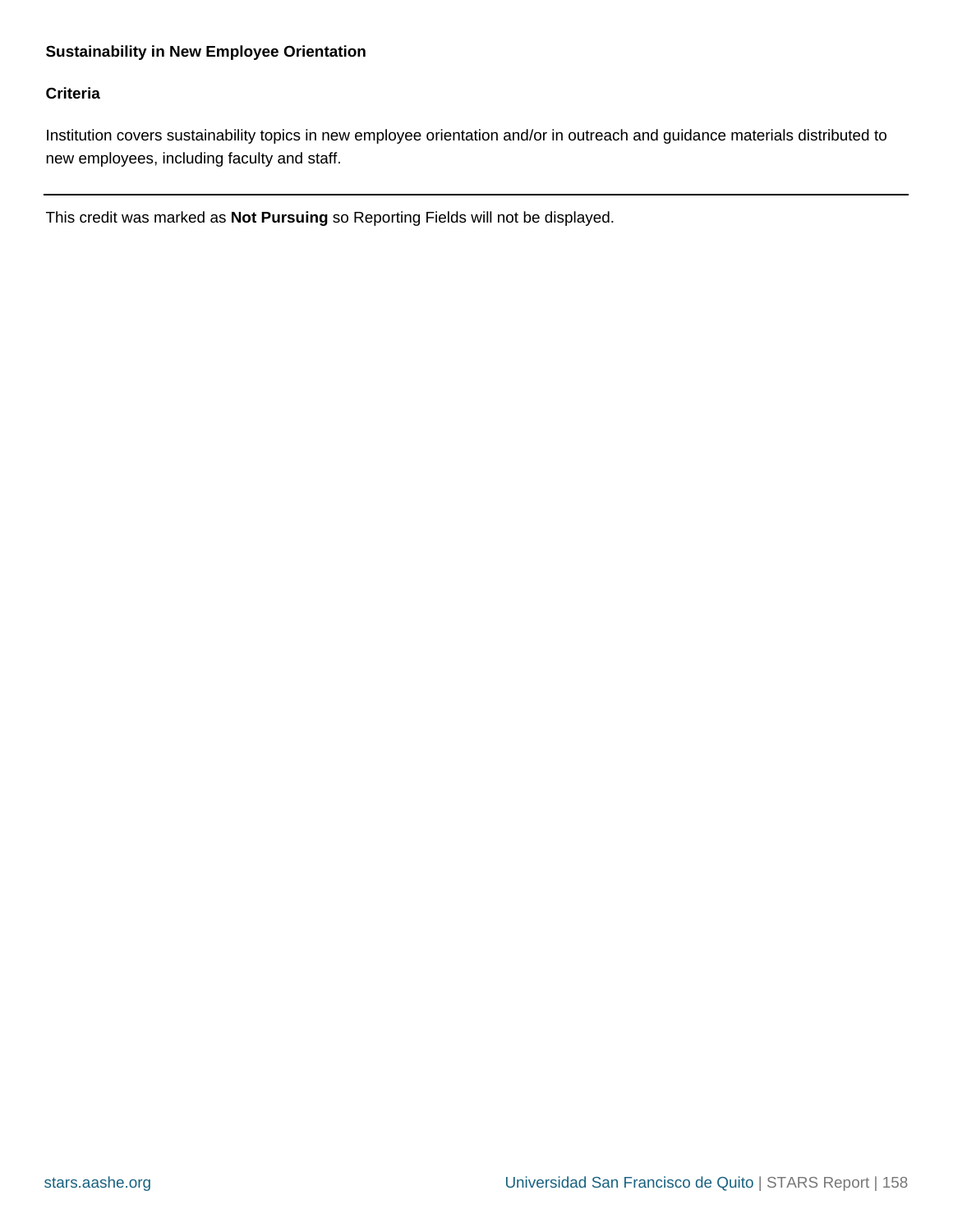### Sustainability in New Employee Orientation

#### Criteria

Institution covers sustainability topics in new employee orientation and/or in outreach and guidance materials distributed to new employees, including faculty and staff.

---

This credit was marked as **Not Pursuing** so Reporting Fields will not be displayed.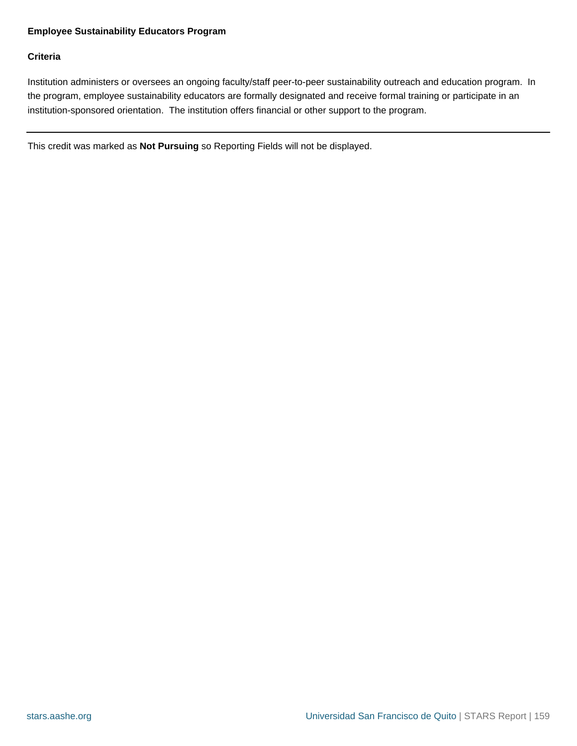**Employee Sustainability Educators Program**

**Criteria**

Institution administers or oversees an ongoing faculty/staff peer-to-peer sustainability outreach and education program. In the program, employee sustainability educators are formally designated and receive formal training or participate in an institution-sponsored orientation. The institution offers financial or other support to the program.

---

This credit was marked as **Not Pursuing** so Reporting Fields will not be displayed.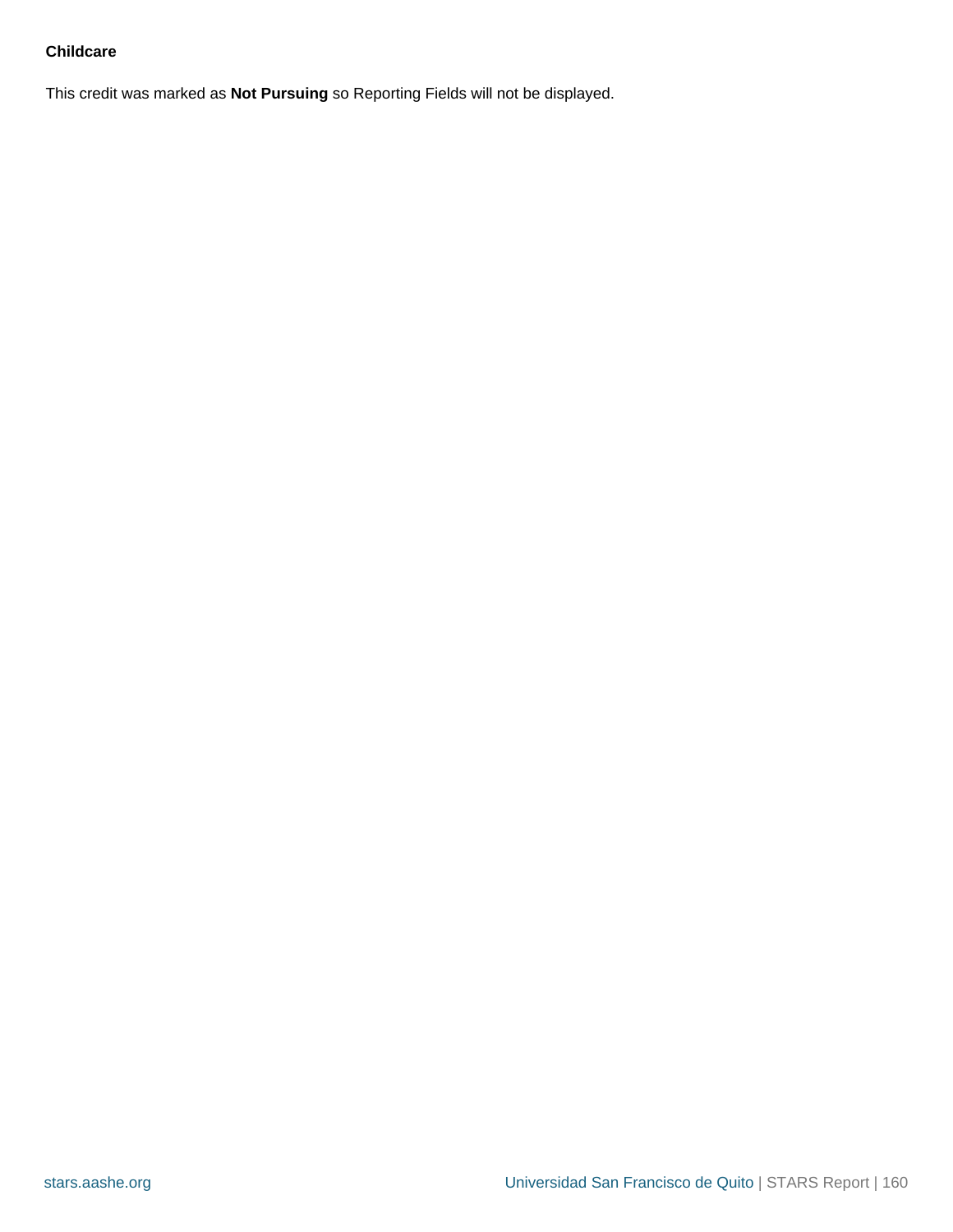**Childcare**

This credit was marked as **Not Pursuing** so Reporting Fields will not be displayed.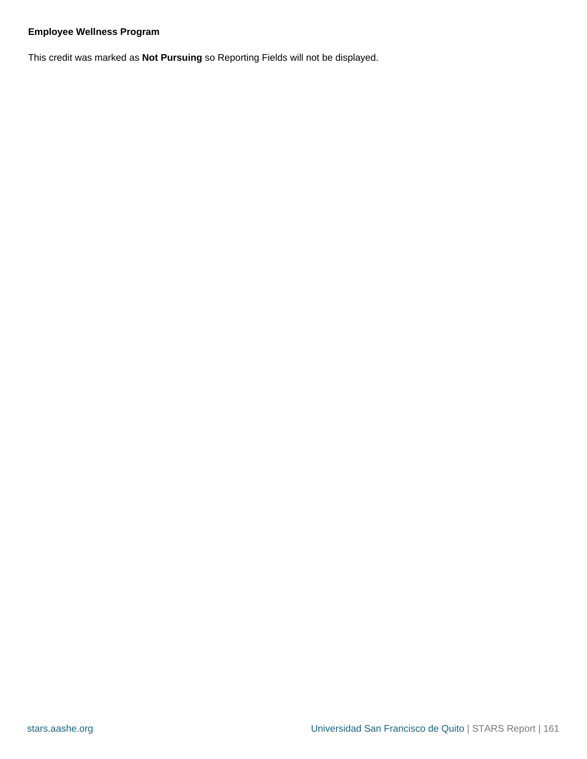**Employee Wellness Program**

This credit was marked as **Not Pursuing** so Reporting Fields will not be displayed.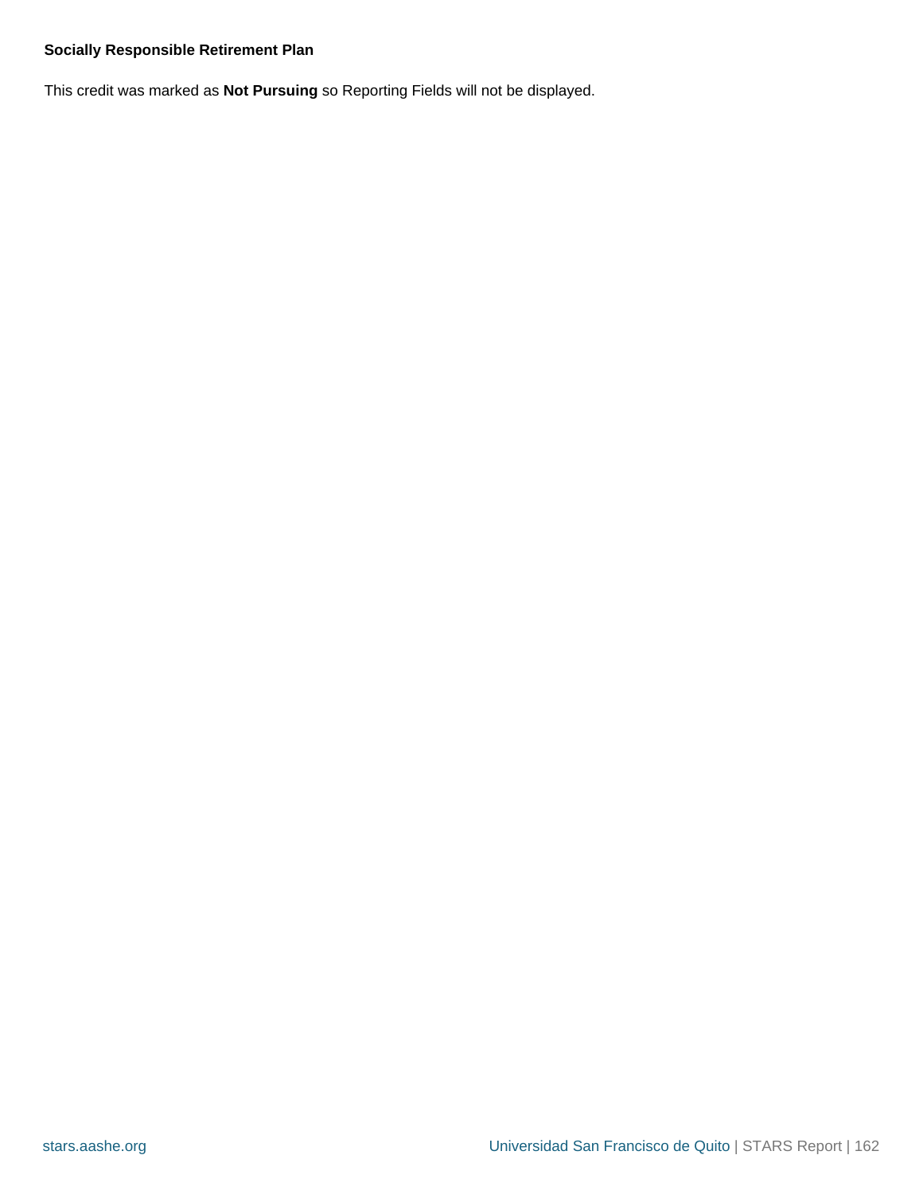**Socially Responsible Retirement Plan**

This credit was marked as **Not Pursuing** so Reporting Fields will not be displayed.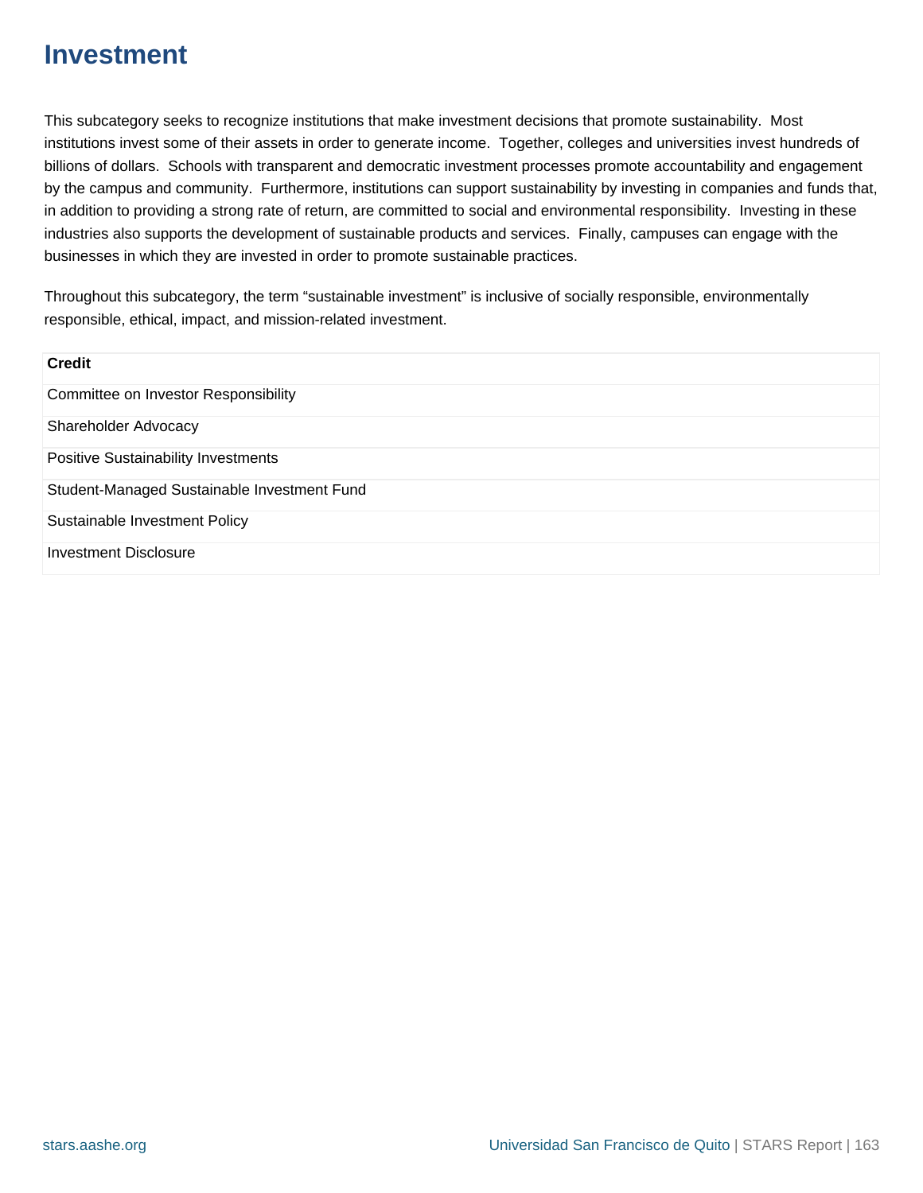# Investment

This subcategory seeks to recognize institutions that make investment decisions that promote sustainability. Most institutions invest some of their assets in order to generate income. Together, colleges and universities invest hundreds of billions of dollars. Schools with transparent and democratic investment processes promote accountability and engagement by the campus and community. Furthermore, institutions can support sustainability by investing in companies and funds that, in addition to providing a strong rate of return, are committed to social and environmental responsibility. Investing in these industries also supports the development of sustainable products and services. Finally, campuses can engage with the businesses in which they are invested in order to promote sustainable practices.

Throughout this subcategory, the term "sustainable investment" is inclusive of socially responsible, environmentally responsible, ethical, impact, and mission-related investment.

| Credit |
| --- |
| Committee on Investor Responsibility |
| Shareholder Advocacy |
| Positive Sustainability Investments |
| Student-Managed Sustainable Investment Fund |
| Sustainable Investment Policy |
| Investment Disclosure |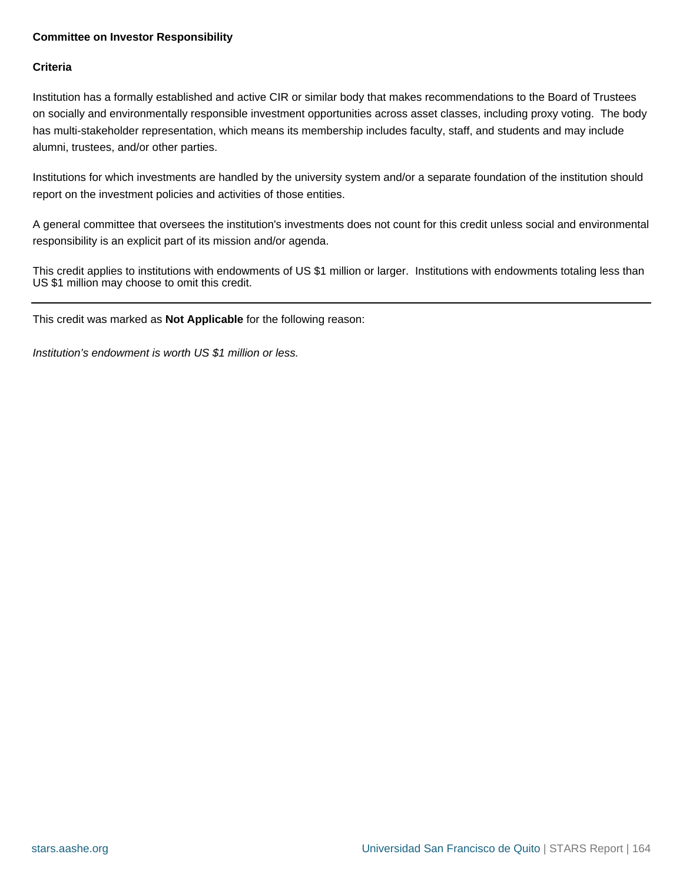### Committee on Investor Responsibility

#### Criteria

Institution has a formally established and active CIR or similar body that makes recommendations to the Board of Trustees on socially and environmentally responsible investment opportunities across asset classes, including proxy voting. The body has multi-stakeholder representation, which means its membership includes faculty, staff, and students and may include alumni, trustees, and/or other parties.

Institutions for which investments are handled by the university system and/or a separate foundation of the institution should report on the investment policies and activities of those entities.

A general committee that oversees the institution's investments does not count for this credit unless social and environmental responsibility is an explicit part of its mission and/or agenda.

This credit applies to institutions with endowments of US $1 million or larger. Institutions with endowments totaling less than US $1 million may choose to omit this credit.

---

This credit was marked as **Not Applicable** for the following reason:

*Institution’s endowment is worth US $1 million or less.*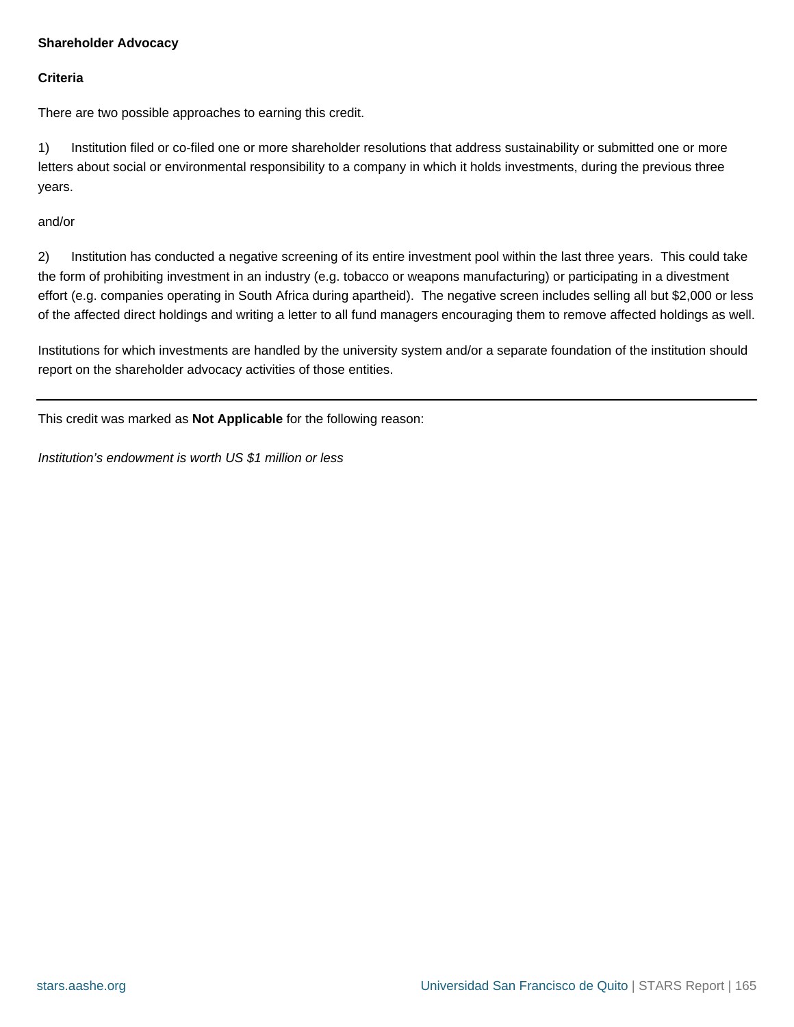**Shareholder Advocacy**

**Criteria**

There are two possible approaches to earning this credit.

1) Institution filed or co-filed one or more shareholder resolutions that address sustainability or submitted one or more letters about social or environmental responsibility to a company in which it holds investments, during the previous three years.

and/or

2) Institution has conducted a negative screening of its entire investment pool within the last three years. This could take the form of prohibiting investment in an industry (e.g. tobacco or weapons manufacturing) or participating in a divestment effort (e.g. companies operating in South Africa during apartheid). The negative screen includes selling all but $2,000 or less of the affected direct holdings and writing a letter to all fund managers encouraging them to remove affected holdings as well.

Institutions for which investments are handled by the university system and/or a separate foundation of the institution should report on the shareholder advocacy activities of those entities.

---

This credit was marked as **Not Applicable** for the following reason:

*Institution’s endowment is worth US $1 million or less*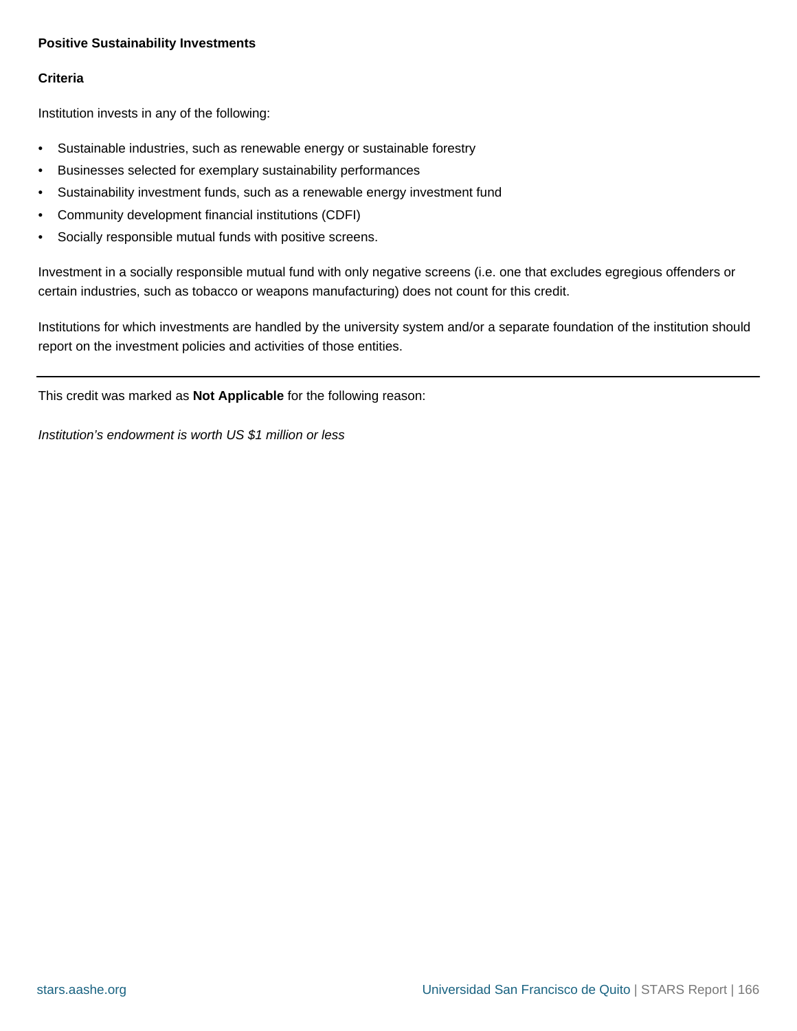**Positive Sustainability Investments**

**Criteria**

Institution invests in any of the following:

- Sustainable industries, such as renewable energy or sustainable forestry
- Businesses selected for exemplary sustainability performances
- Sustainability investment funds, such as a renewable energy investment fund
- Community development financial institutions (CDFI)
- Socially responsible mutual funds with positive screens.

Investment in a socially responsible mutual fund with only negative screens (i.e. one that excludes egregious offenders or certain industries, such as tobacco or weapons manufacturing) does not count for this credit.

Institutions for which investments are handled by the university system and/or a separate foundation of the institution should report on the investment policies and activities of those entities.

---

This credit was marked as **Not Applicable** for the following reason:

*Institution's endowment is worth US $1 million or less*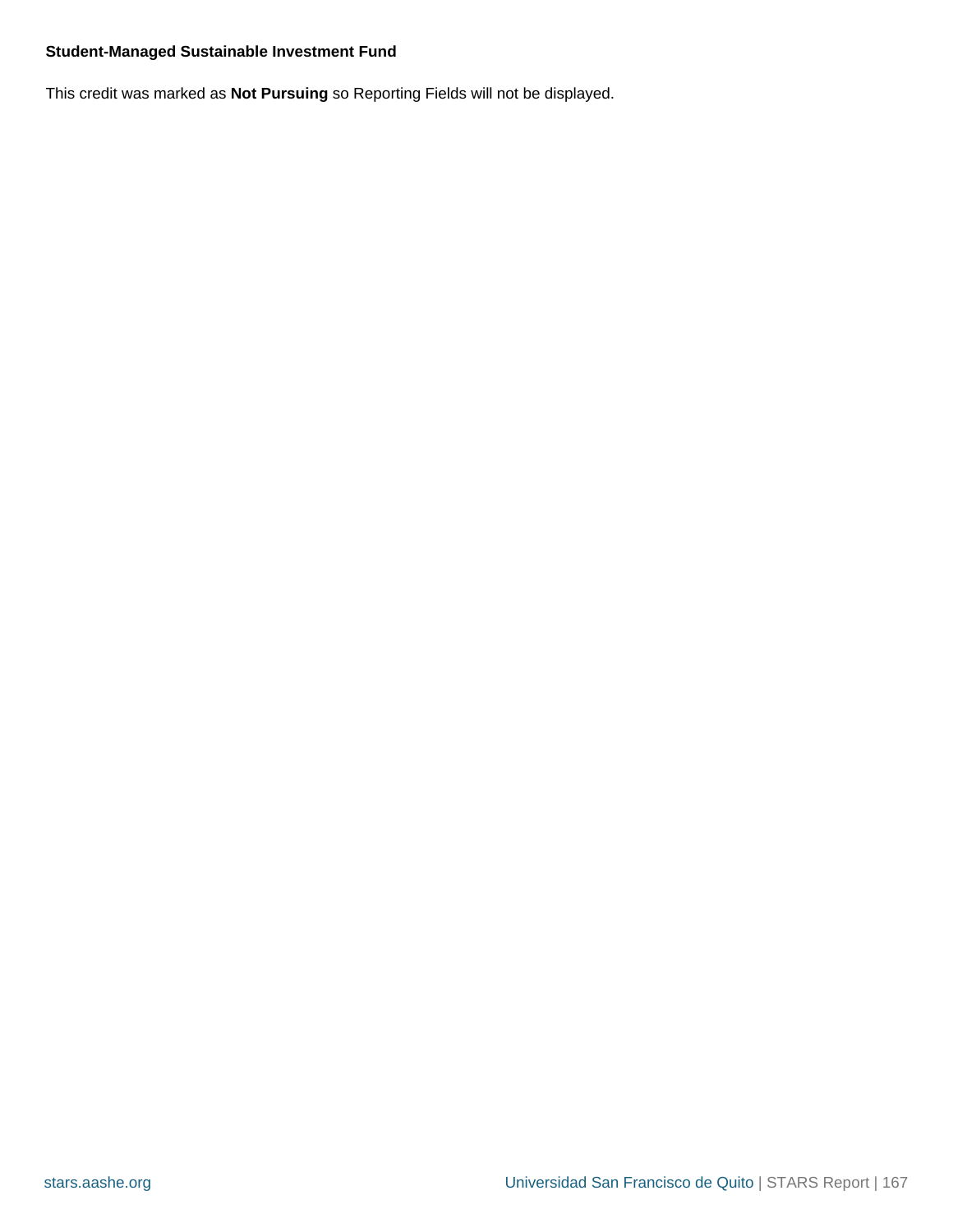**Student-Managed Sustainable Investment Fund**

This credit was marked as **Not Pursuing** so Reporting Fields will not be displayed.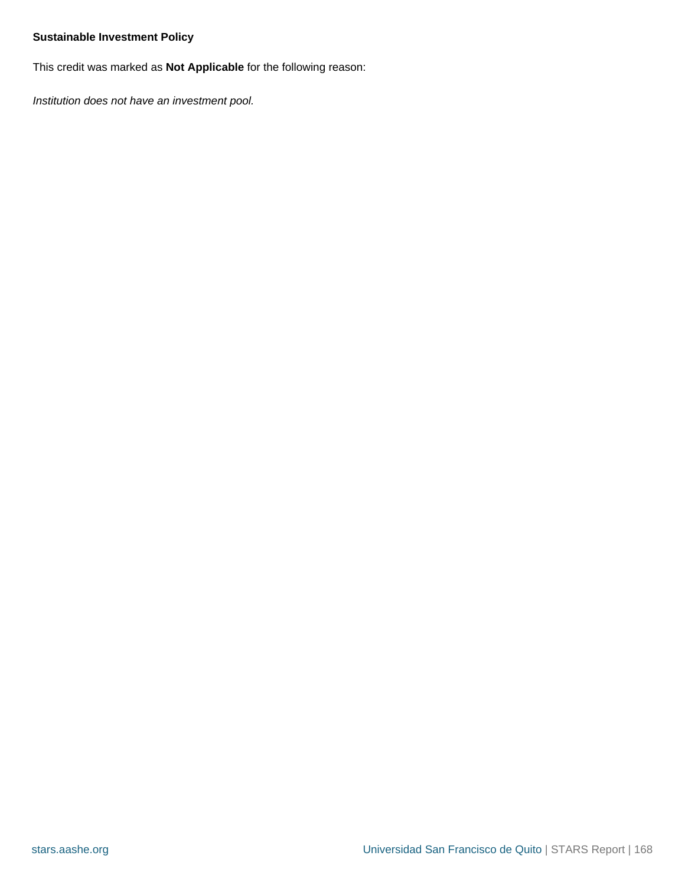**Sustainable Investment Policy**

This credit was marked as **Not Applicable** for the following reason:

*Institution does not have an investment pool.*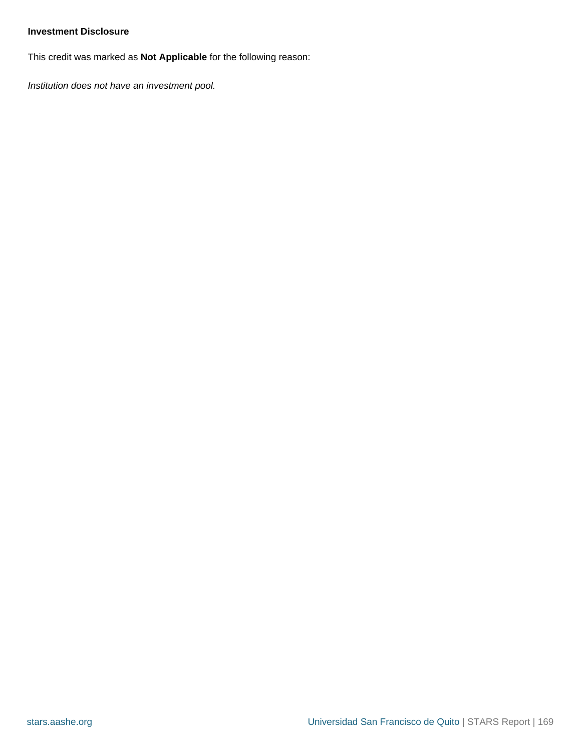**Investment Disclosure**

This credit was marked as **Not Applicable** for the following reason:

*Institution does not have an investment pool.*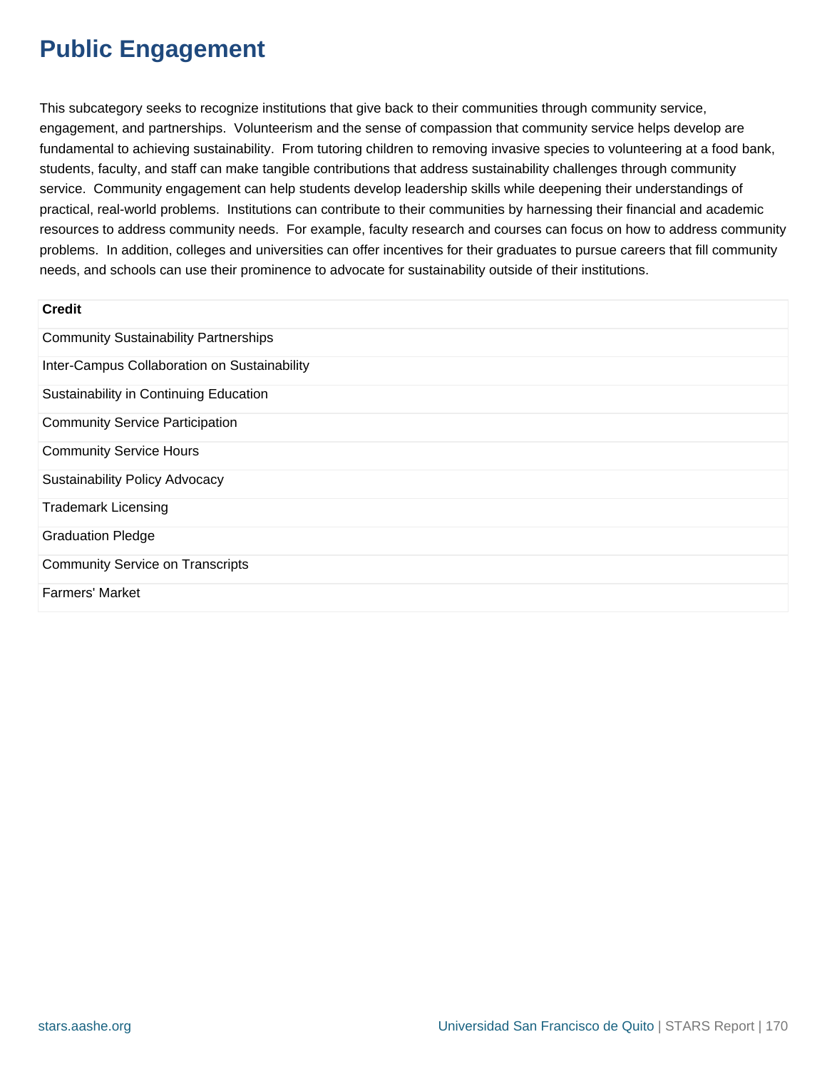# Public Engagement

This subcategory seeks to recognize institutions that give back to their communities through community service, engagement, and partnerships. Volunteerism and the sense of compassion that community service helps develop are fundamental to achieving sustainability. From tutoring children to removing invasive species to volunteering at a food bank, students, faculty, and staff can make tangible contributions that address sustainability challenges through community service. Community engagement can help students develop leadership skills while deepening their understandings of practical, real-world problems. Institutions can contribute to their communities by harnessing their financial and academic resources to address community needs. For example, faculty research and courses can focus on how to address community problems. In addition, colleges and universities can offer incentives for their graduates to pursue careers that fill community needs, and schools can use their prominence to advocate for sustainability outside of their institutions.

| Credit |
| --- |
| Community Sustainability Partnerships |
| Inter-Campus Collaboration on Sustainability |
| Sustainability in Continuing Education |
| Community Service Participation |
| Community Service Hours |
| Sustainability Policy Advocacy |
| Trademark Licensing |
| Graduation Pledge |
| Community Service on Transcripts |
| Farmers' Market |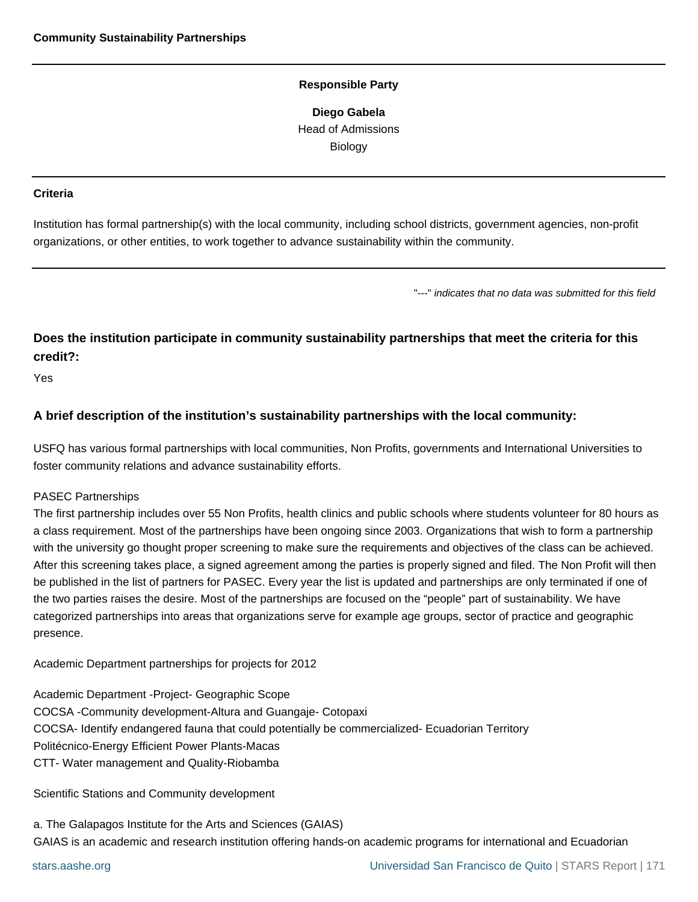## Community Sustainability Partnerships

**Responsible Party**

**Diego Gabela**
Head of Admissions
Biology

**Criteria**

Institution has formal partnership(s) with the local community, including school districts, government agencies, non-profit organizations, or other entities, to work together to advance sustainability within the community.

"---" *indicates that no data was submitted for this field*

### Does the institution participate in community sustainability partnerships that meet the criteria for this credit?:

Yes

### A brief description of the institution's sustainability partnerships with the local community:

USFQ has various formal partnerships with local communities, Non Profits, governments and International Universities to foster community relations and advance sustainability efforts.

PASEC Partnerships
The first partnership includes over 55 Non Profits, health clinics and public schools where students volunteer for 80 hours as a class requirement. Most of the partnerships have been ongoing since 2003. Organizations that wish to form a partnership with the university go thought proper screening to make sure the requirements and objectives of the class can be achieved. After this screening takes place, a signed agreement among the parties is properly signed and filed. The Non Profit will then be published in the list of partners for PASEC. Every year the list is updated and partnerships are only terminated if one of the two parties raises the desire. Most of the partnerships are focused on the "people" part of sustainability. We have categorized partnerships into areas that organizations serve for example age groups, sector of practice and geographic presence.

Academic Department partnerships for projects for 2012

Academic Department -Project- Geographic Scope
COCSA -Community development-Altura and Guangaje- Cotopaxi
COCSA- Identify endangered fauna that could potentially be commercialized- Ecuadorian Territory
Politécnico-Energy Efficient Power Plants-Macas
CTT- Water management and Quality-Riobamba

Scientific Stations and Community development

a. The Galapagos Institute for the Arts and Sciences (GAIAS)
GAIAS is an academic and research institution offering hands-on academic programs for international and Ecuadorian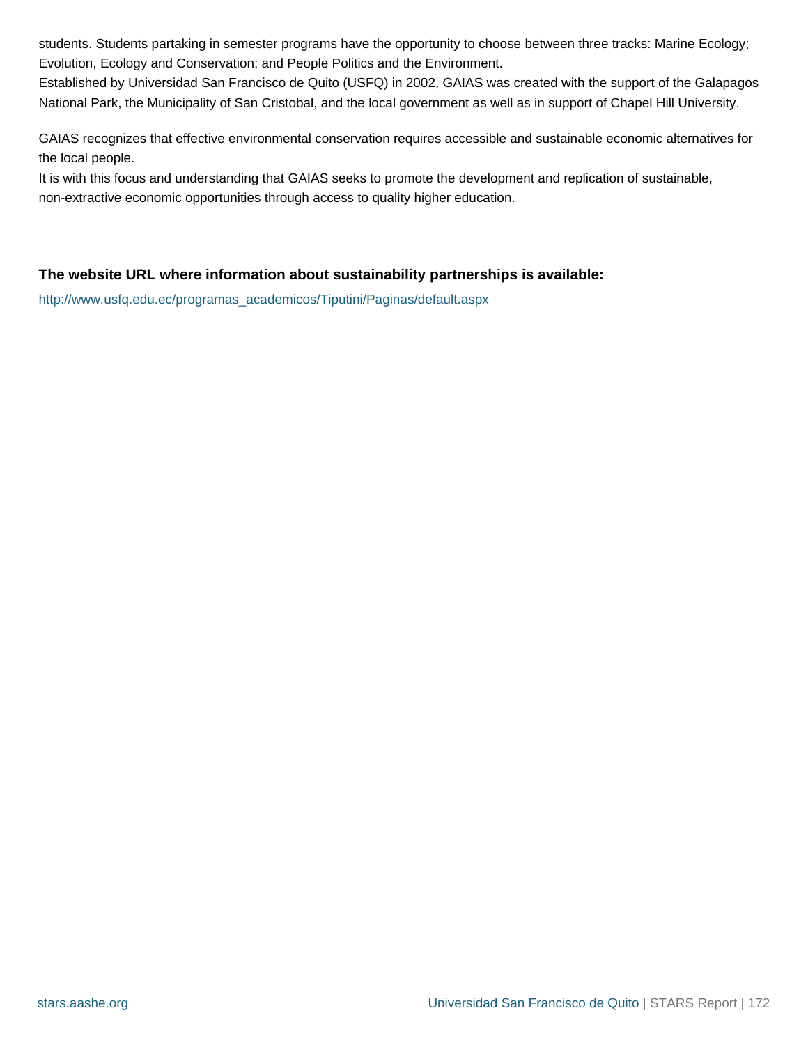students. Students partaking in semester programs have the opportunity to choose between three tracks: Marine Ecology; Evolution, Ecology and Conservation; and People Politics and the Environment.
Established by Universidad San Francisco de Quito (USFQ) in 2002, GAIAS was created with the support of the Galapagos National Park, the Municipality of San Cristobal, and the local government as well as in support of Chapel Hill University.

GAIAS recognizes that effective environmental conservation requires accessible and sustainable economic alternatives for the local people.
It is with this focus and understanding that GAIAS seeks to promote the development and replication of sustainable, non-extractive economic opportunities through access to quality higher education.

**The website URL where information about sustainability partnerships is available:**

http://www.usfq.edu.ec/programas_academicos/Tiputini/Paginas/default.aspx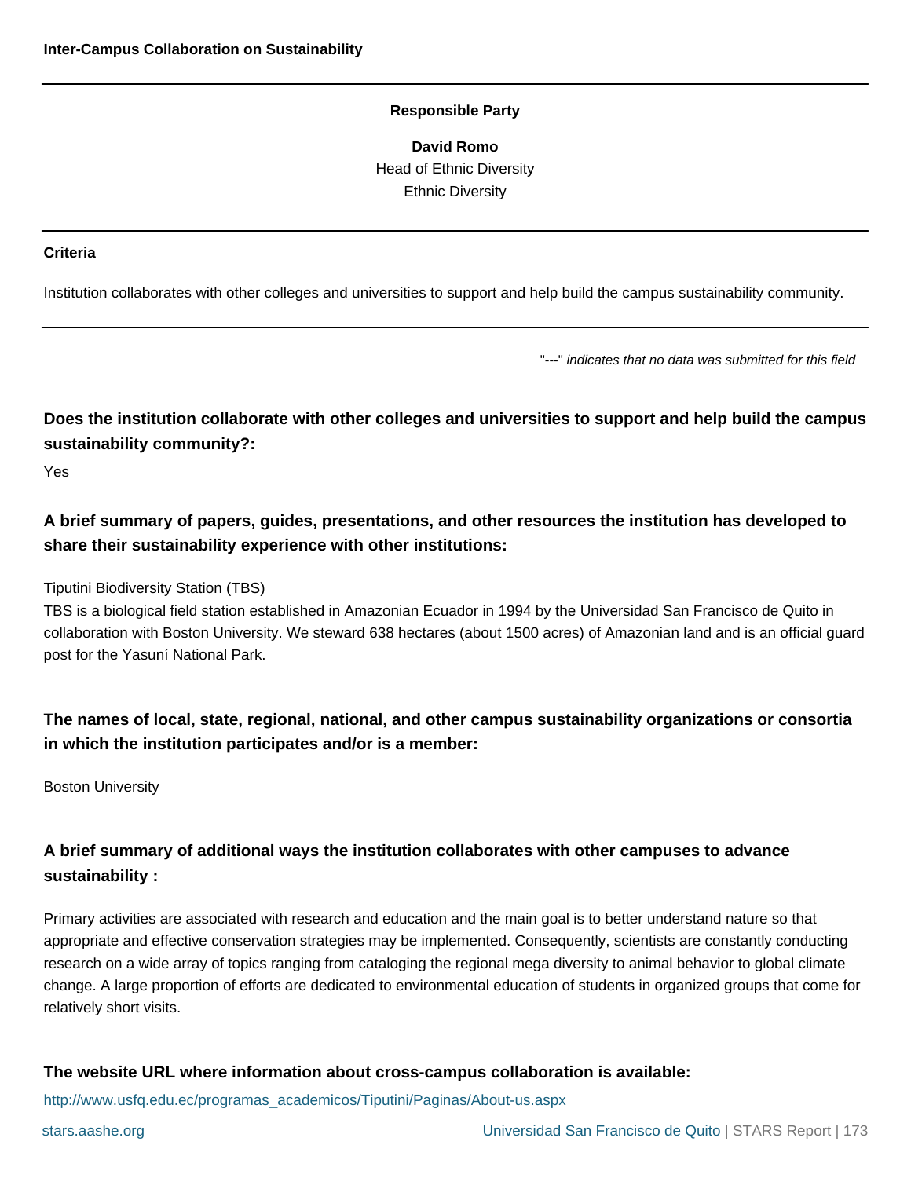## Inter-Campus Collaboration on Sustainability

**Responsible Party**

**David Romo**
Head of Ethnic Diversity
Ethnic Diversity

**Criteria**

Institution collaborates with other colleges and universities to support and help build the campus sustainability community.

"---" *indicates that no data was submitted for this field*

### Does the institution collaborate with other colleges and universities to support and help build the campus sustainability community?:

Yes

### A brief summary of papers, guides, presentations, and other resources the institution has developed to share their sustainability experience with other institutions:

Tiputini Biodiversity Station (TBS)
TBS is a biological field station established in Amazonian Ecuador in 1994 by the Universidad San Francisco de Quito in collaboration with Boston University. We steward 638 hectares (about 1500 acres) of Amazonian land and is an official guard post for the Yasuní National Park.

### The names of local, state, regional, national, and other campus sustainability organizations or consortia in which the institution participates and/or is a member:

Boston University

### A brief summary of additional ways the institution collaborates with other campuses to advance sustainability :

Primary activities are associated with research and education and the main goal is to better understand nature so that appropriate and effective conservation strategies may be implemented. Consequently, scientists are constantly conducting research on a wide array of topics ranging from cataloging the regional mega diversity to animal behavior to global climate change. A large proportion of efforts are dedicated to environmental education of students in organized groups that come for relatively short visits.

### The website URL where information about cross-campus collaboration is available:

http://www.usfq.edu.ec/programas_academicos/Tiputini/Paginas/About-us.aspx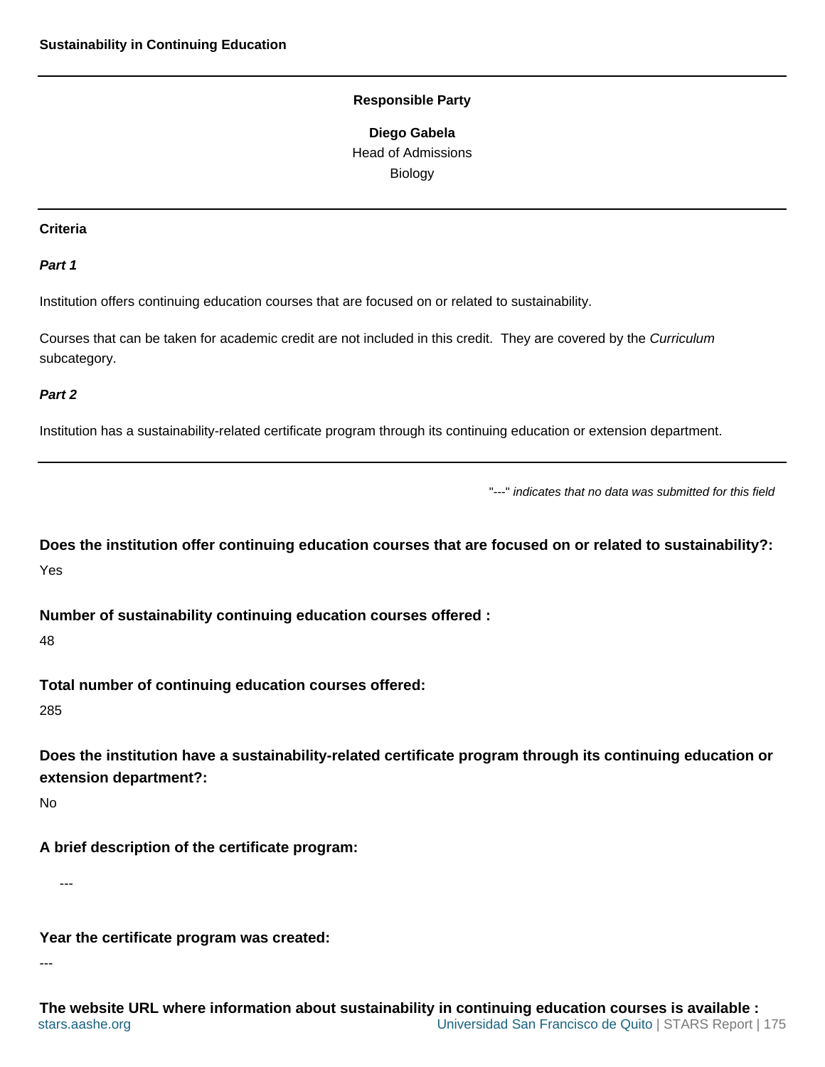## Sustainability in Continuing Education

**Responsible Party**

**Diego Gabela**
Head of Admissions
Biology

---

**Criteria**

***Part 1***

Institution offers continuing education courses that are focused on or related to sustainability.

Courses that can be taken for academic credit are not included in this credit. They are covered by the *Curriculum* subcategory.

***Part 2***

Institution has a sustainability-related certificate program through its continuing education or extension department.

---

"---" *indicates that no data was submitted for this field*

### Does the institution offer continuing education courses that are focused on or related to sustainability?:

Yes

### Number of sustainability continuing education courses offered :

48

### Total number of continuing education courses offered:

285

### Does the institution have a sustainability-related certificate program through its continuing education or extension department?:

No

### A brief description of the certificate program:

---

### Year the certificate program was created:

---

### The website URL where information about sustainability in continuing education courses is available :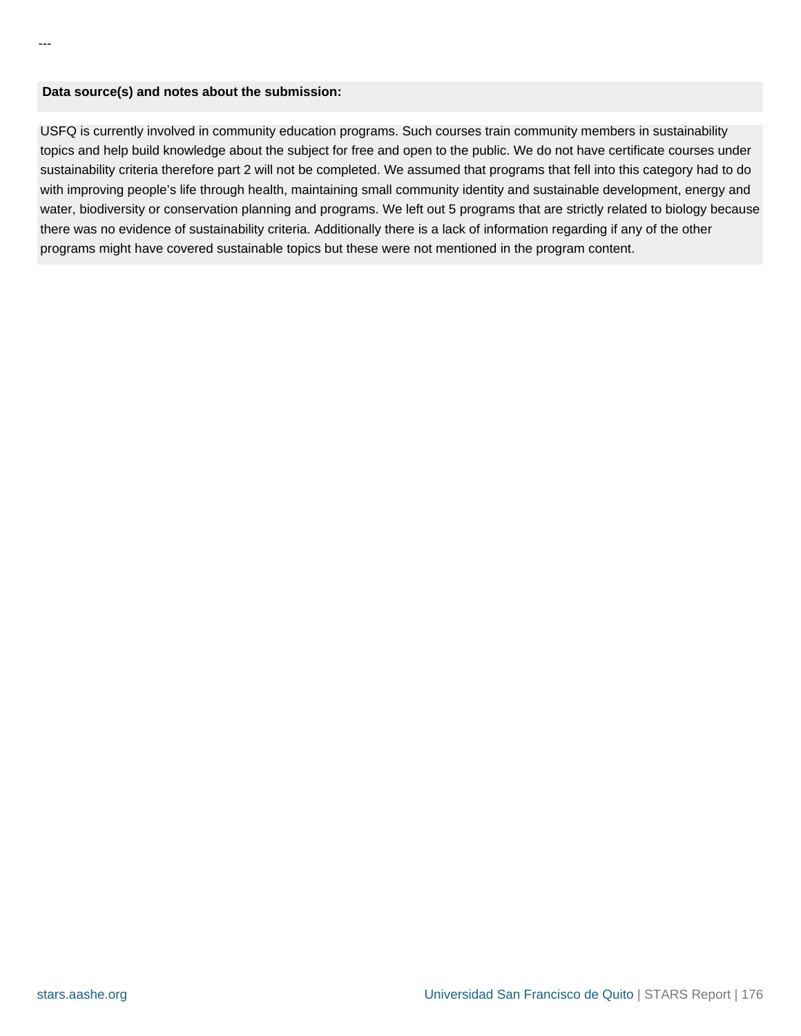---

**Data source(s) and notes about the submission:**

USFQ is currently involved in community education programs. Such courses train community members in sustainability topics and help build knowledge about the subject for free and open to the public. We do not have certificate courses under sustainability criteria therefore part 2 will not be completed. We assumed that programs that fell into this category had to do with improving people's life through health, maintaining small community identity and sustainable development, energy and water, biodiversity or conservation planning and programs. We left out 5 programs that are strictly related to biology because there was no evidence of sustainability criteria. Additionally there is a lack of information regarding if any of the other programs might have covered sustainable topics but these were not mentioned in the program content.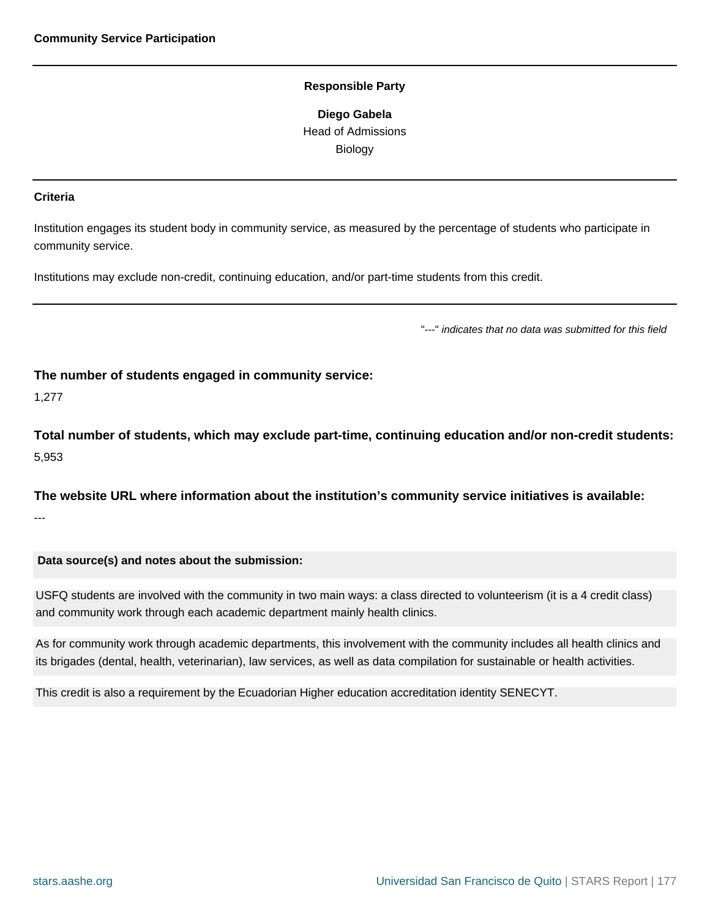## Community Service Participation

**Responsible Party**

**Diego Gabela**
Head of Admissions
Biology

**Criteria**

Institution engages its student body in community service, as measured by the percentage of students who participate in community service.

Institutions may exclude non-credit, continuing education, and/or part-time students from this credit.

"---" *indicates that no data was submitted for this field*

**The number of students engaged in community service:**

1,277

**Total number of students, which may exclude part-time, continuing education and/or non-credit students:**

5,953

**The website URL where information about the institution's community service initiatives is available:**

---

**Data source(s) and notes about the submission:**

USFQ students are involved with the community in two main ways: a class directed to volunteerism (it is a 4 credit class) and community work through each academic department mainly health clinics.

As for community work through academic departments, this involvement with the community includes all health clinics and its brigades (dental, health, veterinarian), law services, as well as data compilation for sustainable or health activities.

This credit is also a requirement by the Ecuadorian Higher education accreditation identity SENECYT.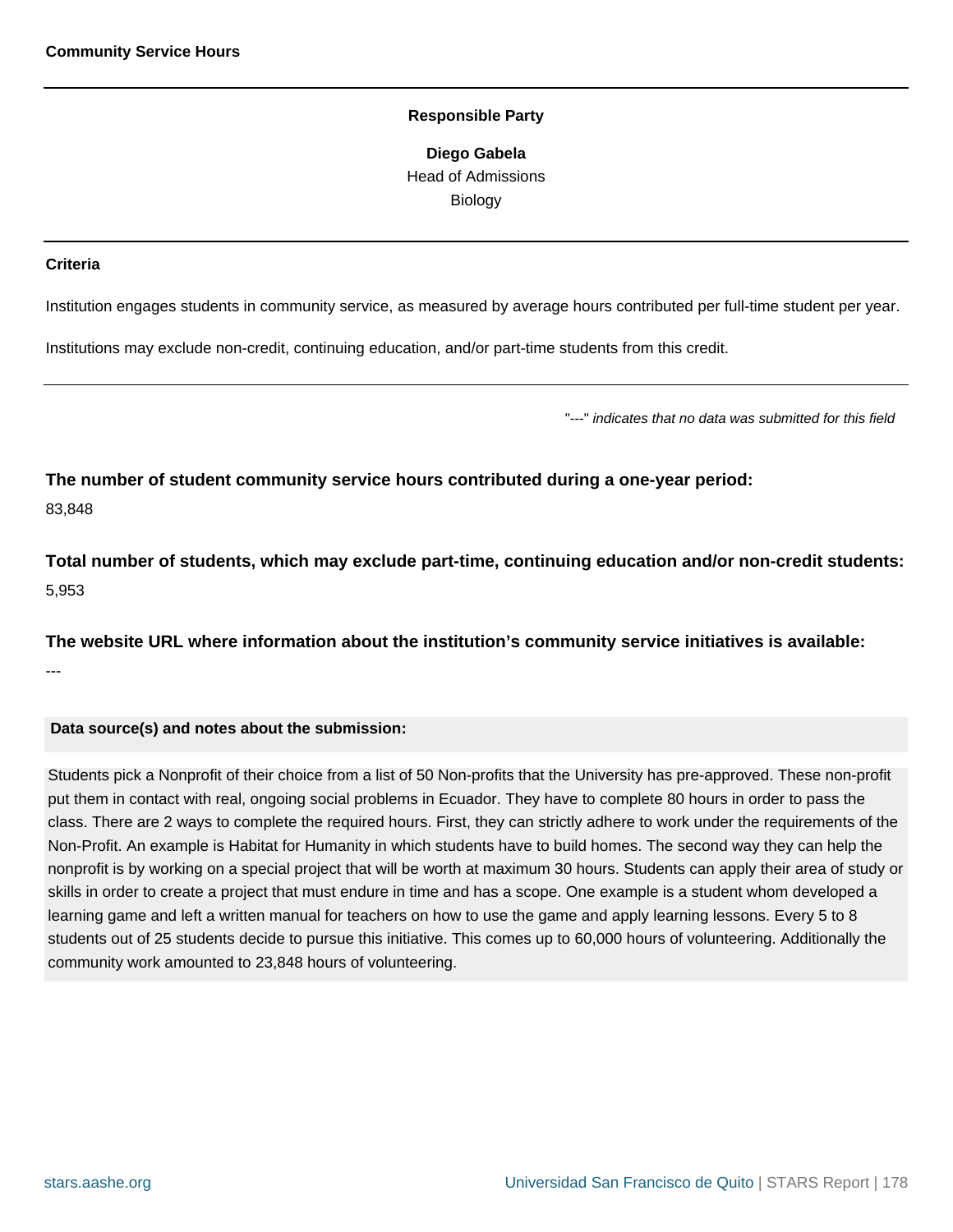### Community Service Hours

---

**Responsible Party**

**Diego Gabela**
Head of Admissions
Biology

---

**Criteria**

Institution engages students in community service, as measured by average hours contributed per full-time student per year.

Institutions may exclude non-credit, continuing education, and/or part-time students from this credit.

---

*"---" indicates that no data was submitted for this field*

**The number of student community service hours contributed during a one-year period:**

83,848

**Total number of students, which may exclude part-time, continuing education and/or non-credit students:**

5,953

**The website URL where information about the institution's community service initiatives is available:**

---

**Data source(s) and notes about the submission:**

Students pick a Nonprofit of their choice from a list of 50 Non-profits that the University has pre-approved. These non-profit put them in contact with real, ongoing social problems in Ecuador. They have to complete 80 hours in order to pass the class. There are 2 ways to complete the required hours. First, they can strictly adhere to work under the requirements of the Non-Profit. An example is Habitat for Humanity in which students have to build homes. The second way they can help the nonprofit is by working on a special project that will be worth at maximum 30 hours. Students can apply their area of study or skills in order to create a project that must endure in time and has a scope. One example is a student whom developed a learning game and left a written manual for teachers on how to use the game and apply learning lessons. Every 5 to 8 students out of 25 students decide to pursue this initiative. This comes up to 60,000 hours of volunteering. Additionally the community work amounted to 23,848 hours of volunteering.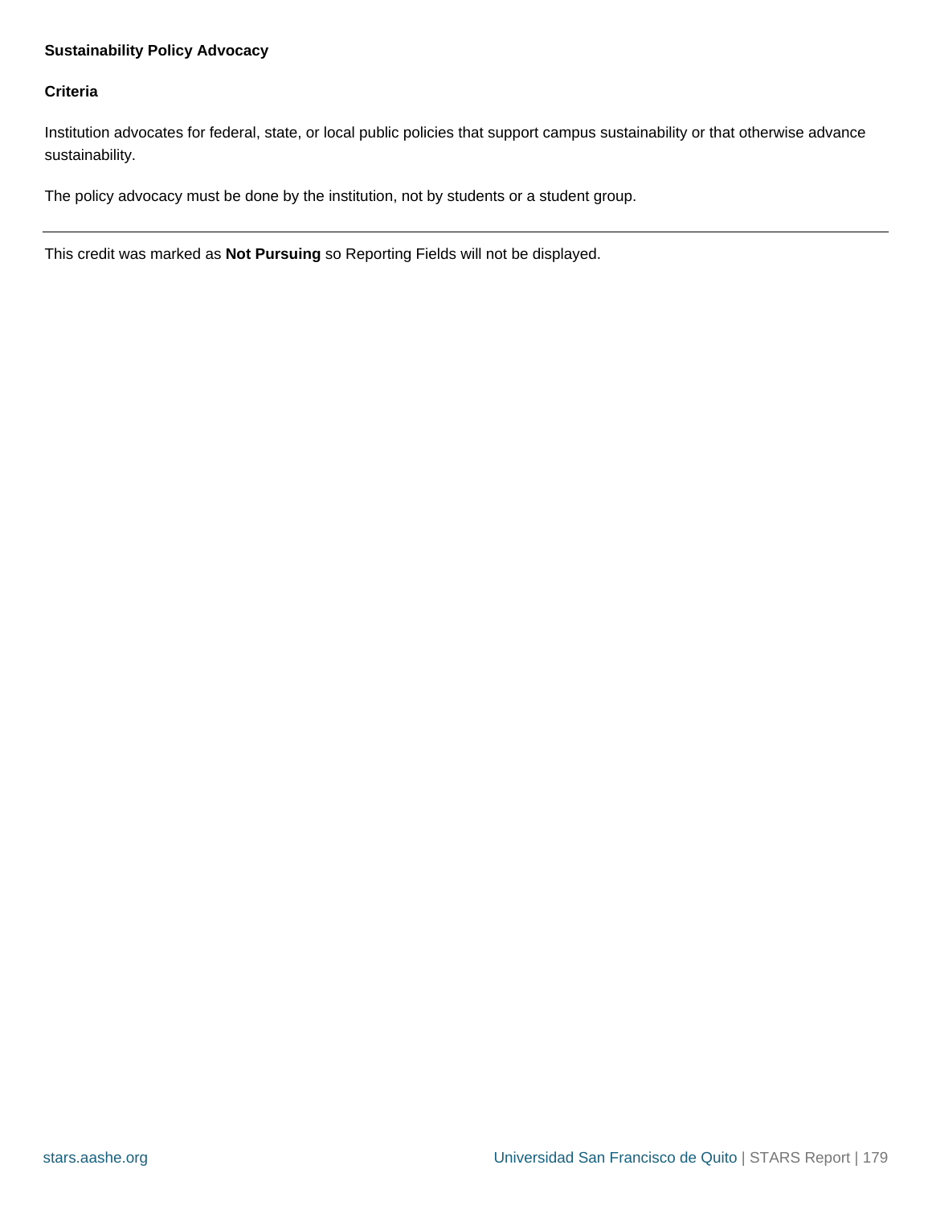**Sustainability Policy Advocacy**

**Criteria**

Institution advocates for federal, state, or local public policies that support campus sustainability or that otherwise advance sustainability.

The policy advocacy must be done by the institution, not by students or a student group.

---

This credit was marked as **Not Pursuing** so Reporting Fields will not be displayed.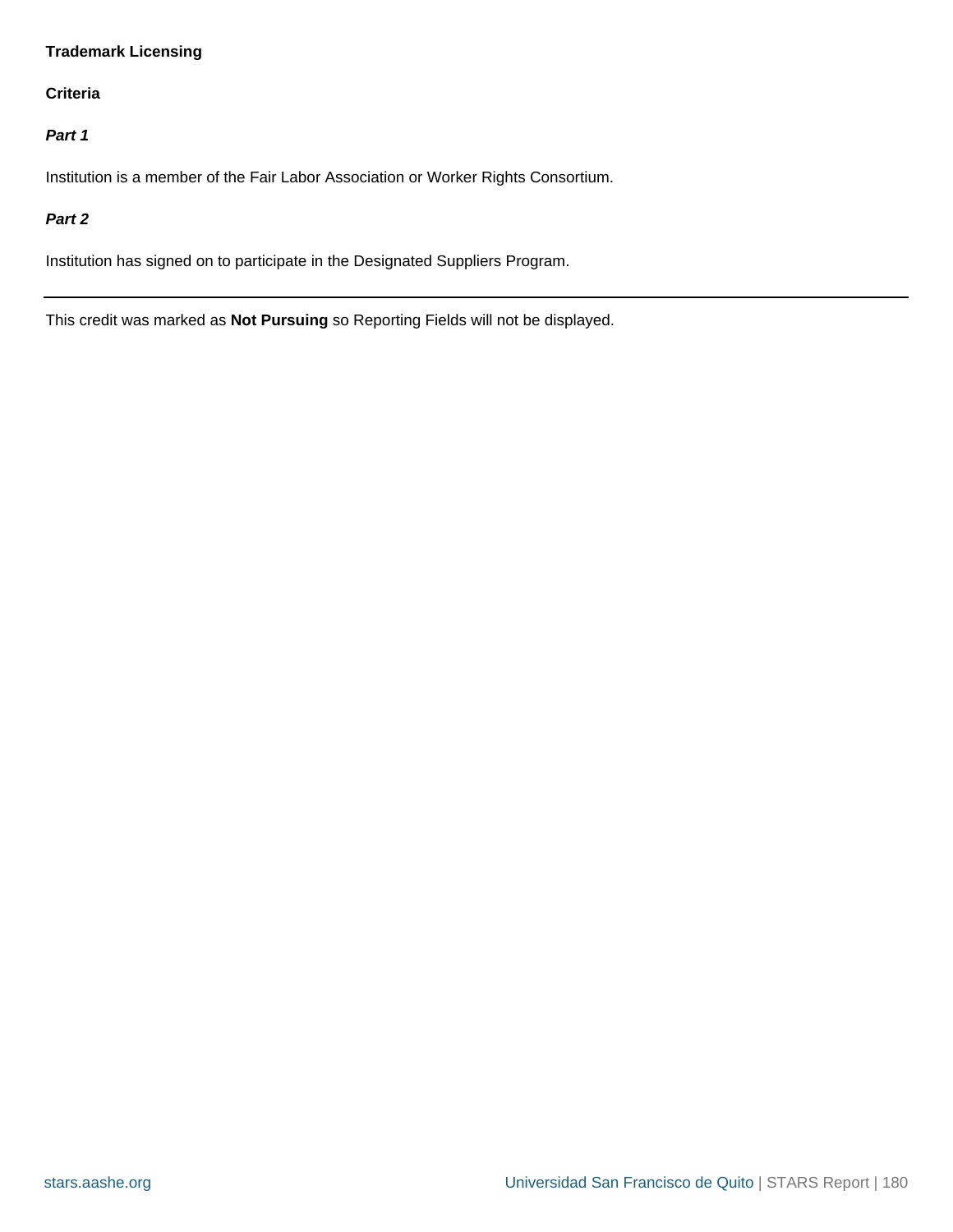**Trademark Licensing**

**Criteria**

***Part 1***

Institution is a member of the Fair Labor Association or Worker Rights Consortium.

***Part 2***

Institution has signed on to participate in the Designated Suppliers Program.

---

This credit was marked as **Not Pursuing** so Reporting Fields will not be displayed.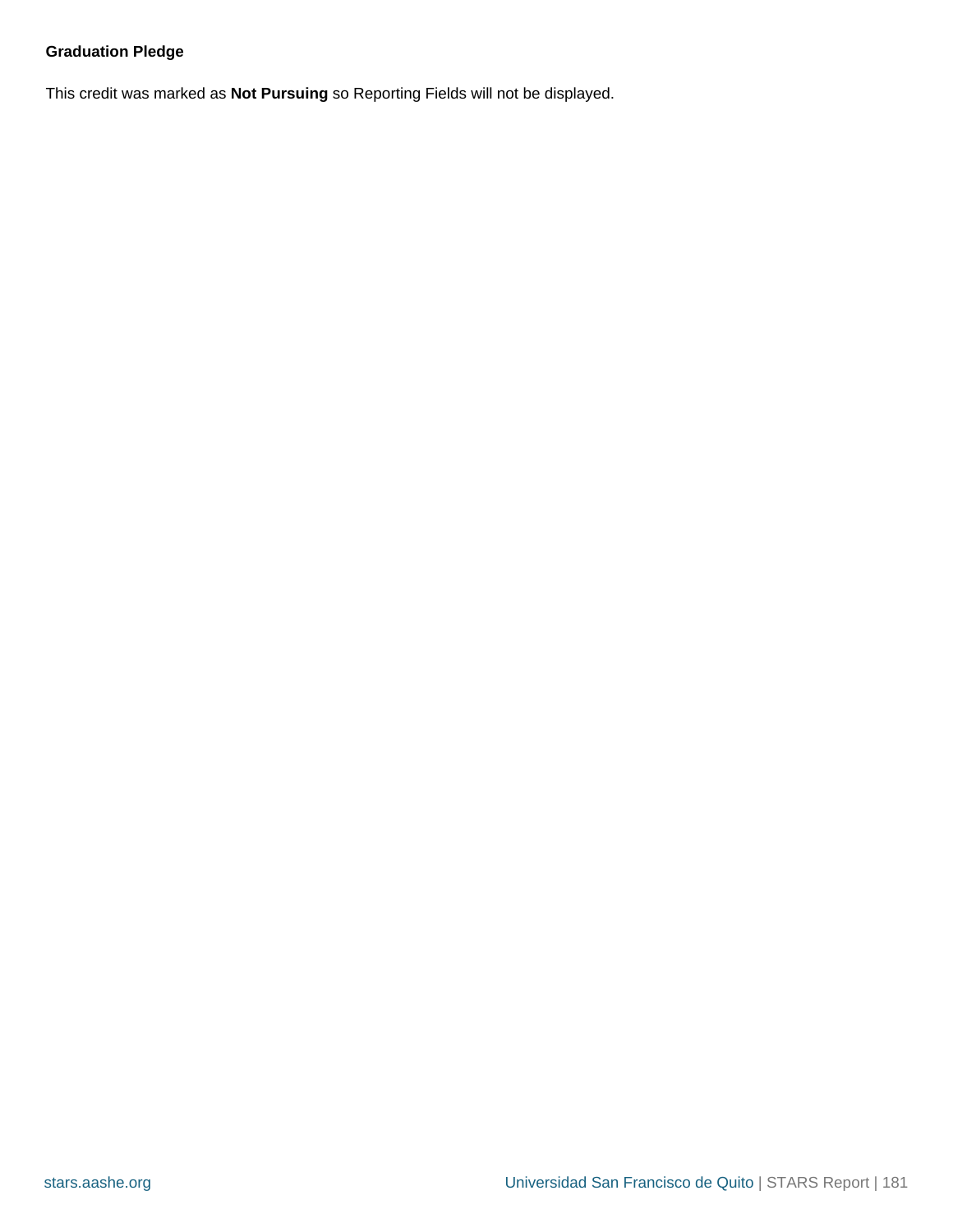**Graduation Pledge**

This credit was marked as **Not Pursuing** so Reporting Fields will not be displayed.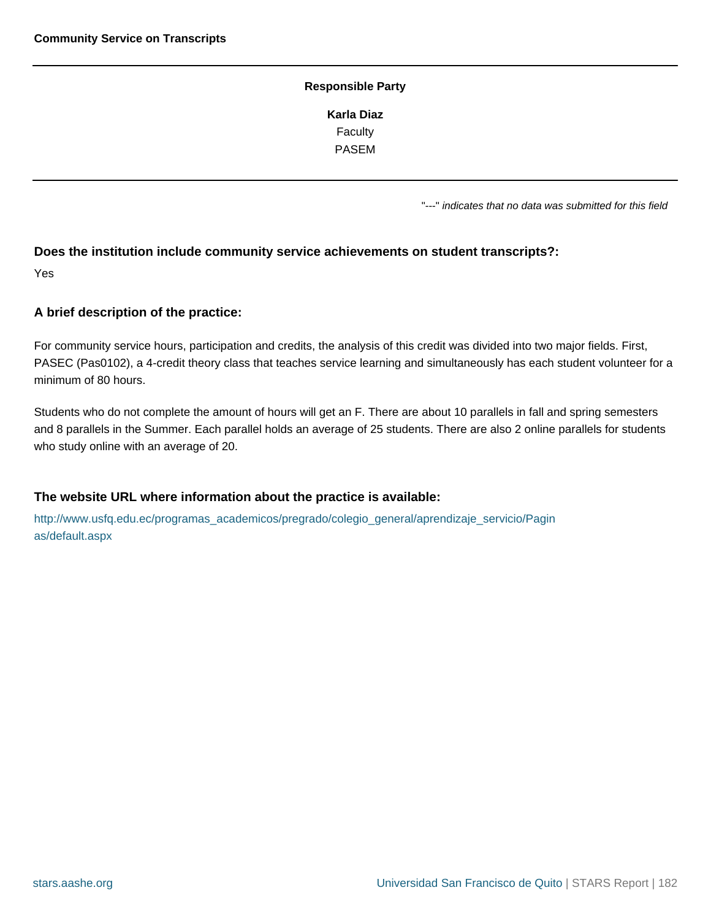**Community Service on Transcripts**

**Responsible Party**

**Karla Diaz**
Faculty
PASEM

"---" *indicates that no data was submitted for this field*

### Does the institution include community service achievements on student transcripts?:

Yes

### A brief description of the practice:

For community service hours, participation and credits, the analysis of this credit was divided into two major fields. First, PASEC (Pas0102), a 4-credit theory class that teaches service learning and simultaneously has each student volunteer for a minimum of 80 hours.

Students who do not complete the amount of hours will get an F. There are about 10 parallels in fall and spring semesters and 8 parallels in the Summer. Each parallel holds an average of 25 students. There are also 2 online parallels for students who study online with an average of 20.

### The website URL where information about the practice is available:

http://www.usfq.edu.ec/programas_academicos/pregrado/colegio_general/aprendizaje_servicio/Paginas/default.aspx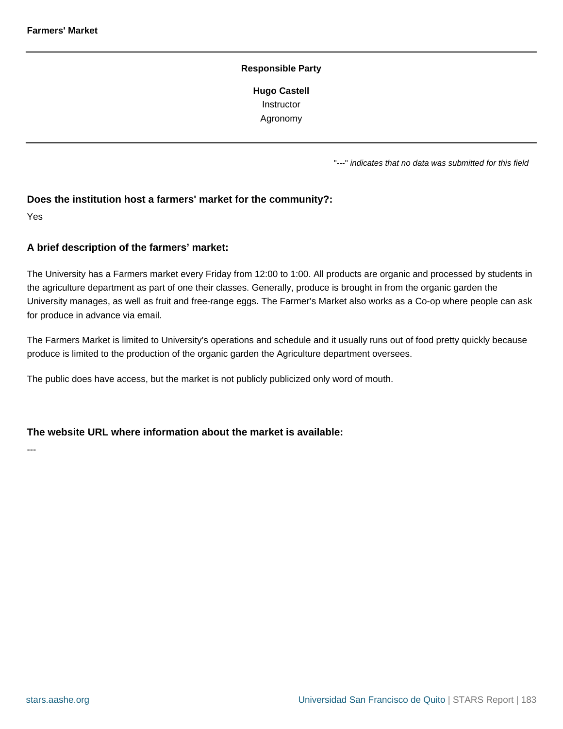## Farmers' Market

**Responsible Party**

**Hugo Castell**
Instructor
Agronomy

"---" *indicates that no data was submitted for this field*

### Does the institution host a farmers' market for the community?:

Yes

### A brief description of the farmers' market:

The University has a Farmers market every Friday from 12:00 to 1:00. All products are organic and processed by students in the agriculture department as part of one their classes. Generally, produce is brought in from the organic garden the University manages, as well as fruit and free-range eggs. The Farmer's Market also works as a Co-op where people can ask for produce in advance via email.

The Farmers Market is limited to University's operations and schedule and it usually runs out of food pretty quickly because produce is limited to the production of the organic garden the Agriculture department oversees.

The public does have access, but the market is not publicly publicized only word of mouth.

### The website URL where information about the market is available:

---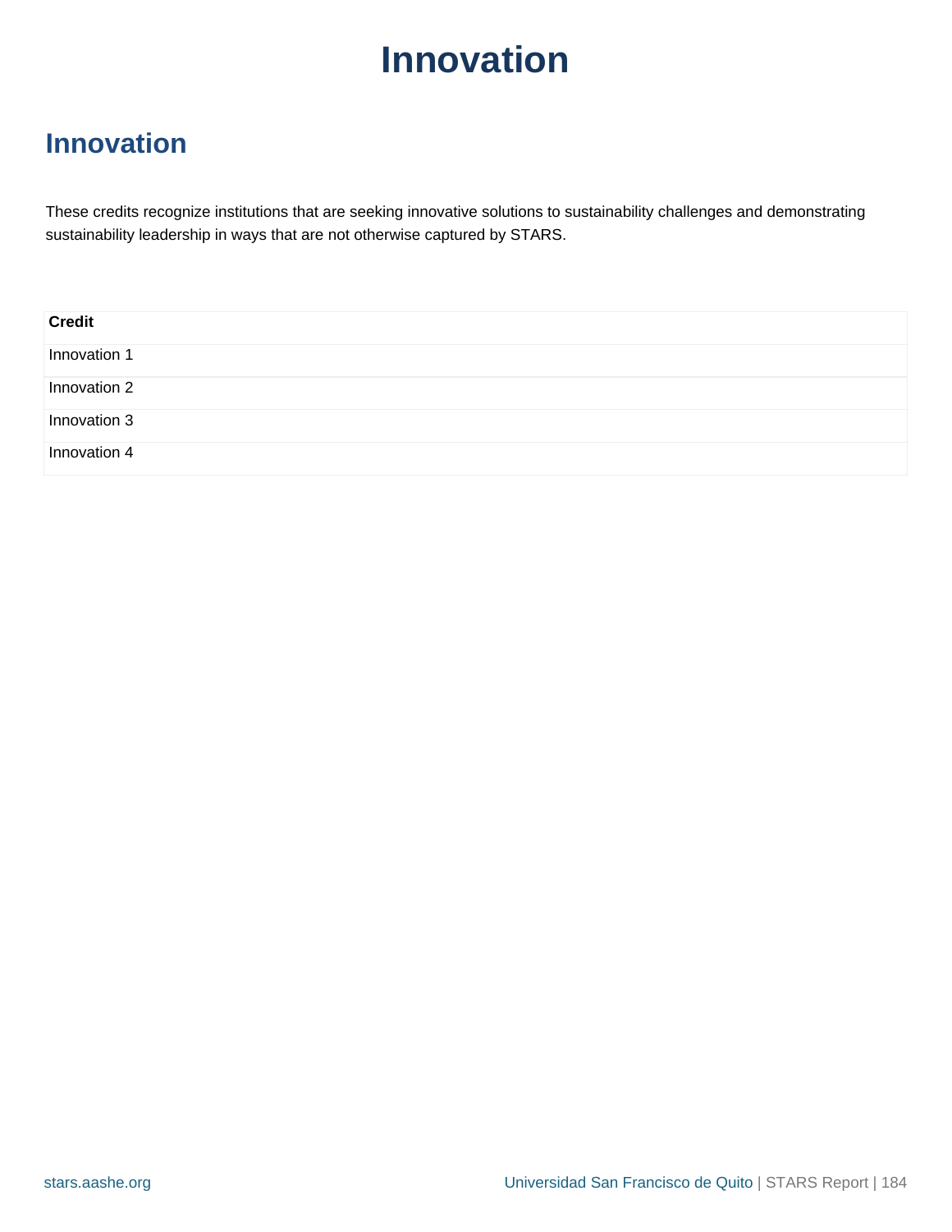# Innovation

## Innovation

These credits recognize institutions that are seeking innovative solutions to sustainability challenges and demonstrating sustainability leadership in ways that are not otherwise captured by STARS.

| Credit |
| --- |
| Innovation 1 |
| Innovation 2 |
| Innovation 3 |
| Innovation 4 |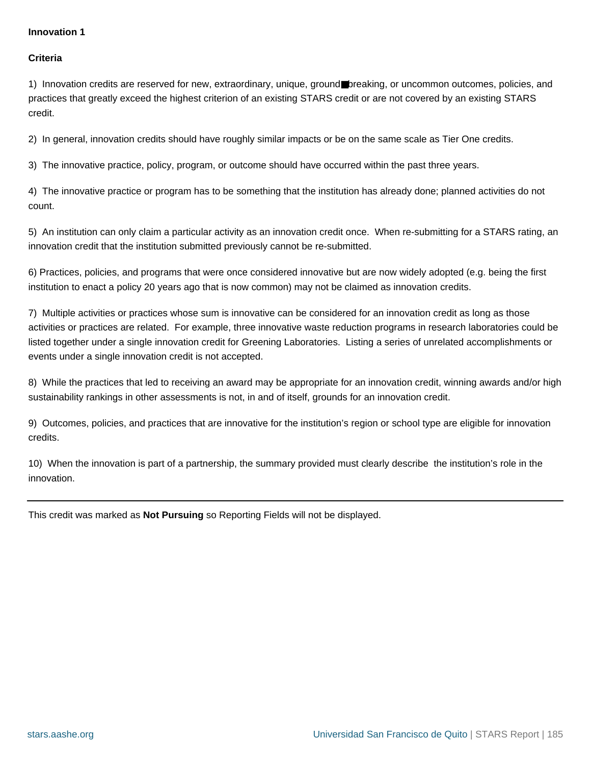**Innovation 1**

**Criteria**

1) Innovation credits are reserved for new, extraordinary, unique, ground■breaking, or uncommon outcomes, policies, and practices that greatly exceed the highest criterion of an existing STARS credit or are not covered by an existing STARS credit.

2) In general, innovation credits should have roughly similar impacts or be on the same scale as Tier One credits.

3) The innovative practice, policy, program, or outcome should have occurred within the past three years.

4) The innovative practice or program has to be something that the institution has already done; planned activities do not count.

5) An institution can only claim a particular activity as an innovation credit once. When re-submitting for a STARS rating, an innovation credit that the institution submitted previously cannot be re-submitted.

6) Practices, policies, and programs that were once considered innovative but are now widely adopted (e.g. being the first institution to enact a policy 20 years ago that is now common) may not be claimed as innovation credits.

7) Multiple activities or practices whose sum is innovative can be considered for an innovation credit as long as those activities or practices are related. For example, three innovative waste reduction programs in research laboratories could be listed together under a single innovation credit for Greening Laboratories. Listing a series of unrelated accomplishments or events under a single innovation credit is not accepted.

8) While the practices that led to receiving an award may be appropriate for an innovation credit, winning awards and/or high sustainability rankings in other assessments is not, in and of itself, grounds for an innovation credit.

9) Outcomes, policies, and practices that are innovative for the institution's region or school type are eligible for innovation credits.

10) When the innovation is part of a partnership, the summary provided must clearly describe the institution's role in the innovation.

---

This credit was marked as **Not Pursuing** so Reporting Fields will not be displayed.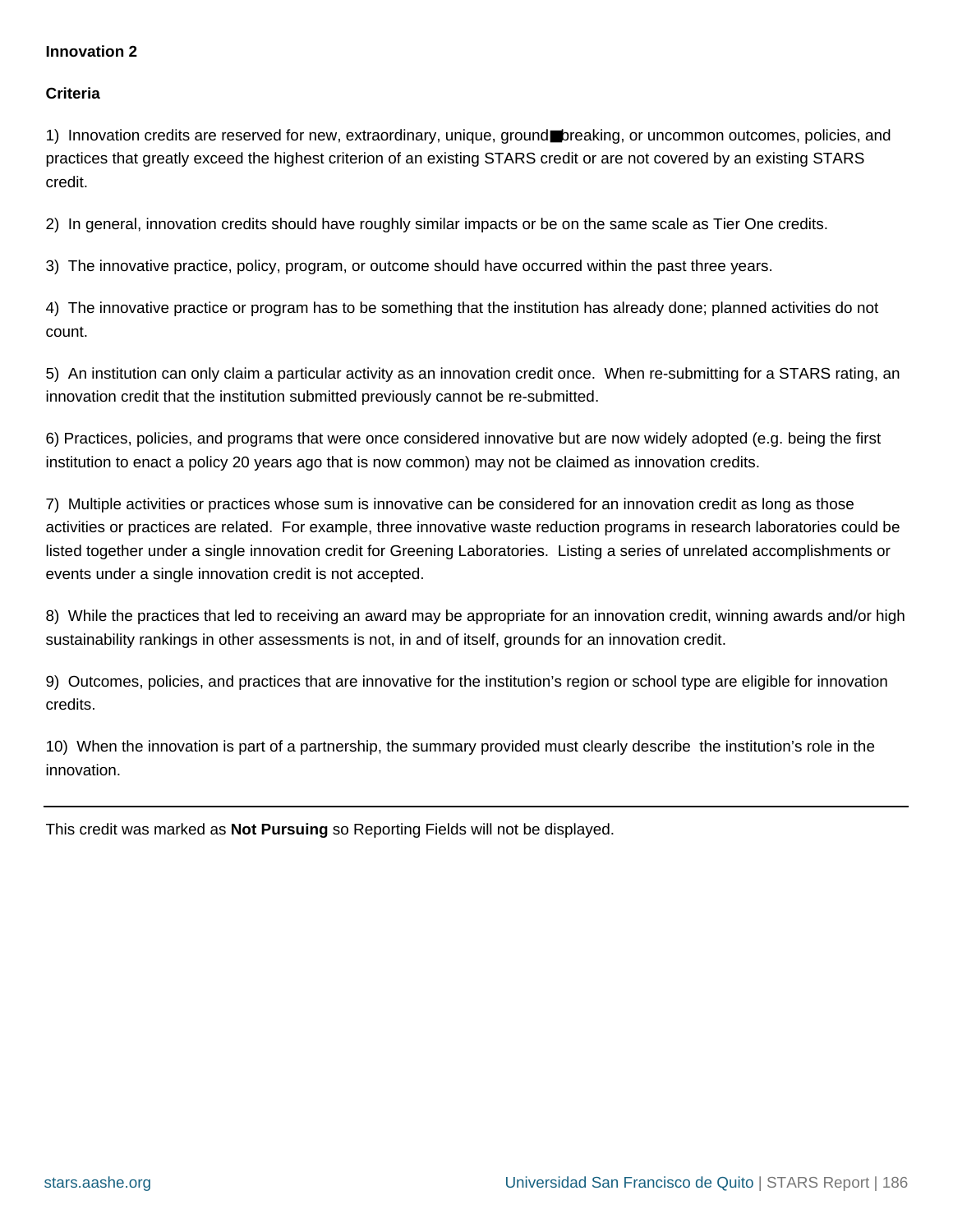**Innovation 2**

**Criteria**

1) Innovation credits are reserved for new, extraordinary, unique, ground■breaking, or uncommon outcomes, policies, and practices that greatly exceed the highest criterion of an existing STARS credit or are not covered by an existing STARS credit.

2) In general, innovation credits should have roughly similar impacts or be on the same scale as Tier One credits.

3) The innovative practice, policy, program, or outcome should have occurred within the past three years.

4) The innovative practice or program has to be something that the institution has already done; planned activities do not count.

5) An institution can only claim a particular activity as an innovation credit once. When re-submitting for a STARS rating, an innovation credit that the institution submitted previously cannot be re-submitted.

6) Practices, policies, and programs that were once considered innovative but are now widely adopted (e.g. being the first institution to enact a policy 20 years ago that is now common) may not be claimed as innovation credits.

7) Multiple activities or practices whose sum is innovative can be considered for an innovation credit as long as those activities or practices are related. For example, three innovative waste reduction programs in research laboratories could be listed together under a single innovation credit for Greening Laboratories. Listing a series of unrelated accomplishments or events under a single innovation credit is not accepted.

8) While the practices that led to receiving an award may be appropriate for an innovation credit, winning awards and/or high sustainability rankings in other assessments is not, in and of itself, grounds for an innovation credit.

9) Outcomes, policies, and practices that are innovative for the institution's region or school type are eligible for innovation credits.

10) When the innovation is part of a partnership, the summary provided must clearly describe the institution's role in the innovation.

---

This credit was marked as **Not Pursuing** so Reporting Fields will not be displayed.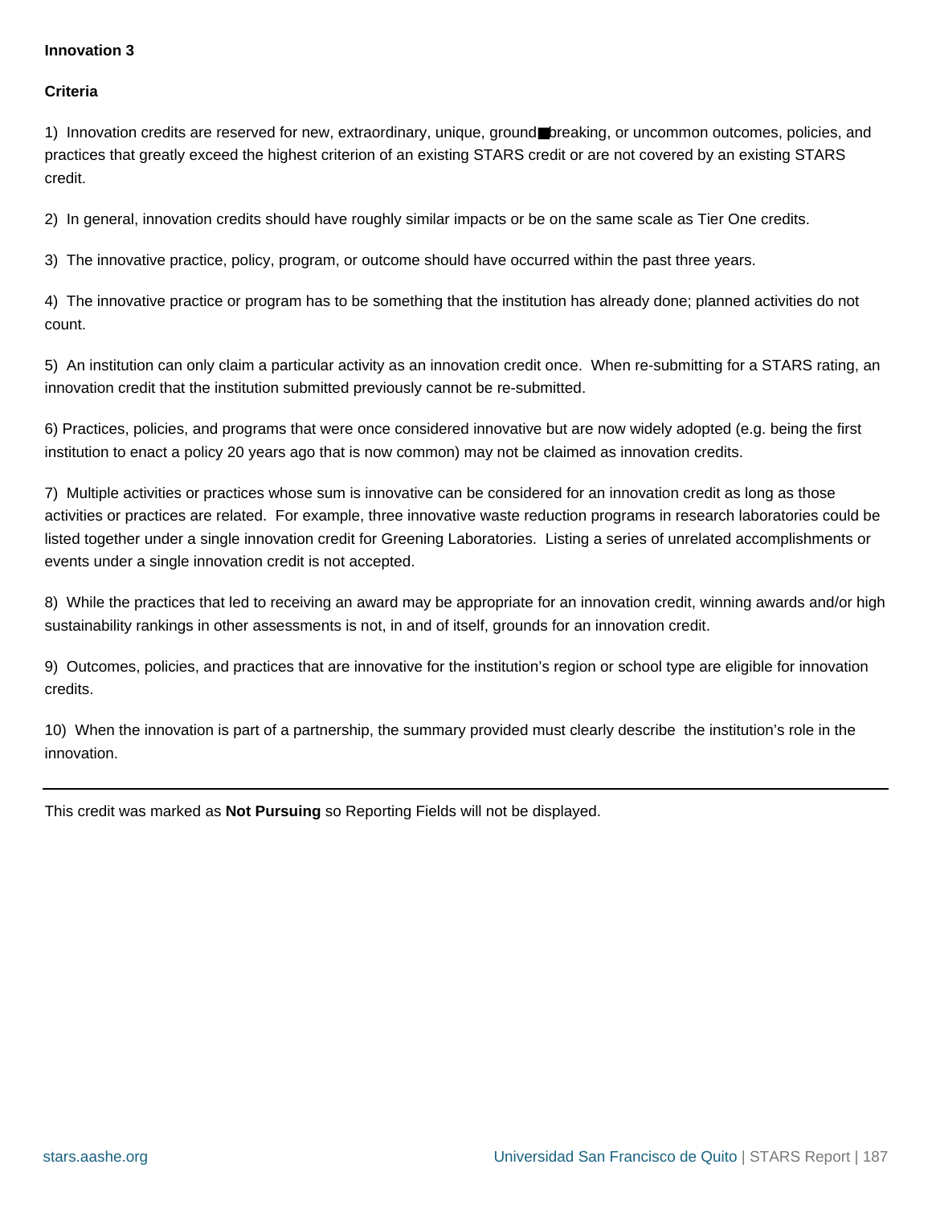**Innovation 3**

**Criteria**

1) Innovation credits are reserved for new, extraordinary, unique, ground■breaking, or uncommon outcomes, policies, and practices that greatly exceed the highest criterion of an existing STARS credit or are not covered by an existing STARS credit.

2) In general, innovation credits should have roughly similar impacts or be on the same scale as Tier One credits.

3) The innovative practice, policy, program, or outcome should have occurred within the past three years.

4) The innovative practice or program has to be something that the institution has already done; planned activities do not count.

5) An institution can only claim a particular activity as an innovation credit once. When re-submitting for a STARS rating, an innovation credit that the institution submitted previously cannot be re-submitted.

6) Practices, policies, and programs that were once considered innovative but are now widely adopted (e.g. being the first institution to enact a policy 20 years ago that is now common) may not be claimed as innovation credits.

7) Multiple activities or practices whose sum is innovative can be considered for an innovation credit as long as those activities or practices are related. For example, three innovative waste reduction programs in research laboratories could be listed together under a single innovation credit for Greening Laboratories. Listing a series of unrelated accomplishments or events under a single innovation credit is not accepted.

8) While the practices that led to receiving an award may be appropriate for an innovation credit, winning awards and/or high sustainability rankings in other assessments is not, in and of itself, grounds for an innovation credit.

9) Outcomes, policies, and practices that are innovative for the institution's region or school type are eligible for innovation credits.

10) When the innovation is part of a partnership, the summary provided must clearly describe the institution's role in the innovation.

---

This credit was marked as **Not Pursuing** so Reporting Fields will not be displayed.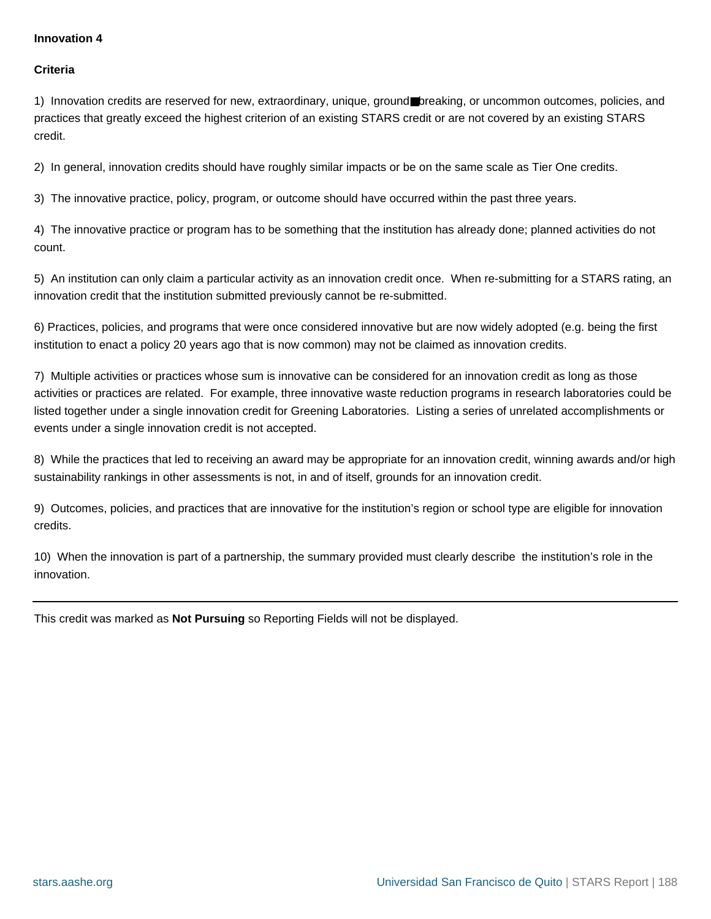**Innovation 4**

**Criteria**

1) Innovation credits are reserved for new, extraordinary, unique, ground■breaking, or uncommon outcomes, policies, and practices that greatly exceed the highest criterion of an existing STARS credit or are not covered by an existing STARS credit.

2) In general, innovation credits should have roughly similar impacts or be on the same scale as Tier One credits.

3) The innovative practice, policy, program, or outcome should have occurred within the past three years.

4) The innovative practice or program has to be something that the institution has already done; planned activities do not count.

5) An institution can only claim a particular activity as an innovation credit once. When re-submitting for a STARS rating, an innovation credit that the institution submitted previously cannot be re-submitted.

6) Practices, policies, and programs that were once considered innovative but are now widely adopted (e.g. being the first institution to enact a policy 20 years ago that is now common) may not be claimed as innovation credits.

7) Multiple activities or practices whose sum is innovative can be considered for an innovation credit as long as those activities or practices are related. For example, three innovative waste reduction programs in research laboratories could be listed together under a single innovation credit for Greening Laboratories. Listing a series of unrelated accomplishments or events under a single innovation credit is not accepted.

8) While the practices that led to receiving an award may be appropriate for an innovation credit, winning awards and/or high sustainability rankings in other assessments is not, in and of itself, grounds for an innovation credit.

9) Outcomes, policies, and practices that are innovative for the institution's region or school type are eligible for innovation credits.

10) When the innovation is part of a partnership, the summary provided must clearly describe the institution's role in the innovation.

---

This credit was marked as **Not Pursuing** so Reporting Fields will not be displayed.